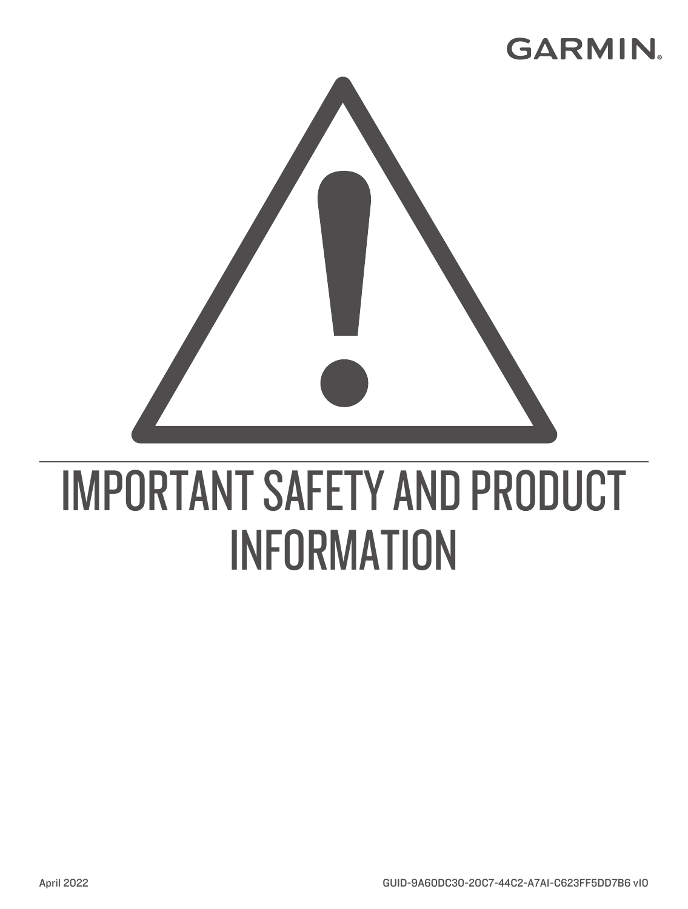GARMIN.

# IMPORTANT SAFETY AND PRODUCT INFORMATION

April 2022

GUID-9A60DC30-20C7-44C2-A7A1-C623FF5DD7B6 v10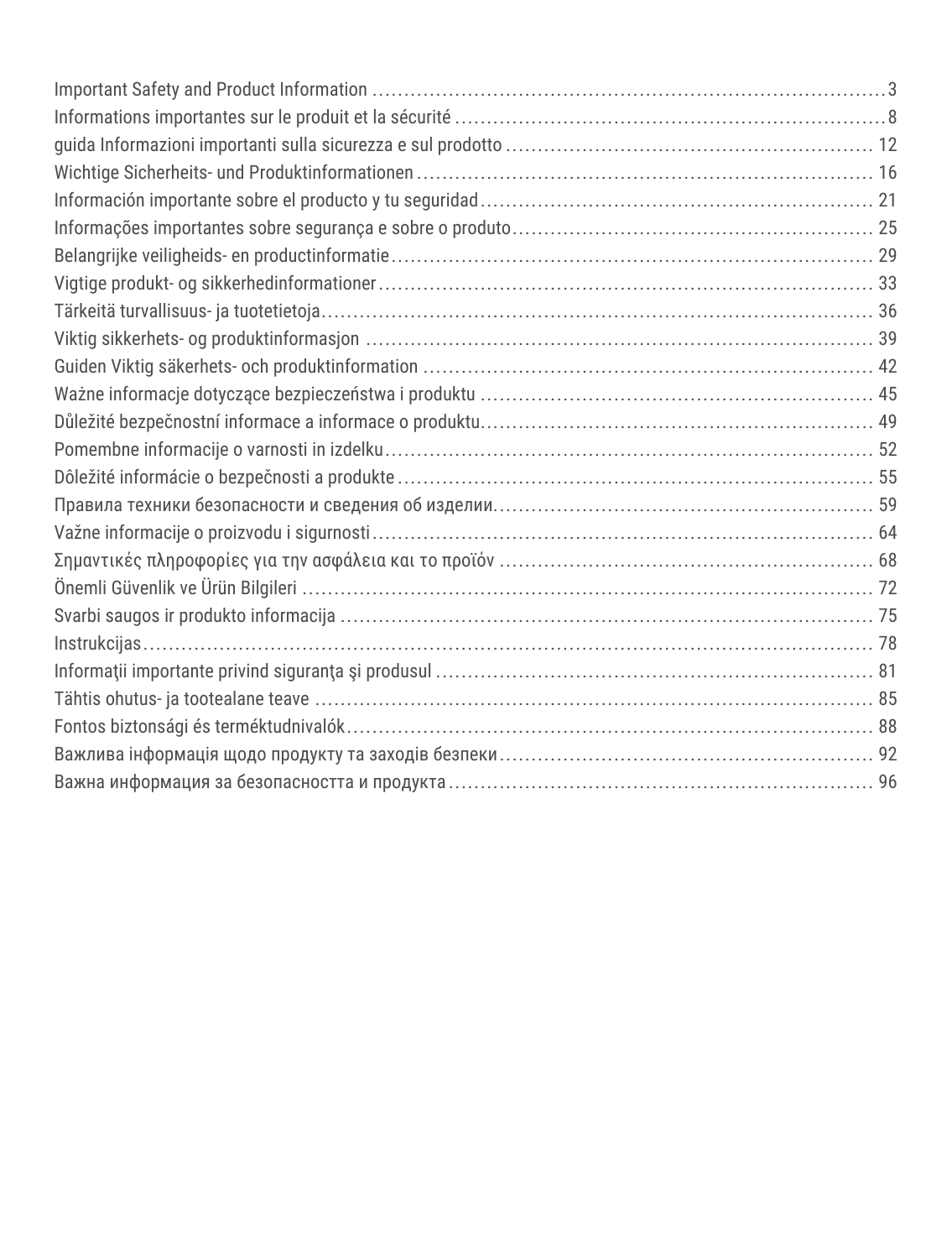Important Safety and Product Information ........................................................................................3
Informations importantes sur le produit et la sécurité .........................................................................8
guida Informazioni importanti sulla sicurezza e sul prodotto ............................................................ 12
Wichtige Sicherheits- und Produktinformationen ............................................................................. 16
Información importante sobre el producto y tu seguridad ................................................................ 21
Informações importantes sobre segurança e sobre o produto .......................................................... 25
Belangrijke veiligheids- en productinformatie .................................................................................. 29
Vigtige produkt- og sikkerhedinformationer ..................................................................................... 33
Tärkeitä turvallisuus- ja tuotetietoja ................................................................................................ 36
Viktig sikkerhets- og produktinformasjon ........................................................................................ 39
Guiden Viktig säkerhets- och produktinformation ............................................................................ 42
Ważne informacje dotyczące bezpieczeństwa i produktu ................................................................ 45
Důležité bezpečnostní informace a informace o produktu ................................................................ 49
Pomembne informacije o varnosti in izdelku .................................................................................... 52
Dôležité informácie o bezpečnosti a produkte ................................................................................. 55
Правила техники безопасности и сведения об изделии ................................................................... 59
Važne informacije o proizvodu i sigurnosti ....................................................................................... 64
Σημαντικές πληροφορίες για την ασφάλεια και το προϊόν ............................................................... 68
Önemli Güvenlik ve Ürün Bilgileri .................................................................................................... 72
Svarbi saugos ir produkto informacija .............................................................................................. 75
Instrukcijas ...................................................................................................................................... 78
Informaţii importante privind siguranţa şi produsul .......................................................................... 81
Tähtis ohutus- ja tootealane teave ................................................................................................... 85
Fontos biztonsági és terméktudnivalók ............................................................................................ 88
Важлива інформація щодо продукту та заходів безпеки ................................................................ 92
Важна информация за безопасността и продукта ........................................................................... 96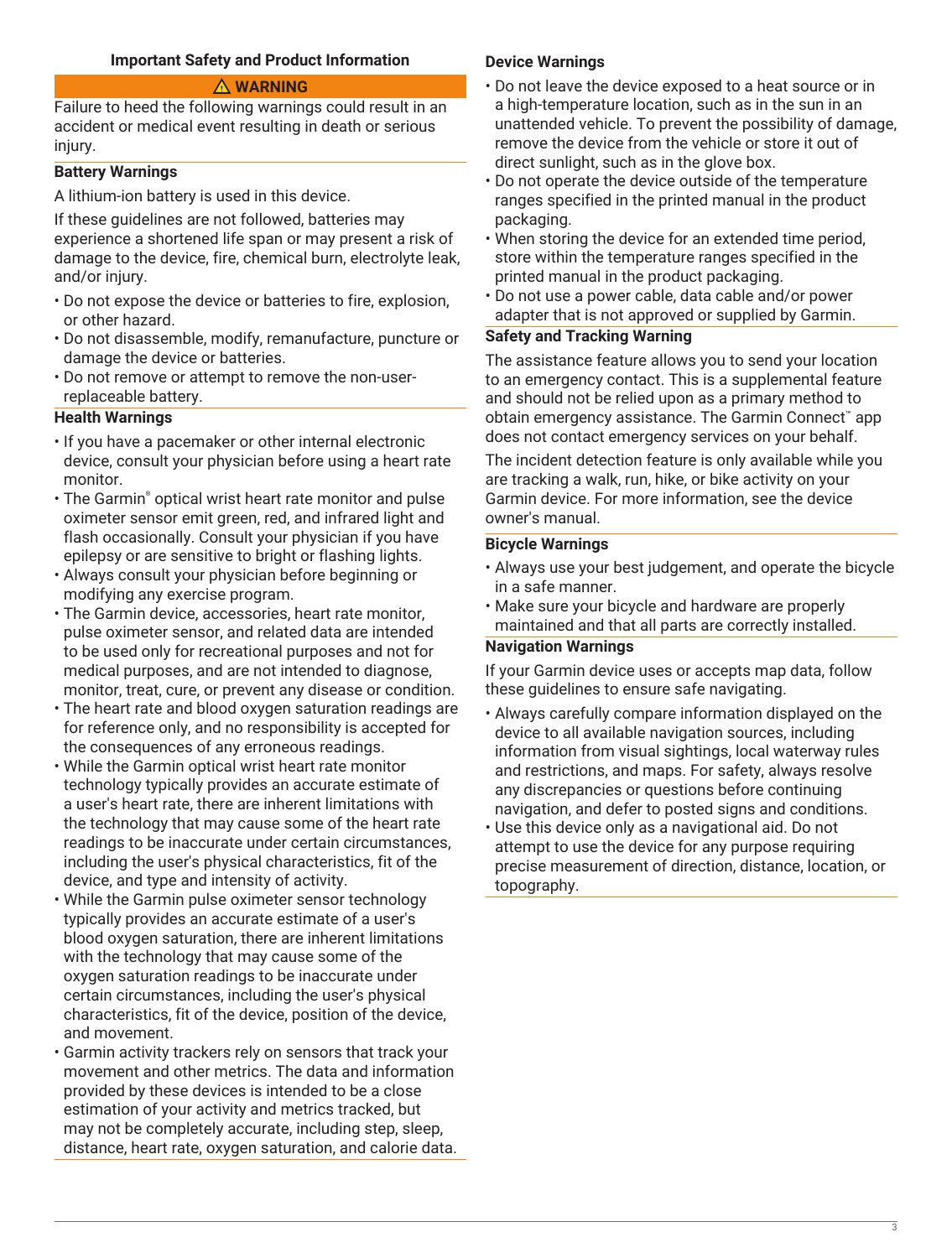# Important Safety and Product Information

**⚠ WARNING**

Failure to heed the following warnings could result in an accident or medical event resulting in death or serious injury.

## Battery Warnings

A lithium-ion battery is used in this device.

If these guidelines are not followed, batteries may experience a shortened life span or may present a risk of damage to the device, fire, chemical burn, electrolyte leak, and/or injury.

- Do not expose the device or batteries to fire, explosion, or other hazard.
- Do not disassemble, modify, remanufacture, puncture or damage the device or batteries.
- Do not remove or attempt to remove the non-user-replaceable battery.

## Health Warnings

- If you have a pacemaker or other internal electronic device, consult your physician before using a heart rate monitor.
- The Garmin® optical wrist heart rate monitor and pulse oximeter sensor emit green, red, and infrared light and flash occasionally. Consult your physician if you have epilepsy or are sensitive to bright or flashing lights.
- Always consult your physician before beginning or modifying any exercise program.
- The Garmin device, accessories, heart rate monitor, pulse oximeter sensor, and related data are intended to be used only for recreational purposes and not for medical purposes, and are not intended to diagnose, monitor, treat, cure, or prevent any disease or condition.
- The heart rate and blood oxygen saturation readings are for reference only, and no responsibility is accepted for the consequences of any erroneous readings.
- While the Garmin optical wrist heart rate monitor technology typically provides an accurate estimate of a user's heart rate, there are inherent limitations with the technology that may cause some of the heart rate readings to be inaccurate under certain circumstances, including the user's physical characteristics, fit of the device, and type and intensity of activity.
- While the Garmin pulse oximeter sensor technology typically provides an accurate estimate of a user's blood oxygen saturation, there are inherent limitations with the technology that may cause some of the oxygen saturation readings to be inaccurate under certain circumstances, including the user's physical characteristics, fit of the device, position of the device, and movement.
- Garmin activity trackers rely on sensors that track your movement and other metrics. The data and information provided by these devices is intended to be a close estimation of your activity and metrics tracked, but may not be completely accurate, including step, sleep, distance, heart rate, oxygen saturation, and calorie data.

## Device Warnings

- Do not leave the device exposed to a heat source or in a high-temperature location, such as in the sun in an unattended vehicle. To prevent the possibility of damage, remove the device from the vehicle or store it out of direct sunlight, such as in the glove box.
- Do not operate the device outside of the temperature ranges specified in the printed manual in the product packaging.
- When storing the device for an extended time period, store within the temperature ranges specified in the printed manual in the product packaging.
- Do not use a power cable, data cable and/or power adapter that is not approved or supplied by Garmin.

## Safety and Tracking Warning

The assistance feature allows you to send your location to an emergency contact. This is a supplemental feature and should not be relied upon as a primary method to obtain emergency assistance. The Garmin Connect™ app does not contact emergency services on your behalf.

The incident detection feature is only available while you are tracking a walk, run, hike, or bike activity on your Garmin device. For more information, see the device owner's manual.

## Bicycle Warnings

- Always use your best judgement, and operate the bicycle in a safe manner.
- Make sure your bicycle and hardware are properly maintained and that all parts are correctly installed.

## Navigation Warnings

If your Garmin device uses or accepts map data, follow these guidelines to ensure safe navigating.

- Always carefully compare information displayed on the device to all available navigation sources, including information from visual sightings, local waterway rules and restrictions, and maps. For safety, always resolve any discrepancies or questions before continuing navigation, and defer to posted signs and conditions.
- Use this device only as a navigational aid. Do not attempt to use the device for any purpose requiring precise measurement of direction, distance, location, or topography.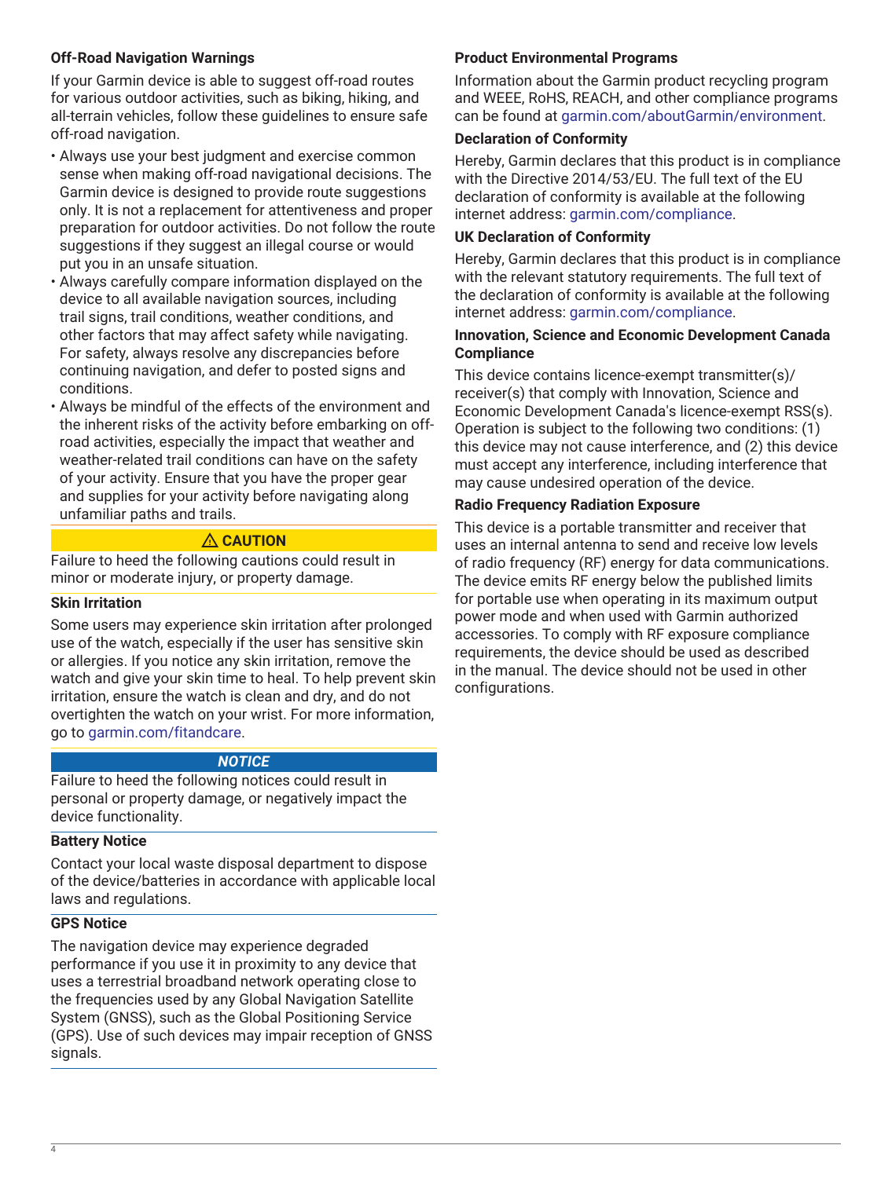### Off-Road Navigation Warnings

If your Garmin device is able to suggest off-road routes for various outdoor activities, such as biking, hiking, and all-terrain vehicles, follow these guidelines to ensure safe off-road navigation.

- Always use your best judgment and exercise common sense when making off-road navigational decisions. The Garmin device is designed to provide route suggestions only. It is not a replacement for attentiveness and proper preparation for outdoor activities. Do not follow the route suggestions if they suggest an illegal course or would put you in an unsafe situation.
- Always carefully compare information displayed on the device to all available navigation sources, including trail signs, trail conditions, weather conditions, and other factors that may affect safety while navigating. For safety, always resolve any discrepancies before continuing navigation, and defer to posted signs and conditions.
- Always be mindful of the effects of the environment and the inherent risks of the activity before embarking on off-road activities, especially the impact that weather and weather-related trail conditions can have on the safety of your activity. Ensure that you have the proper gear and supplies for your activity before navigating along unfamiliar paths and trails.

**⚠ CAUTION**

Failure to heed the following cautions could result in minor or moderate injury, or property damage.

### Skin Irritation

Some users may experience skin irritation after prolonged use of the watch, especially if the user has sensitive skin or allergies. If you notice any skin irritation, remove the watch and give your skin time to heal. To help prevent skin irritation, ensure the watch is clean and dry, and do not overtighten the watch on your wrist. For more information, go to garmin.com/fitandcare.

***NOTICE***

Failure to heed the following notices could result in personal or property damage, or negatively impact the device functionality.

### Battery Notice

Contact your local waste disposal department to dispose of the device/batteries in accordance with applicable local laws and regulations.

### GPS Notice

The navigation device may experience degraded performance if you use it in proximity to any device that uses a terrestrial broadband network operating close to the frequencies used by any Global Navigation Satellite System (GNSS), such as the Global Positioning Service (GPS). Use of such devices may impair reception of GNSS signals.

### Product Environmental Programs

Information about the Garmin product recycling program and WEEE, RoHS, REACH, and other compliance programs can be found at garmin.com/aboutGarmin/environment.

### Declaration of Conformity

Hereby, Garmin declares that this product is in compliance with the Directive 2014/53/EU. The full text of the EU declaration of conformity is available at the following internet address: garmin.com/compliance.

### UK Declaration of Conformity

Hereby, Garmin declares that this product is in compliance with the relevant statutory requirements. The full text of the declaration of conformity is available at the following internet address: garmin.com/compliance.

### Innovation, Science and Economic Development Canada Compliance

This device contains licence-exempt transmitter(s)/receiver(s) that comply with Innovation, Science and Economic Development Canada's licence-exempt RSS(s). Operation is subject to the following two conditions: (1) this device may not cause interference, and (2) this device must accept any interference, including interference that may cause undesired operation of the device.

### Radio Frequency Radiation Exposure

This device is a portable transmitter and receiver that uses an internal antenna to send and receive low levels of radio frequency (RF) energy for data communications. The device emits RF energy below the published limits for portable use when operating in its maximum output power mode and when used with Garmin authorized accessories. To comply with RF exposure compliance requirements, the device should be used as described in the manual. The device should not be used in other configurations.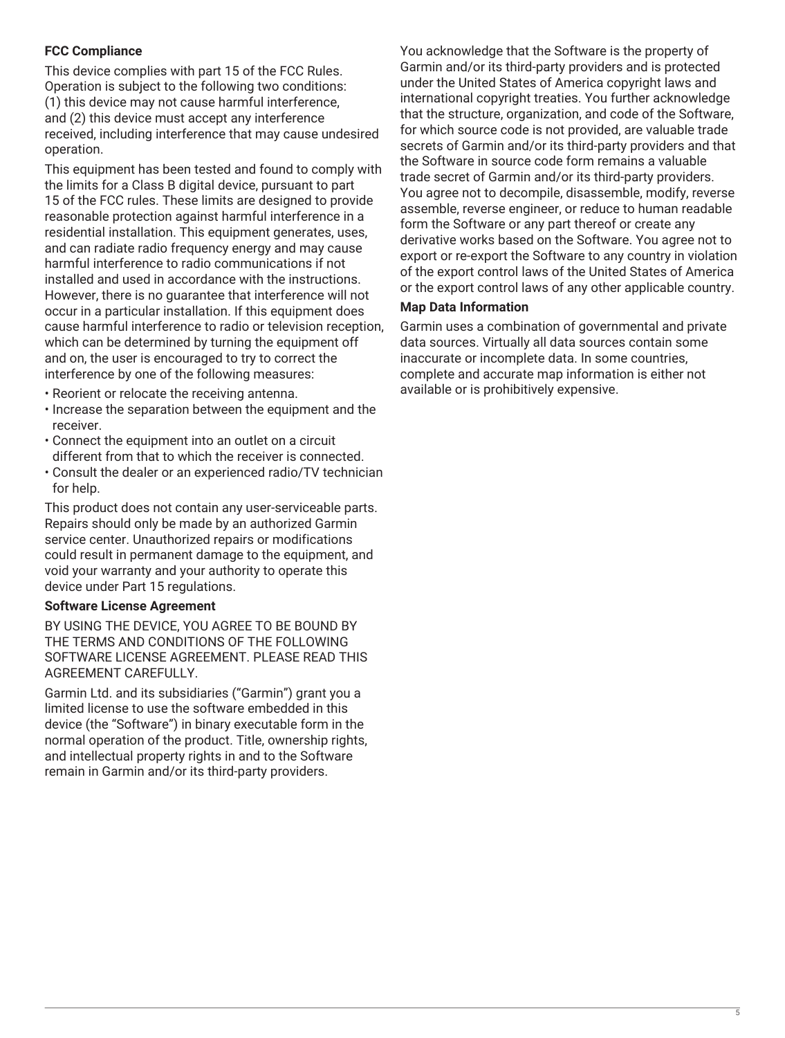### FCC Compliance

This device complies with part 15 of the FCC Rules. Operation is subject to the following two conditions: (1) this device may not cause harmful interference, and (2) this device must accept any interference received, including interference that may cause undesired operation.

This equipment has been tested and found to comply with the limits for a Class B digital device, pursuant to part 15 of the FCC rules. These limits are designed to provide reasonable protection against harmful interference in a residential installation. This equipment generates, uses, and can radiate radio frequency energy and may cause harmful interference to radio communications if not installed and used in accordance with the instructions. However, there is no guarantee that interference will not occur in a particular installation. If this equipment does cause harmful interference to radio or television reception, which can be determined by turning the equipment off and on, the user is encouraged to try to correct the interference by one of the following measures:

- Reorient or relocate the receiving antenna.
- Increase the separation between the equipment and the receiver.
- Connect the equipment into an outlet on a circuit different from that to which the receiver is connected.
- Consult the dealer or an experienced radio/TV technician for help.

This product does not contain any user-serviceable parts. Repairs should only be made by an authorized Garmin service center. Unauthorized repairs or modifications could result in permanent damage to the equipment, and void your warranty and your authority to operate this device under Part 15 regulations.

### Software License Agreement

BY USING THE DEVICE, YOU AGREE TO BE BOUND BY THE TERMS AND CONDITIONS OF THE FOLLOWING SOFTWARE LICENSE AGREEMENT. PLEASE READ THIS AGREEMENT CAREFULLY.

Garmin Ltd. and its subsidiaries (“Garmin”) grant you a limited license to use the software embedded in this device (the “Software”) in binary executable form in the normal operation of the product. Title, ownership rights, and intellectual property rights in and to the Software remain in Garmin and/or its third-party providers.

You acknowledge that the Software is the property of Garmin and/or its third-party providers and is protected under the United States of America copyright laws and international copyright treaties. You further acknowledge that the structure, organization, and code of the Software, for which source code is not provided, are valuable trade secrets of Garmin and/or its third-party providers and that the Software in source code form remains a valuable trade secret of Garmin and/or its third-party providers. You agree not to decompile, disassemble, modify, reverse assemble, reverse engineer, or reduce to human readable form the Software or any part thereof or create any derivative works based on the Software. You agree not to export or re-export the Software to any country in violation of the export control laws of the United States of America or the export control laws of any other applicable country.

### Map Data Information

Garmin uses a combination of governmental and private data sources. Virtually all data sources contain some inaccurate or incomplete data. In some countries, complete and accurate map information is either not available or is prohibitively expensive.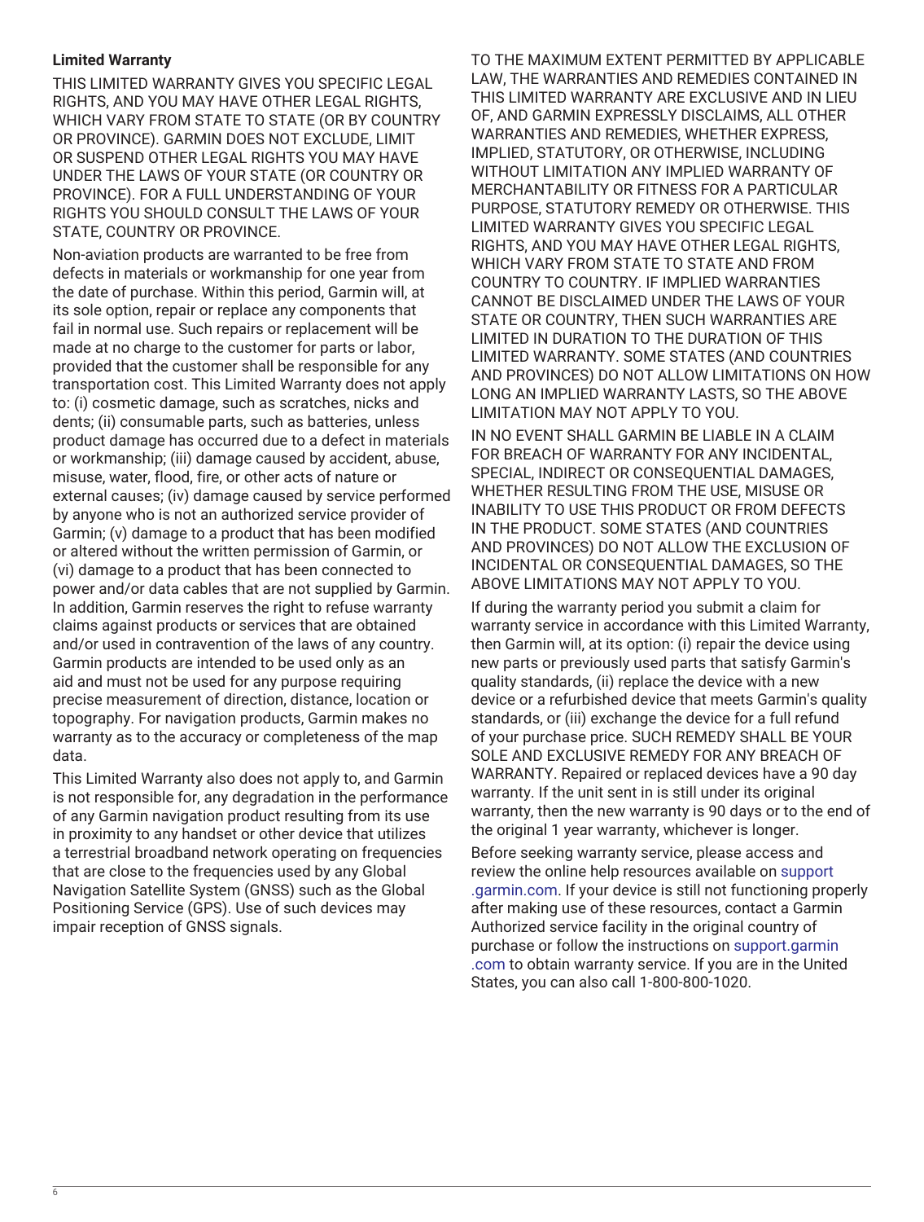### Limited Warranty

THIS LIMITED WARRANTY GIVES YOU SPECIFIC LEGAL RIGHTS, AND YOU MAY HAVE OTHER LEGAL RIGHTS, WHICH VARY FROM STATE TO STATE (OR BY COUNTRY OR PROVINCE). GARMIN DOES NOT EXCLUDE, LIMIT OR SUSPEND OTHER LEGAL RIGHTS YOU MAY HAVE UNDER THE LAWS OF YOUR STATE (OR COUNTRY OR PROVINCE). FOR A FULL UNDERSTANDING OF YOUR RIGHTS YOU SHOULD CONSULT THE LAWS OF YOUR STATE, COUNTRY OR PROVINCE.

Non-aviation products are warranted to be free from defects in materials or workmanship for one year from the date of purchase. Within this period, Garmin will, at its sole option, repair or replace any components that fail in normal use. Such repairs or replacement will be made at no charge to the customer for parts or labor, provided that the customer shall be responsible for any transportation cost. This Limited Warranty does not apply to: (i) cosmetic damage, such as scratches, nicks and dents; (ii) consumable parts, such as batteries, unless product damage has occurred due to a defect in materials or workmanship; (iii) damage caused by accident, abuse, misuse, water, flood, fire, or other acts of nature or external causes; (iv) damage caused by service performed by anyone who is not an authorized service provider of Garmin; (v) damage to a product that has been modified or altered without the written permission of Garmin, or (vi) damage to a product that has been connected to power and/or data cables that are not supplied by Garmin. In addition, Garmin reserves the right to refuse warranty claims against products or services that are obtained and/or used in contravention of the laws of any country. Garmin products are intended to be used only as an aid and must not be used for any purpose requiring precise measurement of direction, distance, location or topography. For navigation products, Garmin makes no warranty as to the accuracy or completeness of the map data.

This Limited Warranty also does not apply to, and Garmin is not responsible for, any degradation in the performance of any Garmin navigation product resulting from its use in proximity to any handset or other device that utilizes a terrestrial broadband network operating on frequencies that are close to the frequencies used by any Global Navigation Satellite System (GNSS) such as the Global Positioning Service (GPS). Use of such devices may impair reception of GNSS signals.

TO THE MAXIMUM EXTENT PERMITTED BY APPLICABLE LAW, THE WARRANTIES AND REMEDIES CONTAINED IN THIS LIMITED WARRANTY ARE EXCLUSIVE AND IN LIEU OF, AND GARMIN EXPRESSLY DISCLAIMS, ALL OTHER WARRANTIES AND REMEDIES, WHETHER EXPRESS, IMPLIED, STATUTORY, OR OTHERWISE, INCLUDING WITHOUT LIMITATION ANY IMPLIED WARRANTY OF MERCHANTABILITY OR FITNESS FOR A PARTICULAR PURPOSE, STATUTORY REMEDY OR OTHERWISE. THIS LIMITED WARRANTY GIVES YOU SPECIFIC LEGAL RIGHTS, AND YOU MAY HAVE OTHER LEGAL RIGHTS, WHICH VARY FROM STATE TO STATE AND FROM COUNTRY TO COUNTRY. IF IMPLIED WARRANTIES CANNOT BE DISCLAIMED UNDER THE LAWS OF YOUR STATE OR COUNTRY, THEN SUCH WARRANTIES ARE LIMITED IN DURATION TO THE DURATION OF THIS LIMITED WARRANTY. SOME STATES (AND COUNTRIES AND PROVINCES) DO NOT ALLOW LIMITATIONS ON HOW LONG AN IMPLIED WARRANTY LASTS, SO THE ABOVE LIMITATION MAY NOT APPLY TO YOU.

IN NO EVENT SHALL GARMIN BE LIABLE IN A CLAIM FOR BREACH OF WARRANTY FOR ANY INCIDENTAL, SPECIAL, INDIRECT OR CONSEQUENTIAL DAMAGES, WHETHER RESULTING FROM THE USE, MISUSE OR INABILITY TO USE THIS PRODUCT OR FROM DEFECTS IN THE PRODUCT. SOME STATES (AND COUNTRIES AND PROVINCES) DO NOT ALLOW THE EXCLUSION OF INCIDENTAL OR CONSEQUENTIAL DAMAGES, SO THE ABOVE LIMITATIONS MAY NOT APPLY TO YOU.

If during the warranty period you submit a claim for warranty service in accordance with this Limited Warranty, then Garmin will, at its option: (i) repair the device using new parts or previously used parts that satisfy Garmin's quality standards, (ii) replace the device with a new device or a refurbished device that meets Garmin's quality standards, or (iii) exchange the device for a full refund of your purchase price. SUCH REMEDY SHALL BE YOUR SOLE AND EXCLUSIVE REMEDY FOR ANY BREACH OF WARRANTY. Repaired or replaced devices have a 90 day warranty. If the unit sent in is still under its original warranty, then the new warranty is 90 days or to the end of the original 1 year warranty, whichever is longer.

Before seeking warranty service, please access and review the online help resources available on support.garmin.com. If your device is still not functioning properly after making use of these resources, contact a Garmin Authorized service facility in the original country of purchase or follow the instructions on support.garmin.com to obtain warranty service. If you are in the United States, you can also call 1-800-800-1020.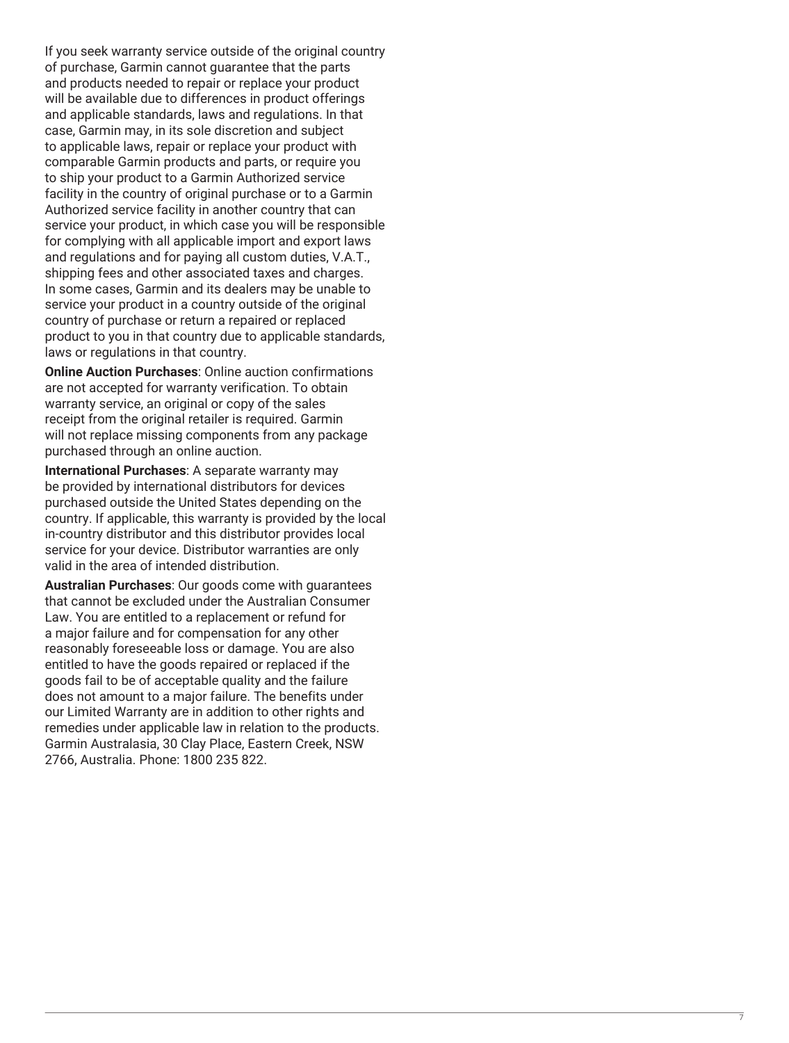If you seek warranty service outside of the original country of purchase, Garmin cannot guarantee that the parts and products needed to repair or replace your product will be available due to differences in product offerings and applicable standards, laws and regulations. In that case, Garmin may, in its sole discretion and subject to applicable laws, repair or replace your product with comparable Garmin products and parts, or require you to ship your product to a Garmin Authorized service facility in the country of original purchase or to a Garmin Authorized service facility in another country that can service your product, in which case you will be responsible for complying with all applicable import and export laws and regulations and for paying all custom duties, V.A.T., shipping fees and other associated taxes and charges. In some cases, Garmin and its dealers may be unable to service your product in a country outside of the original country of purchase or return a repaired or replaced product to you in that country due to applicable standards, laws or regulations in that country.

**Online Auction Purchases**: Online auction confirmations are not accepted for warranty verification. To obtain warranty service, an original or copy of the sales receipt from the original retailer is required. Garmin will not replace missing components from any package purchased through an online auction.

**International Purchases**: A separate warranty may be provided by international distributors for devices purchased outside the United States depending on the country. If applicable, this warranty is provided by the local in-country distributor and this distributor provides local service for your device. Distributor warranties are only valid in the area of intended distribution.

**Australian Purchases**: Our goods come with guarantees that cannot be excluded under the Australian Consumer Law. You are entitled to a replacement or refund for a major failure and for compensation for any other reasonably foreseeable loss or damage. You are also entitled to have the goods repaired or replaced if the goods fail to be of acceptable quality and the failure does not amount to a major failure. The benefits under our Limited Warranty are in addition to other rights and remedies under applicable law in relation to the products. Garmin Australasia, 30 Clay Place, Eastern Creek, NSW 2766, Australia. Phone: 1800 235 822.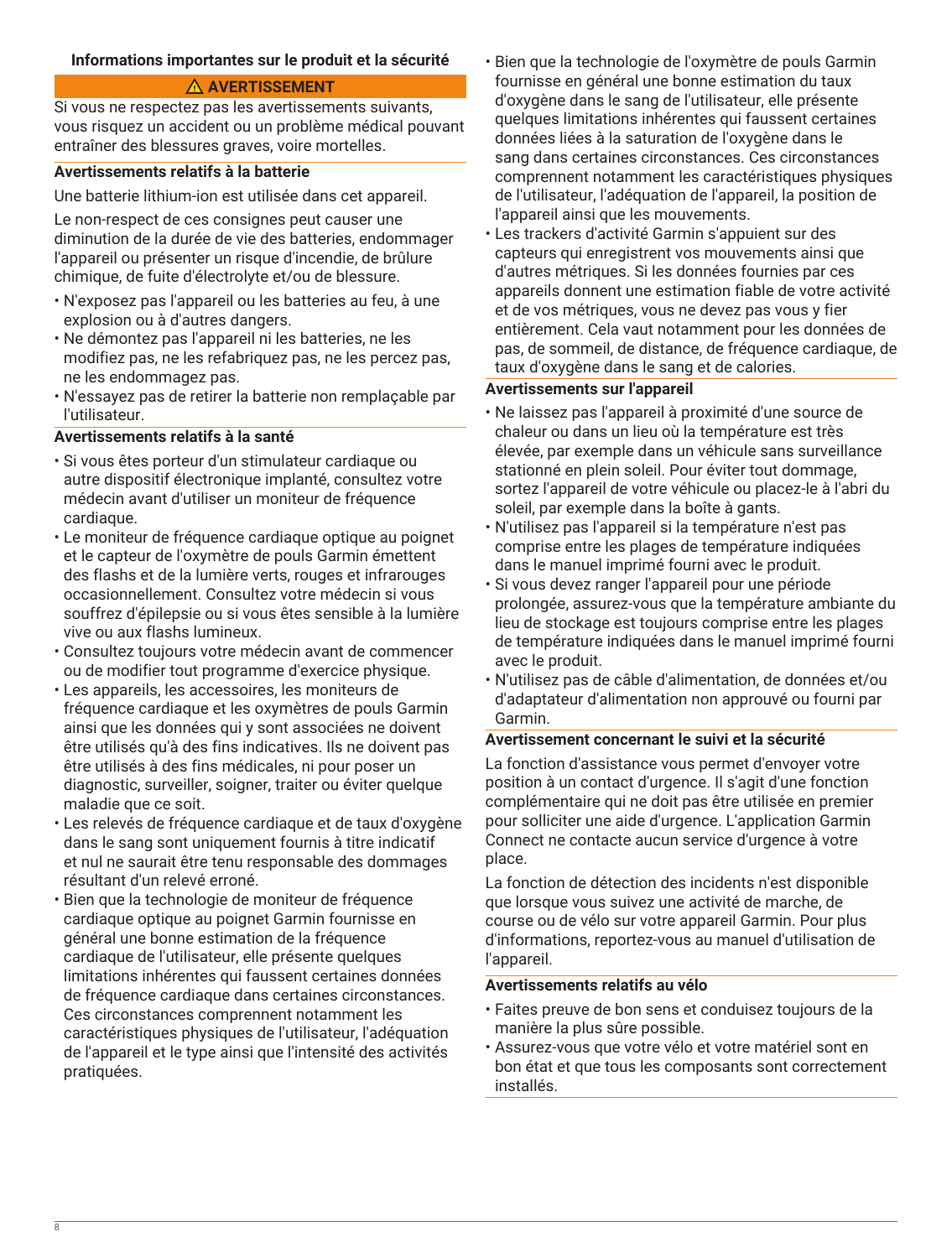## Informations importantes sur le produit et la sécurité

**⚠ AVERTISSEMENT**

Si vous ne respectez pas les avertissements suivants, vous risquez un accident ou un problème médical pouvant entraîner des blessures graves, voire mortelles.

### Avertissements relatifs à la batterie

Une batterie lithium-ion est utilisée dans cet appareil.

Le non-respect de ces consignes peut causer une diminution de la durée de vie des batteries, endommager l'appareil ou présenter un risque d'incendie, de brûlure chimique, de fuite d'électrolyte et/ou de blessure.

- N'exposez pas l'appareil ou les batteries au feu, à une explosion ou à d'autres dangers.
- Ne démontez pas l'appareil ni les batteries, ne les modifiez pas, ne les refabriquez pas, ne les percez pas, ne les endommagez pas.
- N'essayez pas de retirer la batterie non remplaçable par l'utilisateur.

### Avertissements relatifs à la santé

- Si vous êtes porteur d'un stimulateur cardiaque ou autre dispositif électronique implanté, consultez votre médecin avant d'utiliser un moniteur de fréquence cardiaque.
- Le moniteur de fréquence cardiaque optique au poignet et le capteur de l'oxymètre de pouls Garmin émettent des flashs et de la lumière verts, rouges et infrarouges occasionnellement. Consultez votre médecin si vous souffrez d'épilepsie ou si vous êtes sensible à la lumière vive ou aux flashs lumineux.
- Consultez toujours votre médecin avant de commencer ou de modifier tout programme d'exercice physique.
- Les appareils, les accessoires, les moniteurs de fréquence cardiaque et les oxymètres de pouls Garmin ainsi que les données qui y sont associées ne doivent être utilisés qu'à des fins indicatives. Ils ne doivent pas être utilisés à des fins médicales, ni pour poser un diagnostic, surveiller, soigner, traiter ou éviter quelque maladie que ce soit.
- Les relevés de fréquence cardiaque et de taux d'oxygène dans le sang sont uniquement fournis à titre indicatif et nul ne saurait être tenu responsable des dommages résultant d'un relevé erroné.
- Bien que la technologie de moniteur de fréquence cardiaque optique au poignet Garmin fournisse en général une bonne estimation de la fréquence cardiaque de l'utilisateur, elle présente quelques limitations inhérentes qui faussent certaines données de fréquence cardiaque dans certaines circonstances. Ces circonstances comprennent notamment les caractéristiques physiques de l'utilisateur, l'adéquation de l'appareil et le type ainsi que l'intensité des activités pratiquées.
- Bien que la technologie de l'oxymètre de pouls Garmin fournisse en général une bonne estimation du taux d'oxygène dans le sang de l'utilisateur, elle présente quelques limitations inhérentes qui faussent certaines données liées à la saturation de l'oxygène dans le sang dans certaines circonstances. Ces circonstances comprennent notamment les caractéristiques physiques de l'utilisateur, l'adéquation de l'appareil, la position de l'appareil ainsi que les mouvements.
- Les trackers d'activité Garmin s'appuient sur des capteurs qui enregistrent vos mouvements ainsi que d'autres métriques. Si les données fournies par ces appareils donnent une estimation fiable de votre activité et de vos métriques, vous ne devez pas vous y fier entièrement. Cela vaut notamment pour les données de pas, de sommeil, de distance, de fréquence cardiaque, de taux d'oxygène dans le sang et de calories.

### Avertissements sur l'appareil

- Ne laissez pas l'appareil à proximité d'une source de chaleur ou dans un lieu où la température est très élevée, par exemple dans un véhicule sans surveillance stationné en plein soleil. Pour éviter tout dommage, sortez l'appareil de votre véhicule ou placez-le à l'abri du soleil, par exemple dans la boîte à gants.
- N'utilisez pas l'appareil si la température n'est pas comprise entre les plages de température indiquées dans le manuel imprimé fourni avec le produit.
- Si vous devez ranger l'appareil pour une période prolongée, assurez-vous que la température ambiante du lieu de stockage est toujours comprise entre les plages de température indiquées dans le manuel imprimé fourni avec le produit.
- N'utilisez pas de câble d'alimentation, de données et/ou d'adaptateur d'alimentation non approuvé ou fourni par Garmin.

### Avertissement concernant le suivi et la sécurité

La fonction d'assistance vous permet d'envoyer votre position à un contact d'urgence. Il s'agit d'une fonction complémentaire qui ne doit pas être utilisée en premier pour solliciter une aide d'urgence. L'application Garmin Connect ne contacte aucun service d'urgence à votre place.

La fonction de détection des incidents n'est disponible que lorsque vous suivez une activité de marche, de course ou de vélo sur votre appareil Garmin. Pour plus d'informations, reportez-vous au manuel d'utilisation de l'appareil.

### Avertissements relatifs au vélo

- Faites preuve de bon sens et conduisez toujours de la manière la plus sûre possible.
- Assurez-vous que votre vélo et votre matériel sont en bon état et que tous les composants sont correctement installés.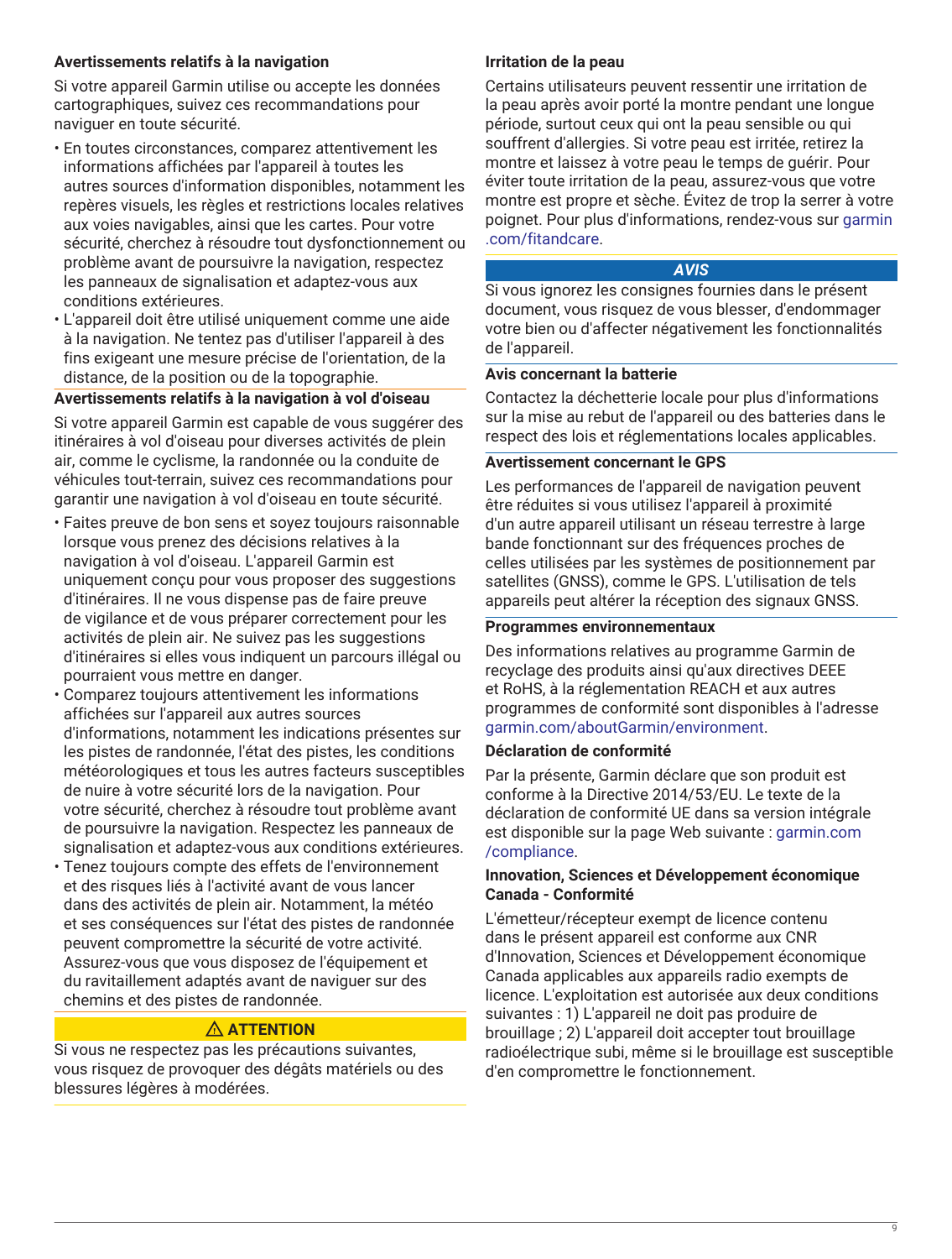### Avertissements relatifs à la navigation

Si votre appareil Garmin utilise ou accepte les données cartographiques, suivez ces recommandations pour naviguer en toute sécurité.

- En toutes circonstances, comparez attentivement les informations affichées par l'appareil à toutes les autres sources d'information disponibles, notamment les repères visuels, les règles et restrictions locales relatives aux voies navigables, ainsi que les cartes. Pour votre sécurité, cherchez à résoudre tout dysfonctionnement ou problème avant de poursuivre la navigation, respectez les panneaux de signalisation et adaptez-vous aux conditions extérieures.
- L'appareil doit être utilisé uniquement comme une aide à la navigation. Ne tentez pas d'utiliser l'appareil à des fins exigeant une mesure précise de l'orientation, de la distance, de la position ou de la topographie.

### Avertissements relatifs à la navigation à vol d'oiseau

Si votre appareil Garmin est capable de vous suggérer des itinéraires à vol d'oiseau pour diverses activités de plein air, comme le cyclisme, la randonnée ou la conduite de véhicules tout-terrain, suivez ces recommandations pour garantir une navigation à vol d'oiseau en toute sécurité.

- Faites preuve de bon sens et soyez toujours raisonnable lorsque vous prenez des décisions relatives à la navigation à vol d'oiseau. L'appareil Garmin est uniquement conçu pour vous proposer des suggestions d'itinéraires. Il ne vous dispense pas de faire preuve de vigilance et de vous préparer correctement pour les activités de plein air. Ne suivez pas les suggestions d'itinéraires si elles vous indiquent un parcours illégal ou pourraient vous mettre en danger.
- Comparez toujours attentivement les informations affichées sur l'appareil aux autres sources d'informations, notamment les indications présentes sur les pistes de randonnée, l'état des pistes, les conditions météorologiques et tous les autres facteurs susceptibles de nuire à votre sécurité lors de la navigation. Pour votre sécurité, cherchez à résoudre tout problème avant de poursuivre la navigation. Respectez les panneaux de signalisation et adaptez-vous aux conditions extérieures.
- Tenez toujours compte des effets de l'environnement et des risques liés à l'activité avant de vous lancer dans des activités de plein air. Notamment, la météo et ses conséquences sur l'état des pistes de randonnée peuvent compromettre la sécurité de votre activité. Assurez-vous que vous disposez de l'équipement et du ravitaillement adaptés avant de naviguer sur des chemins et des pistes de randonnée.

**⚠ ATTENTION**

Si vous ne respectez pas les précautions suivantes, vous risquez de provoquer des dégâts matériels ou des blessures légères à modérées.

### Irritation de la peau

Certains utilisateurs peuvent ressentir une irritation de la peau après avoir porté la montre pendant une longue période, surtout ceux qui ont la peau sensible ou qui souffrent d'allergies. Si votre peau est irritée, retirez la montre et laissez à votre peau le temps de guérir. Pour éviter toute irritation de la peau, assurez-vous que votre montre est propre et sèche. Évitez de trop la serrer à votre poignet. Pour plus d'informations, rendez-vous sur garmin.com/fitandcare.

***AVIS***

Si vous ignorez les consignes fournies dans le présent document, vous risquez de vous blesser, d'endommager votre bien ou d'affecter négativement les fonctionnalités de l'appareil.

### Avis concernant la batterie

Contactez la déchetterie locale pour plus d'informations sur la mise au rebut de l'appareil ou des batteries dans le respect des lois et réglementations locales applicables.

### Avertissement concernant le GPS

Les performances de l'appareil de navigation peuvent être réduites si vous utilisez l'appareil à proximité d'un autre appareil utilisant un réseau terrestre à large bande fonctionnant sur des fréquences proches de celles utilisées par les systèmes de positionnement par satellites (GNSS), comme le GPS. L'utilisation de tels appareils peut altérer la réception des signaux GNSS.

### Programmes environnementaux

Des informations relatives au programme Garmin de recyclage des produits ainsi qu'aux directives DEEE et RoHS, à la réglementation REACH et aux autres programmes de conformité sont disponibles à l'adresse garmin.com/aboutGarmin/environment.

### Déclaration de conformité

Par la présente, Garmin déclare que son produit est conforme à la Directive 2014/53/EU. Le texte de la déclaration de conformité UE dans sa version intégrale est disponible sur la page Web suivante : garmin.com/compliance.

### Innovation, Sciences et Développement économique Canada - Conformité

L'émetteur/récepteur exempt de licence contenu dans le présent appareil est conforme aux CNR d'Innovation, Sciences et Développement économique Canada applicables aux appareils radio exempts de licence. L'exploitation est autorisée aux deux conditions suivantes : 1) L'appareil ne doit pas produire de brouillage ; 2) L'appareil doit accepter tout brouillage radioélectrique subi, même si le brouillage est susceptible d'en compromettre le fonctionnement.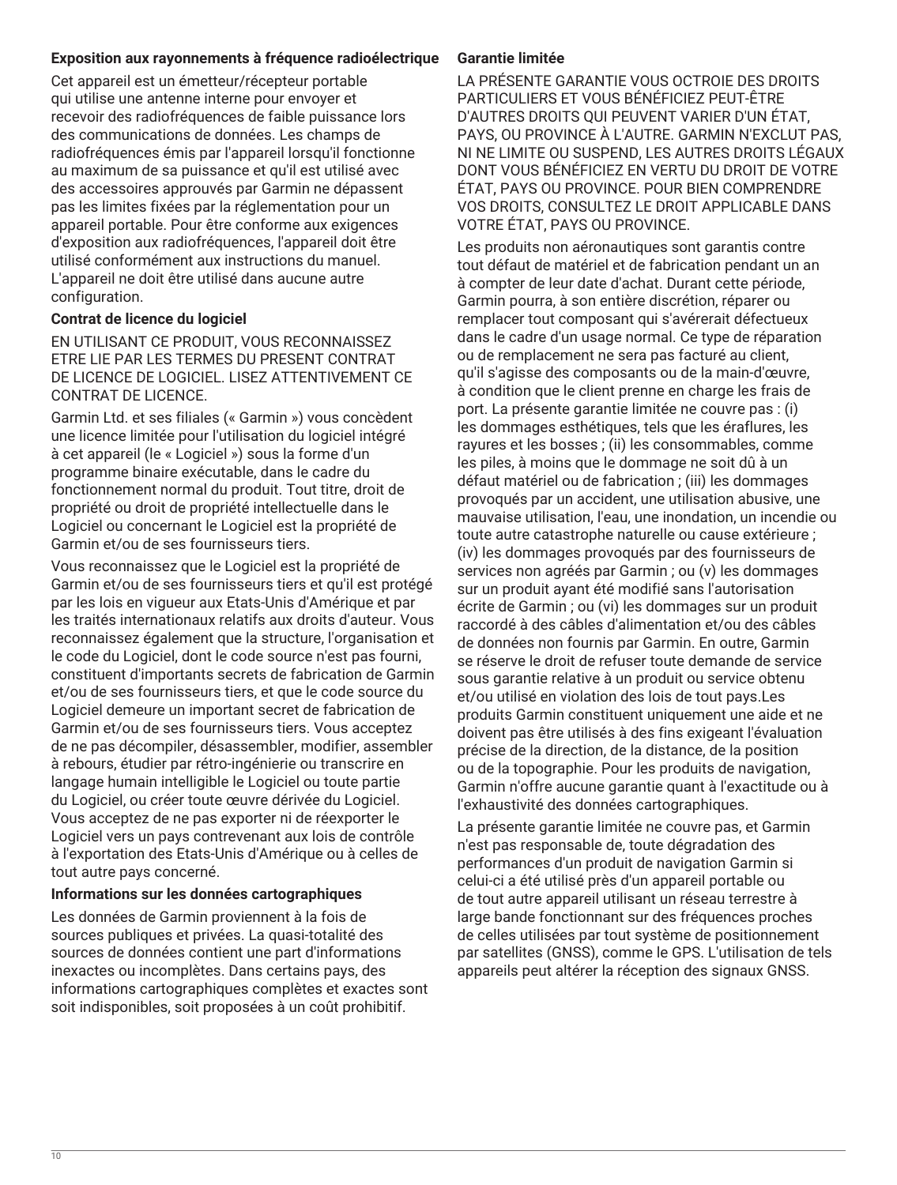### Exposition aux rayonnements à fréquence radioélectrique

Cet appareil est un émetteur/récepteur portable qui utilise une antenne interne pour envoyer et recevoir des radiofréquences de faible puissance lors des communications de données. Les champs de radiofréquences émis par l'appareil lorsqu'il fonctionne au maximum de sa puissance et qu'il est utilisé avec des accessoires approuvés par Garmin ne dépassent pas les limites fixées par la réglementation pour un appareil portable. Pour être conforme aux exigences d'exposition aux radiofréquences, l'appareil doit être utilisé conformément aux instructions du manuel. L'appareil ne doit être utilisé dans aucune autre configuration.

### Contrat de licence du logiciel

EN UTILISANT CE PRODUIT, VOUS RECONNAISSEZ ETRE LIE PAR LES TERMES DU PRESENT CONTRAT DE LICENCE DE LOGICIEL. LISEZ ATTENTIVEMENT CE CONTRAT DE LICENCE.

Garmin Ltd. et ses filiales (« Garmin ») vous concèdent une licence limitée pour l'utilisation du logiciel intégré à cet appareil (le « Logiciel ») sous la forme d'un programme binaire exécutable, dans le cadre du fonctionnement normal du produit. Tout titre, droit de propriété ou droit de propriété intellectuelle dans le Logiciel ou concernant le Logiciel est la propriété de Garmin et/ou de ses fournisseurs tiers.

Vous reconnaissez que le Logiciel est la propriété de Garmin et/ou de ses fournisseurs tiers et qu'il est protégé par les lois en vigueur aux Etats-Unis d'Amérique et par les traités internationaux relatifs aux droits d'auteur. Vous reconnaissez également que la structure, l'organisation et le code du Logiciel, dont le code source n'est pas fourni, constituent d'importants secrets de fabrication de Garmin et/ou de ses fournisseurs tiers, et que le code source du Logiciel demeure un important secret de fabrication de Garmin et/ou de ses fournisseurs tiers. Vous acceptez de ne pas décompiler, désassembler, modifier, assembler à rebours, étudier par rétro-ingénierie ou transcrire en langage humain intelligible le Logiciel ou toute partie du Logiciel, ou créer toute œuvre dérivée du Logiciel. Vous acceptez de ne pas exporter ni de réexporter le Logiciel vers un pays contrevenant aux lois de contrôle à l'exportation des Etats-Unis d'Amérique ou à celles de tout autre pays concerné.

### Informations sur les données cartographiques

Les données de Garmin proviennent à la fois de sources publiques et privées. La quasi-totalité des sources de données contient une part d'informations inexactes ou incomplètes. Dans certains pays, des informations cartographiques complètes et exactes sont soit indisponibles, soit proposées à un coût prohibitif.

### Garantie limitée

LA PRÉSENTE GARANTIE VOUS OCTROIE DES DROITS PARTICULIERS ET VOUS BÉNÉFICIEZ PEUT-ÊTRE D'AUTRES DROITS QUI PEUVENT VARIER D'UN ÉTAT, PAYS, OU PROVINCE À L'AUTRE. GARMIN N'EXCLUT PAS, NI NE LIMITE OU SUSPEND, LES AUTRES DROITS LÉGAUX DONT VOUS BÉNÉFICIEZ EN VERTU DU DROIT DE VOTRE ÉTAT, PAYS OU PROVINCE. POUR BIEN COMPRENDRE VOS DROITS, CONSULTEZ LE DROIT APPLICABLE DANS VOTRE ÉTAT, PAYS OU PROVINCE.

Les produits non aéronautiques sont garantis contre tout défaut de matériel et de fabrication pendant un an à compter de leur date d'achat. Durant cette période, Garmin pourra, à son entière discrétion, réparer ou remplacer tout composant qui s'avérerait défectueux dans le cadre d'un usage normal. Ce type de réparation ou de remplacement ne sera pas facturé au client, qu'il s'agisse des composants ou de la main-d'œuvre, à condition que le client prenne en charge les frais de port. La présente garantie limitée ne couvre pas : (i) les dommages esthétiques, tels que les éraflures, les rayures et les bosses ; (ii) les consommables, comme les piles, à moins que le dommage ne soit dû à un défaut matériel ou de fabrication ; (iii) les dommages provoqués par un accident, une utilisation abusive, une mauvaise utilisation, l'eau, une inondation, un incendie ou toute autre catastrophe naturelle ou cause extérieure ; (iv) les dommages provoqués par des fournisseurs de services non agréés par Garmin ; ou (v) les dommages sur un produit ayant été modifié sans l'autorisation écrite de Garmin ; ou (vi) les dommages sur un produit raccordé à des câbles d'alimentation et/ou des câbles de données non fournis par Garmin. En outre, Garmin se réserve le droit de refuser toute demande de service sous garantie relative à un produit ou service obtenu et/ou utilisé en violation des lois de tout pays.Les produits Garmin constituent uniquement une aide et ne doivent pas être utilisés à des fins exigeant l'évaluation précise de la direction, de la distance, de la position ou de la topographie. Pour les produits de navigation, Garmin n'offre aucune garantie quant à l'exactitude ou à l'exhaustivité des données cartographiques.

La présente garantie limitée ne couvre pas, et Garmin n'est pas responsable de, toute dégradation des performances d'un produit de navigation Garmin si celui-ci a été utilisé près d'un appareil portable ou de tout autre appareil utilisant un réseau terrestre à large bande fonctionnant sur des fréquences proches de celles utilisées par tout système de positionnement par satellites (GNSS), comme le GPS. L'utilisation de tels appareils peut altérer la réception des signaux GNSS.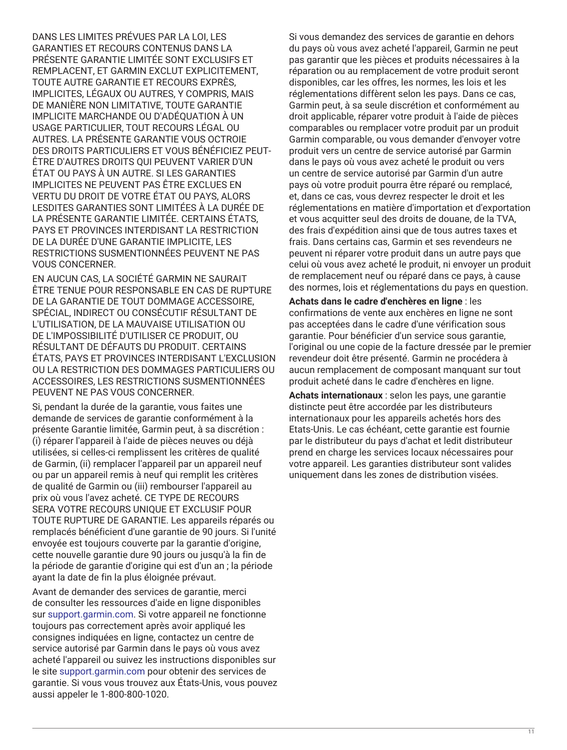DANS LES LIMITES PRÉVUES PAR LA LOI, LES GARANTIES ET RECOURS CONTENUS DANS LA PRÉSENTE GARANTIE LIMITÉE SONT EXCLUSIFS ET REMPLACENT, ET GARMIN EXCLUT EXPLICITEMENT, TOUTE AUTRE GARANTIE ET RECOURS EXPRÈS, IMPLICITES, LÉGAUX OU AUTRES, Y COMPRIS, MAIS DE MANIÈRE NON LIMITATIVE, TOUTE GARANTIE IMPLICITE MARCHANDE OU D'ADÉQUATION À UN USAGE PARTICULIER, TOUT RECOURS LÉGAL OU AUTRES. LA PRÉSENTE GARANTIE VOUS OCTROIE DES DROITS PARTICULIERS ET VOUS BÉNÉFICIEZ PEUT-ÊTRE D'AUTRES DROITS QUI PEUVENT VARIER D'UN ÉTAT OU PAYS À UN AUTRE. SI LES GARANTIES IMPLICITES NE PEUVENT PAS ÊTRE EXCLUES EN VERTU DU DROIT DE VOTRE ÉTAT OU PAYS, ALORS LESDITES GARANTIES SONT LIMITÉES À LA DURÉE DE LA PRÉSENTE GARANTIE LIMITÉE. CERTAINS ÉTATS, PAYS ET PROVINCES INTERDISANT LA RESTRICTION DE LA DURÉE D'UNE GARANTIE IMPLICITE, LES RESTRICTIONS SUSMENTIONNÉES PEUVENT NE PAS VOUS CONCERNER.

EN AUCUN CAS, LA SOCIÉTÉ GARMIN NE SAURAIT ÊTRE TENUE POUR RESPONSABLE EN CAS DE RUPTURE DE LA GARANTIE DE TOUT DOMMAGE ACCESSOIRE, SPÉCIAL, INDIRECT OU CONSÉCUTIF RÉSULTANT DE L'UTILISATION, DE LA MAUVAISE UTILISATION OU DE L'IMPOSSIBILITÉ D'UTILISER CE PRODUIT, OU RÉSULTANT DE DÉFAUTS DU PRODUIT. CERTAINS ÉTATS, PAYS ET PROVINCES INTERDISANT L'EXCLUSION OU LA RESTRICTION DES DOMMAGES PARTICULIERS OU ACCESSOIRES, LES RESTRICTIONS SUSMENTIONNÉES PEUVENT NE PAS VOUS CONCERNER.

Si, pendant la durée de la garantie, vous faites une demande de services de garantie conformément à la présente Garantie limitée, Garmin peut, à sa discrétion : (i) réparer l'appareil à l'aide de pièces neuves ou déjà utilisées, si celles-ci remplissent les critères de qualité de Garmin, (ii) remplacer l'appareil par un appareil neuf ou par un appareil remis à neuf qui remplit les critères de qualité de Garmin ou (iii) rembourser l'appareil au prix où vous l'avez acheté. CE TYPE DE RECOURS SERA VOTRE RECOURS UNIQUE ET EXCLUSIF POUR TOUTE RUPTURE DE GARANTIE. Les appareils réparés ou remplacés bénéficient d'une garantie de 90 jours. Si l'unité envoyée est toujours couverte par la garantie d'origine, cette nouvelle garantie dure 90 jours ou jusqu'à la fin de la période de garantie d'origine qui est d'un an ; la période ayant la date de fin la plus éloignée prévaut.

Avant de demander des services de garantie, merci de consulter les ressources d'aide en ligne disponibles sur support.garmin.com. Si votre appareil ne fonctionne toujours pas correctement après avoir appliqué les consignes indiquées en ligne, contactez un centre de service autorisé par Garmin dans le pays où vous avez acheté l'appareil ou suivez les instructions disponibles sur le site support.garmin.com pour obtenir des services de garantie. Si vous vous trouvez aux États-Unis, vous pouvez aussi appeler le 1-800-800-1020.

Si vous demandez des services de garantie en dehors du pays où vous avez acheté l'appareil, Garmin ne peut pas garantir que les pièces et produits nécessaires à la réparation ou au remplacement de votre produit seront disponibles, car les offres, les normes, les lois et les réglementations diffèrent selon les pays. Dans ce cas, Garmin peut, à sa seule discrétion et conformément au droit applicable, réparer votre produit à l'aide de pièces comparables ou remplacer votre produit par un produit Garmin comparable, ou vous demander d'envoyer votre produit vers un centre de service autorisé par Garmin dans le pays où vous avez acheté le produit ou vers un centre de service autorisé par Garmin d'un autre pays où votre produit pourra être réparé ou remplacé, et, dans ce cas, vous devrez respecter le droit et les réglementations en matière d'importation et d'exportation et vous acquitter seul des droits de douane, de la TVA, des frais d'expédition ainsi que de tous autres taxes et frais. Dans certains cas, Garmin et ses revendeurs ne peuvent ni réparer votre produit dans un autre pays que celui où vous avez acheté le produit, ni envoyer un produit de remplacement neuf ou réparé dans ce pays, à cause des normes, lois et réglementations du pays en question.

**Achats dans le cadre d'enchères en ligne** : les confirmations de vente aux enchères en ligne ne sont pas acceptées dans le cadre d'une vérification sous garantie. Pour bénéficier d'un service sous garantie, l'original ou une copie de la facture dressée par le premier revendeur doit être présenté. Garmin ne procédera à aucun remplacement de composant manquant sur tout produit acheté dans le cadre d'enchères en ligne.

**Achats internationaux** : selon les pays, une garantie distincte peut être accordée par les distributeurs internationaux pour les appareils achetés hors des Etats-Unis. Le cas échéant, cette garantie est fournie par le distributeur du pays d'achat et ledit distributeur prend en charge les services locaux nécessaires pour votre appareil. Les garanties distributeur sont valides uniquement dans les zones de distribution visées.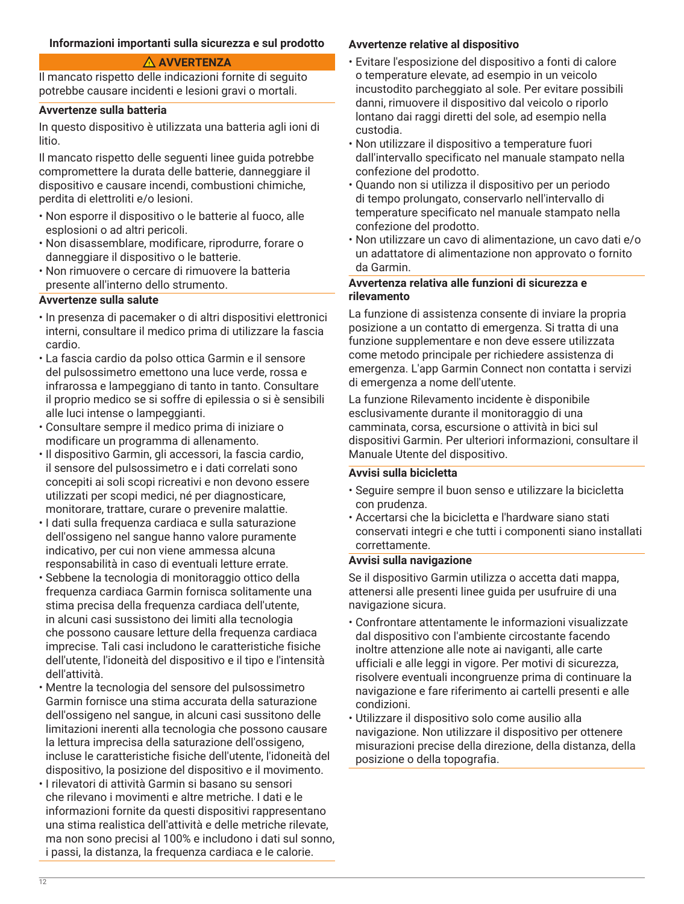## Informazioni importanti sulla sicurezza e sul prodotto

**⚠ AVVERTENZA**

Il mancato rispetto delle indicazioni fornite di seguito potrebbe causare incidenti e lesioni gravi o mortali.

### Avvertenze sulla batteria

In questo dispositivo è utilizzata una batteria agli ioni di litio.

Il mancato rispetto delle seguenti linee guida potrebbe compromettere la durata delle batterie, danneggiare il dispositivo e causare incendi, combustioni chimiche, perdita di elettroliti e/o lesioni.

- Non esporre il dispositivo o le batterie al fuoco, alle esplosioni o ad altri pericoli.
- Non disassemblare, modificare, riprodurre, forare o danneggiare il dispositivo o le batterie.
- Non rimuovere o cercare di rimuovere la batteria presente all'interno dello strumento.

### Avvertenze sulla salute

- In presenza di pacemaker o di altri dispositivi elettronici interni, consultare il medico prima di utilizzare la fascia cardio.
- La fascia cardio da polso ottica Garmin e il sensore del pulsossimetro emettono una luce verde, rossa e infrarossa e lampeggiano di tanto in tanto. Consultare il proprio medico se si soffre di epilessia o si è sensibili alle luci intense o lampeggianti.
- Consultare sempre il medico prima di iniziare o modificare un programma di allenamento.
- Il dispositivo Garmin, gli accessori, la fascia cardio, il sensore del pulsossimetro e i dati correlati sono concepiti ai soli scopi ricreativi e non devono essere utilizzati per scopi medici, né per diagnosticare, monitorare, trattare, curare o prevenire malattie.
- I dati sulla frequenza cardiaca e sulla saturazione dell'ossigeno nel sangue hanno valore puramente indicativo, per cui non viene ammessa alcuna responsabilità in caso di eventuali letture errate.
- Sebbene la tecnologia di monitoraggio ottico della frequenza cardiaca Garmin fornisca solitamente una stima precisa della frequenza cardiaca dell'utente, in alcuni casi sussistono dei limiti alla tecnologia che possono causare letture della frequenza cardiaca imprecise. Tali casi includono le caratteristiche fisiche dell'utente, l'idoneità del dispositivo e il tipo e l'intensità dell'attività.
- Mentre la tecnologia del sensore del pulsossimetro Garmin fornisce una stima accurata della saturazione dell'ossigeno nel sangue, in alcuni casi sussitono delle limitazioni inerenti alla tecnologia che possono causare la lettura imprecisa della saturazione dell'ossigeno, incluse le caratteristiche fisiche dell'utente, l'idoneità del dispositivo, la posizione del dispositivo e il movimento.
- I rilevatori di attività Garmin si basano su sensori che rilevano i movimenti e altre metriche. I dati e le informazioni fornite da questi dispositivi rappresentano una stima realistica dell'attività e delle metriche rilevate, ma non sono precisi al 100% e includono i dati sul sonno, i passi, la distanza, la frequenza cardiaca e le calorie.

### Avvertenze relative al dispositivo

- Evitare l'esposizione del dispositivo a fonti di calore o temperature elevate, ad esempio in un veicolo incustodito parcheggiato al sole. Per evitare possibili danni, rimuovere il dispositivo dal veicolo o riporlo lontano dai raggi diretti del sole, ad esempio nella custodia.
- Non utilizzare il dispositivo a temperature fuori dall'intervallo specificato nel manuale stampato nella confezione del prodotto.
- Quando non si utilizza il dispositivo per un periodo di tempo prolungato, conservarlo nell'intervallo di temperature specificato nel manuale stampato nella confezione del prodotto.
- Non utilizzare un cavo di alimentazione, un cavo dati e/o un adattatore di alimentazione non approvato o fornito da Garmin.

### Avvertenza relativa alle funzioni di sicurezza e rilevamento

La funzione di assistenza consente di inviare la propria posizione a un contatto di emergenza. Si tratta di una funzione supplementare e non deve essere utilizzata come metodo principale per richiedere assistenza di emergenza. L'app Garmin Connect non contatta i servizi di emergenza a nome dell'utente.

La funzione Rilevamento incidente è disponibile esclusivamente durante il monitoraggio di una camminata, corsa, escursione o attività in bici sul dispositivi Garmin. Per ulteriori informazioni, consultare il Manuale Utente del dispositivo.

### Avvisi sulla bicicletta

- Seguire sempre il buon senso e utilizzare la bicicletta con prudenza.
- Accertarsi che la bicicletta e l'hardware siano stati conservati integri e che tutti i componenti siano installati correttamente.

### Avvisi sulla navigazione

Se il dispositivo Garmin utilizza o accetta dati mappa, attenersi alle presenti linee guida per usufruire di una navigazione sicura.

- Confrontare attentamente le informazioni visualizzate dal dispositivo con l'ambiente circostante facendo inoltre attenzione alle note ai naviganti, alle carte ufficiali e alle leggi in vigore. Per motivi di sicurezza, risolvere eventuali incongruenze prima di continuare la navigazione e fare riferimento ai cartelli presenti e alle condizioni.
- Utilizzare il dispositivo solo come ausilio alla navigazione. Non utilizzare il dispositivo per ottenere misurazioni precise della direzione, della distanza, della posizione o della topografia.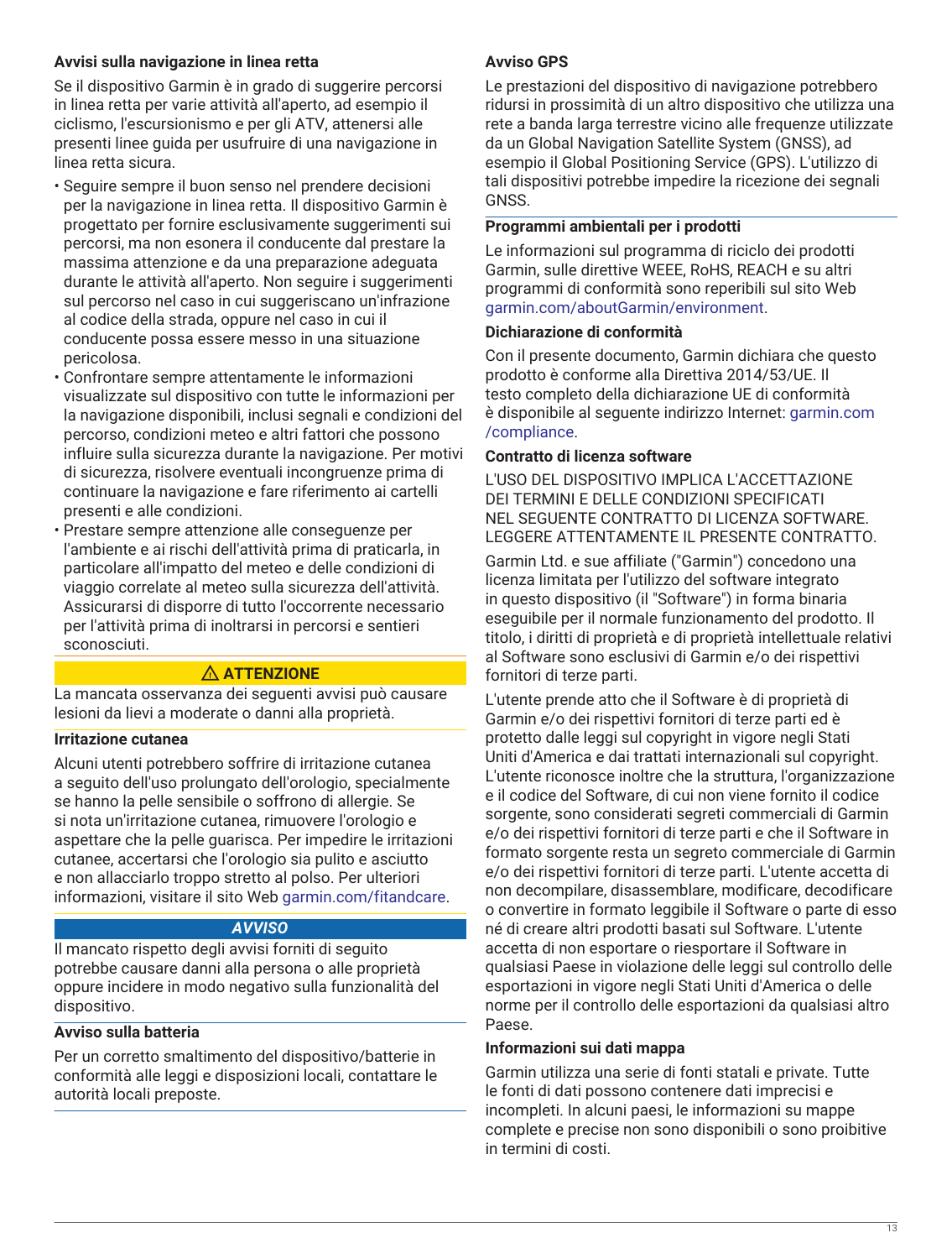### Avvisi sulla navigazione in linea retta

Se il dispositivo Garmin è in grado di suggerire percorsi in linea retta per varie attività all'aperto, ad esempio il ciclismo, l'escursionismo e per gli ATV, attenersi alle presenti linee guida per usufruire di una navigazione in linea retta sicura.

- Seguire sempre il buon senso nel prendere decisioni per la navigazione in linea retta. Il dispositivo Garmin è progettato per fornire esclusivamente suggerimenti sui percorsi, ma non esonera il conducente dal prestare la massima attenzione e da una preparazione adeguata durante le attività all'aperto. Non seguire i suggerimenti sul percorso nel caso in cui suggeriscano un'infrazione al codice della strada, oppure nel caso in cui il conducente possa essere messo in una situazione pericolosa.
- Confrontare sempre attentamente le informazioni visualizzate sul dispositivo con tutte le informazioni per la navigazione disponibili, inclusi segnali e condizioni del percorso, condizioni meteo e altri fattori che possono influire sulla sicurezza durante la navigazione. Per motivi di sicurezza, risolvere eventuali incongruenze prima di continuare la navigazione e fare riferimento ai cartelli presenti e alle condizioni.
- Prestare sempre attenzione alle conseguenze per l'ambiente e ai rischi dell'attività prima di praticarla, in particolare all'impatto del meteo e delle condizioni di viaggio correlate al meteo sulla sicurezza dell'attività. Assicurarsi di disporre di tutto l'occorrente necessario per l'attività prima di inoltrarsi in percorsi e sentieri sconosciuti.

**⚠ ATTENZIONE**

La mancata osservanza dei seguenti avvisi può causare lesioni da lievi a moderate o danni alla proprietà.

### Irritazione cutanea

Alcuni utenti potrebbero soffrire di irritazione cutanea a seguito dell'uso prolungato dell'orologio, specialmente se hanno la pelle sensibile o soffrono di allergie. Se si nota un'irritazione cutanea, rimuovere l'orologio e aspettare che la pelle guarisca. Per impedire le irritazioni cutanee, accertarsi che l'orologio sia pulito e asciutto e non allacciarlo troppo stretto al polso. Per ulteriori informazioni, visitare il sito Web garmin.com/fitandcare.

***AVVISO***

Il mancato rispetto degli avvisi forniti di seguito potrebbe causare danni alla persona o alle proprietà oppure incidere in modo negativo sulla funzionalità del dispositivo.

### Avviso sulla batteria

Per un corretto smaltimento del dispositivo/batterie in conformità alle leggi e disposizioni locali, contattare le autorità locali preposte.

### Avviso GPS

Le prestazioni del dispositivo di navigazione potrebbero ridursi in prossimità di un altro dispositivo che utilizza una rete a banda larga terrestre vicino alle frequenze utilizzate da un Global Navigation Satellite System (GNSS), ad esempio il Global Positioning Service (GPS). L'utilizzo di tali dispositivi potrebbe impedire la ricezione dei segnali GNSS.

### Programmi ambientali per i prodotti

Le informazioni sul programma di riciclo dei prodotti Garmin, sulle direttive WEEE, RoHS, REACH e su altri programmi di conformità sono reperibili sul sito Web garmin.com/aboutGarmin/environment.

### Dichiarazione di conformità

Con il presente documento, Garmin dichiara che questo prodotto è conforme alla Direttiva 2014/53/UE. Il testo completo della dichiarazione UE di conformità è disponibile al seguente indirizzo Internet: garmin.com/compliance.

### Contratto di licenza software

L'USO DEL DISPOSITIVO IMPLICA L'ACCETTAZIONE DEI TERMINI E DELLE CONDIZIONI SPECIFICATI NEL SEGUENTE CONTRATTO DI LICENZA SOFTWARE. LEGGERE ATTENTAMENTE IL PRESENTE CONTRATTO.

Garmin Ltd. e sue affiliate ("Garmin") concedono una licenza limitata per l'utilizzo del software integrato in questo dispositivo (il "Software") in forma binaria eseguibile per il normale funzionamento del prodotto. Il titolo, i diritti di proprietà e di proprietà intellettuale relativi al Software sono esclusivi di Garmin e/o dei rispettivi fornitori di terze parti.

L'utente prende atto che il Software è di proprietà di Garmin e/o dei rispettivi fornitori di terze parti ed è protetto dalle leggi sul copyright in vigore negli Stati Uniti d'America e dai trattati internazionali sul copyright. L'utente riconosce inoltre che la struttura, l'organizzazione e il codice del Software, di cui non viene fornito il codice sorgente, sono considerati segreti commerciali di Garmin e/o dei rispettivi fornitori di terze parti e che il Software in formato sorgente resta un segreto commerciale di Garmin e/o dei rispettivi fornitori di terze parti. L'utente accetta di non decompilare, disassemblare, modificare, decodificare o convertire in formato leggibile il Software o parte di esso né di creare altri prodotti basati sul Software. L'utente accetta di non esportare o riesportare il Software in qualsiasi Paese in violazione delle leggi sul controllo delle esportazioni in vigore negli Stati Uniti d'America o delle norme per il controllo delle esportazioni da qualsiasi altro Paese.

### Informazioni sui dati mappa

Garmin utilizza una serie di fonti statali e private. Tutte le fonti di dati possono contenere dati imprecisi e incompleti. In alcuni paesi, le informazioni su mappe complete e precise non sono disponibili o sono proibitive in termini di costi.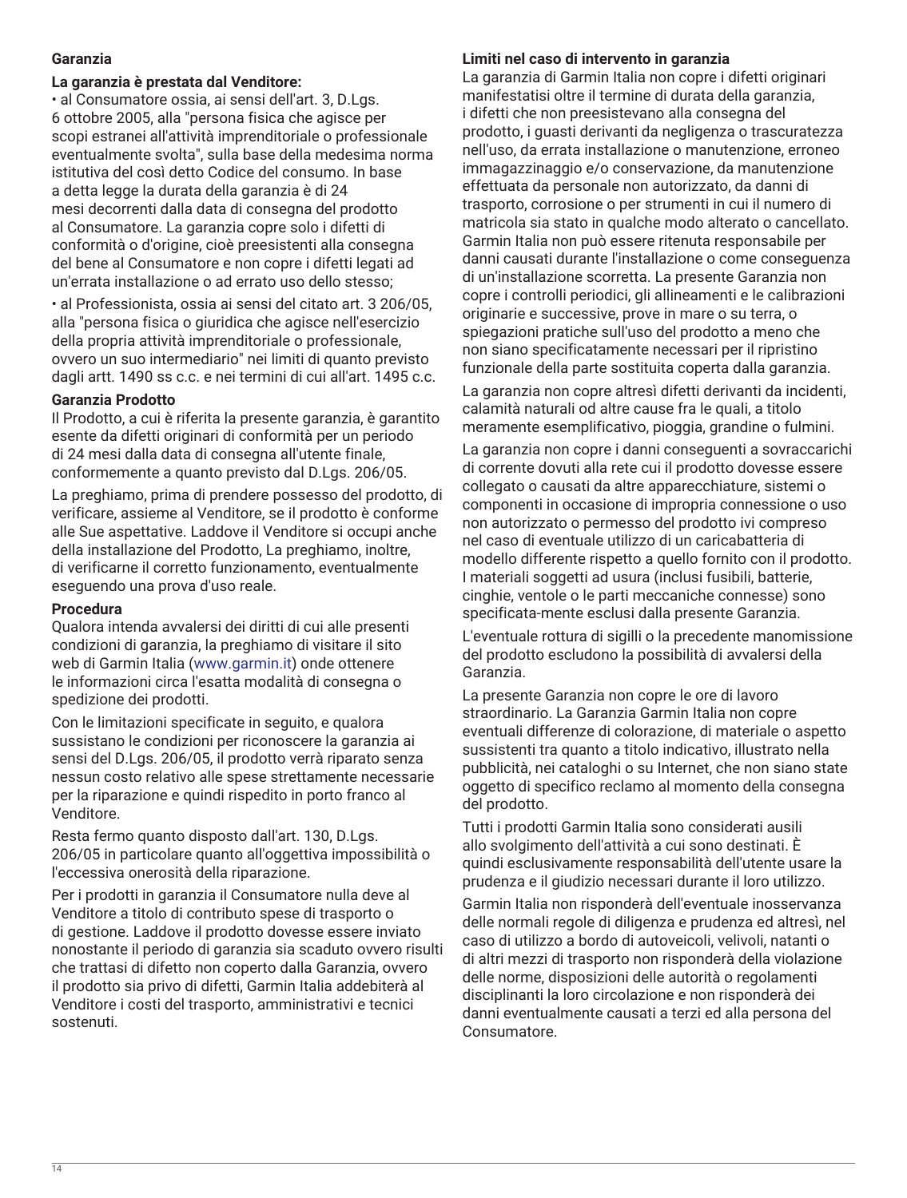## Garanzia

### La garanzia è prestata dal Venditore:

- al Consumatore ossia, ai sensi dell'art. 3, D.Lgs. 6 ottobre 2005, alla "persona fisica che agisce per scopi estranei all'attività imprenditoriale o professionale eventualmente svolta", sulla base della medesima norma istitutiva del così detto Codice del consumo. In base a detta legge la durata della garanzia è di 24 mesi decorrenti dalla data di consegna del prodotto al Consumatore. La garanzia copre solo i difetti di conformità o d'origine, cioè preesistenti alla consegna del bene al Consumatore e non copre i difetti legati ad un'errata installazione o ad errato uso dello stesso;
- al Professionista, ossia ai sensi del citato art. 3 206/05, alla "persona fisica o giuridica che agisce nell'esercizio della propria attività imprenditoriale o professionale, ovvero un suo intermediario" nei limiti di quanto previsto dagli artt. 1490 ss c.c. e nei termini di cui all'art. 1495 c.c.

### Garanzia Prodotto

Il Prodotto, a cui è riferita la presente garanzia, è garantito esente da difetti originari di conformità per un periodo di 24 mesi dalla data di consegna all'utente finale, conformemente a quanto previsto dal D.Lgs. 206/05.

La preghiamo, prima di prendere possesso del prodotto, di verificare, assieme al Venditore, se il prodotto è conforme alle Sue aspettative. Laddove il Venditore si occupi anche della installazione del Prodotto, La preghiamo, inoltre, di verificarne il corretto funzionamento, eventualmente eseguendo una prova d'uso reale.

### Procedura

Qualora intenda avvalersi dei diritti di cui alle presenti condizioni di garanzia, la preghiamo di visitare il sito web di Garmin Italia (www.garmin.it) onde ottenere le informazioni circa l'esatta modalità di consegna o spedizione dei prodotti.

Con le limitazioni specificate in seguito, e qualora sussistano le condizioni per riconoscere la garanzia ai sensi del D.Lgs. 206/05, il prodotto verrà riparato senza nessun costo relativo alle spese strettamente necessarie per la riparazione e quindi rispedito in porto franco al Venditore.

Resta fermo quanto disposto dall'art. 130, D.Lgs. 206/05 in particolare quanto all'oggettiva impossibilità o l'eccessiva onerosità della riparazione.

Per i prodotti in garanzia il Consumatore nulla deve al Venditore a titolo di contributo spese di trasporto o di gestione. Laddove il prodotto dovesse essere inviato nonostante il periodo di garanzia sia scaduto ovvero risulti che trattasi di difetto non coperto dalla Garanzia, ovvero il prodotto sia privo di difetti, Garmin Italia addebiterà al Venditore i costi del trasporto, amministrativi e tecnici sostenuti.

### Limiti nel caso di intervento in garanzia

La garanzia di Garmin Italia non copre i difetti originari manifestatisi oltre il termine di durata della garanzia, i difetti che non preesistevano alla consegna del prodotto, i guasti derivanti da negligenza o trascuratezza nell'uso, da errata installazione o manutenzione, erroneo immagazzinaggio e/o conservazione, da manutenzione effettuata da personale non autorizzato, da danni di trasporto, corrosione o per strumenti in cui il numero di matricola sia stato in qualche modo alterato o cancellato. Garmin Italia non può essere ritenuta responsabile per danni causati durante l'installazione o come conseguenza di un'installazione scorretta. La presente Garanzia non copre i controlli periodici, gli allineamenti e le calibrazioni originarie e successive, prove in mare o su terra, o spiegazioni pratiche sull'uso del prodotto a meno che non siano specificatamente necessari per il ripristino funzionale della parte sostituita coperta dalla garanzia.

La garanzia non copre altresì difetti derivanti da incidenti, calamità naturali od altre cause fra le quali, a titolo meramente esemplificativo, pioggia, grandine o fulmini.

La garanzia non copre i danni conseguenti a sovraccarichi di corrente dovuti alla rete cui il prodotto dovesse essere collegato o causati da altre apparecchiature, sistemi o componenti in occasione di impropria connessione o uso non autorizzato o permesso del prodotto ivi compreso nel caso di eventuale utilizzo di un caricabatteria di modello differente rispetto a quello fornito con il prodotto. I materiali soggetti ad usura (inclusi fusibili, batterie, cinghie, ventole o le parti meccaniche connesse) sono specificata-mente esclusi dalla presente Garanzia.

L'eventuale rottura di sigilli o la precedente manomissione del prodotto escludono la possibilità di avvalersi della Garanzia.

La presente Garanzia non copre le ore di lavoro straordinario. La Garanzia Garmin Italia non copre eventuali differenze di colorazione, di materiale o aspetto sussistenti tra quanto a titolo indicativo, illustrato nella pubblicità, nei cataloghi o su Internet, che non siano state oggetto di specifico reclamo al momento della consegna del prodotto.

Tutti i prodotti Garmin Italia sono considerati ausili allo svolgimento dell'attività a cui sono destinati. È quindi esclusivamente responsabilità dell'utente usare la prudenza e il giudizio necessari durante il loro utilizzo.

Garmin Italia non risponderà dell'eventuale inosservanza delle normali regole di diligenza e prudenza ed altresì, nel caso di utilizzo a bordo di autoveicoli, velivoli, natanti o di altri mezzi di trasporto non risponderà della violazione delle norme, disposizioni delle autorità o regolamenti disciplinanti la loro circolazione e non risponderà dei danni eventualmente causati a terzi ed alla persona del Consumatore.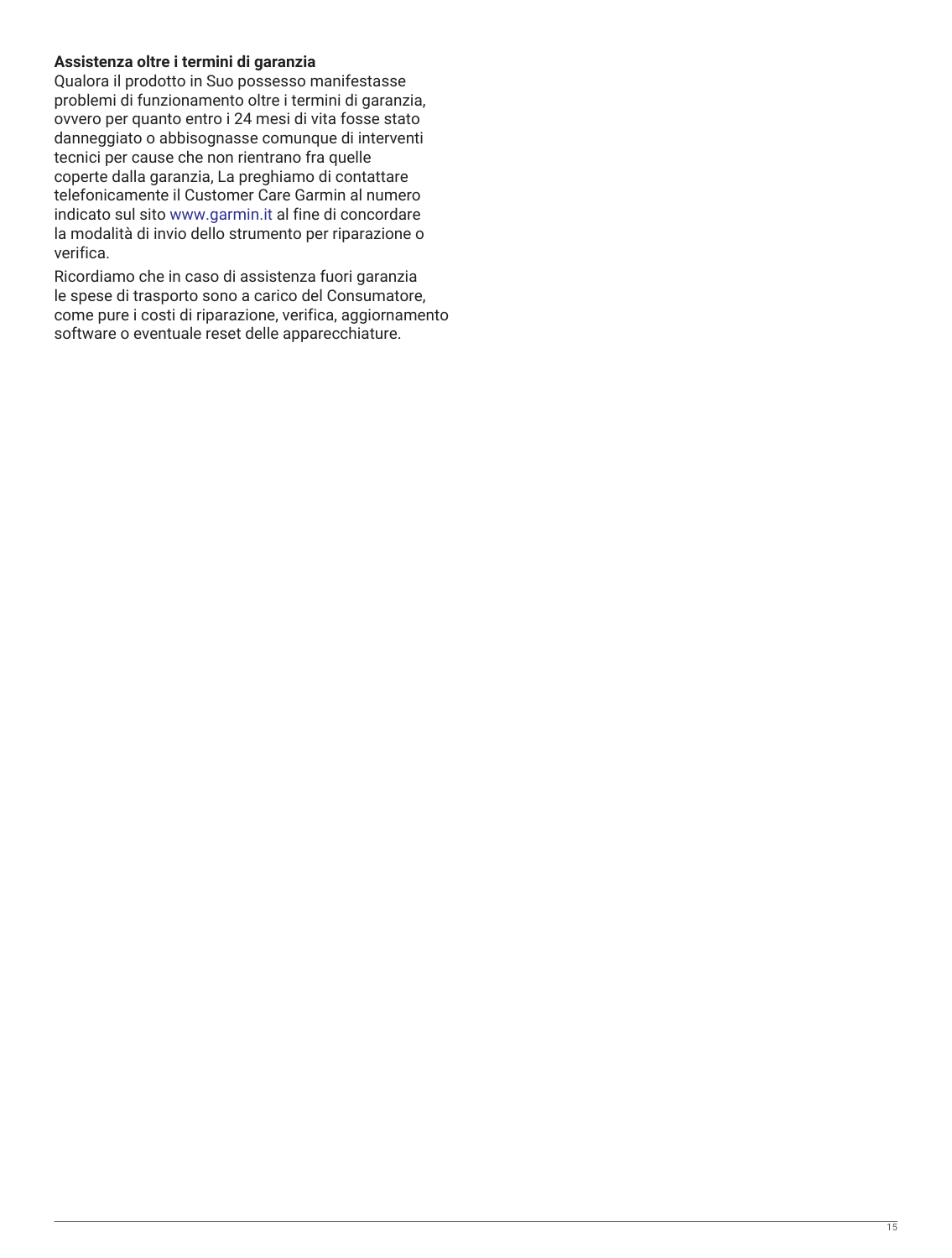**Assistenza oltre i termini di garanzia**

Qualora il prodotto in Suo possesso manifestasse problemi di funzionamento oltre i termini di garanzia, ovvero per quanto entro i 24 mesi di vita fosse stato danneggiato o abbisognasse comunque di interventi tecnici per cause che non rientrano fra quelle coperte dalla garanzia, La preghiamo di contattare telefonicamente il Customer Care Garmin al numero indicato sul sito www.garmin.it al fine di concordare la modalità di invio dello strumento per riparazione o verifica.

Ricordiamo che in caso di assistenza fuori garanzia le spese di trasporto sono a carico del Consumatore, come pure i costi di riparazione, verifica, aggiornamento software o eventuale reset delle apparecchiature.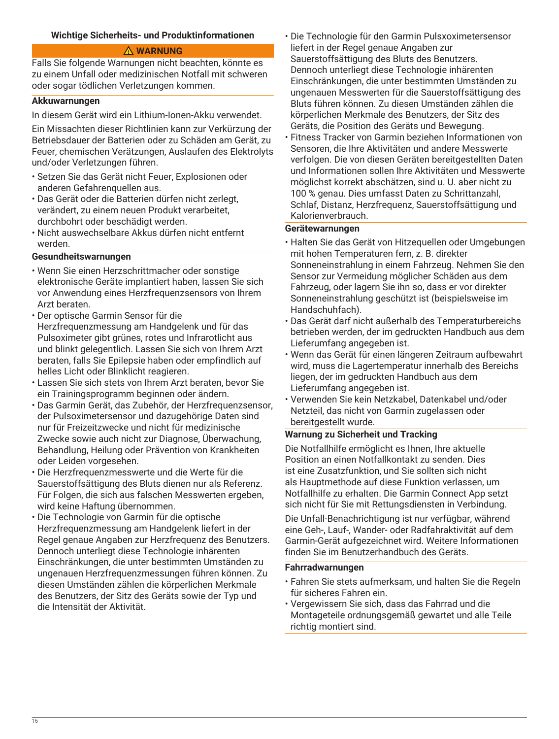## Wichtige Sicherheits- und Produktinformationen

**⚠ WARNUNG**

Falls Sie folgende Warnungen nicht beachten, könnte es zu einem Unfall oder medizinischen Notfall mit schweren oder sogar tödlichen Verletzungen kommen.

### Akkuwarnungen

In diesem Gerät wird ein Lithium-Ionen-Akku verwendet.

Ein Missachten dieser Richtlinien kann zur Verkürzung der Betriebsdauer der Batterien oder zu Schäden am Gerät, zu Feuer, chemischen Verätzungen, Auslaufen des Elektrolyts und/oder Verletzungen führen.

- Setzen Sie das Gerät nicht Feuer, Explosionen oder anderen Gefahrenquellen aus.
- Das Gerät oder die Batterien dürfen nicht zerlegt, verändert, zu einem neuen Produkt verarbeitet, durchbohrt oder beschädigt werden.
- Nicht auswechselbare Akkus dürfen nicht entfernt werden.

### Gesundheitswarnungen

- Wenn Sie einen Herzschrittmacher oder sonstige elektronische Geräte implantiert haben, lassen Sie sich vor Anwendung eines Herzfrequenzsensors von Ihrem Arzt beraten.
- Der optische Garmin Sensor für die Herzfrequenzmessung am Handgelenk und für das Pulsoximeter gibt grünes, rotes und Infrarotlicht aus und blinkt gelegentlich. Lassen Sie sich von Ihrem Arzt beraten, falls Sie Epilepsie haben oder empfindlich auf helles Licht oder Blinklicht reagieren.
- Lassen Sie sich stets von Ihrem Arzt beraten, bevor Sie ein Trainingsprogramm beginnen oder ändern.
- Das Garmin Gerät, das Zubehör, der Herzfrequenzsensor, der Pulsoximetersensor und dazugehörige Daten sind nur für Freizeitzwecke und nicht für medizinische Zwecke sowie auch nicht zur Diagnose, Überwachung, Behandlung, Heilung oder Prävention von Krankheiten oder Leiden vorgesehen.
- Die Herzfrequenzmesswerte und die Werte für die Sauerstoffsättigung des Bluts dienen nur als Referenz. Für Folgen, die sich aus falschen Messwerten ergeben, wird keine Haftung übernommen.
- Die Technologie von Garmin für die optische Herzfrequenzmessung am Handgelenk liefert in der Regel genaue Angaben zur Herzfrequenz des Benutzers. Dennoch unterliegt diese Technologie inhärenten Einschränkungen, die unter bestimmten Umständen zu ungenauen Herzfrequenzmessungen führen können. Zu diesen Umständen zählen die körperlichen Merkmale des Benutzers, der Sitz des Geräts sowie der Typ und die Intensität der Aktivität.
- Die Technologie für den Garmin Pulsoximetersensor liefert in der Regel genaue Angaben zur Sauerstoffsättigung des Bluts des Benutzers. Dennoch unterliegt diese Technologie inhärenten Einschränkungen, die unter bestimmten Umständen zu ungenauen Messwerten für die Sauerstoffsättigung des Bluts führen können. Zu diesen Umständen zählen die körperlichen Merkmale des Benutzers, der Sitz des Geräts, die Position des Geräts und Bewegung.
- Fitness Tracker von Garmin beziehen Informationen von Sensoren, die Ihre Aktivitäten und andere Messwerte verfolgen. Die von diesen Geräten bereitgestellten Daten und Informationen sollen Ihre Aktivitäten und Messwerte möglichst korrekt abschätzen, sind u. U. aber nicht zu 100 % genau. Dies umfasst Daten zu Schrittanzahl, Schlaf, Distanz, Herzfrequenz, Sauerstoffsättigung und Kalorienverbrauch.

### Gerätewarnungen

- Halten Sie das Gerät von Hitzequellen oder Umgebungen mit hohen Temperaturen fern, z. B. direkter Sonneneinstrahlung in einem Fahrzeug. Nehmen Sie den Sensor zur Vermeidung möglicher Schäden aus dem Fahrzeug, oder lagern Sie ihn so, dass er vor direkter Sonneneinstrahlung geschützt ist (beispielsweise im Handschuhfach).
- Das Gerät darf nicht außerhalb des Temperaturbereichs betrieben werden, der im gedruckten Handbuch aus dem Lieferumfang angegeben ist.
- Wenn das Gerät für einen längeren Zeitraum aufbewahrt wird, muss die Lagertemperatur innerhalb des Bereichs liegen, der im gedruckten Handbuch aus dem Lieferumfang angegeben ist.
- Verwenden Sie kein Netzkabel, Datenkabel und/oder Netzteil, das nicht von Garmin zugelassen oder bereitgestellt wurde.

### Warnung zu Sicherheit und Tracking

Die Notfallhilfe ermöglicht es Ihnen, Ihre aktuelle Position an einen Notfallkontakt zu senden. Dies ist eine Zusatzfunktion, und Sie sollten sich nicht als Hauptmethode auf diese Funktion verlassen, um Notfallhilfe zu erhalten. Die Garmin Connect App setzt sich nicht für Sie mit Rettungsdiensten in Verbindung.

Die Unfall-Benachrichtigung ist nur verfügbar, während eine Geh-, Lauf-, Wander- oder Radfahraktivität auf dem Garmin-Gerät aufgezeichnet wird. Weitere Informationen finden Sie im Benutzerhandbuch des Geräts.

### Fahrradwarnungen

- Fahren Sie stets aufmerksam, und halten Sie die Regeln für sicheres Fahren ein.
- Vergewissern Sie sich, dass das Fahrrad und die Montageteile ordnungsgemäß gewartet und alle Teile richtig montiert sind.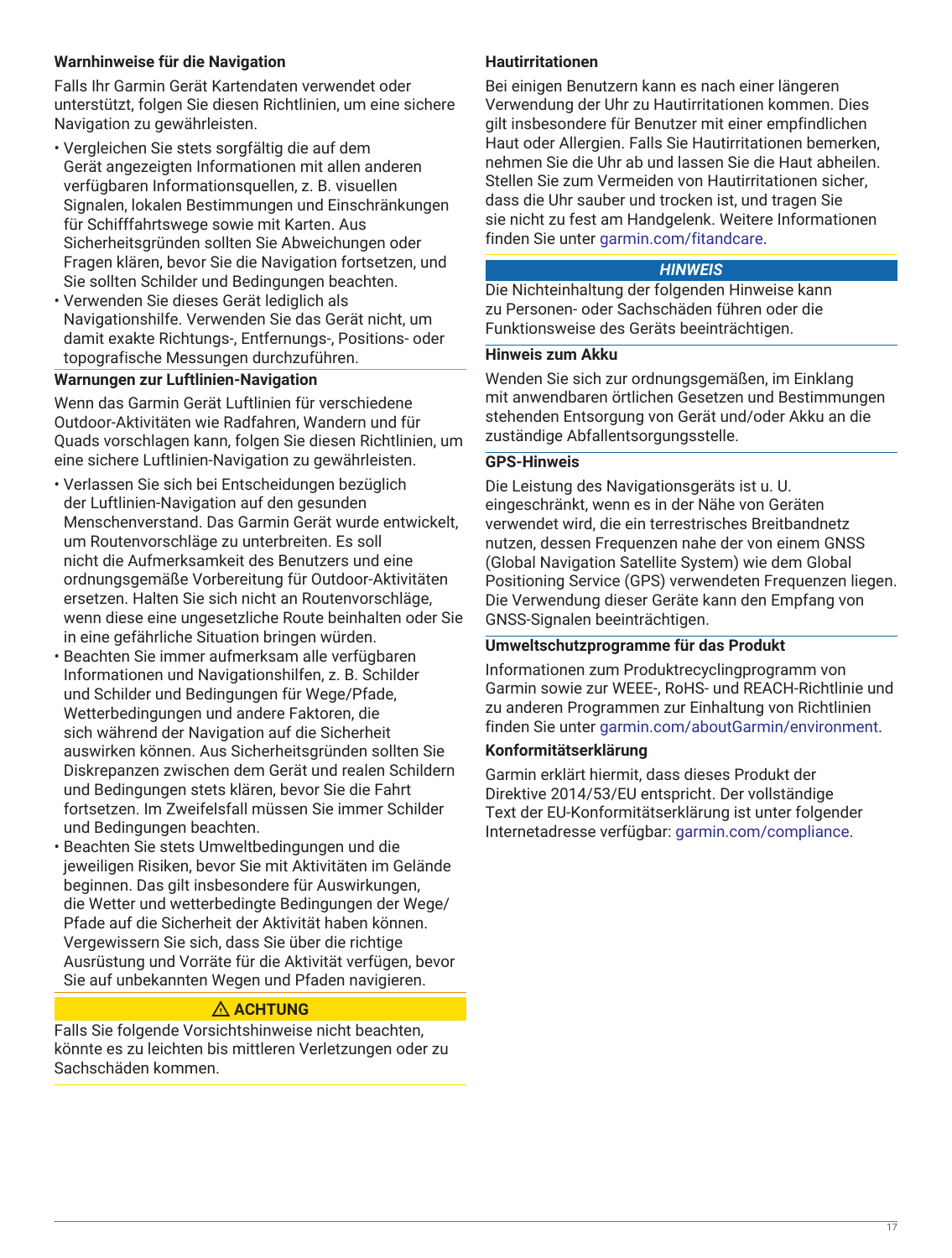### Warnhinweise für die Navigation

Falls Ihr Garmin Gerät Kartendaten verwendet oder unterstützt, folgen Sie diesen Richtlinien, um eine sichere Navigation zu gewährleisten.

- Vergleichen Sie stets sorgfältig die auf dem Gerät angezeigten Informationen mit allen anderen verfügbaren Informationsquellen, z. B. visuellen Signalen, lokalen Bestimmungen und Einschränkungen für Schifffahrtswege sowie mit Karten. Aus Sicherheitsgründen sollten Sie Abweichungen oder Fragen klären, bevor Sie die Navigation fortsetzen, und Sie sollten Schilder und Bedingungen beachten.
- Verwenden Sie dieses Gerät lediglich als Navigationshilfe. Verwenden Sie das Gerät nicht, um damit exakte Richtungs-, Entfernungs-, Positions- oder topografische Messungen durchzuführen.

### Warnungen zur Luftlinien-Navigation

Wenn das Garmin Gerät Luftlinien für verschiedene Outdoor-Aktivitäten wie Radfahren, Wandern und für Quads vorschlagen kann, folgen Sie diesen Richtlinien, um eine sichere Luftlinien-Navigation zu gewährleisten.

- Verlassen Sie sich bei Entscheidungen bezüglich der Luftlinien-Navigation auf den gesunden Menschenverstand. Das Garmin Gerät wurde entwickelt, um Routenvorschläge zu unterbreiten. Es soll nicht die Aufmerksamkeit des Benutzers und eine ordnungsgemäße Vorbereitung für Outdoor-Aktivitäten ersetzen. Halten Sie sich nicht an Routenvorschläge, wenn diese eine ungesetzliche Route beinhalten oder Sie in eine gefährliche Situation bringen würden.
- Beachten Sie immer aufmerksam alle verfügbaren Informationen und Navigationshilfen, z. B. Schilder und Schilder und Bedingungen für Wege/Pfade, Wetterbedingungen und andere Faktoren, die sich während der Navigation auf die Sicherheit auswirken können. Aus Sicherheitsgründen sollten Sie Diskrepanzen zwischen dem Gerät und realen Schildern und Bedingungen stets klären, bevor Sie die Fahrt fortsetzen. Im Zweifelsfall müssen Sie immer Schilder und Bedingungen beachten.
- Beachten Sie stets Umweltbedingungen und die jeweiligen Risiken, bevor Sie mit Aktivitäten im Gelände beginnen. Das gilt insbesondere für Auswirkungen, die Wetter und wetterbedingte Bedingungen der Wege/Pfade auf die Sicherheit der Aktivität haben können. Vergewissern Sie sich, dass Sie über die richtige Ausrüstung und Vorräte für die Aktivität verfügen, bevor Sie auf unbekannten Wegen und Pfaden navigieren.

**⚠ ACHTUNG**

Falls Sie folgende Vorsichtshinweise nicht beachten, könnte es zu leichten bis mittleren Verletzungen oder zu Sachschäden kommen.

### Hautirritationen

Bei einigen Benutzern kann es nach einer längeren Verwendung der Uhr zu Hautirritationen kommen. Dies gilt insbesondere für Benutzer mit einer empfindlichen Haut oder Allergien. Falls Sie Hautirritationen bemerken, nehmen Sie die Uhr ab und lassen Sie die Haut abheilen. Stellen Sie zum Vermeiden von Hautirritationen sicher, dass die Uhr sauber und trocken ist, und tragen Sie sie nicht zu fest am Handgelenk. Weitere Informationen finden Sie unter garmin.com/fitandcare.

***HINWEIS***

Die Nichteinhaltung der folgenden Hinweise kann zu Personen- oder Sachschäden führen oder die Funktionsweise des Geräts beeinträchtigen.

### Hinweis zum Akku

Wenden Sie sich zur ordnungsgemäßen, im Einklang mit anwendbaren örtlichen Gesetzen und Bestimmungen stehenden Entsorgung von Gerät und/oder Akku an die zuständige Abfallentsorgungsstelle.

### GPS-Hinweis

Die Leistung des Navigationsgeräts ist u. U. eingeschränkt, wenn es in der Nähe von Geräten verwendet wird, die ein terrestrisches Breitbandnetz nutzen, dessen Frequenzen nahe der von einem GNSS (Global Navigation Satellite System) wie dem Global Positioning Service (GPS) verwendeten Frequenzen liegen. Die Verwendung dieser Geräte kann den Empfang von GNSS-Signalen beeinträchtigen.

### Umweltschutzprogramme für das Produkt

Informationen zum Produktrecyclingprogramm von Garmin sowie zur WEEE-, RoHS- und REACH-Richtlinie und zu anderen Programmen zur Einhaltung von Richtlinien finden Sie unter garmin.com/aboutGarmin/environment.

### Konformitätserklärung

Garmin erklärt hiermit, dass dieses Produkt der Direktive 2014/53/EU entspricht. Der vollständige Text der EU-Konformitätserklärung ist unter folgender Internetadresse verfügbar: garmin.com/compliance.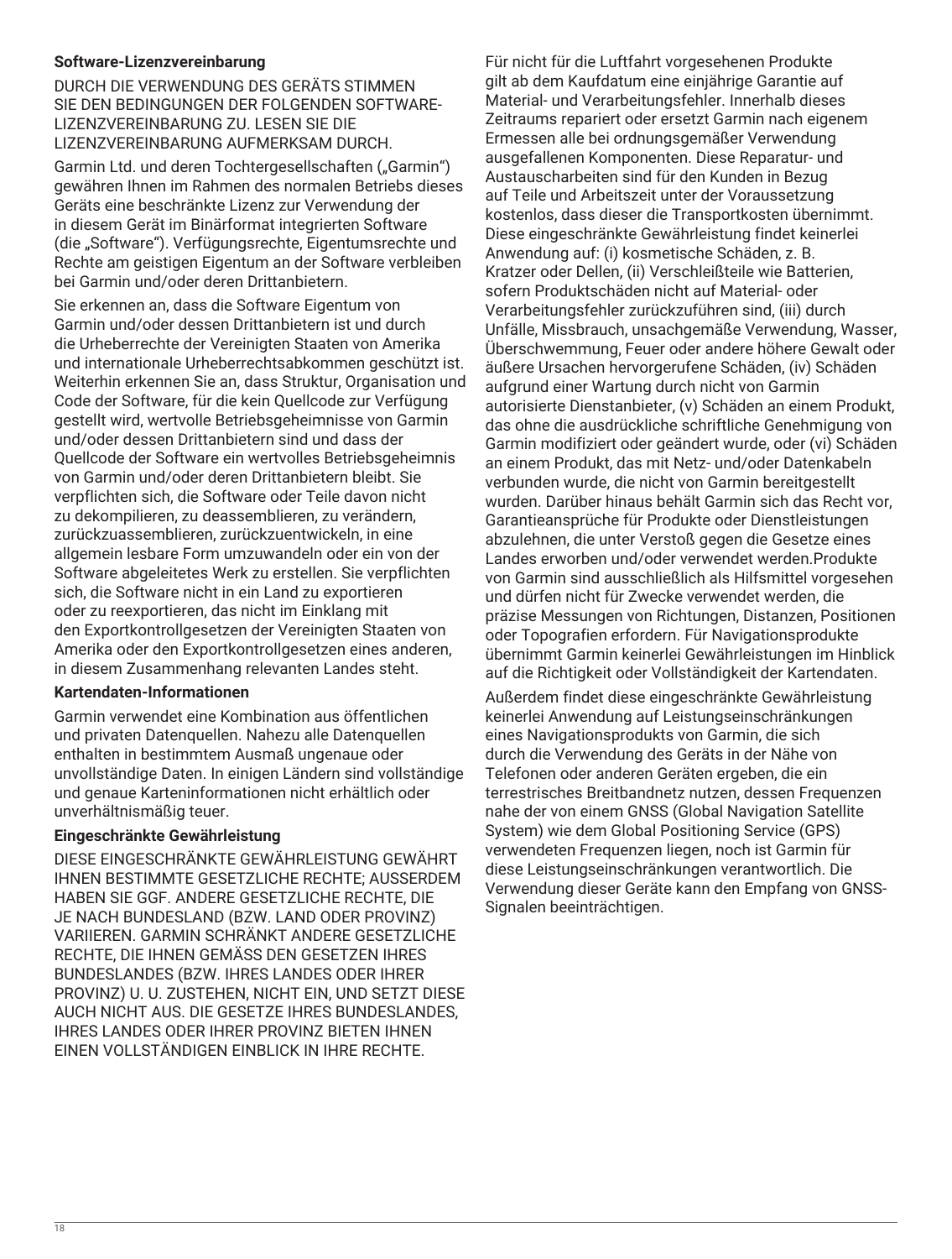### Software-Lizenzvereinbarung

DURCH DIE VERWENDUNG DES GERÄTS STIMMEN SIE DEN BEDINGUNGEN DER FOLGENDEN SOFTWARE-LIZENZVEREINBARUNG ZU. LESEN SIE DIE LIZENZVEREINBARUNG AUFMERKSAM DURCH.

Garmin Ltd. und deren Tochtergesellschaften („Garmin") gewähren Ihnen im Rahmen des normalen Betriebs dieses Geräts eine beschränkte Lizenz zur Verwendung der in diesem Gerät im Binärformat integrierten Software (die „Software"). Verfügungsrechte, Eigentumsrechte und Rechte am geistigen Eigentum an der Software verbleiben bei Garmin und/oder deren Drittanbietern.

Sie erkennen an, dass die Software Eigentum von Garmin und/oder dessen Drittanbietern ist und durch die Urheberrechte der Vereinigten Staaten von Amerika und internationale Urheberrechtsabkommen geschützt ist. Weiterhin erkennen Sie an, dass Struktur, Organisation und Code der Software, für die kein Quellcode zur Verfügung gestellt wird, wertvolle Betriebsgeheimnisse von Garmin und/oder dessen Drittanbietern sind und dass der Quellcode der Software ein wertvolles Betriebsgeheimnis von Garmin und/oder deren Drittanbietern bleibt. Sie verpflichten sich, die Software oder Teile davon nicht zu dekompilieren, zu deassemblieren, zu verändern, zurückzuassemblieren, zurückzuentwickeln, in eine allgemein lesbare Form umzuwandeln oder ein von der Software abgeleitetes Werk zu erstellen. Sie verpflichten sich, die Software nicht in ein Land zu exportieren oder zu reexportieren, das nicht im Einklang mit den Exportkontrollgesetzen der Vereinigten Staaten von Amerika oder den Exportkontrollgesetzen eines anderen, in diesem Zusammenhang relevanten Landes steht.

### Kartendaten-Informationen

Garmin verwendet eine Kombination aus öffentlichen und privaten Datenquellen. Nahezu alle Datenquellen enthalten in bestimmtem Ausmaß ungenaue oder unvollständige Daten. In einigen Ländern sind vollständige und genaue Karteninformationen nicht erhältlich oder unverhältnismäßig teuer.

### Eingeschränkte Gewährleistung

DIESE EINGESCHRÄNKTE GEWÄHRLEISTUNG GEWÄHRT IHNEN BESTIMMTE GESETZLICHE RECHTE; AUSSERDEM HABEN SIE GGF. ANDERE GESETZLICHE RECHTE, DIE JE NACH BUNDESLAND (BZW. LAND ODER PROVINZ) VARIIEREN. GARMIN SCHRÄNKT ANDERE GESETZLICHE RECHTE, DIE IHNEN GEMÄSS DEN GESETZEN IHRES BUNDESLANDES (BZW. IHRES LANDES ODER IHRER PROVINZ) U. U. ZUSTEHEN, NICHT EIN, UND SETZT DIESE AUCH NICHT AUS. DIE GESETZE IHRES BUNDESLANDES, IHRES LANDES ODER IHRER PROVINZ BIETEN IHNEN EINEN VOLLSTÄNDIGEN EINBLICK IN IHRE RECHTE.

Für nicht für die Luftfahrt vorgesehenen Produkte gilt ab dem Kaufdatum eine einjährige Garantie auf Material- und Verarbeitungsfehler. Innerhalb dieses Zeitraums repariert oder ersetzt Garmin nach eigenem Ermessen alle bei ordnungsgemäßer Verwendung ausgefallenen Komponenten. Diese Reparatur- und Austauscharbeiten sind für den Kunden in Bezug auf Teile und Arbeitszeit unter der Voraussetzung kostenlos, dass dieser die Transportkosten übernimmt. Diese eingeschränkte Gewährleistung findet keinerlei Anwendung auf: (i) kosmetische Schäden, z. B. Kratzer oder Dellen, (ii) Verschleißteile wie Batterien, sofern Produktschäden nicht auf Material- oder Verarbeitungsfehler zurückzuführen sind, (iii) durch Unfälle, Missbrauch, unsachgemäße Verwendung, Wasser, Überschwemmung, Feuer oder andere höhere Gewalt oder äußere Ursachen hervorgerufene Schäden, (iv) Schäden aufgrund einer Wartung durch nicht von Garmin autorisierte Dienstanbieter, (v) Schäden an einem Produkt, das ohne die ausdrückliche schriftliche Genehmigung von Garmin modifiziert oder geändert wurde, oder (vi) Schäden an einem Produkt, das mit Netz- und/oder Datenkabeln verbunden wurde, die nicht von Garmin bereitgestellt wurden. Darüber hinaus behält Garmin sich das Recht vor, Garantieansprüche für Produkte oder Dienstleistungen abzulehnen, die unter Verstoß gegen die Gesetze eines Landes erworben und/oder verwendet werden.Produkte von Garmin sind ausschließlich als Hilfsmittel vorgesehen und dürfen nicht für Zwecke verwendet werden, die präzise Messungen von Richtungen, Distanzen, Positionen oder Topografien erfordern. Für Navigationsprodukte übernimmt Garmin keinerlei Gewährleistungen im Hinblick auf die Richtigkeit oder Vollständigkeit der Kartendaten.

Außerdem findet diese eingeschränkte Gewährleistung keinerlei Anwendung auf Leistungseinschränkungen eines Navigationsprodukts von Garmin, die sich durch die Verwendung des Geräts in der Nähe von Telefonen oder anderen Geräten ergeben, die ein terrestrisches Breitbandnetz nutzen, dessen Frequenzen nahe der von einem GNSS (Global Navigation Satellite System) wie dem Global Positioning Service (GPS) verwendeten Frequenzen liegen, noch ist Garmin für diese Leistungseinschränkungen verantwortlich. Die Verwendung dieser Geräte kann den Empfang von GNSS-Signalen beeinträchtigen.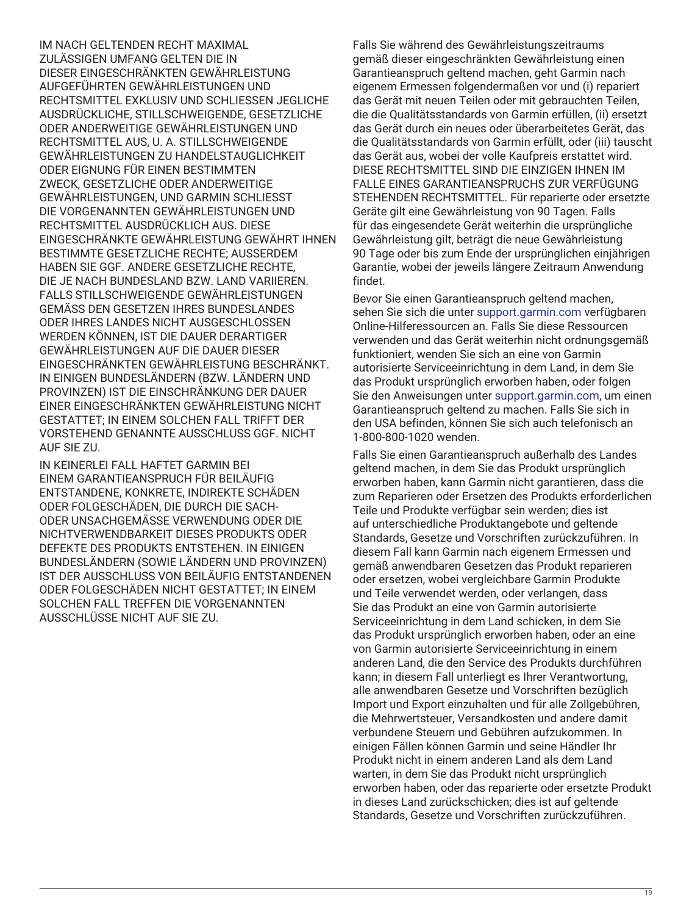IM NACH GELTENDEN RECHT MAXIMAL ZULÄSSIGEN UMFANG GELTEN DIE IN DIESER EINGESCHRÄNKTEN GEWÄHRLEISTUNG AUFGEFÜHRTEN GEWÄHRLEISTUNGEN UND RECHTSMITTEL EXKLUSIV UND SCHLIESSEN JEGLICHE AUSDRÜCKLICHE, STILLSCHWEIGENDE, GESETZLICHE ODER ANDERWEITIGE GEWÄHRLEISTUNGEN UND RECHTSMITTEL AUS, U. A. STILLSCHWEIGENDE GEWÄHRLEISTUNGEN ZU HANDELSTAUGLICHKEIT ODER EIGNUNG FÜR EINEN BESTIMMTEN ZWECK, GESETZLICHE ODER ANDERWEITIGE GEWÄHRLEISTUNGEN, UND GARMIN SCHLIESST DIE VORGENANNTEN GEWÄHRLEISTUNGEN UND RECHTSMITTEL AUSDRÜCKLICH AUS. DIESE EINGESCHRÄNKTE GEWÄHRLEISTUNG GEWÄHRT IHNEN BESTIMMTE GESETZLICHE RECHTE; AUSSERDEM HABEN SIE GGF. ANDERE GESETZLICHE RECHTE, DIE JE NACH BUNDESLAND BZW. LAND VARIIEREN. FALLS STILLSCHWEIGENDE GEWÄHRLEISTUNGEN GEMÄSS DEN GESETZEN IHRES BUNDESLANDES ODER IHRES LANDES NICHT AUSGESCHLOSSEN WERDEN KÖNNEN, IST DIE DAUER DERARTIGER GEWÄHRLEISTUNGEN AUF DIE DAUER DIESER EINGESCHRÄNKTEN GEWÄHRLEISTUNG BESCHRÄNKT. IN EINIGEN BUNDESLÄNDERN (BZW. LÄNDERN UND PROVINZEN) IST DIE EINSCHRÄNKUNG DER DAUER EINER EINGESCHRÄNKTEN GEWÄHRLEISTUNG NICHT GESTATTET; IN EINEM SOLCHEN FALL TRIFFT DER VORSTEHEND GENANNTE AUSSCHLUSS GGF. NICHT AUF SIE ZU.

IN KEINERLEI FALL HAFTET GARMIN BEI EINEM GARANTIEANSPRUCH FÜR BEILÄUFIG ENTSTANDENE, KONKRETE, INDIREKTE SCHÄDEN ODER FOLGESCHÄDEN, DIE DURCH DIE SACH- ODER UNSACHGEMÄSSE VERWENDUNG ODER DIE NICHTVERWENDBARKEIT DIESES PRODUKTS ODER DEFEKTE DES PRODUKTS ENTSTEHEN. IN EINIGEN BUNDESLÄNDERN (SOWIE LÄNDERN UND PROVINZEN) IST DER AUSSCHLUSS VON BEILÄUFIG ENTSTANDENEN ODER FOLGESCHÄDEN NICHT GESTATTET; IN EINEM SOLCHEN FALL TREFFEN DIE VORGENANNTEN AUSSCHLÜSSE NICHT AUF SIE ZU.

Falls Sie während des Gewährleistungszeitraums gemäß dieser eingeschränkten Gewährleistung einen Garantieanspruch geltend machen, geht Garmin nach eigenem Ermessen folgendermaßen vor und (i) repariert das Gerät mit neuen Teilen oder mit gebrauchten Teilen, die die Qualitätsstandards von Garmin erfüllen, (ii) ersetzt das Gerät durch ein neues oder überarbeitetes Gerät, das die Qualitätsstandards von Garmin erfüllt, oder (iii) tauscht das Gerät aus, wobei der volle Kaufpreis erstattet wird. DIESE RECHTSMITTEL SIND DIE EINZIGEN IHNEN IM FALLE EINES GARANTIEANSPRUCHS ZUR VERFÜGUNG STEHENDEN RECHTSMITTEL. Für reparierte oder ersetzte Geräte gilt eine Gewährleistung von 90 Tagen. Falls für das eingesendete Gerät weiterhin die ursprüngliche Gewährleistung gilt, beträgt die neue Gewährleistung 90 Tage oder bis zum Ende der ursprünglichen einjährigen Garantie, wobei der jeweils längere Zeitraum Anwendung findet.

Bevor Sie einen Garantieanspruch geltend machen, sehen Sie sich die unter support.garmin.com verfügbaren Online-Hilferessourcen an. Falls Sie diese Ressourcen verwenden und das Gerät weiterhin nicht ordnungsgemäß funktioniert, wenden Sie sich an eine von Garmin autorisierte Serviceeinrichtung in dem Land, in dem Sie das Produkt ursprünglich erworben haben, oder folgen Sie den Anweisungen unter support.garmin.com, um einen Garantieanspruch geltend zu machen. Falls Sie sich in den USA befinden, können Sie sich auch telefonisch an 1-800-800-1020 wenden.

Falls Sie einen Garantieanspruch außerhalb des Landes geltend machen, in dem Sie das Produkt ursprünglich erworben haben, kann Garmin nicht garantieren, dass die zum Reparieren oder Ersetzen des Produkts erforderlichen Teile und Produkte verfügbar sein werden; dies ist auf unterschiedliche Produktangebote und geltende Standards, Gesetze und Vorschriften zurückzuführen. In diesem Fall kann Garmin nach eigenem Ermessen und gemäß anwendbaren Gesetzen das Produkt reparieren oder ersetzen, wobei vergleichbare Garmin Produkte und Teile verwendet werden, oder verlangen, dass Sie das Produkt an eine von Garmin autorisierte Serviceeinrichtung in dem Land schicken, in dem Sie das Produkt ursprünglich erworben haben, oder an eine von Garmin autorisierte Serviceeinrichtung in einem anderen Land, die den Service des Produkts durchführen kann; in diesem Fall unterliegt es Ihrer Verantwortung, alle anwendbaren Gesetze und Vorschriften bezüglich Import und Export einzuhalten und für alle Zollgebühren, die Mehrwertsteuer, Versandkosten und andere damit verbundene Steuern und Gebühren aufzukommen. In einigen Fällen können Garmin und seine Händler Ihr Produkt nicht in einem anderen Land als dem Land warten, in dem Sie das Produkt nicht ursprünglich erworben haben, oder das reparierte oder ersetzte Produkt in dieses Land zurückschicken; dies ist auf geltende Standards, Gesetze und Vorschriften zurückzuführen.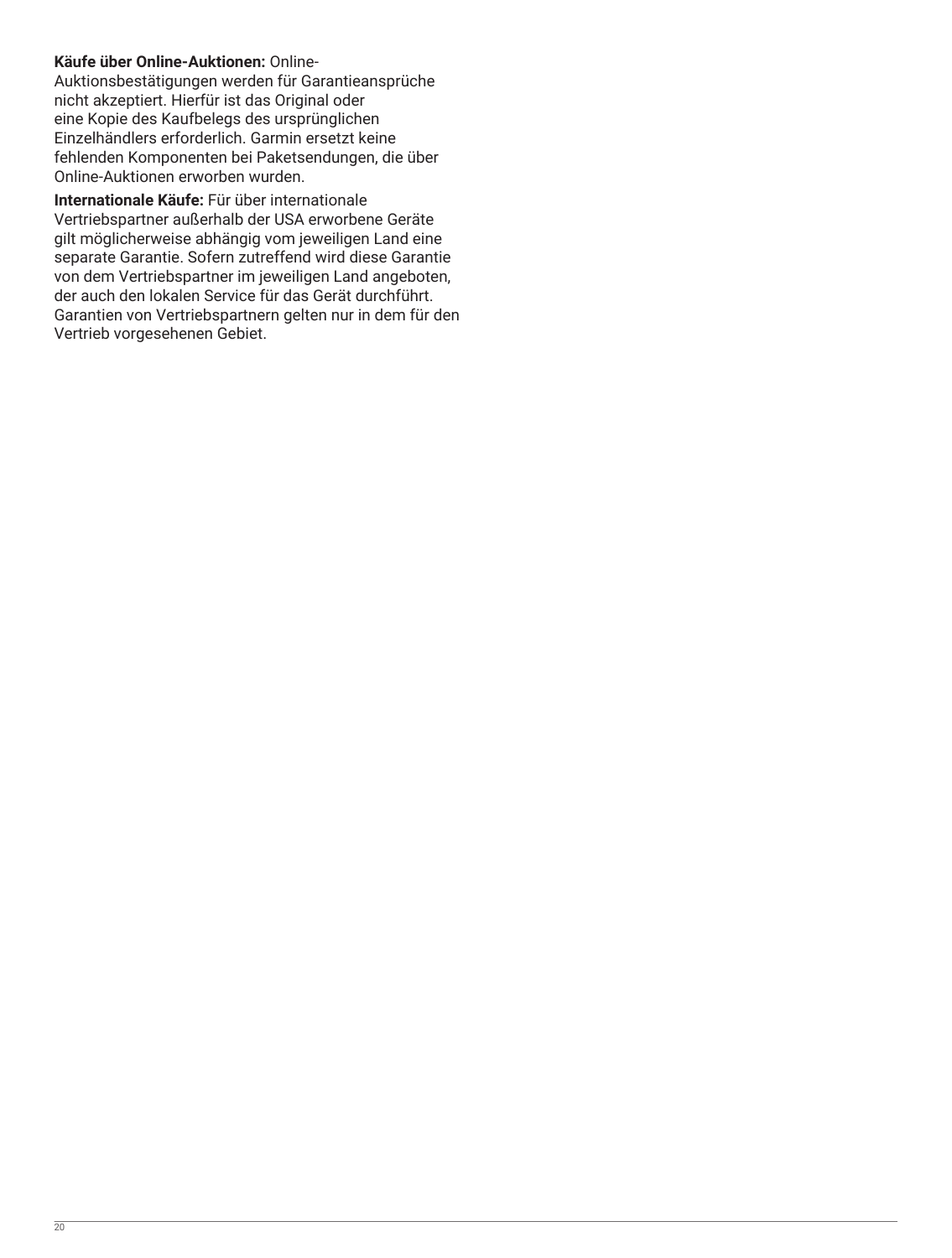**Käufe über Online-Auktionen:** Online-Auktionsbestätigungen werden für Garantieansprüche nicht akzeptiert. Hierfür ist das Original oder eine Kopie des Kaufbelegs des ursprünglichen Einzelhändlers erforderlich. Garmin ersetzt keine fehlenden Komponenten bei Paketsendungen, die über Online-Auktionen erworben wurden.

**Internationale Käufe:** Für über internationale Vertriebspartner außerhalb der USA erworbene Geräte gilt möglicherweise abhängig vom jeweiligen Land eine separate Garantie. Sofern zutreffend wird diese Garantie von dem Vertriebspartner im jeweiligen Land angeboten, der auch den lokalen Service für das Gerät durchführt. Garantien von Vertriebspartnern gelten nur in dem für den Vertrieb vorgesehenen Gebiet.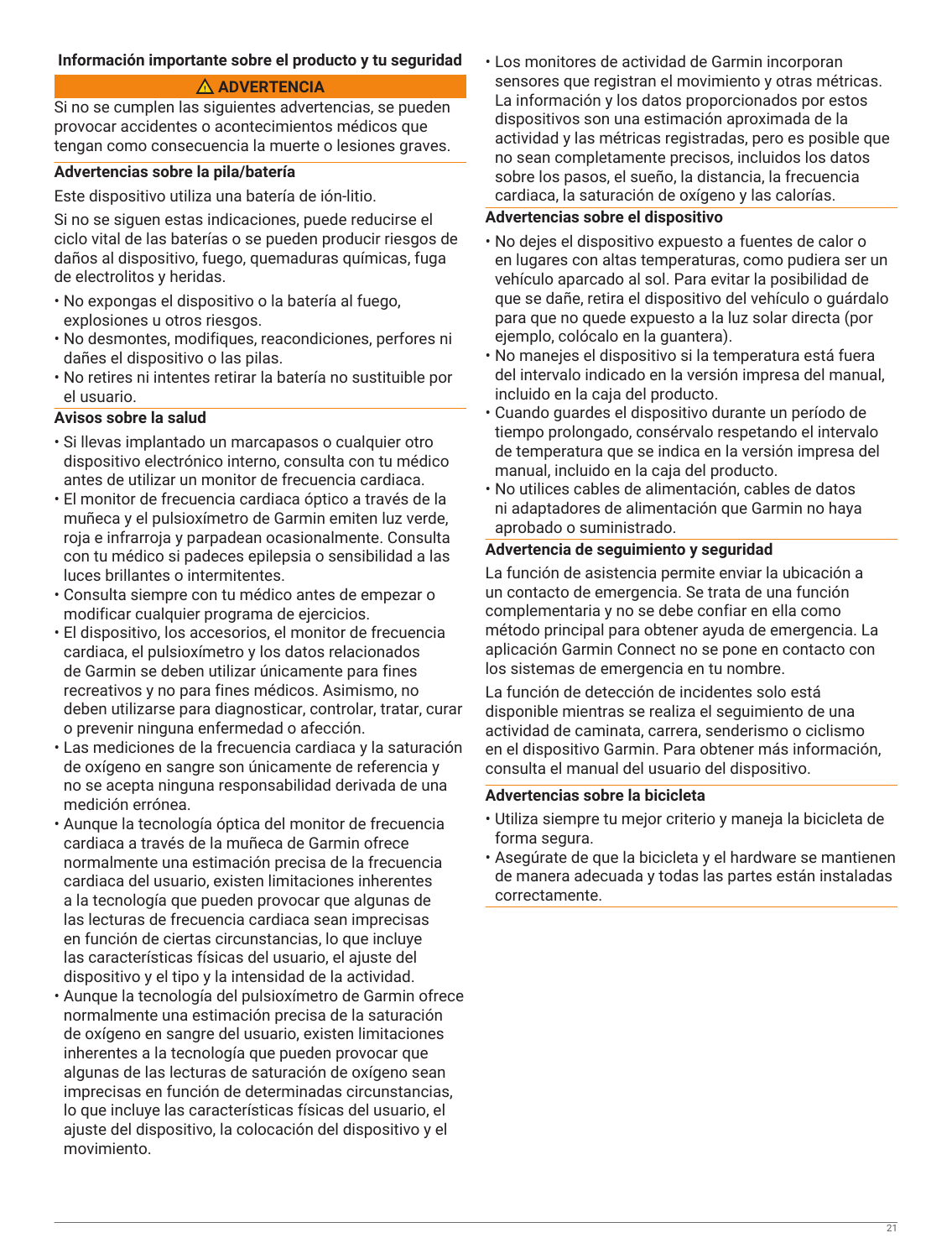## Información importante sobre el producto y tu seguridad

**⚠ ADVERTENCIA**

Si no se cumplen las siguientes advertencias, se pueden provocar accidentes o acontecimientos médicos que tengan como consecuencia la muerte o lesiones graves.

### Advertencias sobre la pila/batería

Este dispositivo utiliza una batería de ión-litio.

Si no se siguen estas indicaciones, puede reducirse el ciclo vital de las baterías o se pueden producir riesgos de daños al dispositivo, fuego, quemaduras químicas, fuga de electrolitos y heridas.

- No expongas el dispositivo o la batería al fuego, explosiones u otros riesgos.
- No desmontes, modifiques, reacondiciones, perfores ni dañes el dispositivo o las pilas.
- No retires ni intentes retirar la batería no sustituible por el usuario.

### Avisos sobre la salud

- Si llevas implantado un marcapasos o cualquier otro dispositivo electrónico interno, consulta con tu médico antes de utilizar un monitor de frecuencia cardiaca.
- El monitor de frecuencia cardiaca óptico a través de la muñeca y el pulsioxímetro de Garmin emiten luz verde, roja e infrarroja y parpadean ocasionalmente. Consulta con tu médico si padeces epilepsia o sensibilidad a las luces brillantes o intermitentes.
- Consulta siempre con tu médico antes de empezar o modificar cualquier programa de ejercicios.
- El dispositivo, los accesorios, el monitor de frecuencia cardiaca, el pulsioxímetro y los datos relacionados de Garmin se deben utilizar únicamente para fines recreativos y no para fines médicos. Asimismo, no deben utilizarse para diagnosticar, controlar, tratar, curar o prevenir ninguna enfermedad o afección.
- Las mediciones de la frecuencia cardiaca y la saturación de oxígeno en sangre son únicamente de referencia y no se acepta ninguna responsabilidad derivada de una medición errónea.
- Aunque la tecnología óptica del monitor de frecuencia cardiaca a través de la muñeca de Garmin ofrece normalmente una estimación precisa de la frecuencia cardiaca del usuario, existen limitaciones inherentes a la tecnología que pueden provocar que algunas de las lecturas de frecuencia cardiaca sean imprecisas en función de ciertas circunstancias, lo que incluye las características físicas del usuario, el ajuste del dispositivo y el tipo y la intensidad de la actividad.
- Aunque la tecnología del pulsioxímetro de Garmin ofrece normalmente una estimación precisa de la saturación de oxígeno en sangre del usuario, existen limitaciones inherentes a la tecnología que pueden provocar que algunas de las lecturas de saturación de oxígeno sean imprecisas en función de determinadas circunstancias, lo que incluye las características físicas del usuario, el ajuste del dispositivo, la colocación del dispositivo y el movimiento.
- Los monitores de actividad de Garmin incorporan sensores que registran el movimiento y otras métricas. La información y los datos proporcionados por estos dispositivos son una estimación aproximada de la actividad y las métricas registradas, pero es posible que no sean completamente precisos, incluidos los datos sobre los pasos, el sueño, la distancia, la frecuencia cardiaca, la saturación de oxígeno y las calorías.

### Advertencias sobre el dispositivo

- No dejes el dispositivo expuesto a fuentes de calor o en lugares con altas temperaturas, como pudiera ser un vehículo aparcado al sol. Para evitar la posibilidad de que se dañe, retira el dispositivo del vehículo o guárdalo para que no quede expuesto a la luz solar directa (por ejemplo, colócalo en la guantera).
- No manejes el dispositivo si la temperatura está fuera del intervalo indicado en la versión impresa del manual, incluido en la caja del producto.
- Cuando guardes el dispositivo durante un período de tiempo prolongado, consérvalo respetando el intervalo de temperatura que se indica en la versión impresa del manual, incluido en la caja del producto.
- No utilices cables de alimentación, cables de datos ni adaptadores de alimentación que Garmin no haya aprobado o suministrado.

### Advertencia de seguimiento y seguridad

La función de asistencia permite enviar la ubicación a un contacto de emergencia. Se trata de una función complementaria y no se debe confiar en ella como método principal para obtener ayuda de emergencia. La aplicación Garmin Connect no se pone en contacto con los sistemas de emergencia en tu nombre.

La función de detección de incidentes solo está disponible mientras se realiza el seguimiento de una actividad de caminata, carrera, senderismo o ciclismo en el dispositivo Garmin. Para obtener más información, consulta el manual del usuario del dispositivo.

### Advertencias sobre la bicicleta

- Utiliza siempre tu mejor criterio y maneja la bicicleta de forma segura.
- Asegúrate de que la bicicleta y el hardware se mantienen de manera adecuada y todas las partes están instaladas correctamente.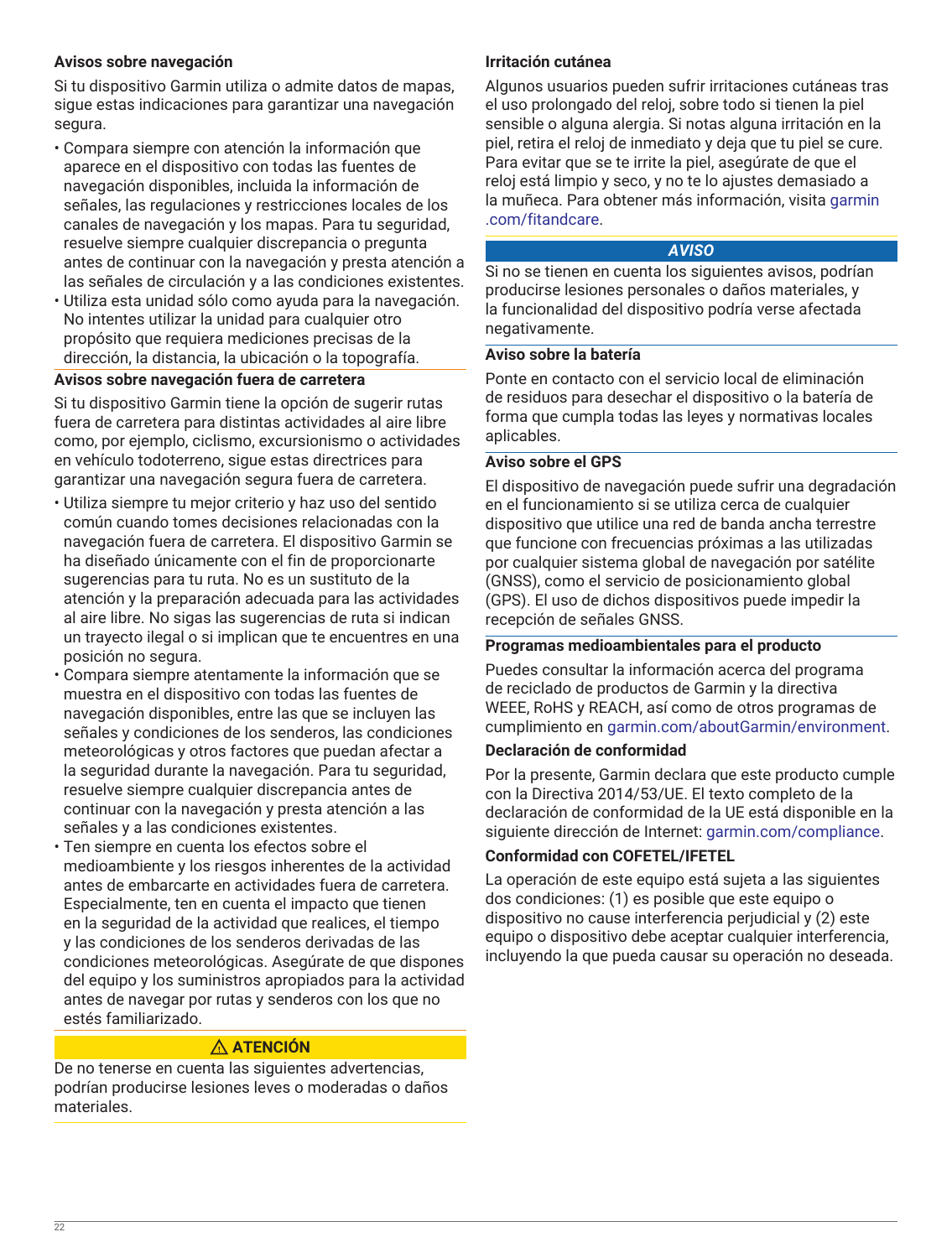### Avisos sobre navegación

Si tu dispositivo Garmin utiliza o admite datos de mapas, sigue estas indicaciones para garantizar una navegación segura.

- Compara siempre con atención la información que aparece en el dispositivo con todas las fuentes de navegación disponibles, incluida la información de señales, las regulaciones y restricciones locales de los canales de navegación y los mapas. Para tu seguridad, resuelve siempre cualquier discrepancia o pregunta antes de continuar con la navegación y presta atención a las señales de circulación y a las condiciones existentes.
- Utiliza esta unidad sólo como ayuda para la navegación. No intentes utilizar la unidad para cualquier otro propósito que requiera mediciones precisas de la dirección, la distancia, la ubicación o la topografía.

### Avisos sobre navegación fuera de carretera

Si tu dispositivo Garmin tiene la opción de sugerir rutas fuera de carretera para distintas actividades al aire libre como, por ejemplo, ciclismo, excursionismo o actividades en vehículo todoterreno, sigue estas directrices para garantizar una navegación segura fuera de carretera.

- Utiliza siempre tu mejor criterio y haz uso del sentido común cuando tomes decisiones relacionadas con la navegación fuera de carretera. El dispositivo Garmin se ha diseñado únicamente con el fin de proporcionarte sugerencias para tu ruta. No es un sustituto de la atención y la preparación adecuada para las actividades al aire libre. No sigas las sugerencias de ruta si indican un trayecto ilegal o si implican que te encuentres en una posición no segura.
- Compara siempre atentamente la información que se muestra en el dispositivo con todas las fuentes de navegación disponibles, entre las que se incluyen las señales y condiciones locales de los senderos, las condiciones meteorológicas y otros factores que puedan afectar a la seguridad durante la navegación. Para tu seguridad, resuelve siempre cualquier discrepancia antes de continuar con la navegación y presta atención a las señales y a las condiciones existentes.
- Ten siempre en cuenta los efectos sobre el medioambiente y los riesgos inherentes de la actividad antes de embarcarte en actividades fuera de carretera. Especialmente, ten en cuenta el impacto que tienen en la seguridad de la actividad que realices, el tiempo y las condiciones de los senderos derivadas de las condiciones meteorológicas. Asegúrate de que dispones del equipo y los suministros apropiados para la actividad antes de navegar por rutas y senderos con los que no estés familiarizado.

**⚠ ATENCIÓN**

De no tenerse en cuenta las siguientes advertencias, podrían producirse lesiones leves o moderadas o daños materiales.

### Irritación cutánea

Algunos usuarios pueden sufrir irritaciones cutáneas tras el uso prolongado del reloj, sobre todo si tienen la piel sensible o alguna alergia. Si notas alguna irritación en la piel, retira el reloj de inmediato y deja que tu piel se cure. Para evitar que se te irrite la piel, asegúrate de que el reloj está limpio y seco, y no te lo ajustes demasiado a la muñeca. Para obtener más información, visita garmin.com/fitandcare.

***AVISO***

Si no se tienen en cuenta los siguientes avisos, podrían producirse lesiones personales o daños materiales, y la funcionalidad del dispositivo podría verse afectada negativamente.

### Aviso sobre la batería

Ponte en contacto con el servicio local de eliminación de residuos para desechar el dispositivo o la batería de forma que cumpla todas las leyes y normativas locales aplicables.

### Aviso sobre el GPS

El dispositivo de navegación puede sufrir una degradación en el funcionamiento si se utiliza cerca de cualquier dispositivo que utilice una red de banda ancha terrestre que funcione con frecuencias próximas a las utilizadas por cualquier sistema global de navegación por satélite (GNSS), como el servicio de posicionamiento global (GPS). El uso de dichos dispositivos puede impedir la recepción de señales GNSS.

### Programas medioambientales para el producto

Puedes consultar la información acerca del programa de reciclado de productos de Garmin y la directiva WEEE, RoHS y REACH, así como de otros programas de cumplimiento en garmin.com/aboutGarmin/environment.

### Declaración de conformidad

Por la presente, Garmin declara que este producto cumple con la Directiva 2014/53/UE. El texto completo de la declaración de conformidad de la UE está disponible en la siguiente dirección de Internet: garmin.com/compliance.

### Conformidad con COFETEL/IFETEL

La operación de este equipo está sujeta a las siguientes dos condiciones: (1) es posible que este equipo o dispositivo no cause interferencia perjudicial y (2) este equipo o dispositivo debe aceptar cualquier interferencia, incluyendo la que pueda causar su operación no deseada.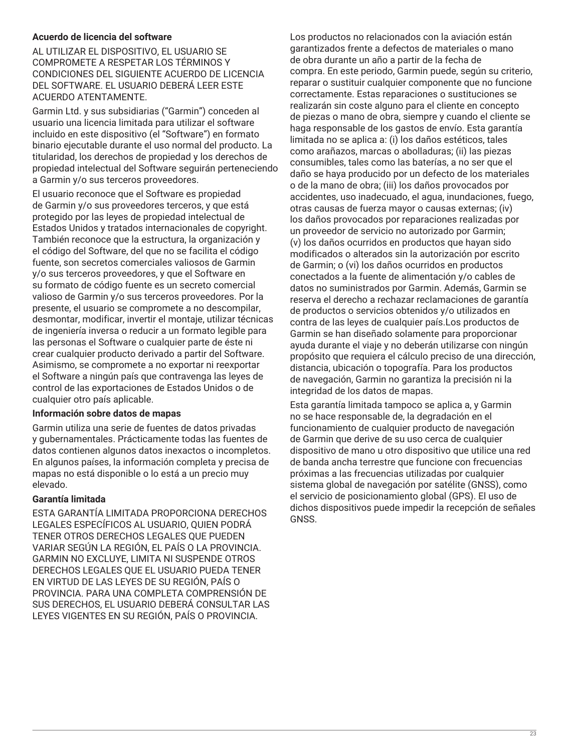### Acuerdo de licencia del software

AL UTILIZAR EL DISPOSITIVO, EL USUARIO SE COMPROMETE A RESPETAR LOS TÉRMINOS Y CONDICIONES DEL SIGUIENTE ACUERDO DE LICENCIA DEL SOFTWARE. EL USUARIO DEBERÁ LEER ESTE ACUERDO ATENTAMENTE.

Garmin Ltd. y sus subsidiarias ("Garmin") conceden al usuario una licencia limitada para utilizar el software incluido en este dispositivo (el "Software") en formato binario ejecutable durante el uso normal del producto. La titularidad, los derechos de propiedad y los derechos de propiedad intelectual del Software seguirán perteneciendo a Garmin y/o sus terceros proveedores.

El usuario reconoce que el Software es propiedad de Garmin y/o sus proveedores terceros, y que está protegido por las leyes de propiedad intelectual de Estados Unidos y tratados internacionales de copyright. También reconoce que la estructura, la organización y el código del Software, del que no se facilita el código fuente, son secretos comerciales valiosos de Garmin y/o sus terceros proveedores, y que el Software en su formato de código fuente es un secreto comercial valioso de Garmin y/o sus terceros proveedores. Por la presente, el usuario se compromete a no descompilar, desmontar, modificar, invertir el montaje, utilizar técnicas de ingeniería inversa o reducir a un formato legible para las personas el Software o cualquier parte de éste ni crear cualquier producto derivado a partir del Software. Asimismo, se compromete a no exportar ni reexportar el Software a ningún país que contravenga las leyes de control de las exportaciones de Estados Unidos o de cualquier otro país aplicable.

### Información sobre datos de mapas

Garmin utiliza una serie de fuentes de datos privadas y gubernamentales. Prácticamente todas las fuentes de datos contienen algunos datos inexactos o incompletos. En algunos países, la información completa y precisa de mapas no está disponible o lo está a un precio muy elevado.

### Garantía limitada

ESTA GARANTÍA LIMITADA PROPORCIONA DERECHOS LEGALES ESPECÍFICOS AL USUARIO, QUIEN PODRÁ TENER OTROS DERECHOS LEGALES QUE PUEDEN VARIAR SEGÚN LA REGIÓN, EL PAÍS O LA PROVINCIA. GARMIN NO EXCLUYE, LIMITA NI SUSPENDE OTROS DERECHOS LEGALES QUE EL USUARIO PUEDA TENER EN VIRTUD DE LAS LEYES DE SU REGIÓN, PAÍS O PROVINCIA. PARA UNA COMPLETA COMPRENSIÓN DE SUS DERECHOS, EL USUARIO DEBERÁ CONSULTAR LAS LEYES VIGENTES EN SU REGIÓN, PAÍS O PROVINCIA.

Los productos no relacionados con la aviación están garantizados frente a defectos de materiales o mano de obra durante un año a partir de la fecha de compra. En este periodo, Garmin puede, según su criterio, reparar o sustituir cualquier componente que no funcione correctamente. Estas reparaciones o sustituciones se realizarán sin coste alguno para el cliente en concepto de piezas o mano de obra, siempre y cuando el cliente se haga responsable de los gastos de envío. Esta garantía limitada no se aplica a: (i) los daños estéticos, tales como arañazos, marcas o abolladuras; (ii) las piezas consumibles, tales como las baterías, a no ser que el daño se haya producido por un defecto de los materiales o de la mano de obra; (iii) los daños provocados por accidentes, uso inadecuado, el agua, inundaciones, fuego, otras causas de fuerza mayor o causas externas; (iv) los daños provocados por reparaciones realizadas por un proveedor de servicio no autorizado por Garmin; (v) los daños ocurridos en productos que hayan sido modificados o alterados sin la autorización por escrito de Garmin; o (vi) los daños ocurridos en productos conectados a la fuente de alimentación y/o cables de datos no suministrados por Garmin. Además, Garmin se reserva el derecho a rechazar reclamaciones de garantía de productos o servicios obtenidos y/o utilizados en contra de las leyes de cualquier país.Los productos de Garmin se han diseñado solamente para proporcionar ayuda durante el viaje y no deberán utilizarse con ningún propósito que requiera el cálculo preciso de una dirección, distancia, ubicación o topografía. Para los productos de navegación, Garmin no garantiza la precisión ni la integridad de los datos de mapas.

Esta garantía limitada tampoco se aplica a, y Garmin no se hace responsable de, la degradación en el funcionamiento de cualquier producto de navegación de Garmin que derive de su uso cerca de cualquier dispositivo de mano u otro dispositivo que utilice una red de banda ancha terrestre que funcione con frecuencias próximas a las frecuencias utilizadas por cualquier sistema global de navegación por satélite (GNSS), como el servicio de posicionamiento global (GPS). El uso de dichos dispositivos puede impedir la recepción de señales GNSS.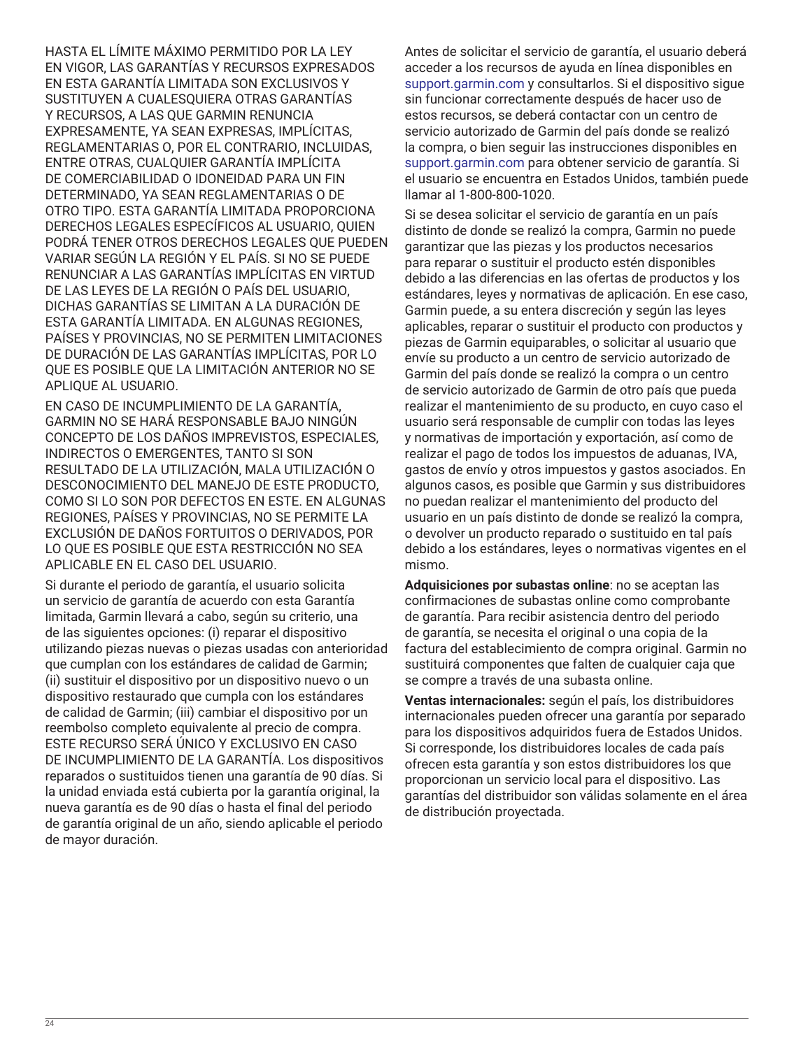HASTA EL LÍMITE MÁXIMO PERMITIDO POR LA LEY EN VIGOR, LAS GARANTÍAS Y RECURSOS EXPRESADOS EN ESTA GARANTÍA LIMITADA SON EXCLUSIVOS Y SUSTITUYEN A CUALESQUIERA OTRAS GARANTÍAS Y RECURSOS, A LAS QUE GARMIN RENUNCIA EXPRESAMENTE, YA SEAN EXPRESAS, IMPLÍCITAS, REGLAMENTARIAS O, POR EL CONTRARIO, INCLUIDAS, ENTRE OTRAS, CUALQUIER GARANTÍA IMPLÍCITA DE COMERCIABILIDAD O IDONEIDAD PARA UN FIN DETERMINADO, YA SEAN REGLAMENTARIAS O DE OTRO TIPO. ESTA GARANTÍA LIMITADA PROPORCIONA DERECHOS LEGALES ESPECÍFICOS AL USUARIO, QUIEN PODRÁ TENER OTROS DERECHOS LEGALES QUE PUEDEN VARIAR SEGÚN LA REGIÓN Y EL PAÍS. SI NO SE PUEDE RENUNCIAR A LAS GARANTÍAS IMPLÍCITAS EN VIRTUD DE LAS LEYES DE LA REGIÓN O PAÍS DEL USUARIO, DICHAS GARANTÍAS SE LIMITAN A LA DURACIÓN DE ESTA GARANTÍA LIMITADA. EN ALGUNAS REGIONES, PAÍSES Y PROVINCIAS, NO SE PERMITEN LIMITACIONES DE DURACIÓN DE LAS GARANTÍAS IMPLÍCITAS, POR LO QUE ES POSIBLE QUE LA LIMITACIÓN ANTERIOR NO SE APLIQUE AL USUARIO.

EN CASO DE INCUMPLIMIENTO DE LA GARANTÍA, GARMIN NO SE HARÁ RESPONSABLE BAJO NINGÚN CONCEPTO DE LOS DAÑOS IMPREVISTOS, ESPECIALES, INDIRECTOS O EMERGENTES, TANTO SI SON RESULTADO DE LA UTILIZACIÓN, MALA UTILIZACIÓN O DESCONOCIMIENTO DEL MANEJO DE ESTE PRODUCTO, COMO SI LO SON POR DEFECTOS EN ESTE. EN ALGUNAS REGIONES, PAÍSES Y PROVINCIAS, NO SE PERMITE LA EXCLUSIÓN DE DAÑOS FORTUITOS O DERIVADOS, POR LO QUE ES POSIBLE QUE ESTA RESTRICCIÓN NO SEA APLICABLE EN EL CASO DEL USUARIO.

Si durante el periodo de garantía, el usuario solicita un servicio de garantía de acuerdo con esta Garantía limitada, Garmin llevará a cabo, según su criterio, una de las siguientes opciones: (i) reparar el dispositivo utilizando piezas nuevas o piezas usadas con anterioridad que cumplan con los estándares de calidad de Garmin; (ii) sustituir el dispositivo por un dispositivo nuevo o un dispositivo restaurado que cumpla con los estándares de calidad de Garmin; (iii) cambiar el dispositivo por un reembolso completo equivalente al precio de compra. ESTE RECURSO SERÁ ÚNICO Y EXCLUSIVO EN CASO DE INCUMPLIMIENTO DE LA GARANTÍA. Los dispositivos reparados o sustituidos tienen una garantía de 90 días. Si la unidad enviada está cubierta por la garantía original, la nueva garantía es de 90 días o hasta el final del periodo de garantía original de un año, siendo aplicable el periodo de mayor duración.

Antes de solicitar el servicio de garantía, el usuario deberá acceder a los recursos de ayuda en línea disponibles en support.garmin.com y consultarlos. Si el dispositivo sigue sin funcionar correctamente después de hacer uso de estos recursos, se deberá contactar con un centro de servicio autorizado de Garmin del país donde se realizó la compra, o bien seguir las instrucciones disponibles en support.garmin.com para obtener servicio de garantía. Si el usuario se encuentra en Estados Unidos, también puede llamar al 1-800-800-1020.

Si se desea solicitar el servicio de garantía en un país distinto de donde se realizó la compra, Garmin no puede garantizar que las piezas y los productos necesarios para reparar o sustituir el producto estén disponibles debido a las diferencias en las ofertas de productos y los estándares, leyes y normativas de aplicación. En ese caso, Garmin puede, a su entera discreción y según las leyes aplicables, reparar o sustituir el producto con productos y piezas de Garmin equiparables, o solicitar al usuario que envíe su producto a un centro de servicio autorizado de Garmin del país donde se realizó la compra o un centro de servicio autorizado de Garmin de otro país que pueda realizar el mantenimiento de su producto, en cuyo caso el usuario será responsable de cumplir con todas las leyes y normativas de importación y exportación, así como de realizar el pago de todos los impuestos de aduanas, IVA, gastos de envío y otros impuestos y gastos asociados. En algunos casos, es posible que Garmin y sus distribuidores no puedan realizar el mantenimiento del producto del usuario en un país distinto de donde se realizó la compra, o devolver un producto reparado o sustituido en tal país debido a los estándares, leyes o normativas vigentes en el mismo.

**Adquisiciones por subastas online**: no se aceptan las confirmaciones de subastas online como comprobante de garantía. Para recibir asistencia dentro del periodo de garantía, se necesita el original o una copia de la factura del establecimiento de compra original. Garmin no sustituirá componentes que falten de cualquier caja que se compre a través de una subasta online.

**Ventas internacionales:** según el país, los distribuidores internacionales pueden ofrecer una garantía por separado para los dispositivos adquiridos fuera de Estados Unidos. Si corresponde, los distribuidores locales de cada país ofrecen esta garantía y son estos distribuidores los que proporcionan un servicio local para el dispositivo. Las garantías del distribuidor son válidas solamente en el área de distribución proyectada.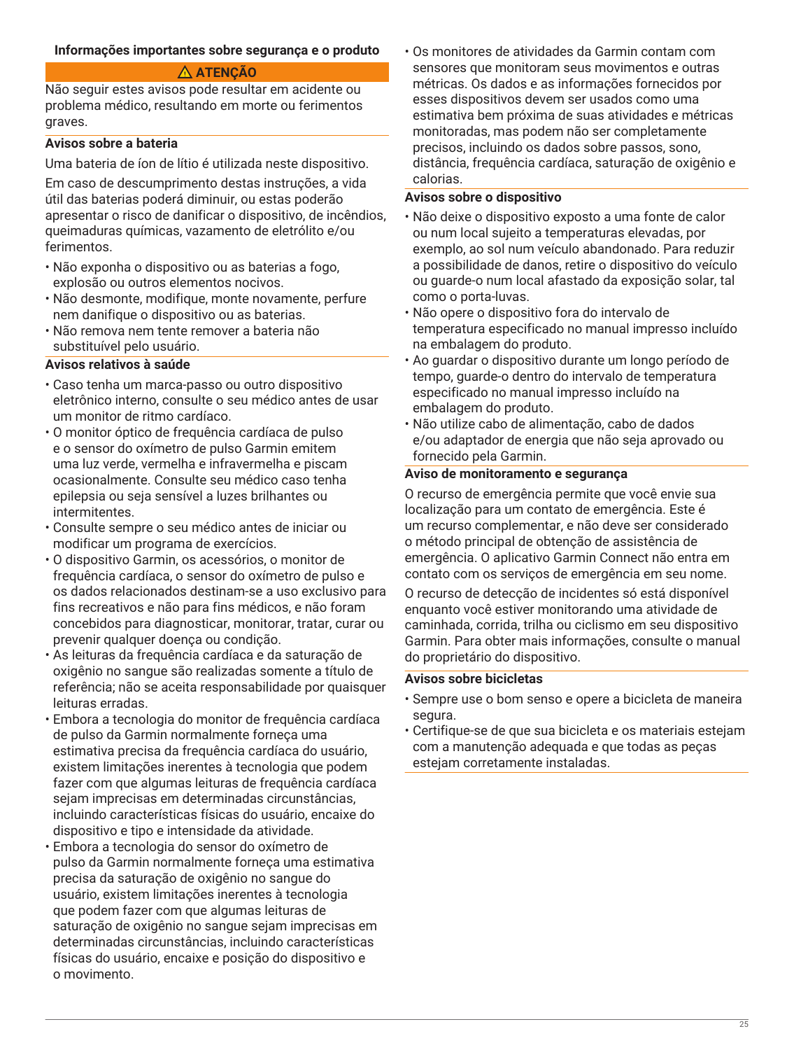## Informações importantes sobre segurança e o produto

**⚠ ATENÇÃO**

Não seguir estes avisos pode resultar em acidente ou problema médico, resultando em morte ou ferimentos graves.

### Avisos sobre a bateria

Uma bateria de íon de lítio é utilizada neste dispositivo.

Em caso de descumprimento destas instruções, a vida útil das baterias poderá diminuir, ou estas poderão apresentar o risco de danificar o dispositivo, de incêndios, queimaduras químicas, vazamento de eletrólito e/ou ferimentos.

- Não exponha o dispositivo ou as baterias a fogo, explosão ou outros elementos nocivos.
- Não desmonte, modifique, monte novamente, perfure nem danifique o dispositivo ou as baterias.
- Não remova nem tente remover a bateria não substituível pelo usuário.

### Avisos relativos à saúde

- Caso tenha um marca-passo ou outro dispositivo eletrônico interno, consulte o seu médico antes de usar um monitor de ritmo cardíaco.
- O monitor óptico de frequência cardíaca de pulso e o sensor do oxímetro de pulso Garmin emitem uma luz verde, vermelha e infravermelha e piscam ocasionalmente. Consulte seu médico caso tenha epilepsia ou seja sensível a luzes brilhantes ou intermitentes.
- Consulte sempre o seu médico antes de iniciar ou modificar um programa de exercícios.
- O dispositivo Garmin, os acessórios, o monitor de frequência cardíaca, o sensor do oxímetro de pulso e os dados relacionados destinam-se a uso exclusivo para fins recreativos e não para fins médicos, e não foram concebidos para diagnosticar, monitorar, tratar, curar ou prevenir qualquer doença ou condição.
- As leituras da frequência cardíaca e da saturação de oxigênio no sangue são realizadas somente a título de referência; não se aceita responsabilidade por quaisquer leituras erradas.
- Embora a tecnologia do monitor de frequência cardíaca de pulso da Garmin normalmente forneça uma estimativa precisa da frequência cardíaca do usuário, existem limitações inerentes à tecnologia que podem fazer com que algumas leituras de frequência cardíaca sejam imprecisas em determinadas circunstâncias, incluindo características físicas do usuário, encaixe do dispositivo e tipo e intensidade da atividade.
- Embora a tecnologia do sensor do oxímetro de pulso da Garmin normalmente forneça uma estimativa precisa da saturação de oxigênio no sangue do usuário, existem limitações inerentes à tecnologia que podem fazer com que algumas leituras de saturação de oxigênio no sangue sejam imprecisas em determinadas circunstâncias, incluindo características físicas do usuário, encaixe e posição do dispositivo e o movimento.
- Os monitores de atividades da Garmin contam com sensores que monitoram seus movimentos e outras métricas. Os dados e as informações fornecidos por esses dispositivos devem ser usados como uma estimativa bem próxima de suas atividades e métricas monitoradas, mas podem não ser completamente precisos, incluindo os dados sobre passos, sono, distância, frequência cardíaca, saturação de oxigênio e calorias.

### Avisos sobre o dispositivo

- Não deixe o dispositivo exposto a uma fonte de calor ou num local sujeito a temperaturas elevadas, por exemplo, ao sol num veículo abandonado. Para reduzir a possibilidade de danos, retire o dispositivo do veículo ou guarde-o num local afastado da exposição solar, tal como o porta-luvas.
- Não opere o dispositivo fora do intervalo de temperatura especificado no manual impresso incluído na embalagem do produto.
- Ao guardar o dispositivo durante um longo período de tempo, guarde-o dentro do intervalo de temperatura especificado no manual impresso incluído na embalagem do produto.
- Não utilize cabo de alimentação, cabo de dados e/ou adaptador de energia que não seja aprovado ou fornecido pela Garmin.

### Aviso de monitoramento e segurança

O recurso de emergência permite que você envie sua localização para um contato de emergência. Este é um recurso complementar, e não deve ser considerado o método principal de obtenção de assistência de emergência. O aplicativo Garmin Connect não entra em contato com os serviços de emergência em seu nome.

O recurso de detecção de incidentes só está disponível enquanto você estiver monitorando uma atividade de caminhada, corrida, trilha ou ciclismo em seu dispositivo Garmin. Para obter mais informações, consulte o manual do proprietário do dispositivo.

### Avisos sobre bicicletas

- Sempre use o bom senso e opere a bicicleta de maneira segura.
- Certifique-se de que sua bicicleta e os materiais estejam com a manutenção adequada e que todas as peças estejam corretamente instaladas.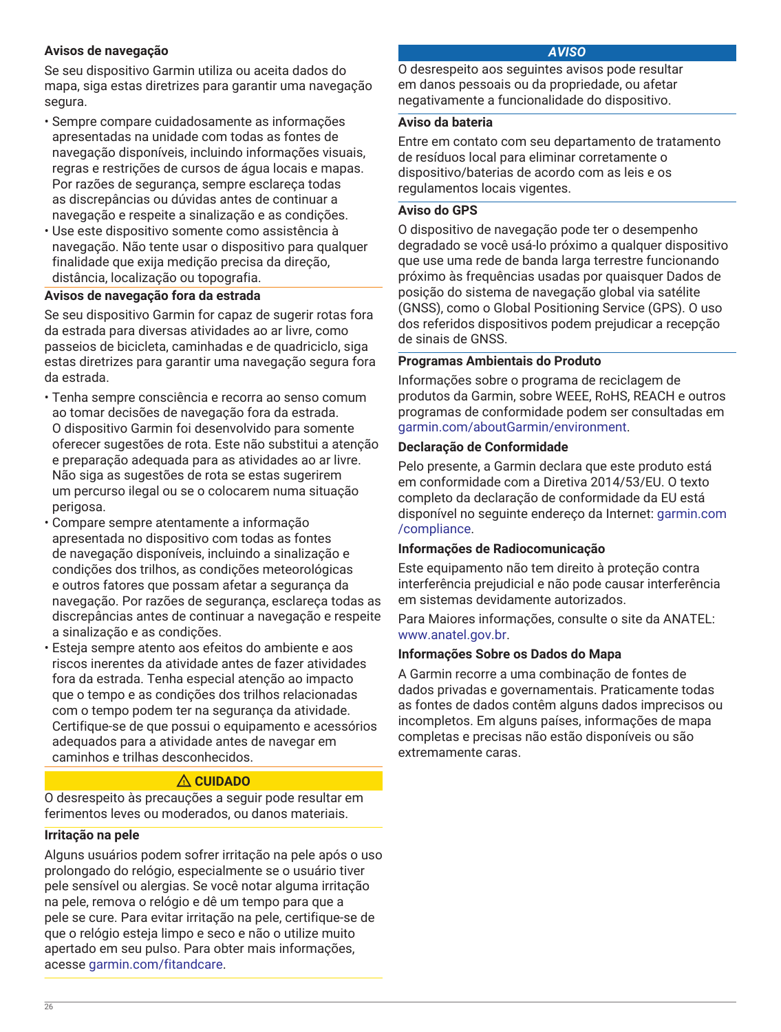### Avisos de navegação

Se seu dispositivo Garmin utiliza ou aceita dados do mapa, siga estas diretrizes para garantir uma navegação segura.

- Sempre compare cuidadosamente as informações apresentadas na unidade com todas as fontes de navegação disponíveis, incluindo informações visuais, regras e restrições de cursos de água locais e mapas. Por razões de segurança, sempre esclareça todas as discrepâncias ou dúvidas antes de continuar a navegação e respeite a sinalização e as condições.
- Use este dispositivo somente como assistência à navegação. Não tente usar o dispositivo para qualquer finalidade que exija medição precisa da direção, distância, localização ou topografia.

### Avisos de navegação fora da estrada

Se seu dispositivo Garmin for capaz de sugerir rotas fora da estrada para diversas atividades ao ar livre, como passeios de bicicleta, caminhadas e de quadriciclo, siga estas diretrizes para garantir uma navegação segura fora da estrada.

- Tenha sempre consciência e recorra ao senso comum ao tomar decisões de navegação fora da estrada. O dispositivo Garmin foi desenvolvido para somente oferecer sugestões de rota. Este não substitui a atenção e preparação adequada para as atividades ao ar livre. Não siga as sugestões de rota se estas sugerirem um percurso ilegal ou se o colocarem numa situação perigosa.
- Compare sempre atentamente a informação apresentada no dispositivo com todas as fontes de navegação disponíveis, incluindo a sinalização e condições dos trilhos, as condições meteorológicas e outros fatores que possam afetar a segurança da navegação. Por razões de segurança, esclareça todas as discrepâncias antes de continuar a navegação e respeite a sinalização e as condições.
- Esteja sempre atento aos efeitos do ambiente e aos riscos inerentes da atividade antes de fazer atividades fora da estrada. Tenha especial atenção ao impacto que o tempo e as condições dos trilhos relacionadas com o tempo podem ter na segurança da atividade. Certifique-se de que possui o equipamento e acessórios adequados para a atividade antes de navegar em caminhos e trilhas desconhecidos.

**⚠ CUIDADO**

O desrespeito às precauções a seguir pode resultar em ferimentos leves ou moderados, ou danos materiais.

### Irritação na pele

Alguns usuários podem sofrer irritação na pele após o uso prolongado do relógio, especialmente se o usuário tiver pele sensível ou alergias. Se você notar alguma irritação na pele, remova o relógio e dê um tempo para que a pele se cure. Para evitar irritação na pele, certifique-se de que o relógio esteja limpo e seco e não o utilize muito apertado em seu pulso. Para obter mais informações, acesse garmin.com/fitandcare.

***AVISO***

O desrespeito aos seguintes avisos pode resultar em danos pessoais ou da propriedade, ou afetar negativamente a funcionalidade do dispositivo.

### Aviso da bateria

Entre em contato com seu departamento de tratamento de resíduos local para eliminar corretamente o dispositivo/baterias de acordo com as leis e os regulamentos locais vigentes.

### Aviso do GPS

O dispositivo de navegação pode ter o desempenho degradado se você usá-lo próximo a qualquer dispositivo que use uma rede de banda larga terrestre funcionando próximo às frequências usadas por quaisquer Dados de posição do sistema de navegação global via satélite (GNSS), como o Global Positioning Service (GPS). O uso dos referidos dispositivos podem prejudicar a recepção de sinais de GNSS.

### Programas Ambientais do Produto

Informações sobre o programa de reciclagem de produtos da Garmin, sobre WEEE, RoHS, REACH e outros programas de conformidade podem ser consultadas em garmin.com/aboutGarmin/environment.

### Declaração de Conformidade

Pelo presente, a Garmin declara que este produto está em conformidade com a Diretiva 2014/53/EU. O texto completo da declaração de conformidade da EU está disponível no seguinte endereço da Internet: garmin.com/compliance.

### Informações de Radiocomunicação

Este equipamento não tem direito à proteção contra interferência prejudicial e não pode causar interferência em sistemas devidamente autorizados.

Para Maiores informações, consulte o site da ANATEL: www.anatel.gov.br.

### Informações Sobre os Dados do Mapa

A Garmin recorre a uma combinação de fontes de dados privadas e governamentais. Praticamente todas as fontes de dados contêm alguns dados imprecisos ou incompletos. Em alguns países, informações de mapa completas e precisas não estão disponíveis ou são extremamente caras.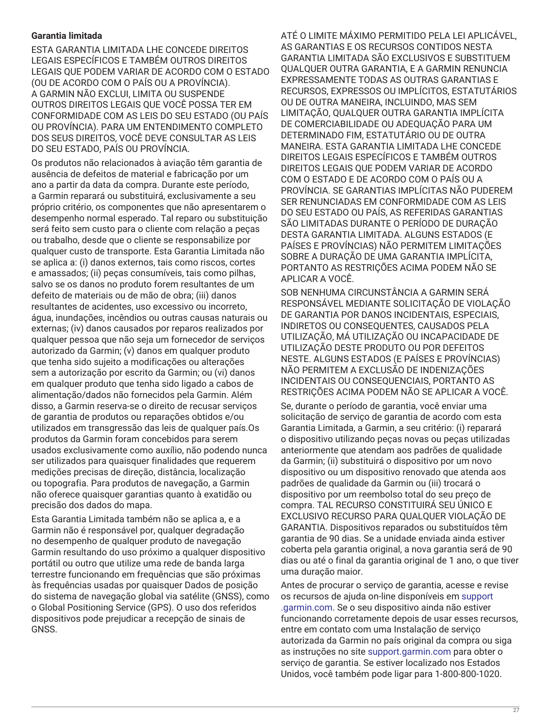**Garantia limitada**

ESTA GARANTIA LIMITADA LHE CONCEDE DIREITOS LEGAIS ESPECÍFICOS E TAMBÉM OUTROS DIREITOS LEGAIS QUE PODEM VARIAR DE ACORDO COM O ESTADO (OU DE ACORDO COM O PAÍS OU A PROVÍNCIA). A GARMIN NÃO EXCLUI, LIMITA OU SUSPENDE OUTROS DIREITOS LEGAIS QUE VOCÊ POSSA TER EM CONFORMIDADE COM AS LEIS DO SEU ESTADO (OU PAÍS OU PROVÍNCIA). PARA UM ENTENDIMENTO COMPLETO DOS SEUS DIREITOS, VOCÊ DEVE CONSULTAR AS LEIS DO SEU ESTADO, PAÍS OU PROVÍNCIA.

Os produtos não relacionados à aviação têm garantia de ausência de defeitos de material e fabricação por um ano a partir da data da compra. Durante este período, a Garmin reparará ou substituirá, exclusivamente a seu próprio critério, os componentes que não apresentarem o desempenho normal esperado. Tal reparo ou substituição será feito sem custo para o cliente com relação a peças ou trabalho, desde que o cliente se responsabilize por qualquer custo de transporte. Esta Garantia Limitada não se aplica a: (i) danos externos, tais como riscos, cortes e amassados; (ii) peças consumíveis, tais como pilhas, salvo se os danos no produto forem resultantes de um defeito de materiais ou de mão de obra; (iii) danos resultantes de acidentes, uso excessivo ou incorreto, água, inundações, incêndios ou outras causas naturais ou externas; (iv) danos causados por reparos realizados por qualquer pessoa que não seja um fornecedor de serviços autorizado da Garmin; (v) danos em qualquer produto que tenha sido sujeito a modificações ou alterações sem a autorização por escrito da Garmin; ou (vi) danos em qualquer produto que tenha sido ligado a cabos de alimentação/dados não fornecidos pela Garmin. Além disso, a Garmin reserva-se o direito de recusar serviços de garantia de produtos ou reparações obtidos e/ou utilizados em transgressão das leis de qualquer país.Os produtos da Garmin foram concebidos para serem usados exclusivamente como auxílio, não podendo nunca ser utilizados para quaisquer finalidades que requerem medições precisas de direção, distância, localização ou topografia. Para produtos de navegação, a Garmin não oferece quaisquer garantias quanto à exatidão ou precisão dos dados do mapa.

Esta Garantia Limitada também não se aplica a, e a Garmin não é responsável por, qualquer degradação no desempenho de qualquer produto de navegação Garmin resultando do uso próximo a qualquer dispositivo portátil ou outro que utilize uma rede de banda larga terrestre funcionando em frequências que são próximas às frequências usadas por quaisquer Dados de posição do sistema de navegação global via satélite (GNSS), como o Global Positioning Service (GPS). O uso dos referidos dispositivos pode prejudicar a recepção de sinais de GNSS.

ATÉ O LIMITE MÁXIMO PERMITIDO PELA LEI APLICÁVEL, AS GARANTIAS E OS RECURSOS CONTIDOS NESTA GARANTIA LIMITADA SÃO EXCLUSIVOS E SUBSTITUEM QUALQUER OUTRA GARANTIA, E A GARMIN RENUNCIA EXPRESSAMENTE TODAS AS OUTRAS GARANTIAS E RECURSOS, EXPRESSOS OU IMPLÍCITOS, ESTATUTÁRIOS OU DE OUTRA MANEIRA, INCLUINDO, MAS SEM LIMITAÇÃO, QUALQUER OUTRA GARANTIA IMPLÍCITA DE COMERCIABILIDADE OU ADEQUAÇÃO PARA UM DETERMINADO FIM, ESTATUTÁRIO OU DE OUTRA MANEIRA. ESTA GARANTIA LIMITADA LHE CONCEDE DIREITOS LEGAIS ESPECÍFICOS E TAMBÉM OUTROS DIREITOS LEGAIS QUE PODEM VARIAR DE ACORDO COM O ESTADO E DE ACORDO COM O PAÍS OU A PROVÍNCIA. SE GARANTIAS IMPLÍCITAS NÃO PUDEREM SER RENUNCIADAS EM CONFORMIDADE COM AS LEIS DO SEU ESTADO OU PAÍS, AS REFERIDAS GARANTIAS SÃO LIMITADAS DURANTE O PERÍODO DE DURAÇÃO DESTA GARANTIA LIMITADA. ALGUNS ESTADOS (E PAÍSES E PROVÍNCIAS) NÃO PERMITEM LIMITAÇÕES SOBRE A DURAÇÃO DE UMA GARANTIA IMPLÍCITA, PORTANTO AS RESTRIÇÕES ACIMA PODEM NÃO SE APLICAR A VOCÊ.

SOB NENHUMA CIRCUNSTÂNCIA A GARMIN SERÁ RESPONSÁVEL MEDIANTE SOLICITAÇÃO DE VIOLAÇÃO DE GARANTIA POR DANOS INCIDENTAIS, ESPECIAIS, INDIRETOS OU CONSEQUENTES, CAUSADOS PELA UTILIZAÇÃO, MÁ UTILIZAÇÃO OU INCAPACIDADE DE UTILIZAÇÃO DESTE PRODUTO OU POR DEFEITOS NESTE. ALGUNS ESTADOS (E PAÍSES E PROVÍNCIAS) NÃO PERMITEM A EXCLUSÃO DE INDENIZAÇÕES INCIDENTAIS OU CONSEQUENCIAIS, PORTANTO AS RESTRIÇÕES ACIMA PODEM NÃO SE APLICAR A VOCÊ.

Se, durante o período de garantia, você enviar uma solicitação de serviço de garantia de acordo com esta Garantia Limitada, a Garmin, a seu critério: (i) reparará o dispositivo utilizando peças novas ou peças utilizadas anteriormente que atendam aos padrões de qualidade da Garmin; (ii) substituirá o dispositivo por um novo dispositivo ou um dispositivo renovado que atenda aos padrões de qualidade da Garmin ou (iii) trocará o dispositivo por um reembolso total do seu preço de compra. TAL RECURSO CONSTITUIRÁ SEU ÚNICO E EXCLUSIVO RECURSO PARA QUALQUER VIOLAÇÃO DE GARANTIA. Dispositivos reparados ou substituídos têm garantia de 90 dias. Se a unidade enviada ainda estiver coberta pela garantia original, a nova garantia será de 90 dias ou até o final da garantia original de 1 ano, o que tiver uma duração maior.

Antes de procurar o serviço de garantia, acesse e revise os recursos de ajuda on-line disponíveis em support.garmin.com. Se o seu dispositivo ainda não estiver funcionando corretamente depois de usar esses recursos, entre em contato com uma Instalação de serviço autorizada da Garmin no país original da compra ou siga as instruções no site support.garmin.com para obter o serviço de garantia. Se estiver localizado nos Estados Unidos, você também pode ligar para 1-800-800-1020.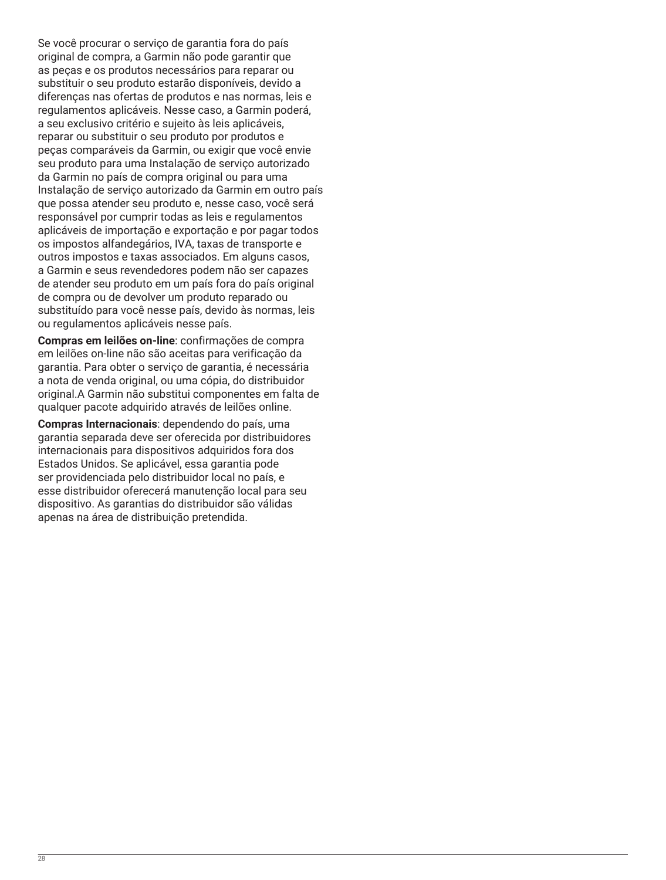Se você procurar o serviço de garantia fora do país original de compra, a Garmin não pode garantir que as peças e os produtos necessários para reparar ou substituir o seu produto estarão disponíveis, devido a diferenças nas ofertas de produtos e nas normas, leis e regulamentos aplicáveis. Nesse caso, a Garmin poderá, a seu exclusivo critério e sujeito às leis aplicáveis, reparar ou substituir o seu produto por produtos e peças comparáveis da Garmin, ou exigir que você envie seu produto para uma Instalação de serviço autorizado da Garmin no país de compra original ou para uma Instalação de serviço autorizado da Garmin em outro país que possa atender seu produto e, nesse caso, você será responsável por cumprir todas as leis e regulamentos aplicáveis de importação e exportação e por pagar todos os impostos alfandegários, IVA, taxas de transporte e outros impostos e taxas associados. Em alguns casos, a Garmin e seus revendedores podem não ser capazes de atender seu produto em um país fora do país original de compra ou de devolver um produto reparado ou substituído para você nesse país, devido às normas, leis ou regulamentos aplicáveis nesse país.

**Compras em leilões on-line**: confirmações de compra em leilões on-line não são aceitas para verificação da garantia. Para obter o serviço de garantia, é necessária a nota de venda original, ou uma cópia, do distribuidor original.A Garmin não substitui componentes em falta de qualquer pacote adquirido através de leilões online.

**Compras Internacionais**: dependendo do país, uma garantia separada deve ser oferecida por distribuidores internacionais para dispositivos adquiridos fora dos Estados Unidos. Se aplicável, essa garantia pode ser providenciada pelo distribuidor local no país, e esse distribuidor oferecerá manutenção local para seu dispositivo. As garantias do distribuidor são válidas apenas na área de distribuição pretendida.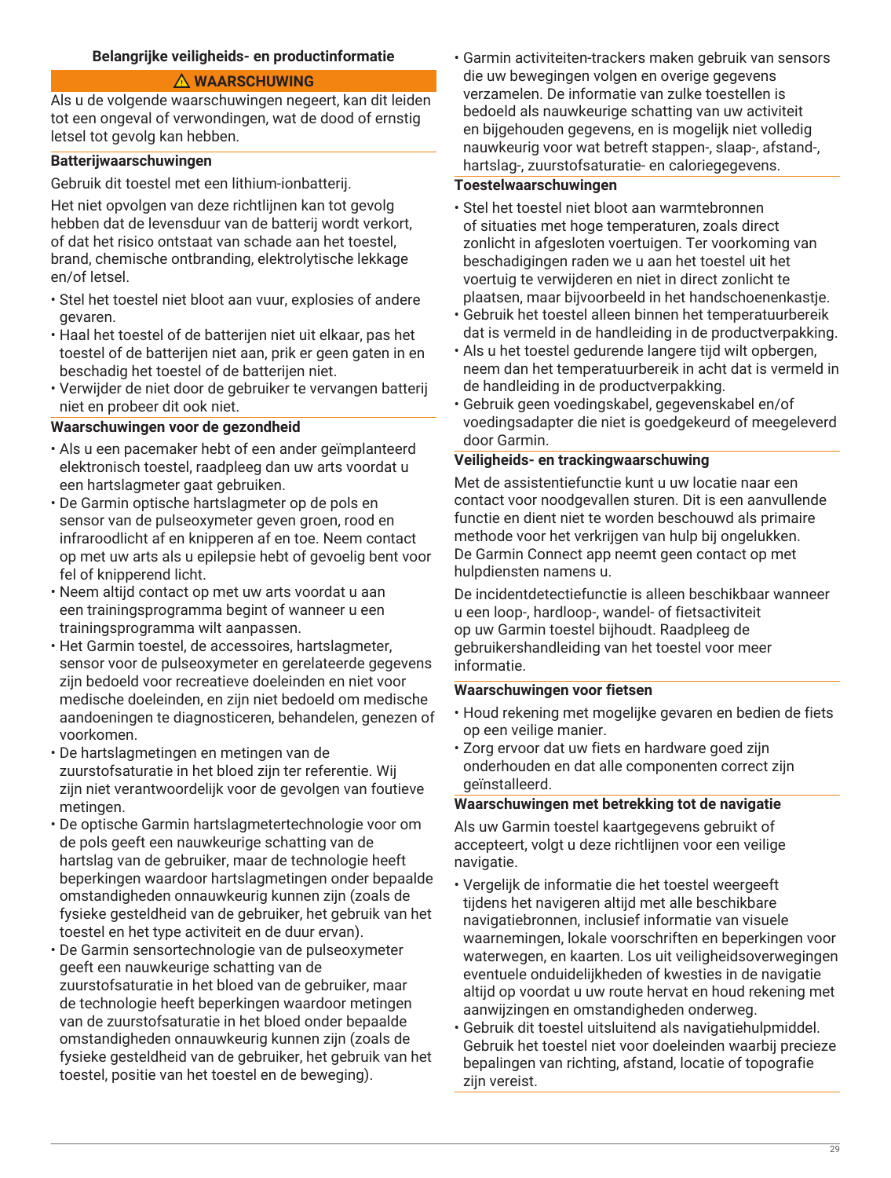## Belangrijke veiligheids- en productinformatie

**⚠ WAARSCHUWING**

Als u de volgende waarschuwingen negeert, kan dit leiden tot een ongeval of verwondingen, wat de dood of ernstig letsel tot gevolg kan hebben.

### Batterijwaarschuwingen

Gebruik dit toestel met een lithium-ionbatterij.

Het niet opvolgen van deze richtlijnen kan tot gevolg hebben dat de levensduur van de batterij wordt verkort, of dat het risico ontstaat van schade aan het toestel, brand, chemische ontbranding, elektrolytische lekkage en/of letsel.

- Stel het toestel niet bloot aan vuur, explosies of andere gevaren.
- Haal het toestel of de batterijen niet uit elkaar, pas het toestel of de batterijen niet aan, prik er geen gaten in en beschadig het toestel of de batterijen niet.
- Verwijder de niet door de gebruiker te vervangen batterij niet en probeer dit ook niet.

### Waarschuwingen voor de gezondheid

- Als u een pacemaker hebt of een ander geïmplanteerd elektronisch toestel, raadpleeg dan uw arts voordat u een hartslagmeter gaat gebruiken.
- De Garmin optische hartslagmeter op de pols en sensor van de pulseoxymeter geven groen, rood en infraroodlicht af en knipperen af en toe. Neem contact op met uw arts als u epilepsie hebt of gevoelig bent voor fel of knipperend licht.
- Neem altijd contact op met uw arts voordat u aan een trainingsprogramma begint of wanneer u een trainingsprogramma wilt aanpassen.
- Het Garmin toestel, de accessoires, hartslagmeter, sensor voor de pulseoxymeter en gerelateerde gegevens zijn bedoeld voor recreatieve doeleinden en niet voor medische doeleinden, en zijn niet bedoeld om medische aandoeningen te diagnosticeren, behandelen, genezen of voorkomen.
- De hartslagmetingen en metingen van de zuurstofsaturatie in het bloed zijn ter referentie. Wij zijn niet verantwoordelijk voor de gevolgen van foutieve metingen.
- De optische Garmin hartslagmetertechnologie voor om de pols geeft een nauwkeurige schatting van de hartslag van de gebruiker, maar de technologie heeft beperkingen waardoor hartslagmetingen onder bepaalde omstandigheden onnauwkeurig kunnen zijn (zoals de fysieke gesteldheid van de gebruiker, het gebruik van het toestel en het type activiteit en de duur ervan).
- De Garmin sensortechnologie van de pulseoxymeter geeft een nauwkeurige schatting van de zuurstofsaturatie in het bloed van de gebruiker, maar de technologie heeft beperkingen waardoor metingen van de zuurstofsaturatie in het bloed onder bepaalde omstandigheden onnauwkeurig kunnen zijn (zoals de fysieke gesteldheid van de gebruiker, het gebruik van het toestel, positie van het toestel en de beweging).
- Garmin activiteiten-trackers maken gebruik van sensors die uw bewegingen volgen en overige gegevens verzamelen. De informatie van zulke toestellen is bedoeld als nauwkeurige schatting van uw activiteit en bijgehouden gegevens, en is mogelijk niet volledig nauwkeurig voor wat betreft stappen-, slaap-, afstand-, hartslag-, zuurstofsaturatie- en caloriegegevens.

### Toestelwaarschuwingen

- Stel het toestel niet bloot aan warmtebronnen of situaties met hoge temperaturen, zoals direct zonlicht in afgesloten voertuigen. Ter voorkoming van beschadigingen raden we u aan het toestel uit het voertuig te verwijderen en niet in direct zonlicht te plaatsen, maar bijvoorbeeld in het handschoenenkastje.
- Gebruik het toestel alleen binnen het temperatuurbereik dat is vermeld in de handleiding in de productverpakking.
- Als u het toestel gedurende langere tijd wilt opbergen, neem dan het temperatuurbereik in acht dat is vermeld in de handleiding in de productverpakking.
- Gebruik geen voedingskabel, gegevenskabel en/of voedingsadapter die niet is goedgekeurd of meegeleverd door Garmin.

### Veiligheids- en trackingwaarschuwing

Met de assistentiefunctie kunt u uw locatie naar een contact voor noodgevallen sturen. Dit is een aanvullende functie en dient niet te worden beschouwd als primaire methode voor het verkrijgen van hulp bij ongelukken. De Garmin Connect app neemt geen contact op met hulpdiensten namens u.

De incidentdetectiefunctie is alleen beschikbaar wanneer u een loop-, hardloop-, wandel- of fietsactiviteit op uw Garmin toestel bijhoudt. Raadpleeg de gebruikershandleiding van het toestel voor meer informatie.

### Waarschuwingen voor fietsen

- Houd rekening met mogelijke gevaren en bedien de fiets op een veilige manier.
- Zorg ervoor dat uw fiets en hardware goed zijn onderhouden en dat alle componenten correct zijn geïnstalleerd.

### Waarschuwingen met betrekking tot de navigatie

Als uw Garmin toestel kaartgegevens gebruikt of accepteert, volgt u deze richtlijnen voor een veilige navigatie.

- Vergelijk de informatie die het toestel weergeeft tijdens het navigeren altijd met alle beschikbare navigatiebronnen, inclusief informatie van visuele waarnemingen, lokale voorschriften en beperkingen voor waterwegen, en kaarten. Los uit veiligheidsoverwegingen eventuele onduidelijkheden of kwesties in de navigatie altijd op voordat u uw route hervat en houd rekening met aanwijzingen en omstandigheden onderweg.
- Gebruik dit toestel uitsluitend als navigatiehulpmiddel. Gebruik het toestel niet voor doeleinden waarbij precieze bepalingen van richting, afstand, locatie of topografie zijn vereist.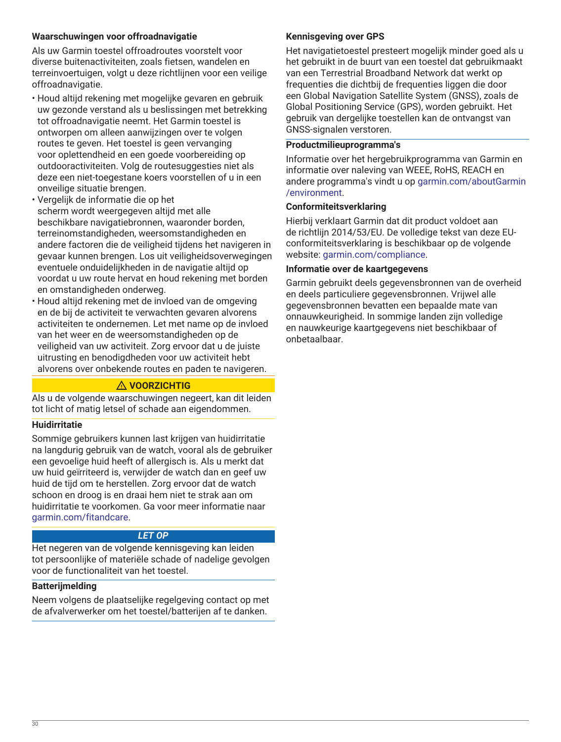### Waarschuwingen voor offroadnavigatie

Als uw Garmin toestel offroadroutes voorstelt voor diverse buitenactiviteiten, zoals fietsen, wandelen en terreinvoertuigen, volgt u deze richtlijnen voor een veilige offroadnavigatie.

- Houd altijd rekening met mogelijke gevaren en gebruik uw gezonde verstand als u beslissingen met betrekking tot offroadnavigatie neemt. Het Garmin toestel is ontworpen om alleen aanwijzingen over te volgen routes te geven. Het toestel is geen vervanging voor oplettendheid en een goede voorbereiding op outdooractiviteiten. Volg de routesuggesties niet als deze een niet-toegestane koers voorstellen of u in een onveilige situatie brengen.
- Vergelijk de informatie die op het scherm wordt weergegeven altijd met alle beschikbare navigatiebronnen, waaronder borden, terreinomstandigheden, weersomstandigheden en andere factoren die de veiligheid tijdens het navigeren in gevaar kunnen brengen. Los uit veiligheidsoverwegingen eventuele onduidelijkheden in de navigatie altijd op voordat u uw route hervat en houd rekening met borden en omstandigheden onderweg.
- Houd altijd rekening met de invloed van de omgeving en de bij de activiteit te verwachten gevaren alvorens activiteiten te ondernemen. Let met name op de invloed van het weer en de weersomstandigheden op de veiligheid van uw activiteit. Zorg ervoor dat u de juiste uitrusting en benodigdheden voor uw activiteit hebt alvorens over onbekende routes en paden te navigeren.

**⚠ VOORZICHTIG**

Als u de volgende waarschuwingen negeert, kan dit leiden tot licht of matig letsel of schade aan eigendommen.

### Huidirritatie

Sommige gebruikers kunnen last krijgen van huidirritatie na langdurig gebruik van de watch, vooral als de gebruiker een gevoelige huid heeft of allergisch is. Als u merkt dat uw huid geïrriteerd is, verwijder de watch dan en geef uw huid de tijd om te herstellen. Zorg ervoor dat de watch schoon en droog is en draai hem niet te strak aan om huidirritatie te voorkomen. Ga voor meer informatie naar garmin.com/fitandcare.

***LET OP***

Het negeren van de volgende kennisgeving kan leiden tot persoonlijke of materiële schade of nadelige gevolgen voor de functionaliteit van het toestel.

### Batterijmelding

Neem volgens de plaatselijke regelgeving contact op met de afvalverwerker om het toestel/batterijen af te danken.

### Kennisgeving over GPS

Het navigatietoestel presteert mogelijk minder goed als u het gebruikt in de buurt van een toestel dat gebruikmaakt van een Terrestrial Broadband Network dat werkt op frequenties die dichtbij de frequenties liggen die door een Global Navigation Satellite System (GNSS), zoals de Global Positioning Service (GPS), worden gebruikt. Het gebruik van dergelijke toestellen kan de ontvangst van GNSS-signalen verstoren.

### Productmilieuprogramma's

Informatie over het hergebruikprogramma van Garmin en informatie over naleving van WEEE, RoHS, REACH en andere programma's vindt u op garmin.com/aboutGarmin/environment.

### Conformiteitsverklaring

Hierbij verklaart Garmin dat dit product voldoet aan de richtlijn 2014/53/EU. De volledige tekst van deze EU-conformiteitsverklaring is beschikbaar op de volgende website: garmin.com/compliance.

### Informatie over de kaartgegevens

Garmin gebruikt deels gegevensbronnen van de overheid en deels particuliere gegevensbronnen. Vrijwel alle gegevensbronnen bevatten een bepaalde mate van onnauwkeurigheid. In sommige landen zijn volledige en nauwkeurige kaartgegevens niet beschikbaar of onbetaalbaar.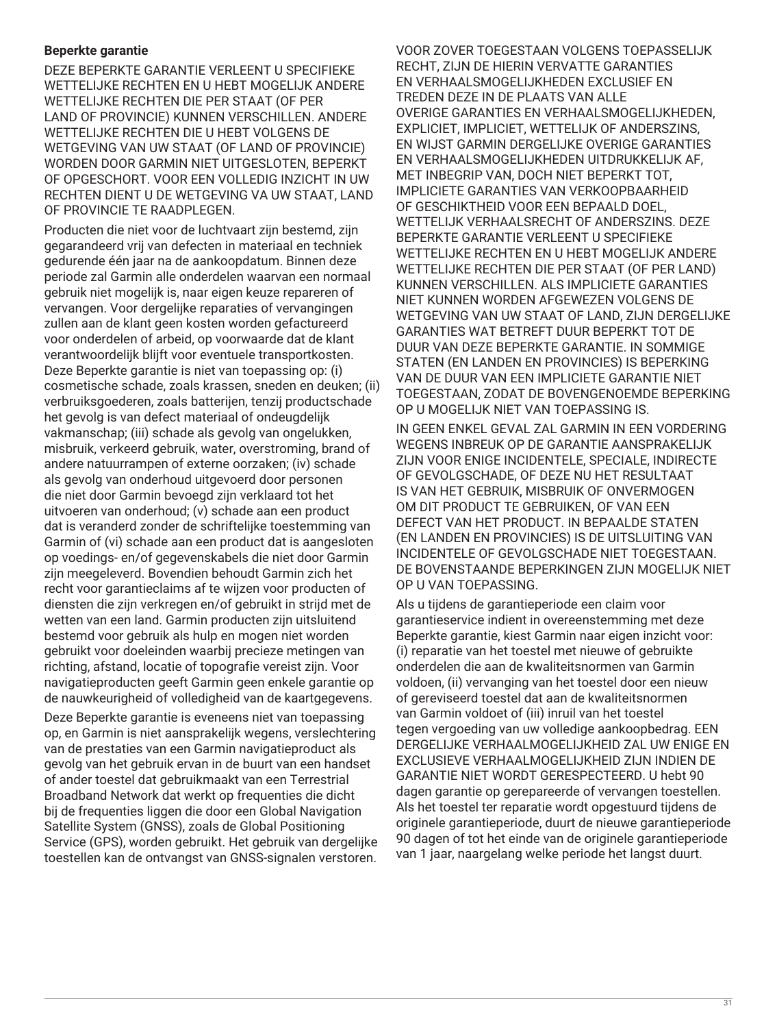**Beperkte garantie**

DEZE BEPERKTE GARANTIE VERLEENT U SPECIFIEKE WETTELIJKE RECHTEN EN U HEBT MOGELIJK ANDERE WETTELIJKE RECHTEN DIE PER STAAT (OF PER LAND OF PROVINCIE) KUNNEN VERSCHILLEN. ANDERE WETTELIJKE RECHTEN DIE U HEBT VOLGENS DE WETGEVING VAN UW STAAT (OF LAND OF PROVINCIE) WORDEN DOOR GARMIN NIET UITGESLOTEN, BEPERKT OF OPGESCHORT. VOOR EEN VOLLEDIG INZICHT IN UW RECHTEN DIENT U DE WETGEVING VA UW STAAT, LAND OF PROVINCIE TE RAADPLEGEN.

Producten die niet voor de luchtvaart zijn bestemd, zijn gegarandeerd vrij van defecten in materiaal en techniek gedurende één jaar na de aankoopdatum. Binnen deze periode zal Garmin alle onderdelen waarvan een normaal gebruik niet mogelijk is, naar eigen keuze repareren of vervangen. Voor dergelijke reparaties of vervangingen zullen aan de klant geen kosten worden gefactureerd voor onderdelen of arbeid, op voorwaarde dat de klant verantwoordelijk blijft voor eventuele transportkosten. Deze Beperkte garantie is niet van toepassing op: (i) cosmetische schade, zoals krassen, sneden en deuken; (ii) verbruiksgoederen, zoals batterijen, tenzij productschade het gevolg is van defect materiaal of ondeugdelijk vakmanschap; (iii) schade als gevolg van ongelukken, misbruik, verkeerd gebruik, water, overstroming, brand of andere natuurrampen of externe oorzaken; (iv) schade als gevolg van onderhoud uitgevoerd door personen die niet door Garmin bevoegd zijn verklaard tot het uitvoeren van onderhoud; (v) schade aan een product dat is veranderd zonder de schriftelijke toestemming van Garmin of (vi) schade aan een product dat is aangesloten op voedings- en/of gegevenskabels die niet door Garmin zijn meegeleverd. Bovendien behoudt Garmin zich het recht voor garantieclaims af te wijzen voor producten of diensten die zijn verkregen en/of gebruikt in strijd met de wetten van een land. Garmin producten zijn uitsluitend bestemd voor gebruik als hulp en mogen niet worden gebruikt voor doeleinden waarbij precieze metingen van richting, afstand, locatie of topografie vereist zijn. Voor navigatieproducten geeft Garmin geen enkele garantie op de nauwkeurigheid of volledigheid van de kaartgegevens.

Deze Beperkte garantie is eveneens niet van toepassing op, en Garmin is niet aansprakelijk wegens, verslechtering van de prestaties van een Garmin navigatieproduct als gevolg van het gebruik ervan in de buurt van een handset of ander toestel dat gebruikmaakt van een Terrestrial Broadband Network dat werkt op frequenties die dicht bij de frequenties liggen die door een Global Navigation Satellite System (GNSS), zoals de Global Positioning Service (GPS), worden gebruikt. Het gebruik van dergelijke toestellen kan de ontvangst van GNSS-signalen verstoren.

VOOR ZOVER TOEGESTAAN VOLGENS TOEPASSELIJK RECHT, ZIJN DE HIERIN VERVATTE GARANTIES EN VERHAALSMOGELIJKHEDEN EXCLUSIEF EN TREDEN DEZE IN DE PLAATS VAN ALLE OVERIGE GARANTIES EN VERHAALSMOGELIJKHEDEN, EXPLICIET, IMPLICIET, WETTELIJK OF ANDERSZINS, EN WIJST GARMIN DERGELIJKE OVERIGE GARANTIES EN VERHAALSMOGELIJKHEDEN UITDRUKKELIJK AF, MET INBEGRIP VAN, DOCH NIET BEPERKT TOT, IMPLICIETE GARANTIES VAN VERKOOPBAARHEID OF GESCHIKTHEID VOOR EEN BEPAALD DOEL, WETTELIJK VERHAALSRECHT OF ANDERSZINS. DEZE BEPERKTE GARANTIE VERLEENT U SPECIFIEKE WETTELIJKE RECHTEN EN U HEBT MOGELIJK ANDERE WETTELIJKE RECHTEN DIE PER STAAT (OF PER LAND) KUNNEN VERSCHILLEN. ALS IMPLICIETE GARANTIES NIET KUNNEN WORDEN AFGEWEZEN VOLGENS DE WETGEVING VAN UW STAAT OF LAND, ZIJN DERGELIJKE GARANTIES WAT BETREFT DUUR BEPERKT TOT DE DUUR VAN DEZE BEPERKTE GARANTIE. IN SOMMIGE STATEN (EN LANDEN EN PROVINCIES) IS BEPERKING VAN DE DUUR VAN EEN IMPLICIETE GARANTIE NIET TOEGESTAAN, ZODAT DE BOVENGENOEMDE BEPERKING OP U MOGELIJK NIET VAN TOEPASSING IS.

IN GEEN ENKEL GEVAL ZAL GARMIN IN EEN VORDERING WEGENS INBREUK OP DE GARANTIE AANSPRAKELIJK ZIJN VOOR ENIGE INCIDENTELE, SPECIALE, INDIRECTE OF GEVOLGSCHADE, OF DEZE NU HET RESULTAAT IS VAN HET GEBRUIK, MISBRUIK OF ONVERMOGEN OM DIT PRODUCT TE GEBRUIKEN, OF VAN EEN DEFECT VAN HET PRODUCT. IN BEPAALDE STATEN (EN LANDEN EN PROVINCIES) IS DE UITSLUITING VAN INCIDENTELE OF GEVOLGSCHADE NIET TOEGESTAAN. DE BOVENSTAANDE BEPERKINGEN ZIJN MOGELIJK NIET OP U VAN TOEPASSING.

Als u tijdens de garantieperiode een claim voor garantieservice indient in overeenstemming met deze Beperkte garantie, kiest Garmin naar eigen inzicht voor: (i) reparatie van het toestel met nieuwe of gebruikte onderdelen die aan de kwaliteitsnormen van Garmin voldoen, (ii) vervanging van het toestel door een nieuw of gereviseerd toestel dat aan de kwaliteitsnormen van Garmin voldoet of (iii) inruil van het toestel tegen vergoeding van uw volledige aankoopbedrag. EEN DERGELIJKE VERHAALMOGELIJKHEID ZAL UW ENIGE EN EXCLUSIEVE VERHAALMOGELIJKHEID ZIJN INDIEN DE GARANTIE NIET WORDT GERESPECTEERD. U hebt 90 dagen garantie op gerepareerde of vervangen toestellen. Als het toestel ter reparatie wordt opgestuurd tijdens de originele garantieperiode, duurt de nieuwe garantieperiode 90 dagen of tot het einde van de originele garantieperiode van 1 jaar, naargelang welke periode het langst duurt.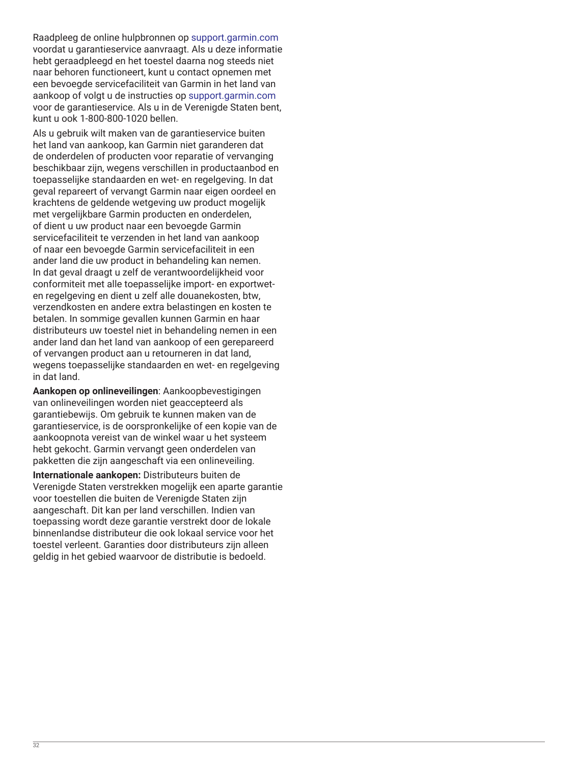Raadpleeg de online hulpbronnen op support.garmin.com voordat u garantieservice aanvraagt. Als u deze informatie hebt geraadpleegd en het toestel daarna nog steeds niet naar behoren functioneert, kunt u contact opnemen met een bevoegde servicefaciliteit van Garmin in het land van aankoop of volgt u de instructies op support.garmin.com voor de garantieservice. Als u in de Verenigde Staten bent, kunt u ook 1-800-800-1020 bellen.

Als u gebruik wilt maken van de garantieservice buiten het land van aankoop, kan Garmin niet garanderen dat de onderdelen of producten voor reparatie of vervanging beschikbaar zijn, wegens verschillen in productaanbod en toepasselijke standaarden en wet- en regelgeving. In dat geval repareert of vervangt Garmin naar eigen oordeel en krachtens de geldende wetgeving uw product mogelijk met vergelijkbare Garmin producten en onderdelen, of dient u uw product naar een bevoegde Garmin servicefaciliteit te verzenden in het land van aankoop of naar een bevoegde Garmin servicefaciliteit in een ander land die uw product in behandeling kan nemen. In dat geval draagt u zelf de verantwoordelijkheid voor conformiteit met alle toepasselijke import- en exportwet- en regelgeving en dient u zelf alle douanekosten, btw, verzendkosten en andere extra belastingen en kosten te betalen. In sommige gevallen kunnen Garmin en haar distributeurs uw toestel niet in behandeling nemen in een ander land dan het land van aankoop of een gerepareerd of vervangen product aan u retourneren in dat land, wegens toepasselijke standaarden en wet- en regelgeving in dat land.

**Aankopen op onlineveilingen**: Aankoopbevestigingen van onlineveilingen worden niet geaccepteerd als garantiebewijs. Om gebruik te kunnen maken van de garantieservice, is de oorspronkelijke of een kopie van de aankoopnota vereist van de winkel waar u het systeem hebt gekocht. Garmin vervangt geen onderdelen van pakketten die zijn aangeschaft via een onlineveiling.

**Internationale aankopen:** Distributeurs buiten de Verenigde Staten verstrekken mogelijk een aparte garantie voor toestellen die buiten de Verenigde Staten zijn aangeschaft. Dit kan per land verschillen. Indien van toepassing wordt deze garantie verstrekt door de lokale binnenlandse distributeur die ook lokaal service voor het toestel verleent. Garanties door distributeurs zijn alleen geldig in het gebied waarvoor de distributie is bedoeld.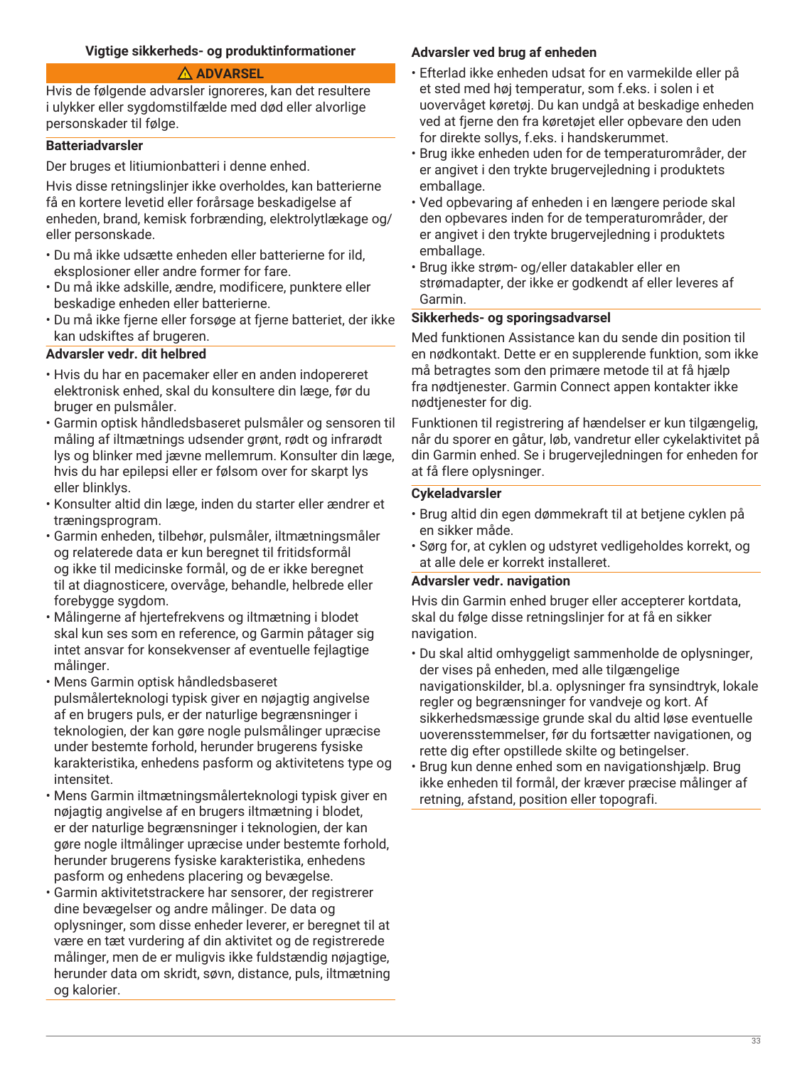## Vigtige sikkerheds- og produktinformationer

**⚠ ADVARSEL**

Hvis de følgende advarsler ignoreres, kan det resultere i ulykker eller sygdomstilfælde med død eller alvorlige personskader til følge.

### Batteriadvarsler

Der bruges et litiumionbatteri i denne enhed.

Hvis disse retningslinjer ikke overholdes, kan batterierne få en kortere levetid eller forårsage beskadigelse af enheden, brand, kemisk forbrænding, elektrolytlækage og/eller personskade.

- Du må ikke udsætte enheden eller batterierne for ild, eksplosioner eller andre former for fare.
- Du må ikke adskille, ændre, modificere, punktere eller beskadige enheden eller batterierne.
- Du må ikke fjerne eller forsøge at fjerne batteriet, der ikke kan udskiftes af brugeren.

### Advarsler vedr. dit helbred

- Hvis du har en pacemaker eller en anden indopereret elektronisk enhed, skal du konsultere din læge, før du bruger en pulsmåler.
- Garmin optisk håndledsbaseret pulsmåler og sensoren til måling af iltmætnings udsender grønt, rødt og infrarødt lys og blinker med jævne mellemrum. Konsulter din læge, hvis du har epilepsi eller er følsom over for skarpt lys eller blinklys.
- Konsulter altid din læge, inden du starter eller ændrer et træningsprogram.
- Garmin enheden, tilbehør, pulsmåler, iltmætningsmåler og relaterede data er kun beregnet til fritidsformål og ikke til medicinske formål, og de er ikke beregnet til at diagnosticere, overvåge, behandle, helbrede eller forebygge sygdom.
- Målingerne af hjertefrekvens og iltmætning i blodet skal kun ses som en reference, og Garmin påtager sig intet ansvar for konsekvenser af eventuelle fejlagtige målinger.
- Mens Garmin optisk håndledsbaseret pulsmålerteknologi typisk giver en nøjagtig angivelse af en brugers puls, er der naturlige begrænsninger i teknologien, der kan gøre nogle pulsmålinger upræcise under bestemte forhold, herunder brugerens fysiske karakteristika, enhedens pasform og aktivitetens type og intensitet.
- Mens Garmin iltmætningsmålerteknologi typisk giver en nøjagtig angivelse af en brugers iltmætning i blodet, er der naturlige begrænsninger i teknologien, der kan gøre nogle iltmålinger upræcise under bestemte forhold, herunder brugerens fysiske karakteristika, enhedens pasform og enhedens placering og bevægelse.
- Garmin aktivitetstrackere har sensorer, der registrerer dine bevægelser og andre målinger. De data og oplysninger, som disse enheder leverer, er beregnet til at være en tæt vurdering af din aktivitet og de registrerede målinger, men de er muligvis ikke fuldstændig nøjagtige, herunder data om skridt, søvn, distance, puls, iltmætning og kalorier.

### Advarsler ved brug af enheden

- Efterlad ikke enheden udsat for en varmekilde eller på et sted med høj temperatur, som f.eks. i solen i et uovervåget køretøj. Du kan undgå at beskadige enheden ved at fjerne den fra køretøjet eller opbevare den uden for direkte sollys, f.eks. i handskerummet.
- Brug ikke enheden uden for de temperaturområder, der er angivet i den trykte brugervejledning i produktets emballage.
- Ved opbevaring af enheden i en længere periode skal den opbevares inden for de temperaturområder, der er angivet i den trykte brugervejledning i produktets emballage.
- Brug ikke strøm- og/eller datakabler eller en strømadapter, der ikke er godkendt af eller leveres af Garmin.

### Sikkerheds- og sporingsadvarsel

Med funktionen Assistance kan du sende din position til en nødkontakt. Dette er en supplerende funktion, som ikke må betragtes som den primære metode til at få hjælp fra nødtjenester. Garmin Connect appen kontakter ikke nødtjenester for dig.

Funktionen til registrering af hændelser er kun tilgængelig, når du sporer en gåtur, løb, vandretur eller cykelaktivitet på din Garmin enhed. Se i brugervejledningen for enheden for at få flere oplysninger.

### Cykeladvarsler

- Brug altid din egen dømmekraft til at betjene cyklen på en sikker måde.
- Sørg for, at cyklen og udstyret vedligeholdes korrekt, og at alle dele er korrekt installeret.

### Advarsler vedr. navigation

Hvis din Garmin enhed bruger eller accepterer kortdata, skal du følge disse retningslinjer for at få en sikker navigation.

- Du skal altid omhyggeligt sammenholde de oplysninger, der vises på enheden, med alle tilgængelige navigationskilder, bl.a. oplysninger fra synsindtryk, lokale regler og begrænsninger for vandveje og kort. Af sikkerhedsmæssige grunde skal du altid løse eventuelle uoverensstemmelser, før du fortsætter navigationen, og rette dig efter opstillede skilte og betingelser.
- Brug kun denne enhed som en navigationshjælp. Brug ikke enheden til formål, der kræver præcise målinger af retning, afstand, position eller topografi.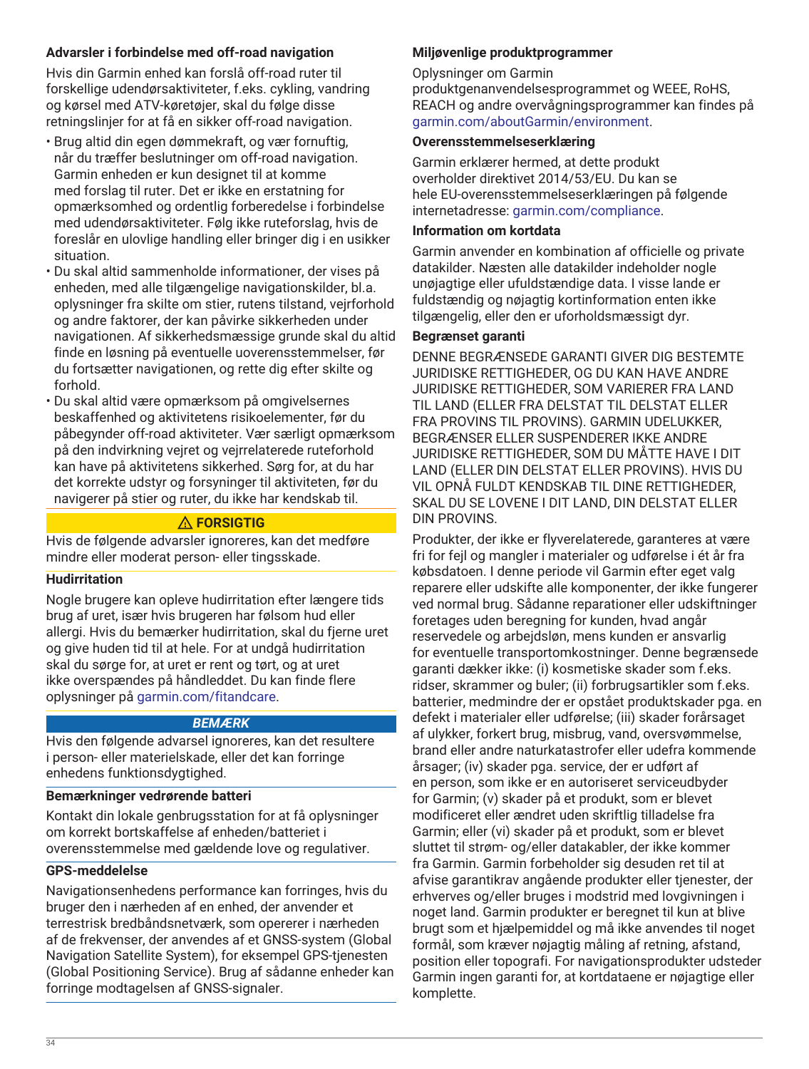### Advarsler i forbindelse med off-road navigation

Hvis din Garmin enhed kan forslå off-road ruter til forskellige udendørsaktiviteter, f.eks. cykling, vandring og kørsel med ATV-køretøjer, skal du følge disse retningslinjer for at få en sikker off-road navigation.

- Brug altid din egen dømmekraft, og vær fornuftig, når du træffer beslutninger om off-road navigation. Garmin enheden er kun designet til at komme med forslag til ruter. Det er ikke en erstatning for opmærksomhed og ordentlig forberedelse i forbindelse med udendørsaktiviteter. Følg ikke ruteforslag, hvis de foreslår en ulovlige handling eller bringer dig i en usikker situation.
- Du skal altid sammenholde informationer, der vises på enheden, med alle tilgængelige navigationskilder, bl.a. oplysninger fra skilte om stier, rutens tilstand, vejrforhold og andre faktorer, der kan påvirke sikkerheden under navigationen. Af sikkerhedsmæssige grunde skal du altid finde en løsning på eventuelle uoverensstemmelser, før du fortsætter navigationen, og rette dig efter skilte og forhold.
- Du skal altid være opmærksom på omgivelsernes beskaffenhed og aktivitetens risikoelementer, før du påbegynder off-road aktiviteter. Vær særligt opmærksom på den indvirkning vejret og vejrrelaterede ruteforhold kan have på aktivitetens sikkerhed. Sørg for, at du har det korrekte udstyr og forsyninger til aktiviteten, før du navigerer på stier og ruter, du ikke har kendskab til.

**⚠ FORSIGTIG**

Hvis de følgende advarsler ignoreres, kan det medføre mindre eller moderat person- eller tingsskade.

### Hudirritation

Nogle brugere kan opleve hudirritation efter længere tids brug af uret, især hvis brugeren har følsom hud eller allergi. Hvis du bemærker hudirritation, skal du fjerne uret og give huden tid til at hele. For at undgå hudirritation skal du sørge for, at uret er rent og tørt, og at uret ikke overspændes på håndleddet. Du kan finde flere oplysninger på garmin.com/fitandcare.

***BEMÆRK***

Hvis den følgende advarsel ignoreres, kan det resultere i person- eller materielskade, eller det kan forringe enhedens funktionsdygtighed.

### Bemærkninger vedrørende batteri

Kontakt din lokale genbrugsstation for at få oplysninger om korrekt bortskaffelse af enheden/batteriet i overensstemmelse med gældende love og regulativer.

### GPS-meddelelse

Navigationsenhedens performance kan forringes, hvis du bruger den i nærheden af en enhed, der anvender et terrestrisk bredbåndsnetværk, som opererer i nærheden af de frekvenser, der anvendes af et GNSS-system (Global Navigation Satellite System), for eksempel GPS-tjenesten (Global Positioning Service). Brug af sådanne enheder kan forringe modtagelsen af GNSS-signaler.

### Miljøvenlige produktprogrammer

Oplysninger om Garmin produktgenanvendelsesprogrammet og WEEE, RoHS, REACH og andre overvågningsprogrammer kan findes på garmin.com/aboutGarmin/environment.

### Overensstemmelseserklæring

Garmin erklærer hermed, at dette produkt overholder direktivet 2014/53/EU. Du kan se hele EU-overensstemmelseserklæringen på følgende internetadresse: garmin.com/compliance.

### Information om kortdata

Garmin anvender en kombination af officielle og private datakilder. Næsten alle datakilder indeholder nogle unøjagtige eller ufuldstændige data. I visse lande er fuldstændig og nøjagtig kortinformation enten ikke tilgængelig, eller den er uforholdsmæssigt dyr.

### Begrænset garanti

DENNE BEGRÆNSEDE GARANTI GIVER DIG BESTEMTE JURIDISKE RETTIGHEDER, OG DU KAN HAVE ANDRE JURIDISKE RETTIGHEDER, SOM VARIERER FRA LAND TIL LAND (ELLER FRA DELSTAT TIL DELSTAT ELLER FRA PROVINS TIL PROVINS). GARMIN UDELUKKER, BEGRÆNSER ELLER SUSPENDERER IKKE ANDRE JURIDISKE RETTIGHEDER, SOM DU MÅTTE HAVE I DIT LAND (ELLER DIN DELSTAT ELLER PROVINS). HVIS DU VIL OPNÅ FULDT KENDSKAB TIL DINE RETTIGHEDER, SKAL DU SE LOVENE I DIT LAND, DIN DELSTAT ELLER DIN PROVINS.

Produkter, der ikke er flyverelaterede, garanteres at være fri for fejl og mangler i materialer og udførelse i ét år fra købsdatoen. I denne periode vil Garmin efter eget valg reparere eller udskifte alle komponenter, der ikke fungerer ved normal brug. Sådanne reparationer eller udskiftninger foretages uden beregning for kunden, hvad angår reservedele og arbejdsløn, mens kunden er ansvarlig for eventuelle transportomkostninger. Denne begrænsede garanti dækker ikke: (i) kosmetiske skader som f.eks. ridser, skrammer og buler; (ii) forbrugsartikler som f.eks. batterier, medmindre der er opstået produktskader pga. en defekt i materialer eller udførelse; (iii) skader forårsaget af ulykker, forkert brug, misbrug, vand, oversvømmelse, brand eller andre naturkatastrofer eller udefra kommende årsager; (iv) skader pga. service, der er udført af en person, som ikke er en autoriseret serviceudbyder for Garmin; (v) skader på et produkt, som er blevet modificeret eller ændret uden skriftlig tilladelse fra Garmin; eller (vi) skader på et produkt, som er blevet sluttet til strøm- og/eller datakabler, der ikke kommer fra Garmin. Garmin forbeholder sig desuden ret til at afvise garantikrav angående produkter eller tjenester, der erhverves og/eller bruges i modstrid med lovgivningen i noget land. Garmin produkter er beregnet til kun at blive brugt som et hjælpemiddel og må ikke anvendes til noget formål, som kræver nøjagtig måling af retning, afstand, position eller topografi. For navigationsprodukter udsteder Garmin ingen garanti for, at kortdataene er nøjagtige eller komplette.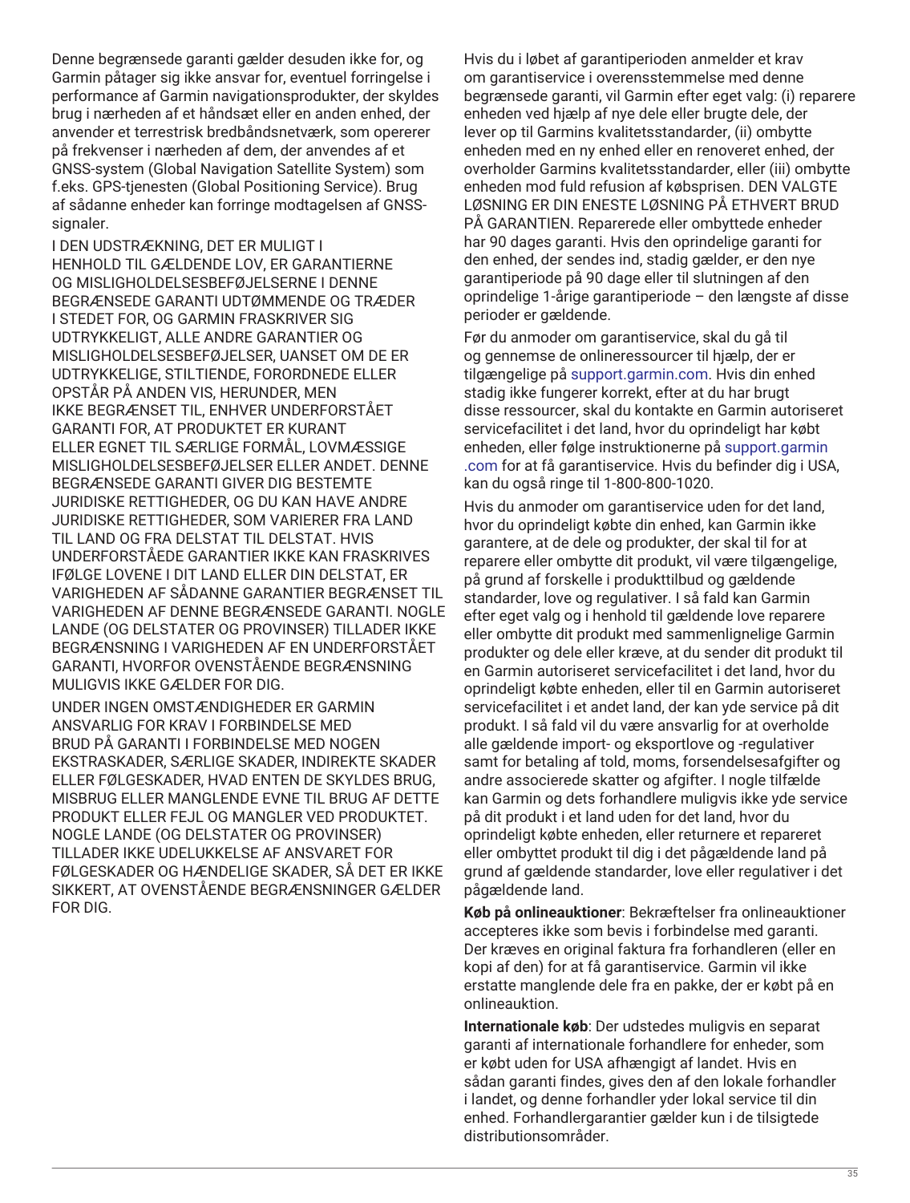Denne begrænsede garanti gælder desuden ikke for, og Garmin påtager sig ikke ansvar for, eventuel forringelse i performance af Garmin navigationsprodukter, der skyldes brug i nærheden af et håndsæt eller en anden enhed, der anvender et terrestrisk bredbåndsnetværk, som opererer på frekvenser i nærheden af dem, der anvendes af et GNSS-system (Global Navigation Satellite System) som f.eks. GPS-tjenesten (Global Positioning Service). Brug af sådanne enheder kan forringe modtagelsen af GNSS-signaler.

I DEN UDSTRÆKNING, DET ER MULIGT I HENHOLD TIL GÆLDENDE LOV, ER GARANTIERNE OG MISLIGHOLDELSESBEFØJELSERNE I DENNE BEGRÆNSEDE GARANTI UDTØMMENDE OG TRÆDER I STEDET FOR, OG GARMIN FRASKRIVER SIG UDTRYKKELIGT, ALLE ANDRE GARANTIER OG MISLIGHOLDELSESBEFØJELSER, UANSET OM DE ER UDTRYKKELIGE, STILTIENDE, FORORDNEDE ELLER OPSTÅR PÅ ANDEN VIS, HERUNDER, MEN IKKE BEGRÆNSET TIL, ENHVER UNDERFORSTÅET GARANTI FOR, AT PRODUKTET ER KURANT ELLER EGNET TIL SÆRLIGE FORMÅL, LOVMÆSSIGE MISLIGHOLDELSESBEFØJELSER ELLER ANDET. DENNE BEGRÆNSEDE GARANTI GIVER DIG BESTEMTE JURIDISKE RETTIGHEDER, OG DU KAN HAVE ANDRE JURIDISKE RETTIGHEDER, SOM VARIERER FRA LAND TIL LAND OG FRA DELSTAT TIL DELSTAT. HVIS UNDERFORSTÅEDE GARANTIER IKKE KAN FRASKRIVES IFØLGE LOVENE I DIT LAND ELLER DIN DELSTAT, ER VARIGHEDEN AF SÅDANNE GARANTIER BEGRÆNSET TIL VARIGHEDEN AF DENNE BEGRÆNSEDE GARANTI. NOGLE LANDE (OG DELSTATER OG PROVINSER) TILLADER IKKE BEGRÆNSNING I VARIGHEDEN AF EN UNDERFORSTÅET GARANTI, HVORFOR OVENSTÅENDE BEGRÆNSNING MULIGVIS IKKE GÆLDER FOR DIG.

UNDER INGEN OMSTÆNDIGHEDER ER GARMIN ANSVARLIG FOR KRAV I FORBINDELSE MED BRUD PÅ GARANTI I FORBINDELSE MED NOGEN EKSTRASKADER, SÆRLIGE SKADER, INDIREKTE SKADER ELLER FØLGESKADER, HVAD ENTEN DE SKYLDES BRUG, MISBRUG ELLER MANGLENDE EVNE TIL BRUG AF DETTE PRODUKT ELLER FEJL OG MANGLER VED PRODUKTET. NOGLE LANDE (OG DELSTATER OG PROVINSER) TILLADER IKKE UDELUKKELSE AF ANSVARET FOR FØLGESKADER OG HÆNDELIGE SKADER, SÅ DET ER IKKE SIKKERT, AT OVENSTÅENDE BEGRÆNSNINGER GÆLDER FOR DIG.

Hvis du i løbet af garantiperioden anmelder et krav om garantiservice i overensstemmelse med denne begrænsede garanti, vil Garmin efter eget valg: (i) reparere enheden ved hjælp af nye dele eller brugte dele, der lever op til Garmins kvalitetsstandarder, (ii) ombytte enheden med en ny enhed eller en renoveret enhed, der overholder Garmins kvalitetsstandarder, eller (iii) ombytte enheden mod fuld refusion af købsprisen. DEN VALGTE LØSNING ER DIN ENESTE LØSNING PÅ ETHVERT BRUD PÅ GARANTIEN. Reparerede eller ombyttede enheder har 90 dages garanti. Hvis den oprindelige garanti for den enhed, der sendes ind, stadig gælder, er den nye garantiperiode på 90 dage eller til slutningen af den oprindelige 1-årige garantiperiode – den længste af disse perioder er gældende.

Før du anmoder om garantiservice, skal du gå til og gennemse de onlineressourcer til hjælp, der er tilgængelige på support.garmin.com. Hvis din enhed stadig ikke fungerer korrekt, efter at du har brugt disse ressourcer, skal du kontakte en Garmin autoriseret servicefacilitet i det land, hvor du oprindeligt har købt enheden, eller følge instruktionerne på support.garmin.com for at få garantiservice. Hvis du befinder dig i USA, kan du også ringe til 1-800-800-1020.

Hvis du anmoder om garantiservice uden for det land, hvor du oprindeligt købte din enhed, kan Garmin ikke garantere, at de dele og produkter, der skal til for at reparere eller ombytte dit produkt, vil være tilgængelige, på grund af forskelle i produkttilbud og gældende standarder, love og regulativer. I så fald kan Garmin efter eget valg og i henhold til gældende love reparere eller ombytte dit produkt med sammenlignelige Garmin produkter og dele eller kræve, at du sender dit produkt til en Garmin autoriseret servicefacilitet i det land, hvor du oprindeligt købte enheden, eller til en Garmin autoriseret servicefacilitet i et andet land, der kan yde service på dit produkt. I så fald vil du være ansvarlig for at overholde alle gældende import- og eksportlove og -regulativer samt for betaling af told, moms, forsendelsesafgifter og andre associerede skatter og afgifter. I nogle tilfælde kan Garmin og dets forhandlere muligvis ikke yde service på dit produkt i et land uden for det land, hvor du oprindeligt købte enheden, eller returnere et repareret eller ombyttet produkt til dig i det pågældende land på grund af gældende standarder, love eller regulativer i det pågældende land.

**Køb på onlineauktioner**: Bekræftelser fra onlineauktioner accepteres ikke som bevis i forbindelse med garanti. Der kræves en original faktura fra forhandleren (eller en kopi af den) for at få garantiservice. Garmin vil ikke erstatte manglende dele fra en pakke, der er købt på en onlineauktion.

**Internationale køb**: Der udstedes muligvis en separat garanti af internationale forhandlere for enheder, som er købt uden for USA afhængigt af landet. Hvis en sådan garanti findes, gives den af den lokale forhandler i landet, og denne forhandler yder lokal service til din enhed. Forhandlergarantier gælder kun i de tilsigtede distributionsområder.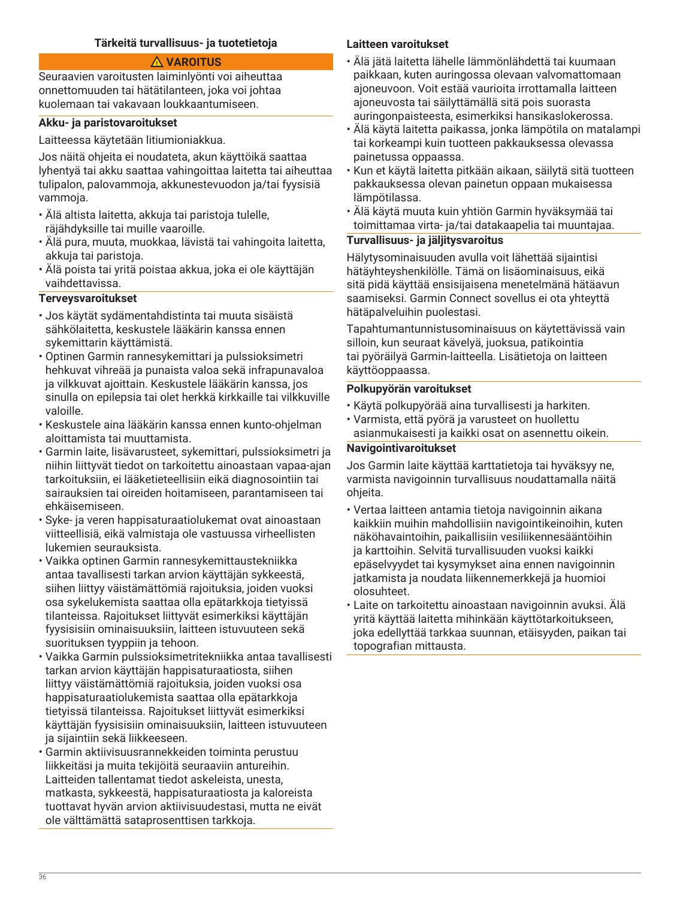## Tärkeitä turvallisuus- ja tuotetietoja

**⚠ VAROITUS**

Seuraavien varoitusten laiminlyönti voi aiheuttaa onnettomuuden tai hätätilanteen, joka voi johtaa kuolemaan tai vakavaan loukkaantumiseen.

### Akku- ja paristovaroitukset

Laitteessa käytetään litiumioniakkua.

Jos näitä ohjeita ei noudateta, akun käyttöikä saattaa lyhentyä tai akku saattaa vahingoittaa laitetta tai aiheuttaa tulipalon, palovammoja, akkunestevuodon ja/tai fyysisiä vammoja.

- Älä altista laitetta, akkuja tai paristoja tulelle, räjähdyksille tai muille vaaroille.
- Älä pura, muuta, muokkaa, lävistä tai vahingoita laitetta, akkuja tai paristoja.
- Älä poista tai yritä poistaa akkua, joka ei ole käyttäjän vaihdettavissa.

### Terveysvaroitukset

- Jos käytät sydämentahdistinta tai muuta sisäistä sähkölaitetta, keskustele lääkärin kanssa ennen sykemittarin käyttämistä.
- Optinen Garmin rannesykemittari ja pulssioksimetri hehkuvat vihreää ja punaista valoa sekä infrapunavaloa ja vilkkuvat ajoittain. Keskustele lääkärin kanssa, jos sinulla on epilepsia tai olet herkkä kirkkaille tai vilkkuville valoille.
- Keskustele aina lääkärin kanssa ennen kunto-ohjelman aloittamista tai muuttamista.
- Garmin laite, lisävarusteet, sykemittari, pulssioksimetri ja niihin liittyvät tiedot on tarkoitettu ainoastaan vapaa-ajan tarkoituksiin, ei lääketieteellisiin eikä diagnosointiin tai sairauksien tai oireiden hoitamiseen, parantamiseen tai ehkäisemiseen.
- Syke- ja veren happisaturaatiolukemat ovat ainoastaan viitteellisiä, eikä valmistaja ole vastuussa virheellisten lukemien seurauksista.
- Vaikka optinen Garmin rannesykemittaustekniikka antaa tavallisesti tarkan arvion käyttäjän sykkeestä, siihen liittyy väistämättömiä rajoituksia, joiden vuoksi osa sykelukemista saattaa olla epätarkkoja tietyissä tilanteissa. Rajoitukset liittyvät esimerkiksi käyttäjän fyysisisiin ominaisuuksiin, laitteen istuvuuteen sekä suorituksen tyyppiin ja tehoon.
- Vaikka Garmin pulssioksimetritekniikka antaa tavallisesti tarkan arvion käyttäjän happisaturaatiosta, siihen liittyy väistämättömiä rajoituksia, joiden vuoksi osa happisaturaatiolukemista saattaa olla epätarkkoja tietyissä tilanteissa. Rajoitukset liittyvät esimerkiksi käyttäjän fyysisiin ominaisuuksiin, laitteen istuvuuteen ja sijaintiin sekä liikkeeseen.
- Garmin aktiivisuusrannekkeiden toiminta perustuu liikkeitäsi ja muita tekijöitä seuraaviin antureihin. Laitteiden tallentamat tiedot askeleista, unesta, matkasta, sykkeestä, happisaturaatiosta ja kaloreista tuottavat hyvän arvion aktiivisuudestasi, mutta ne eivät ole välttämättä sataprosenttisen tarkkoja.

### Laitteen varoitukset

- Älä jätä laitetta lähelle lämmönlähdettä tai kuumaan paikkaan, kuten auringossa olevaan valvomattomaan ajoneuvoon. Voit estää vaurioita irrottamalla laitteen ajoneuvosta tai säilyttämällä sitä pois suorasta auringonpaisteesta, esimerkiksi hansikaslokerossa.
- Älä käytä laitetta paikassa, jonka lämpötila on matalampi tai korkeampi kuin tuotteen pakkauksessa olevassa painetussa oppaassa.
- Kun et käytä laitetta pitkään aikaan, säilytä sitä tuotteen pakkauksessa olevan painetun oppaan mukaisessa lämpötilassa.
- Älä käytä muuta kuin yhtiön Garmin hyväksymää tai toimittamaa virta- ja/tai datakaapelia tai muuntajaa.

### Turvallisuus- ja jäljitysvaroitus

Hälytysominaisuuden avulla voit lähettää sijaintisi hätäyhteyshenkilölle. Tämä on lisäominaisuus, eikä sitä pidä käyttää ensisijaisena menetelmänä hätäavun saamiseksi. Garmin Connect sovellus ei ota yhteyttä hätäpalveluihin puolestasi.

Tapahtumantunnistusominaisuus on käytettävissä vain silloin, kun seuraat kävelyä, juoksua, patikointia tai pyöräilyä Garmin-laitteella. Lisätietoja on laitteen käyttöoppaassa.

### Polkupyörän varoitukset

- Käytä polkupyörää aina turvallisesti ja harkiten.
- Varmista, että pyörä ja varusteet on huollettu asianmukaisesti ja kaikki osat on asennettu oikein.

### Navigointivaroitukset

Jos Garmin laite käyttää karttatietoja tai hyväksyy ne, varmista navigoinnin turvallisuus noudattamalla näitä ohjeita.

- Vertaa laitteen antamia tietoja navigoinnin aikana kaikkiin muihin mahdollisiin navigointikeinoihin, kuten näköhavaintoihin, paikallisiin vesiliikennesääntöihin ja karttoihin. Selvitä turvallisuuden vuoksi kaikki epäselvyydet tai kysymykset aina ennen navigoinnin jatkamista ja noudata liikennemerkkejä ja huomioi olosuhteet.
- Laite on tarkoitettu ainoastaan navigoinnin avuksi. Älä yritä käyttää laitetta mihinkään käyttötarkoitukseen, joka edellyttää tarkkaa suunnan, etäisyyden, paikan tai topografian mittausta.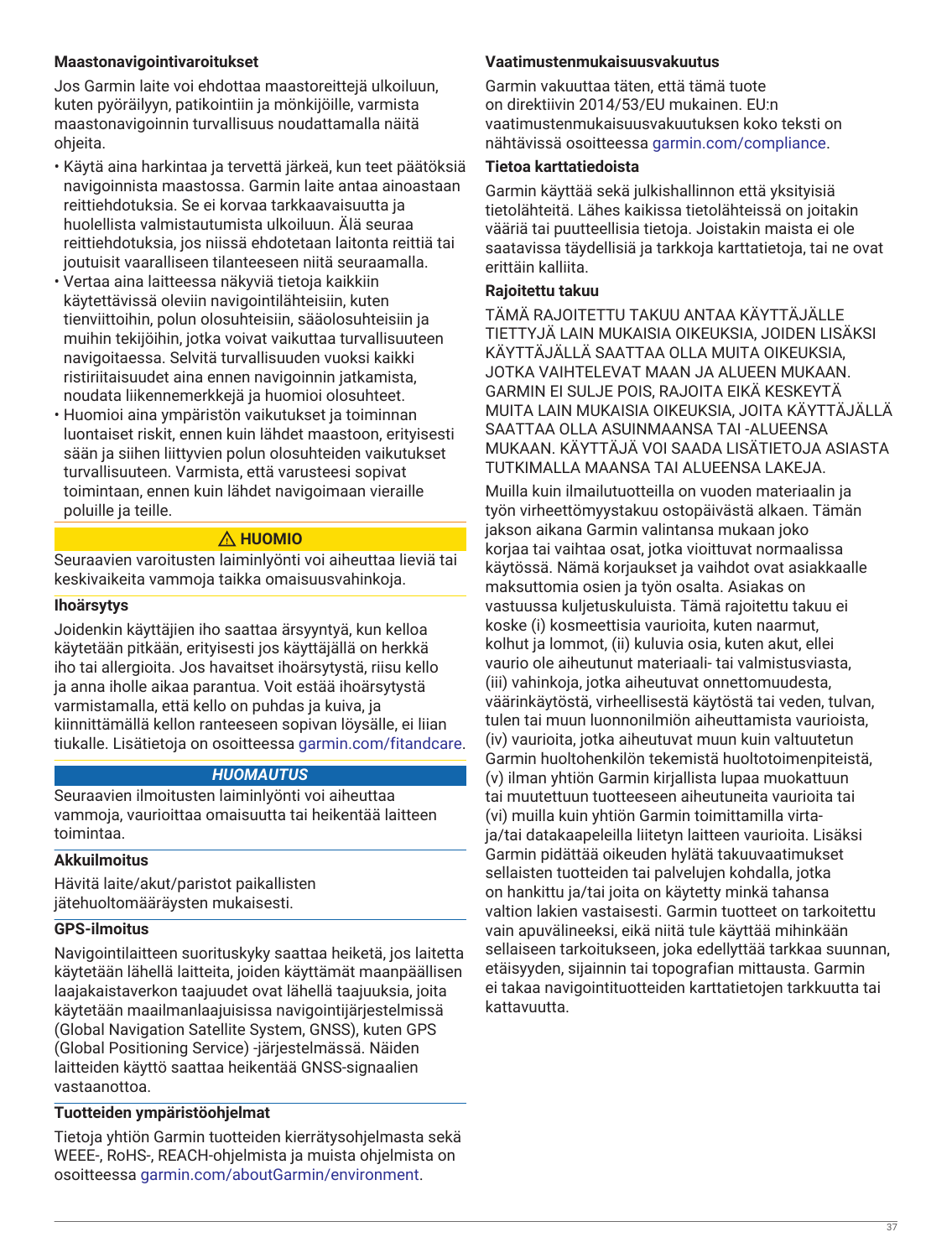### Maastonavigointivaroitukset

Jos Garmin laite voi ehdottaa maastoreittejä ulkoiluun, kuten pyöräilyyn, patikointiin ja mönkijöille, varmista maastonavigoinnin turvallisuus noudattamalla näitä ohjeita.

- Käytä aina harkintaa ja tervettä järkeä, kun teet päätöksiä navigoinnista maastossa. Garmin laite antaa ainoastaan reittiehdotuksia. Se ei korvaa tarkkaavaisuutta ja huolellista valmistautumista ulkoiluun. Älä seuraa reittiehdotuksia, jos niissä ehdotetaan laitonta reittiä tai joutuisit vaaralliseen tilanteeseen niitä seuraamalla.
- Vertaa aina laitteessa näkyviä tietoja kaikkiin käytettävissä oleviin navigointilähteisiin, kuten tienviittoihin, polun olosuhteisiin, sääolosuhteisiin ja muihin tekijöihin, jotka voivat vaikuttaa turvallisuuteen navigoitaessa. Selvitä turvallisuuden vuoksi kaikki ristiriitaisuudet aina ennen navigoinnin jatkamista, noudata liikennemerkkejä ja huomioi olosuhteet.
- Huomioi aina ympäristön vaikutukset ja toiminnan luontaiset riskit, ennen kuin lähdet maastoon, erityisesti sään ja siihen liittyvien polun olosuhteiden vaikutukset turvallisuuteen. Varmista, että varusteesi sopivat toimintaan, ennen kuin lähdet navigoimaan vieraille poluille ja teille.

**⚠ HUOMIO**

Seuraavien varoitusten laiminlyönti voi aiheuttaa lieviä tai keskivaikeita vammoja taikka omaisuusvahinkoja.

### Ihoärsytys

Joidenkin käyttäjien iho saattaa ärsyyntyä, kun kelloa käytetään pitkään, erityisesti jos käyttäjällä on herkkä iho tai allergioita. Jos havaitset ihoärsytystä, riisu kello ja anna iholle aikaa parantua. Voit estää ihoärsytystä varmistamalla, että kello on puhdas ja kuiva, ja kiinnittämällä kellon ranteeseen sopivan löysälle, ei liian tiukalle. Lisätietoja on osoitteessa garmin.com/fitandcare.

***HUOMAUTUS***

Seuraavien ilmoitusten laiminlyönti voi aiheuttaa vammoja, vaurioittaa omaisuutta tai heikentää laitteen toimintaa.

### Akkuilmoitus

Hävitä laite/akut/paristot paikallisten jätehuoltomääräysten mukaisesti.

### GPS-ilmoitus

Navigointilaitteen suorituskyky saattaa heiketä, jos laitetta käytetään lähellä laitteita, joiden käyttämät maanpäällisen laajakaistaverkon taajuudet ovat lähellä taajuuksia, joita käytetään maailmanlaajuisissa navigointijärjestelmissä (Global Navigation Satellite System, GNSS), kuten GPS (Global Positioning Service) -järjestelmässä. Näiden laitteiden käyttö saattaa heikentää GNSS-signaalien vastaanottoa.

### Tuotteiden ympäristöohjelmat

Tietoja yhtiön Garmin tuotteiden kierrätysohjelmasta sekä WEEE-, RoHS-, REACH-ohjelmista ja muista ohjelmista on osoitteessa garmin.com/aboutGarmin/environment.

### Vaatimustenmukaisuusvakuutus

Garmin vakuuttaa täten, että tämä tuote on direktiivin 2014/53/EU mukainen. EU:n vaatimustenmukaisuusvakuutuksen koko teksti on nähtävissä osoitteessa garmin.com/compliance.

### Tietoa karttatiedoista

Garmin käyttää sekä julkishallinnon että yksityisiä tietolähteitä. Lähes kaikissa tietolähteissä on joitakin vääriä tai puutteellisia tietoja. Joistakin maista ei ole saatavissa täydellisiä ja tarkkoja karttatietoja, tai ne ovat erittäin kalliita.

### Rajoitettu takuu

TÄMÄ RAJOITETTU TAKUU ANTAA KÄYTTÄJÄLLE TIETTYJÄ LAIN MUKAISIA OIKEUKSIA, JOIDEN LISÄKSI KÄYTTÄJÄLLÄ SAATTAA OLLA MUITA OIKEUKSIA, JOTKA VAIHTELEVAT MAAN JA ALUEEN MUKAAN. GARMIN EI SULJE POIS, RAJOITA EIKÄ KESKEYTÄ MUITA LAIN MUKAISIA OIKEUKSIA, JOITA KÄYTTÄJÄLLÄ SAATTAA OLLA ASUINMAANSA TAI -ALUEENSA MUKAAN. KÄYTTÄJÄ VOI SAADA LISÄTIETOJA ASIASTA TUTKIMALLA MAANSA TAI ALUEENSA LAKEJA.

Muilla kuin ilmailutuotteilla on vuoden materiaalin ja työn virheettömyystakuu ostopäivästä alkaen. Tämän jakson aikana Garmin valintansa mukaan joko korjaa tai vaihtaa osat, jotka vioittuvat normaalissa käytössä. Nämä korjaukset ja vaihdot ovat asiakkaalle maksuttomia osien ja työn osalta. Asiakas on vastuussa kuljetuskuluista. Tämä rajoitettu takuu ei koske (i) kosmeettisia vaurioita, kuten naarmut, kolhut ja lommot, (ii) kuluvia osia, kuten akut, ellei vaurio ole aiheutunut materiaali- tai valmistusviasta, (iii) vahinkoja, jotka aiheutuvat onnettomuudesta, väärinkäytöstä, virheellisestä käytöstä tai veden, tulvan, tulen tai muun luonnonilmiön aiheuttamista vaurioista, (iv) vaurioita, jotka aiheutuvat muun kuin valtuutetun Garmin huoltohenkilön tekemistä huoltotoimenpiteistä, (v) ilman yhtiön Garmin kirjallista lupaa muokattuun tai muutettuun tuotteeseen aiheutuneita vaurioita tai (vi) muilla kuin yhtiön Garmin toimittamilla virta- ja/tai datakaapeleilla liitetyn laitteen vaurioita. Lisäksi Garmin pidättää oikeuden hylätä takuuvaatimukset sellaisten tuotteiden tai palvelujen kohdalla, jotka on hankittu ja/tai joita on käytetty minkä tahansa valtion lakien vastaisesti. Garmin tuotteet on tarkoitettu vain apuvälineeksi, eikä niitä tule käyttää mihinkään sellaiseen tarkoitukseen, joka edellyttää tarkkaa suunnan, etäisyyden, sijainnin tai topografian mittausta. Garmin ei takaa navigointituotteiden karttatietojen tarkkuutta tai kattavuutta.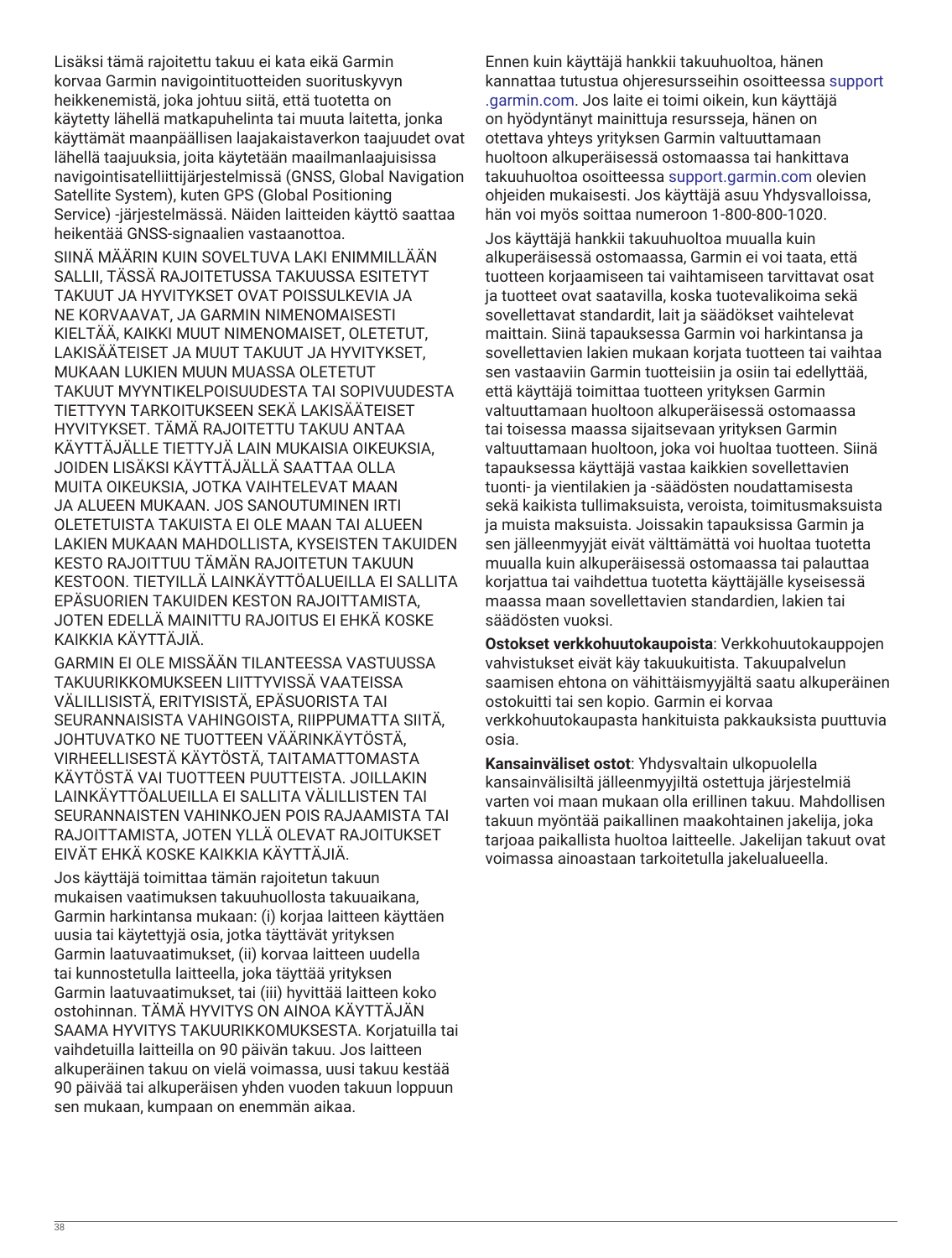Lisäksi tämä rajoitettu takuu ei kata eikä Garmin korvaa Garmin navigointituotteiden suorituskyvyn heikkenemistä, joka johtuu siitä, että tuotetta on käytetty lähellä matkapuhelinta tai muuta laitetta, jonka käyttämät maanpäällisen laajakaistaverkon taajuudet ovat lähellä taajuuksia, joita käytetään maailmanlaajuisissa navigointisatelliittijärjestelmissä (GNSS, Global Navigation Satellite System), kuten GPS (Global Positioning Service) -järjestelmässä. Näiden laitteiden käyttö saattaa heikentää GNSS-signaalien vastaanottoa.

SIINÄ MÄÄRIN KUIN SOVELTUVA LAKI ENIMMILLÄÄN SALLII, TÄSSÄ RAJOITETUSSA TAKUUSSA ESITETYT TAKUUT JA HYVITYKSET OVAT POISSULKEVIA JA NE KORVAAVAT, JA GARMIN NIMENOMAISESTI KIELTÄÄ, KAIKKI MUUT NIMENOMAISET, OLETETUT, LAKISÄÄTEISET JA MUUT TAKUUT JA HYVITYKSET, MUKAAN LUKIEN MUUN MUASSA OLETETUT TAKUUT MYYNTIKELPOISUUDESTA TAI SOPIVUUDESTA TIETTYYN TARKOITUKSEEN SEKÄ LAKISÄÄTEISET HYVITYKSET. TÄMÄ RAJOITETTU TAKUU ANTAA KÄYTTÄJÄLLE TIETTYJÄ LAIN MUKAISIA OIKEUKSIA, JOIDEN LISÄKSI KÄYTTÄJÄLLÄ SAATTAA OLLA MUITA OIKEUKSIA, JOTKA VAIHTELEVAT MAAN JA ALUEEN MUKAAN. JOS SANOUTUMINEN IRTI OLETETUISTA TAKUISTA EI OLE MAAN TAI ALUEEN LAKIEN MUKAAN MAHDOLLISTA, KYSEISTEN TAKUIDEN KESTO RAJOITTUU TÄMÄN RAJOITETUN TAKUUN KESTOON. TIETYILLÄ LAINKÄYTTÖALUEILLA EI SALLITA EPÄSUORIEN TAKUIDEN KESTON RAJOITTAMISTA, JOTEN EDELLÄ MAINITTU RAJOITUS EI EHKÄ KOSKE KAIKKIA KÄYTTÄJIÄ.

GARMIN EI OLE MISSÄÄN TILANTEESSA VASTUUSSA TAKUURIKKOMUKSEEN LIITTYVISSÄ VAATEISSA VÄLILLISISTÄ, ERITYISISTÄ, EPÄSUORISTA TAI SEURANNAISISTA VAHINGOISTA, RIIPPUMATTA SIITÄ, JOHTUVATKO NE TUOTTEEN VÄÄRINKÄYTÖSTÄ, VIRHEELLISESTÄ KÄYTÖSTÄ, TAITAMATTOMASTA KÄYTÖSTÄ VAI TUOTTEEN PUUTTEISTA. JOILLAKIN LAINKÄYTTÖALUEILLA EI SALLITA VÄLILLISTEN TAI SEURANNAISTEN VAHINKOJEN POIS RAJAAMISTA TAI RAJOITTAMISTA, JOTEN YLLÄ OLEVAT RAJOITUKSET EIVÄT EHKÄ KOSKE KAIKKIA KÄYTTÄJIÄ.

Jos käyttäjä toimittaa tämän rajoitetun takuun mukaisen vaatimuksen takuuhuollosta takuuaikana, Garmin harkintansa mukaan: (i) korjaa laitteen käyttäen uusia tai käytettyjä osia, jotka täyttävät yrityksen Garmin laatuvaatimukset, (ii) korvaa laitteen uudella tai kunnostetulla laitteella, joka täyttää yrityksen Garmin laatuvaatimukset, tai (iii) hyvittää laitteen koko ostohinnan. TÄMÄ HYVITYS ON AINOA KÄYTTÄJÄN SAAMA HYVITYS TAKUURIKKOMUKSESTA. Korjatuilla tai vaihdetuilla laitteilla on 90 päivän takuu. Jos laitteen alkuperäinen takuu on vielä voimassa, uusi takuu kestää 90 päivää tai alkuperäisen yhden vuoden takuun loppuun sen mukaan, kumpaan on enemmän aikaa.

Ennen kuin käyttäjä hankkii takuuhuoltoa, hänen kannattaa tutustua ohjeresursseihin osoitteessa support.garmin.com. Jos laite ei toimi oikein, kun käyttäjä on hyödyntänyt mainittuja resursseja, hänen on otettava yhteys yrityksen Garmin valtuuttamaan huoltoon alkuperäisessä ostomaassa tai hankittava takuuhuoltoa osoitteessa support.garmin.com olevien ohjeiden mukaisesti. Jos käyttäjä asuu Yhdysvalloissa, hän voi myös soittaa numeroon 1-800-800-1020.

Jos käyttäjä hankkii takuuhuoltoa muualla kuin alkuperäisessä ostomaassa, Garmin ei voi taata, että tuotteen korjaamiseen tai vaihtamiseen tarvittavat osat ja tuotteet ovat saatavilla, koska tuotevalikoima sekä sovellettavat standardit, lait ja säädökset vaihtelevat maittain. Siinä tapauksessa Garmin voi harkintansa ja sovellettavien lakien mukaan korjata tuotteen tai vaihtaa sen vastaaviin Garmin tuotteisiin ja osiin tai edellyttää, että käyttäjä toimittaa tuotteen yrityksen Garmin valtuuttamaan huoltoon alkuperäisessä ostomaassa tai toisessa maassa sijaitsevaan yrityksen Garmin valtuuttamaan huoltoon, joka voi huoltaa tuotteen. Siinä tapauksessa käyttäjä vastaa kaikkien sovellettavien tuonti- ja vientilakien ja -säädösten noudattamisesta sekä kaikista tullimaksuista, veroista, toimitusmaksuista ja muista maksuista. Joissakin tapauksissa Garmin ja sen jälleenmyyjät eivät välttämättä voi huoltaa tuotetta muualla kuin alkuperäisessä ostomaassa tai palauttaa korjattua tai vaihdettua tuotetta käyttäjälle kyseisessä maassa maan sovellettavien standardien, lakien tai säädösten vuoksi.

**Ostokset verkkohuutokaupoista**: Verkkohuutokauppojen vahvistukset eivät käy takuukuitista. Takuupalvelun saamisen ehtona on vähittäismyyjältä saatu alkuperäinen ostokuitti tai sen kopio. Garmin ei korvaa verkkohuutokaupasta hankituista pakkauksista puuttuvia osia.

**Kansainväliset ostot**: Yhdysvaltain ulkopuolella kansainvälisiltä jälleenmyyjiltä ostettuja järjestelmiä varten voi maan mukaan olla erillinen takuu. Mahdollisen takuun myöntää paikallinen maakohtainen jakelija, joka tarjoaa paikallista huoltoa laitteelle. Jakelijan takuut ovat voimassa ainoastaan tarkoitetulla jakelualueella.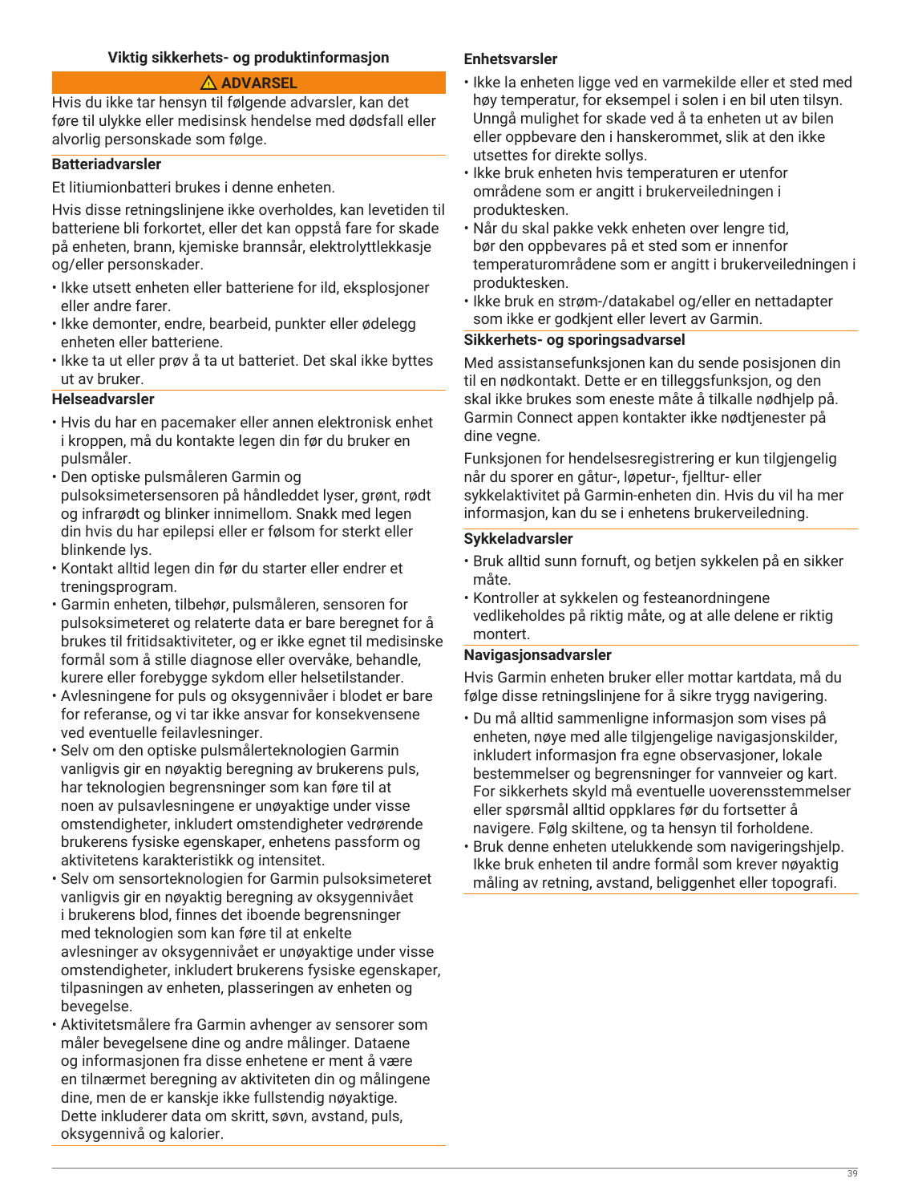## Viktig sikkerhets- og produktinformasjon

**⚠ ADVARSEL**

Hvis du ikke tar hensyn til følgende advarsler, kan det føre til ulykke eller medisinsk hendelse med dødsfall eller alvorlig personskade som følge.

### Batteriadvarsler

Et litiumionbatteri brukes i denne enheten.

Hvis disse retningslinjene ikke overholdes, kan levetiden til batteriene bli forkortet, eller det kan oppstå fare for skade på enheten, brann, kjemiske brannsår, elektrolyttlekkasje og/eller personskader.

- Ikke utsett enheten eller batteriene for ild, eksplosjoner eller andre farer.
- Ikke demonter, endre, bearbeid, punkter eller ødelegg enheten eller batteriene.
- Ikke ta ut eller prøv å ta ut batteriet. Det skal ikke byttes ut av bruker.

### Helseadvarsler

- Hvis du har en pacemaker eller annen elektronisk enhet i kroppen, må du kontakte legen din før du bruker en pulsmåler.
- Den optiske pulsmåleren Garmin og pulsoksimetersensoren på håndleddet lyser, grønt, rødt og infrarødt og blinker innimellom. Snakk med legen din hvis du har epilepsi eller er følsom for sterkt eller blinkende lys.
- Kontakt alltid legen din før du starter eller endrer et treningsprogram.
- Garmin enheten, tilbehør, pulsmåleren, sensoren for pulsoksimeteret og relaterte data er bare beregnet for å brukes til fritidsaktiviteter, og er ikke egnet til medisinske formål som å stille diagnose eller overvåke, behandle, kurere eller forebygge sykdom eller helsetilstander.
- Avlesningene for puls og oksygennivåer i blodet er bare for referanse, og vi tar ikke ansvar for konsekvensene ved eventuelle feilavlesninger.
- Selv om den optiske pulsmålerteknologien Garmin vanligvis gir en nøyaktig beregning av brukerens puls, har teknologien begrensninger som kan føre til at noen av pulsavlesningene er unøyaktige under visse omstendigheter, inkludert omstendigheter vedrørende brukerens fysiske egenskaper, enhetens passform og aktivitetens karakteristikk og intensitet.
- Selv om sensorteknologien for Garmin pulsoksimeteret vanligvis gir en nøyaktig beregning av oksygennivået i brukerens blod, finnes det iboende begrensninger med teknologien som kan føre til at enkelte avlesninger av oksygennivået er unøyaktige under visse omstendigheter, inkludert brukerens fysiske egenskaper, tilpasningen av enheten, plasseringen av enheten og bevegelse.
- Aktivitetsmålere fra Garmin avhenger av sensorer som måler bevegelsene dine og andre målinger. Dataene og informasjonen fra disse enhetene er ment å være en tilnærmet beregning av aktiviteten din og målingene dine, men de er kanskje ikke fullstendig nøyaktige. Dette inkluderer data om skritt, søvn, avstand, puls, oksygennivå og kalorier.

### Enhetsvarsler

- Ikke la enheten ligge ved en varmekilde eller et sted med høy temperatur, for eksempel i solen i en bil uten tilsyn. Unngå mulighet for skade ved å ta enheten ut av bilen eller oppbevare den i hanskerommet, slik at den ikke utsettes for direkte sollys.
- Ikke bruk enheten hvis temperaturen er utenfor områdene som er angitt i brukerveiledningen i produktesken.
- Når du skal pakke vekk enheten over lengre tid, bør den oppbevares på et sted som er innenfor temperaturområdene som er angitt i brukerveiledningen i produktesken.
- Ikke bruk en strøm-/datakabel og/eller en nettadapter som ikke er godkjent eller levert av Garmin.

### Sikkerhets- og sporingsadvarsel

Med assistansefunksjonen kan du sende posisjonen din til en nødkontakt. Dette er en tilleggsfunksjon, og den skal ikke brukes som eneste måte å tilkalle nødhjelp på. Garmin Connect appen kontakter ikke nødtjenester på dine vegne.

Funksjonen for hendelsesregistrering er kun tilgjengelig når du sporer en gåtur-, løpetur-, fjelltur- eller sykkelaktivitet på Garmin-enheten din. Hvis du vil ha mer informasjon, kan du se i enhetens brukerveiledning.

### Sykkeladvarsler

- Bruk alltid sunn fornuft, og betjen sykkelen på en sikker måte.
- Kontroller at sykkelen og festeanordningene vedlikeholdes på riktig måte, og at alle delene er riktig montert.

### Navigasjonsadvarsler

Hvis Garmin enheten bruker eller mottar kartdata, må du følge disse retningslinjene for å sikre trygg navigering.

- Du må alltid sammenligne informasjon som vises på enheten, nøye med alle tilgjengelige navigasjonskilder, inkludert informasjon fra egne observasjoner, lokale bestemmelser og begrensninger for vannveier og kart. For sikkerhets skyld må eventuelle uoverensstemmelser eller spørsmål alltid oppklares før du fortsetter å navigere. Følg skiltene, og ta hensyn til forholdene.
- Bruk denne enheten utelukkende som navigeringshjelp. Ikke bruk enheten til andre formål som krever nøyaktig måling av retning, avstand, beliggenhet eller topografi.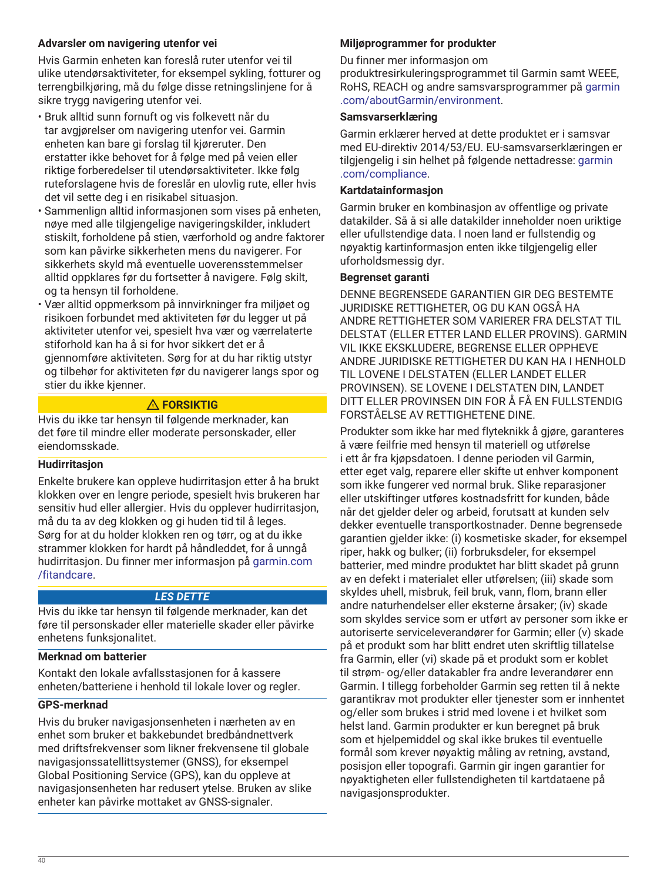### Advarsler om navigering utenfor vei

Hvis Garmin enheten kan foreslå ruter utenfor vei til ulike utendørsaktiviteter, for eksempel sykling, fotturer og terrengbilkjøring, må du følge disse retningslinjene for å sikre trygg navigering utenfor vei.

- Bruk alltid sunn fornuft og vis folkevett når du tar avgjørelser om navigering utenfor vei. Garmin enheten kan bare gi forslag til kjøreruter. Den erstatter ikke behovet for å følge med på veien eller riktige forberedelser til utendørsaktiviteter. Ikke følg ruteforslagene hvis de foreslår en ulovlig rute, eller hvis det vil sette deg i en risikabel situasjon.
- Sammenlign alltid informasjonen som vises på enheten, nøye med alle tilgjengelige navigeringskilder, inkludert stiskilt, forholdene på stien, værforhold og andre faktorer som kan påvirke sikkerheten mens du navigerer. For sikkerhets skyld må eventuelle uoverensstemmelser alltid oppklares før du fortsetter å navigere. Følg skilt, og ta hensyn til forholdene.
- Vær alltid oppmerksom på innvirkninger fra miljøet og risikoen forbundet med aktiviteten før du legger ut på aktiviteter utenfor vei, spesielt hva vær og værrelaterte stiforhold kan ha å si for hvor sikkert det er å gjennomføre aktiviteten. Sørg for at du har riktig utstyr og tilbehør for aktiviteten før du navigerer langs spor og stier du ikke kjenner.

**⚠ FORSIKTIG**

Hvis du ikke tar hensyn til følgende merknader, kan det føre til mindre eller moderate personskader, eller eiendomsskade.

### Hudirritasjon

Enkelte brukere kan oppleve hudirritasjon etter å ha brukt klokken over en lengre periode, spesielt hvis brukeren har sensitiv hud eller allergier. Hvis du opplever hudirritasjon, må du ta av deg klokken og gi huden tid til å leges. Sørg for at du holder klokken ren og tørr, og at du ikke strammer klokken for hardt på håndleddet, for å unngå hudirritasjon. Du finner mer informasjon på garmin.com/fitandcare.

***LES DETTE***

Hvis du ikke tar hensyn til følgende merknader, kan det føre til personskader eller materielle skader eller påvirke enhetens funksjonalitet.

### Merknad om batterier

Kontakt den lokale avfallsstasjonen for å kassere enheten/batteriene i henhold til lokale lover og regler.

### GPS-merknad

Hvis du bruker navigasjonsenheten i nærheten av en enhet som bruker et bakkebundet bredbåndnettverk med driftsfrekvenser som likner frekvensene til globale navigasjonssatellittsystemer (GNSS), for eksempel Global Positioning Service (GPS), kan du oppleve at navigasjonsenheten har redusert ytelse. Bruken av slike enheter kan påvirke mottaket av GNSS-signaler.

### Miljøprogrammer for produkter

Du finner mer informasjon om produktresirkuleringsprogrammet til Garmin samt WEEE, RoHS, REACH og andre samsvarsprogrammer på garmin.com/aboutGarmin/environment.

### Samsvarserklæring

Garmin erklærer herved at dette produktet er i samsvar med EU-direktiv 2014/53/EU. EU-samsvarserklæringen er tilgjengelig i sin helhet på følgende nettadresse: garmin.com/compliance.

### Kartdatainformasjon

Garmin bruker en kombinasjon av offentlige og private datakilder. Så å si alle datakilder inneholder noen uriktige eller ufullstendige data. I noen land er fullstendig og nøyaktig kartinformasjon enten ikke tilgjengelig eller uforholdsmessig dyr.

### Begrenset garanti

DENNE BEGRENSEDE GARANTIEN GIR DEG BESTEMTE JURIDISKE RETTIGHETER, OG DU KAN OGSÅ HA ANDRE RETTIGHETER SOM VARIERER FRA DELSTAT TIL DELSTAT (ELLER ETTER LAND ELLER PROVINS). GARMIN VIL IKKE EKSKLUDERE, BEGRENSE ELLER OPPHEVE ANDRE JURIDISKE RETTIGHETER DU KAN HA I HENHOLD TIL LOVENE I DELSTATEN (ELLER LANDET ELLER PROVINSEN). SE LOVENE I DELSTATEN DIN, LANDET DITT ELLER PROVINSEN DIN FOR Å FÅ EN FULLSTENDIG FORSTÅELSE AV RETTIGHETENE DINE.

Produkter som ikke har med flyteknikk å gjøre, garanteres å være feilfrie med hensyn til materiell og utførelse i ett år fra kjøpsdatoen. I denne perioden vil Garmin, etter eget valg, reparere eller skifte ut enhver komponent som ikke fungerer ved normal bruk. Slike reparasjoner eller utskiftinger utføres kostnadsfritt for kunden, både når det gjelder deler og arbeid, forutsatt at kunden selv dekker eventuelle transportkostnader. Denne begrensede garantien gjelder ikke: (i) kosmetiske skader, for eksempel riper, hakk og bulker; (ii) forbruksdeler, for eksempel batterier, med mindre produktet har blitt skadet på grunn av en defekt i materialet eller utførelsen; (iii) skade som skyldes uhell, misbruk, feil bruk, vann, flom, brann eller andre naturhendelser eller eksterne årsaker; (iv) skade som skyldes service som er utført av personer som ikke er autoriserte serviceleverandører for Garmin; eller (v) skade på et produkt som har blitt endret uten skriftlig tillatelse fra Garmin, eller (vi) skade på et produkt som er koblet til strøm- og/eller datakabler fra andre leverandører enn Garmin. I tillegg forbeholder Garmin seg retten til å nekte garantikrav mot produkter eller tjenester som er innhentet og/eller som brukes i strid med lovene i et hvilket som helst land. Garmin produkter er kun beregnet på bruk som et hjelpemiddel og skal ikke brukes til eventuelle formål som krever nøyaktig måling av retning, avstand, posisjon eller topografi. Garmin gir ingen garantier for nøyaktigheten eller fullstendigheten til kartdataene på navigasjonsprodukter.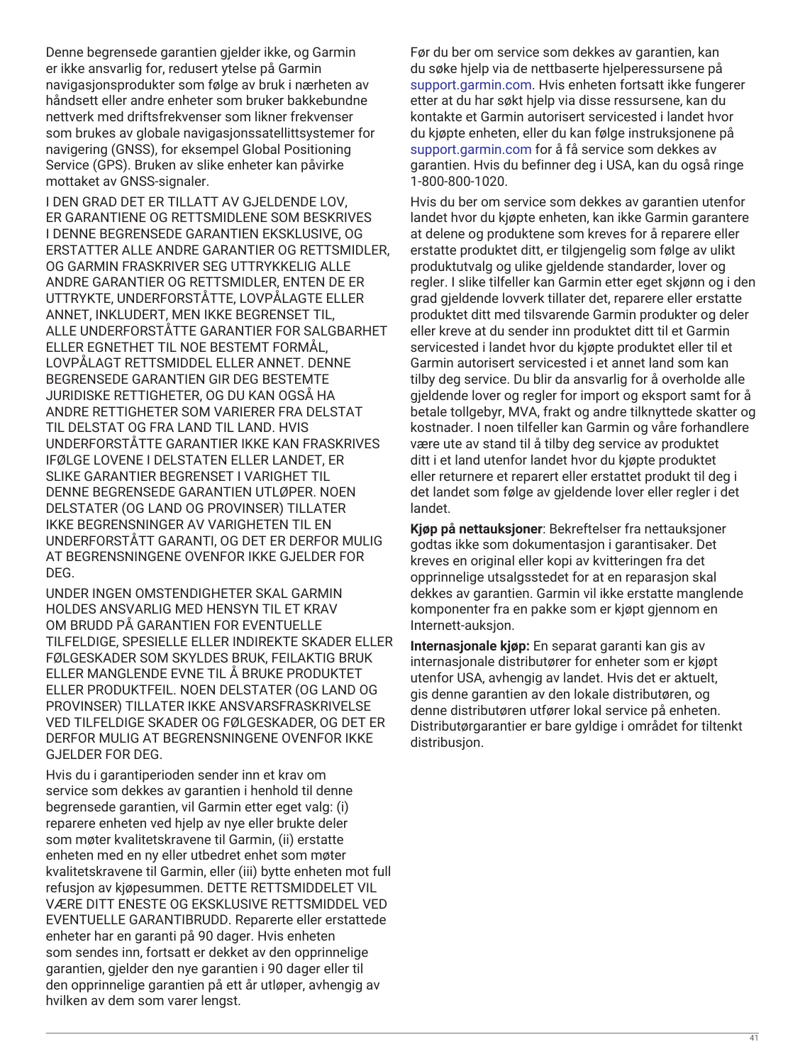Denne begrensede garantien gjelder ikke, og Garmin er ikke ansvarlig for, redusert ytelse på Garmin navigasjonsprodukter som følge av bruk i nærheten av håndsett eller andre enheter som bruker bakkebundne nettverk med driftsfrekvenser som likner frekvenser som brukes av globale navigasjonssatellittsystemer for navigering (GNSS), for eksempel Global Positioning Service (GPS). Bruken av slike enheter kan påvirke mottaket av GNSS-signaler.

I DEN GRAD DET ER TILLATT AV GJELDENDE LOV, ER GARANTIENE OG RETTSMIDLENE SOM BESKRIVES I DENNE BEGRENSEDE GARANTIEN EKSKLUSIVE, OG ERSTATTER ALLE ANDRE GARANTIER OG RETTSMIDLER, OG GARMIN FRASKRIVER SEG UTTRYKKELIG ALLE ANDRE GARANTIER OG RETTSMIDLER, ENTEN DE ER UTTRYKTE, UNDERFORSTÅTTE, LOVPÅLAGTE ELLER ANNET, INKLUDERT, MEN IKKE BEGRENSET TIL, ALLE UNDERFORSTÅTTE GARANTIER FOR SALGBARHET ELLER EGNETHET TIL NOE BESTEMT FORMÅL, LOVPÅLAGT RETTSMIDDEL ELLER ANNET. DENNE BEGRENSEDE GARANTIEN GIR DEG BESTEMTE JURIDISKE RETTIGHETER, OG DU KAN OGSÅ HA ANDRE RETTIGHETER SOM VARIERER FRA DELSTAT TIL DELSTAT OG FRA LAND TIL LAND. HVIS UNDERFORSTÅTTE GARANTIER IKKE KAN FRASKRIVES IFØLGE LOVENE I DELSTATEN ELLER LANDET, ER SLIKE GARANTIER BEGRENSET I VARIGHET TIL DENNE BEGRENSEDE GARANTIEN UTLØPER. NOEN DELSTATER (OG LAND OG PROVINSER) TILLATER IKKE BEGRENSNINGER AV VARIGHETEN TIL EN UNDERFORSTÅTT GARANTI, OG DET ER DERFOR MULIG AT BEGRENSNINGENE OVENFOR IKKE GJELDER FOR DEG.

UNDER INGEN OMSTENDIGHETER SKAL GARMIN HOLDES ANSVARLIG MED HENSYN TIL ET KRAV OM BRUDD PÅ GARANTIEN FOR EVENTUELLE TILFELDIGE, SPESIELLE ELLER INDIREKTE SKADER ELLER FØLGESKADER SOM SKYLDES BRUK, FEILAKTIG BRUK ELLER MANGLENDE EVNE TIL Å BRUKE PRODUKTET ELLER PRODUKTFEIL. NOEN DELSTATER (OG LAND OG PROVINSER) TILLATER IKKE ANSVARSFRASKRIVELSE VED TILFELDIGE SKADER OG FØLGESKADER, OG DET ER DERFOR MULIG AT BEGRENSNINGENE OVENFOR IKKE GJELDER FOR DEG.

Hvis du i garantiperioden sender inn et krav om service som dekkes av garantien i henhold til denne begrensede garantien, vil Garmin etter eget valg: (i) reparere enheten ved hjelp av nye eller brukte deler som møter kvalitetskravene til Garmin, (ii) erstatte enheten med en ny eller utbedret enhet som møter kvalitetskravene til Garmin, eller (iii) bytte enheten mot full refusjon av kjøpesummen. DETTE RETTSMIDDELET VIL VÆRE DITT ENESTE OG EKSKLUSIVE RETTSMIDDEL VED EVENTUELLE GARANTIBRUDD. Reparerte eller erstattede enheter har en garanti på 90 dager. Hvis enheten som sendes inn, fortsatt er dekket av den opprinnelige garantien, gjelder den nye garantien i 90 dager eller til den opprinnelige garantien på ett år utløper, avhengig av hvilken av dem som varer lengst.

Før du ber om service som dekkes av garantien, kan du søke hjelp via de nettbaserte hjelperessursene på support.garmin.com. Hvis enheten fortsatt ikke fungerer etter at du har søkt hjelp via disse ressursene, kan du kontakte et Garmin autorisert servicested i landet hvor du kjøpte enheten, eller du kan følge instruksjonene på support.garmin.com for å få service som dekkes av garantien. Hvis du befinner deg i USA, kan du også ringe 1-800-800-1020.

Hvis du ber om service som dekkes av garantien utenfor landet hvor du kjøpte enheten, kan ikke Garmin garantere at delene og produktene som kreves for å reparere eller erstatte produktet ditt, er tilgjengelig som følge av ulikt produktutvalg og ulike gjeldende standarder, lover og regler. I slike tilfeller kan Garmin etter eget skjønn og i den grad gjeldende lovverk tillater det, reparere eller erstatte produktet ditt med tilsvarende Garmin produkter og deler eller kreve at du sender inn produktet ditt til et Garmin servicested i landet hvor du kjøpte produktet eller til et Garmin autorisert servicested i et annet land som kan tilby deg service. Du blir da ansvarlig for å overholde alle gjeldende lover og regler for import og eksport samt for å betale tollgebyr, MVA, frakt og andre tilknyttede skatter og kostnader. I noen tilfeller kan Garmin og våre forhandlere være ute av stand til å tilby deg service av produktet ditt i et land utenfor landet hvor du kjøpte produktet eller returnere et reparert eller erstattet produkt til deg i det landet som følge av gjeldende lover eller regler i det landet.

**Kjøp på nettauksjoner**: Bekreftelser fra nettauksjoner godtas ikke som dokumentasjon i garantisaker. Det kreves en original eller kopi av kvitteringen fra det opprinnelige utsalgsstedet for at en reparasjon skal dekkes av garantien. Garmin vil ikke erstatte manglende komponenter fra en pakke som er kjøpt gjennom en Internett-auksjon.

**Internasjonale kjøp:** En separat garanti kan gis av internasjonale distributører for enheter som er kjøpt utenfor USA, avhengig av landet. Hvis det er aktuelt, gis denne garantien av den lokale distributøren, og denne distributøren utfører lokal service på enheten. Distributørgarantier er bare gyldige i området for tiltenkt distribusjon.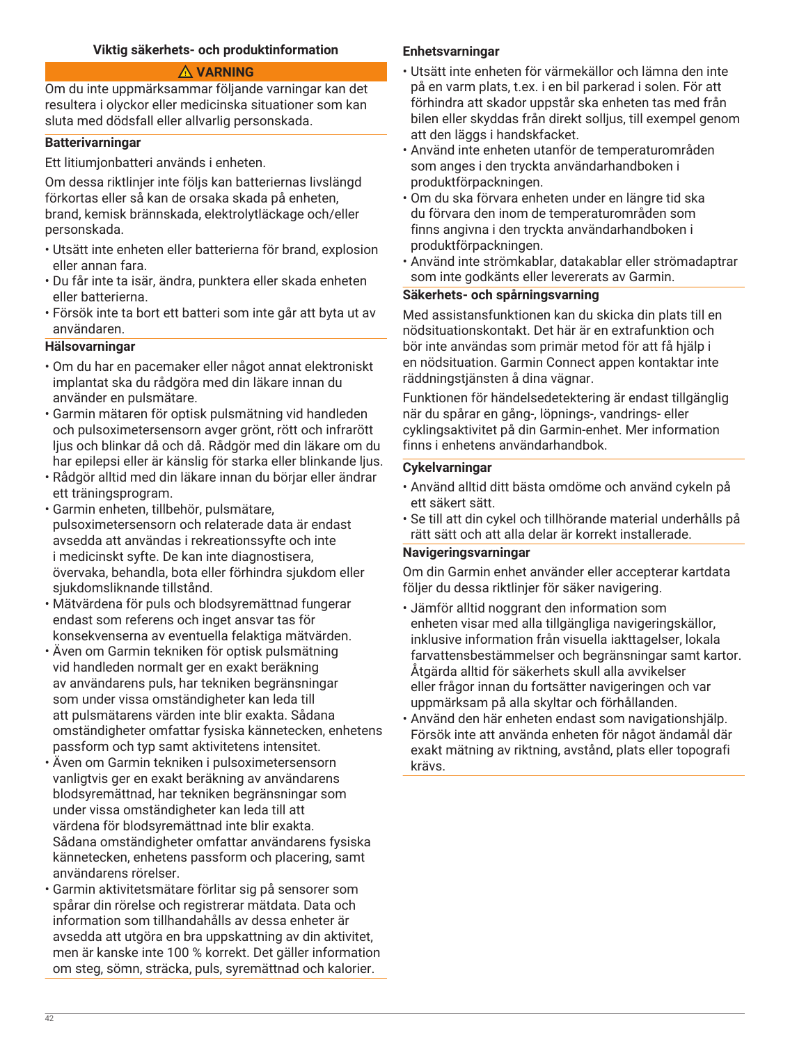## Viktig säkerhets- och produktinformation

**⚠ VARNING**

Om du inte uppmärksammar följande varningar kan det resultera i olyckor eller medicinska situationer som kan sluta med dödsfall eller allvarlig personskada.

### Batterivarningar

Ett litiumjonbatteri används i enheten.

Om dessa riktlinjer inte följs kan batteriernas livslängd förkortas eller så kan de orsaka skada på enheten, brand, kemisk brännskada, elektrolytläckage och/eller personskada.

- Utsätt inte enheten eller batterierna för brand, explosion eller annan fara.
- Du får inte ta isär, ändra, punktera eller skada enheten eller batterierna.
- Försök inte ta bort ett batteri som inte går att byta ut av användaren.

### Hälsovarningar

- Om du har en pacemaker eller något annat elektroniskt implantat ska du rådgöra med din läkare innan du använder en pulsmätare.
- Garmin mätaren för optisk pulsmätning vid handleden och pulsoximetersensorn avger grönt, rött och infrarött ljus och blinkar då och då. Rådgör med din läkare om du har epilepsi eller är känslig för starka eller blinkande ljus.
- Rådgör alltid med din läkare innan du börjar eller ändrar ett träningsprogram.
- Garmin enheten, tillbehör, pulsmätare, pulsoximetersensorn och relaterade data är endast avsedda att användas i rekreationssyfte och inte i medicinskt syfte. De kan inte diagnostisera, övervaka, behandla, bota eller förhindra sjukdom eller sjukdomsliknande tillstånd.
- Mätvärdena för puls och blodsyremättnad fungerar endast som referens och inget ansvar tas för konsekvenserna av eventuella felaktiga mätvärden.
- Även om Garmin tekniken för optisk pulsmätning vid handleden normalt ger en exakt beräkning av användarens puls, har tekniken begränsningar som under vissa omständigheter kan leda till att pulsmätarens värden inte blir exakta. Sådana omständigheter omfattar fysiska kännetecken, enhetens passform och typ samt aktivitetens intensitet.
- Även om Garmin tekniken i pulsoximetersensorn vanligtvis ger en exakt beräkning av användarens blodsyremättnad, har tekniken begränsningar som under vissa omständigheter kan leda till att värdena för blodsyremättnad inte blir exakta. Sådana omständigheter omfattar användarens fysiska kännetecken, enhetens passform och placering, samt användarens rörelser.
- Garmin aktivitetsmätare förlitar sig på sensorer som spårar din rörelse och registrerar mätdata. Data och information som tillhandahålls av dessa enheter är avsedda att utgöra en bra uppskattning av din aktivitet, men är kanske inte 100 % korrekt. Det gäller information om steg, sömn, sträcka, puls, syremättnad och kalorier.

### Enhetsvarningar

- Utsätt inte enheten för värmekällor och lämna den inte på en varm plats, t.ex. i en bil parkerad i solen. För att förhindra att skador uppstår ska enheten tas med från bilen eller skyddas från direkt solljus, till exempel genom att den läggs i handskfacket.
- Använd inte enheten utanför de temperaturområden som anges i den tryckta användarhandboken i produktförpackningen.
- Om du ska förvara enheten under en längre tid ska du förvara den inom de temperaturområden som finns angivna i den tryckta användarhandboken i produktförpackningen.
- Använd inte strömkablar, datakablar eller strömadaptrar som inte godkänts eller levererats av Garmin.

### Säkerhets- och spårningsvarning

Med assistansfunktionen kan du skicka din plats till en nödsituationskontakt. Det här är en extrafunktion och bör inte användas som primär metod för att få hjälp i en nödsituation. Garmin Connect appen kontaktar inte räddningstjänsten å dina vägnar.

Funktionen för händelsedetektering är endast tillgänglig när du spårar en gång-, löpnings-, vandrings- eller cyklingsaktivitet på din Garmin-enhet. Mer information finns i enhetens användarhandbok.

### Cykelvarningar

- Använd alltid ditt bästa omdöme och använd cykeln på ett säkert sätt.
- Se till att din cykel och tillhörande material underhålls på rätt sätt och att alla delar är korrekt installerade.

### Navigeringsvarningar

Om din Garmin enhet använder eller accepterar kartdata följer du dessa riktlinjer för säker navigering.

- Jämför alltid noggrant den information som enheten visar med alla tillgängliga navigeringskällor, inklusive information från visuella iakttagelser, lokala farvattensbestämmelser och begränsningar samt kartor. Åtgärda alltid för säkerhets skull alla avvikelser eller frågor innan du fortsätter navigeringen och var uppmärksam på alla skyltar och förhållanden.
- Använd den här enheten endast som navigationshjälp. Försök inte att använda enheten för något ändamål där exakt mätning av riktning, avstånd, plats eller topografi krävs.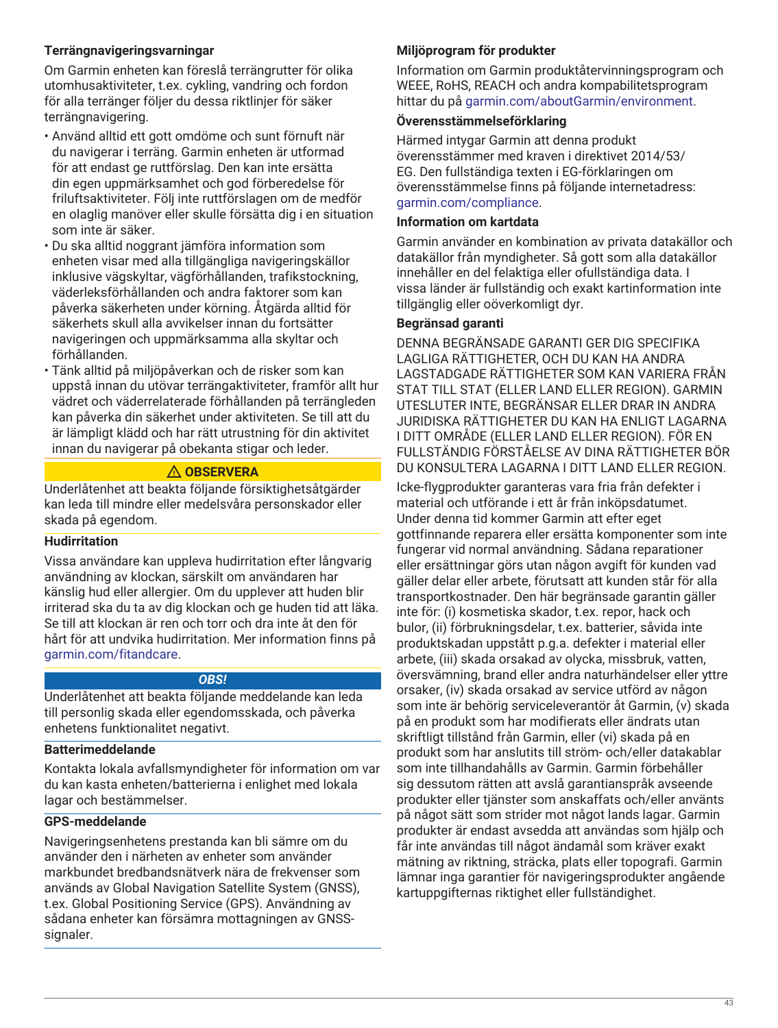### Terrängnavigeringsvarningar

Om Garmin enheten kan föreslå terrängrutter för olika utomhusaktiviteter, t.ex. cykling, vandring och fordon för alla terränger följer du dessa riktlinjer för säker terrängnavigering.

- Använd alltid ett gott omdöme och sunt förnuft när du navigerar i terräng. Garmin enheten är utformad för att endast ge ruttförslag. Den kan inte ersätta din egen uppmärksamhet och god förberedelse för friluftsaktiviteter. Följ inte ruttförslagen om de medför en olaglig manöver eller skulle försätta dig i en situation som inte är säker.
- Du ska alltid noggrant jämföra information som enheten visar med alla tillgängliga navigeringskällor inklusive vägskyltar, vägförhållanden, trafikstockning, väderleksförhållanden och andra faktorer som kan påverka säkerheten under körning. Åtgärda alltid för säkerhets skull alla avvikelser innan du fortsätter navigeringen och uppmärksamma alla skyltar och förhållanden.
- Tänk alltid på miljöpåverkan och de risker som kan uppstå innan du utövar terrängaktiviteter, framför allt hur vädret och väderrelaterade förhållanden på terrängleden kan påverka din säkerhet under aktiviteten. Se till att du är lämpligt klädd och har rätt utrustning för din aktivitet innan du navigerar på obekanta stigar och leder.

**⚠ OBSERVERA**

Underlåtenhet att beakta följande försiktighetsåtgärder kan leda till mindre eller medelsvåra personskador eller skada på egendom.

### Hudirritation

Vissa användare kan uppleva hudirritation efter långvarig användning av klockan, särskilt om användaren har känslig hud eller allergier. Om du upplever att huden blir irriterad ska du ta av dig klockan och ge huden tid att läka. Se till att klockan är ren och torr och dra inte åt den för hårt för att undvika hudirritation. Mer information finns på garmin.com/fitandcare.

***OBS!***

Underlåtenhet att beakta följande meddelande kan leda till personlig skada eller egendomsskada, och påverka enhetens funktionalitet negativt.

### Batterimeddelande

Kontakta lokala avfallsmyndigheter för information om var du kan kasta enheten/batterierna i enlighet med lokala lagar och bestämmelser.

### GPS-meddelande

Navigeringsenhetens prestanda kan bli sämre om du använder den i närheten av enheter som använder markbundet bredbandsnätverk nära de frekvenser som används av Global Navigation Satellite System (GNSS), t.ex. Global Positioning Service (GPS). Användning av sådana enheter kan försämra mottagningen av GNSS-signaler.

### Miljöprogram för produkter

Information om Garmin produktåtervinningsprogram och WEEE, RoHS, REACH och andra kompabilitetsprogram hittar du på garmin.com/aboutGarmin/environment.

### Överensstämmelseförklaring

Härmed intygar Garmin att denna produkt överensstämmer med kraven i direktivet 2014/53/EG. Den fullständiga texten i EG-förklaringen om överensstämmelse finns på följande internetadress: garmin.com/compliance.

### Information om kartdata

Garmin använder en kombination av privata datakällor och datakällor från myndigheter. Så gott som alla datakällor innehåller en del felaktiga eller ofullständiga data. I vissa länder är fullständig och exakt kartinformation inte tillgänglig eller oöverkomligt dyr.

### Begränsad garanti

DENNA BEGRÄNSADE GARANTI GER DIG SPECIFIKA LAGLIGA RÄTTIGHETER, OCH DU KAN HA ANDRA LAGSTADGADE RÄTTIGHETER SOM KAN VARIERA FRÅN STAT TILL STAT (ELLER LAND ELLER REGION). GARMIN UTESLUTER INTE, BEGRÄNSAR ELLER DRAR IN ANDRA JURIDISKA RÄTTIGHETER DU KAN HA ENLIGT LAGARNA I DITT OMRÅDE (ELLER LAND ELLER REGION). FÖR EN FULLSTÄNDIG FÖRSTÅELSE AV DINA RÄTTIGHETER BÖR DU KONSULTERA LAGARNA I DITT LAND ELLER REGION.

Icke-flygprodukter garanteras vara fria från defekter i material och utförande i ett år från inköpsdatumet. Under denna tid kommer Garmin att efter eget gottfinnande reparera eller ersätta komponenter som inte fungerar vid normal användning. Sådana reparationer eller ersättningar görs utan någon avgift för kunden vad gäller delar eller arbete, förutsatt att kunden står för alla transportkostnader. Den här begränsade garantin gäller inte för: (i) kosmetiska skador, t.ex. repor, hack och bulor, (ii) förbrukningsdelar, t.ex. batterier, såvida inte produktskadan uppstått p.g.a. defekter i material eller arbete, (iii) skada orsakad av olycka, missbruk, vatten, översvämning, brand eller andra naturhändelser eller yttre orsaker, (iv) skada orsakad av service utförd av någon som inte är behörig serviceleverantör åt Garmin, (v) skada på en produkt som har modifierats eller ändrats utan skriftligt tillstånd från Garmin, eller (vi) skada på en produkt som har anslutits till ström- och/eller datakablar som inte tillhandahålls av Garmin. Garmin förbehåller sig dessutom rätten att avslå garantianspråk avseende produkter eller tjänster som anskaffats och/eller använts på något sätt som strider mot något lands lagar. Garmin produkter är endast avsedda att användas som hjälp och får inte användas till något ändamål som kräver exakt mätning av riktning, sträcka, plats eller topografi. Garmin lämnar inga garantier för navigeringsprodukter angående kartuppgifternas riktighet eller fullständighet.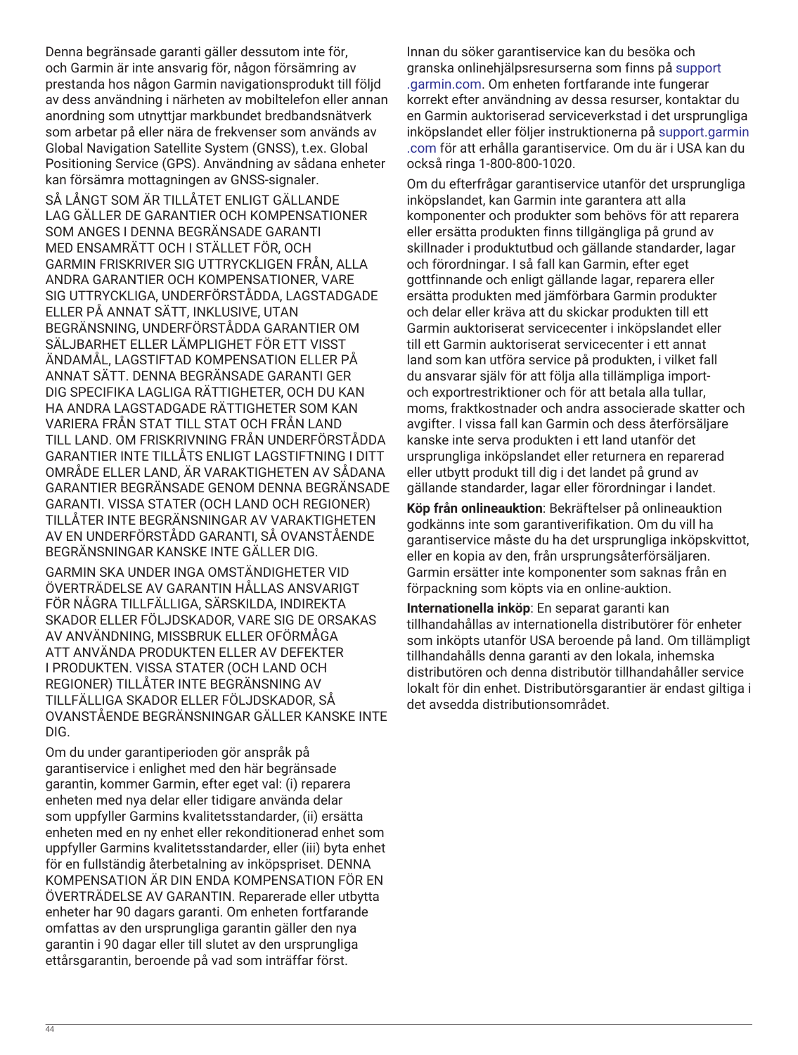Denna begränsade garanti gäller dessutom inte för, och Garmin är inte ansvarig för, någon försämring av prestanda hos någon Garmin navigationsprodukt till följd av dess användning i närheten av mobiltelefon eller annan anordning som utnyttjar markbundet bredbandsnätverk som arbetar på eller nära de frekvenser som används av Global Navigation Satellite System (GNSS), t.ex. Global Positioning Service (GPS). Användning av sådana enheter kan försämra mottagningen av GNSS-signaler.

SÅ LÅNGT SOM ÄR TILLÅTET ENLIGT GÄLLANDE LAG GÄLLER DE GARANTIER OCH KOMPENSATIONER SOM ANGES I DENNA BEGRÄNSADE GARANTI MED ENSAMRÄTT OCH I STÄLLET FÖR, OCH GARMIN FRISKRIVER SIG UTTRYCKLIGEN FRÅN, ALLA ANDRA GARANTIER OCH KOMPENSATIONER, VARE SIG UTTRYCKLIGA, UNDERFÖRSTÅDDA, LAGSTADGADE ELLER PÅ ANNAT SÄTT, INKLUSIVE, UTAN BEGRÄNSNING, UNDERFÖRSTÅDDA GARANTIER OM SÄLJBARHET ELLER LÄMPLIGHET FÖR ETT VISST ÄNDAMÅL, LAGSTIFTAD KOMPENSATION ELLER PÅ ANNAT SÄTT. DENNA BEGRÄNSADE GARANTI GER DIG SPECIFIKA LAGLIGA RÄTTIGHETER, OCH DU KAN HA ANDRA LAGSTADGADE RÄTTIGHETER SOM KAN VARIERA FRÅN STAT TILL STAT OCH FRÅN LAND TILL LAND. OM FRISKRIVNING FRÅN UNDERFÖRSTÅDDA GARANTIER INTE TILLÅTS ENLIGT LAGSTIFTNING I DITT OMRÅDE ELLER LAND, ÄR VARAKTIGHETEN AV SÅDANA GARANTIER BEGRÄNSADE GENOM DENNA BEGRÄNSADE GARANTI. VISSA STATER (OCH LAND OCH REGIONER) TILLÅTER INTE BEGRÄNSNINGAR AV VARAKTIGHETEN AV EN UNDERFÖRSTÅDD GARANTI, SÅ OVANSTÅENDE BEGRÄNSNINGAR KANSKE INTE GÄLLER DIG.

GARMIN SKA UNDER INGA OMSTÄNDIGHETER VID ÖVERTRÄDELSE AV GARANTIN HÅLLAS ANSVARIGT FÖR NÅGRA TILLFÄLLIGA, SÄRSKILDA, INDIREKTA SKADOR ELLER FÖLJDSKADOR, VARE SIG DE ORSAKAS AV ANVÄNDNING, MISSBRUK ELLER OFÖRMÅGA ATT ANVÄNDA PRODUKTEN ELLER AV DEFEKTER I PRODUKTEN. VISSA STATER (OCH LAND OCH REGIONER) TILLÅTER INTE BEGRÄNSNING AV TILLFÄLLIGA SKADOR ELLER FÖLJDSKADOR, SÅ OVANSTÅENDE BEGRÄNSNINGAR GÄLLER KANSKE INTE DIG.

Om du under garantiperioden gör anspråk på garantiservice i enlighet med den här begränsade garantin, kommer Garmin, efter eget val: (i) reparera enheten med nya delar eller tidigare använda delar som uppfyller Garmins kvalitetsstandarder, (ii) ersätta enheten med en ny enhet eller rekonditionerad enhet som uppfyller Garmins kvalitetsstandarder, eller (iii) byta enhet för en fullständig återbetalning av inköpspriset. DENNA KOMPENSATION ÄR DIN ENDA KOMPENSATION FÖR EN ÖVERTRÄDELSE AV GARANTIN. Reparerade eller utbytta enheter har 90 dagars garanti. Om enheten fortfarande omfattas av den ursprungliga garantin gäller den nya garantin i 90 dagar eller till slutet av den ursprungliga ettårsgarantin, beroende på vad som inträffar först.

Innan du söker garantiservice kan du besöka och granska onlinehjälpsresurserna som finns på support.garmin.com. Om enheten fortfarande inte fungerar korrekt efter användning av dessa resurser, kontaktar du en Garmin auktoriserad serviceverkstad i det ursprungliga inköpslandet eller följer instruktionerna på support.garmin.com för att erhålla garantiservice. Om du är i USA kan du också ringa 1-800-800-1020.

Om du efterfrågar garantiservice utanför det ursprungliga inköpslandet, kan Garmin inte garantera att alla komponenter och produkter som behövs för att reparera eller ersätta produkten finns tillgängliga på grund av skillnader i produktutbud och gällande standarder, lagar och förordningar. I så fall kan Garmin, efter eget gottfinnande och enligt gällande lagar, reparera eller ersätta produkten med jämförbara Garmin produkter och delar eller kräva att du skickar produkten till ett Garmin auktoriserat servicecenter i inköpslandet eller till ett Garmin auktoriserat servicecenter i ett annat land som kan utföra service på produkten, i vilket fall du ansvarar själv för att följa alla tillämpliga import- och exportrestriktioner och för att betala alla tullar, moms, fraktkostnader och andra associerade skatter och avgifter. I vissa fall kan Garmin och dess återförsäljare kanske inte serva produkten i ett land utanför det ursprungliga inköpslandet eller returnera en reparerad eller utbytt produkt till dig i det landet på grund av gällande standarder, lagar eller förordningar i landet.

**Köp från onlineauktion**: Bekräftelser på onlineauktion godkänns inte som garantiverifikation. Om du vill ha garantiservice måste du ha det ursprungliga inköpskvittot, eller en kopia av den, från ursprungsåterförsäljaren. Garmin ersätter inte komponenter som saknas från en förpackning som köpts via en online-auktion.

**Internationella inköp**: En separat garanti kan tillhandahållas av internationella distributörer för enheter som inköpts utanför USA beroende på land. Om tillämpligt tillhandahålls denna garanti av den lokala, inhemska distributören och denna distributör tillhandahåller service lokalt för din enhet. Distributörsgarantier är endast giltiga i det avsedda distributionsområdet.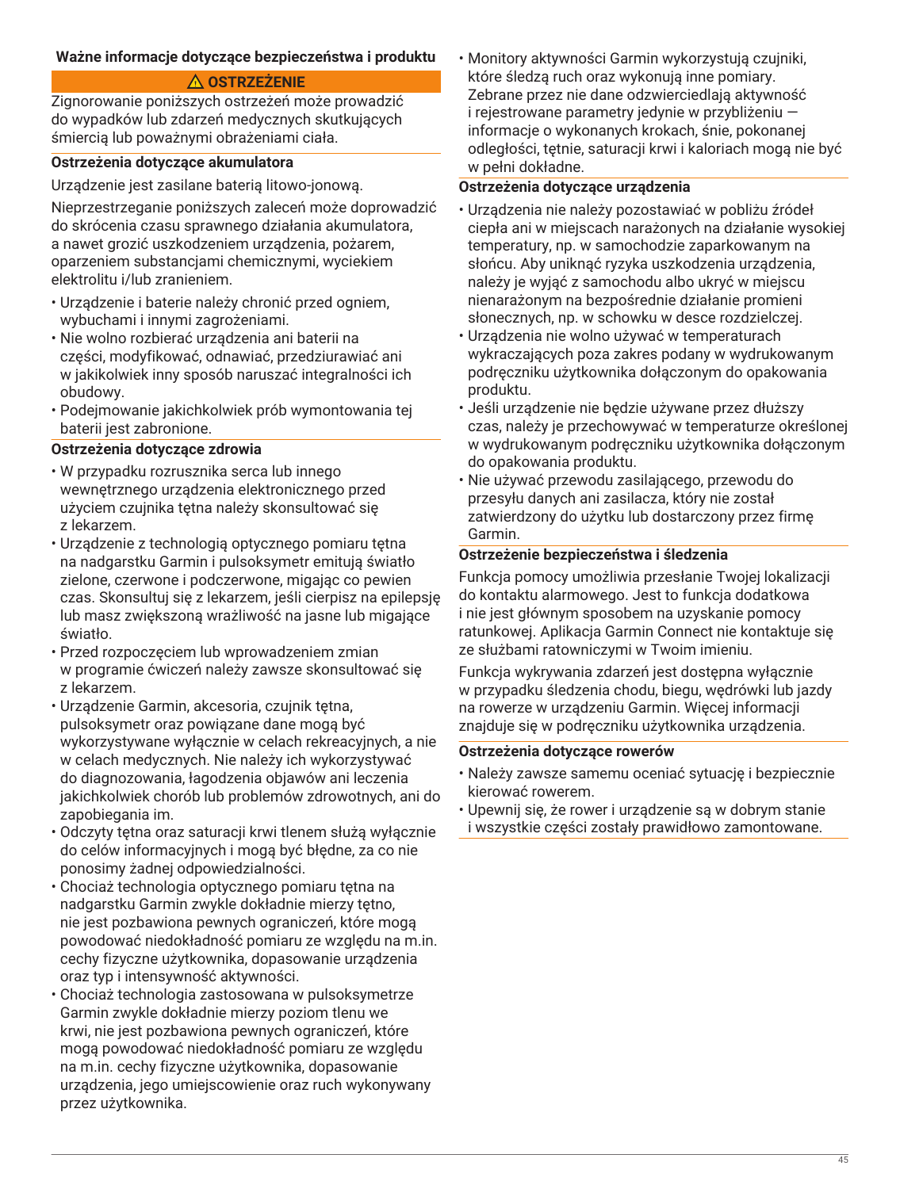## Ważne informacje dotyczące bezpieczeństwa i produktu

**⚠ OSTRZEŻENIE**

Zignorowanie poniższych ostrzeżeń może prowadzić do wypadków lub zdarzeń medycznych skutkujących śmiercią lub poważnymi obrażeniami ciała.

### Ostrzeżenia dotyczące akumulatora

Urządzenie jest zasilane baterią litowo-jonową.

Nieprzestrzeganie poniższych zaleceń może doprowadzić do skrócenia czasu sprawnego działania akumulatora, a nawet grozić uszkodzeniem urządzenia, pożarem, oparzeniem substancjami chemicznymi, wyciekiem elektrolitu i/lub zranieniem.

- Urządzenie i baterie należy chronić przed ogniem, wybuchami i innymi zagrożeniami.
- Nie wolno rozbierać urządzenia ani baterii na części, modyfikować, odnawiać, przedziurawiać ani w jakikolwiek inny sposób naruszać integralności ich obudowy.
- Podejmowanie jakichkolwiek prób wymontowania tej baterii jest zabronione.

### Ostrzeżenia dotyczące zdrowia

- W przypadku rozrusznika serca lub innego wewnętrznego urządzenia elektronicznego przed użyciem czujnika tętna należy skonsultować się z lekarzem.
- Urządzenie z technologią optycznego pomiaru tętna na nadgarstku Garmin i pulsoksymetr emitują światło zielone, czerwone i podczerwone, migając co pewien czas. Skonsultuj się z lekarzem, jeśli cierpisz na epilepsję lub masz zwiększoną wrażliwość na jasne lub migające światło.
- Przed rozpoczęciem lub wprowadzeniem zmian w programie ćwiczeń należy zawsze skonsultować się z lekarzem.
- Urządzenie Garmin, akcesoria, czujnik tętna, pulsoksymetr oraz powiązane dane mogą być wykorzystywane wyłącznie w celach rekreacyjnych, a nie w celach medycznych. Nie należy ich wykorzystywać do diagnozowania, łagodzenia objawów ani leczenia jakichkolwiek chorób lub problemów zdrowotnych, ani do zapobiegania im.
- Odczyty tętna oraz saturacji krwi tlenem służą wyłącznie do celów informacyjnych i mogą być błędne, za co nie ponosimy żadnej odpowiedzialności.
- Chociaż technologia optycznego pomiaru tętna na nadgarstku Garmin zwykle dokładnie mierzy tętno, nie jest pozbawiona pewnych ograniczeń, które mogą powodować niedokładność pomiaru ze względu na m.in. cechy fizyczne użytkownika, dopasowanie urządzenia oraz typ i intensywność aktywności.
- Chociaż technologia zastosowana w pulsoksymetrze Garmin zwykle dokładnie mierzy poziom tlenu we krwi, nie jest pozbawiona pewnych ograniczeń, które mogą powodować niedokładność pomiaru ze względu na m.in. cechy fizyczne użytkownika, dopasowanie urządzenia, jego umiejscowienie oraz ruch wykonywany przez użytkownika.
- Monitory aktywności Garmin wykorzystują czujniki, które śledzą ruch oraz wykonują inne pomiary. Zebrane przez nie dane odzwierciedlają aktywność i rejestrowane parametry jedynie w przybliżeniu — informacje o wykonanych krokach, śnie, pokonanej odległości, tętnie, saturacji krwi i kaloriach mogą nie być w pełni dokładne.

### Ostrzeżenia dotyczące urządzenia

- Urządzenia nie należy pozostawiać w pobliżu źródeł ciepła ani w miejscach narażonych na działanie wysokiej temperatury, np. w samochodzie zaparkowanym na słońcu. Aby uniknąć ryzyka uszkodzenia urządzenia, należy je wyjąć z samochodu albo ukryć w miejscu nienarażonym na bezpośrednie działanie promieni słonecznych, np. w schowku w desce rozdzielczej.
- Urządzenia nie wolno używać w temperaturach wykraczających poza zakres podany w wydrukowanym podręczniku użytkownika dołączonym do opakowania produktu.
- Jeśli urządzenie nie będzie używane przez dłuższy czas, należy je przechowywać w temperaturze określonej w wydrukowanym podręczniku użytkownika dołączonym do opakowania produktu.
- Nie używać przewodu zasilającego, przewodu do przesyłu danych ani zasilacza, który nie został zatwierdzony do użytku lub dostarczony przez firmę Garmin.

### Ostrzeżenie bezpieczeństwa i śledzenia

Funkcja pomocy umożliwia przesłanie Twojej lokalizacji do kontaktu alarmowego. Jest to funkcja dodatkowa i nie jest głównym sposobem na uzyskanie pomocy ratunkowej. Aplikacja Garmin Connect nie kontaktuje się ze służbami ratowniczymi w Twoim imieniu.

Funkcja wykrywania zdarzeń jest dostępna wyłącznie w przypadku śledzenia chodu, biegu, wędrówki lub jazdy na rowerze w urządzeniu Garmin. Więcej informacji znajduje się w podręczniku użytkownika urządzenia.

### Ostrzeżenia dotyczące rowerów

- Należy zawsze samemu oceniać sytuację i bezpiecznie kierować rowerem.
- Upewnij się, że rower i urządzenie są w dobrym stanie i wszystkie części zostały prawidłowo zamontowane.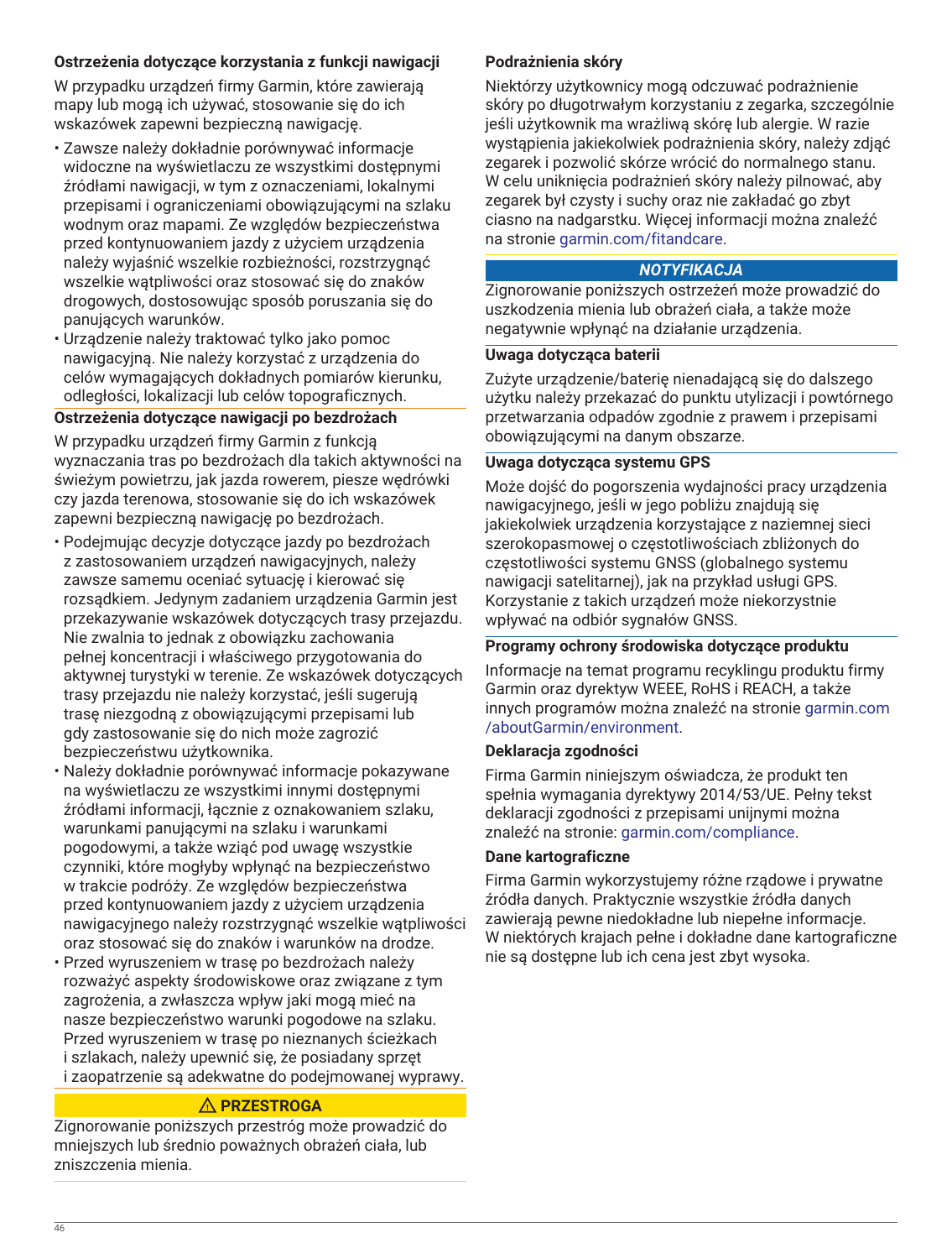### Ostrzeżenia dotyczące korzystania z funkcji nawigacji

W przypadku urządzeń firmy Garmin, które zawierają mapy lub mogą ich używać, stosowanie się do ich wskazówek zapewni bezpieczną nawigację.

- Zawsze należy dokładnie porównywać informacje widoczne na wyświetlaczu ze wszystkimi dostępnymi źródłami nawigacji, w tym z oznaczeniami, lokalnymi przepisami i ograniczeniami obowiązującymi na szlaku wodnym oraz mapami. Ze względów bezpieczeństwa przed kontynuowaniem jazdy z użyciem urządzenia należy wyjaśnić wszelkie rozbieżności, rozstrzygnąć wszelkie wątpliwości oraz stosować się do znaków drogowych, dostosowując sposób poruszania się do panujących warunków.
- Urządzenie należy traktować tylko jako pomoc nawigacyjną. Nie należy korzystać z urządzenia do celów wymagających dokładnych pomiarów kierunku, odległości, lokalizacji lub celów topograficznych.

### Ostrzeżenia dotyczące nawigacji po bezdrożach

W przypadku urządzeń firmy Garmin z funkcją wyznaczania tras po bezdrożach dla takich aktywności na świeżym powietrzu, jak jazda rowerem, piesze wędrówki czy jazda terenowa, stosowanie się do ich wskazówek zapewni bezpieczną nawigację po bezdrożach.

- Podejmując decyzje dotyczące jazdy po bezdrożach z zastosowaniem urządzeń nawigacyjnych, należy zawsze samemu oceniać sytuację i kierować się rozsądkiem. Jedynym zadaniem urządzenia Garmin jest przekazywanie wskazówek dotyczących trasy przejazdu. Nie zwalnia to jednak z obowiązku zachowania pełnej koncentracji i właściwego przygotowania do aktywnej turystyki w terenie. Ze wskazówek dotyczących trasy przejazdu nie należy korzystać, jeśli sugerują trasę niezgodną z obowiązującymi przepisami lub gdy zastosowanie się do nich może zagrozić bezpieczeństwu użytkownika.
- Należy dokładnie porównywać informacje pokazywane na wyświetlaczu ze wszystkimi innymi dostępnymi źródłami informacji, łącznie z oznakowaniem szlaku, warunkami panującymi na szlaku i warunkami pogodowymi, a także wziąć pod uwagę wszystkie czynniki, które mogłyby wpłynąć na bezpieczeństwo w trakcie podróży. Ze względów bezpieczeństwa przed kontynuowaniem jazdy z użyciem urządzenia nawigacyjnego należy rozstrzygnąć wszelkie wątpliwości oraz stosować się do znaków i warunków na drodze.
- Przed wyruszeniem w trasę po bezdrożach należy rozważyć aspekty środowiskowe oraz związane z tym zagrożenia, a zwłaszcza wpływ jaki mogą mieć na nasze bezpieczeństwo warunki pogodowe na szlaku. Przed wyruszeniem w trasę po nieznanych ścieżkach i szlakach, należy upewnić się, że posiadany sprzęt i zaopatrzenie są adekwatne do podejmowanej wyprawy.

**⚠ PRZESTROGA**

Zignorowanie poniższych przestróg może prowadzić do mniejszych lub średnio poważnych obrażeń ciała, lub zniszczenia mienia.

### Podrażnienia skóry

Niektórzy użytkownicy mogą odczuwać podrażnienie skóry po długotrwałym korzystaniu z zegarka, szczególnie jeśli użytkownik ma wrażliwą skórę lub alergie. W razie wystąpienia jakiekolwiek podrażnienia skóry, należy zdjąć zegarek i pozwolić skórze wrócić do normalnego stanu. W celu uniknięcia podrażnień skóry należy pilnować, aby zegarek był czysty i suchy oraz nie zakładać go zbyt ciasno na nadgarstku. Więcej informacji można znaleźć na stronie garmin.com/fitandcare.

***NOTYFIKACJA***

Zignorowanie poniższych ostrzeżeń może prowadzić do uszkodzenia mienia lub obrażeń ciała, a także może negatywnie wpłynąć na działanie urządzenia.

### Uwaga dotycząca baterii

Zużyte urządzenie/baterię nienadającą się do dalszego użytku należy przekazać do punktu utylizacji i powtórnego przetwarzania odpadów zgodnie z prawem i przepisami obowiązującymi na danym obszarze.

### Uwaga dotycząca systemu GPS

Może dojść do pogorszenia wydajności pracy urządzenia nawigacyjnego, jeśli w jego pobliżu znajdują się jakiekolwiek urządzenia korzystające z naziemnej sieci szerokopasmowej o częstotliwościach zbliżonych do częstotliwości systemu GNSS (globalnego systemu nawigacji satelitarnej), jak na przykład usługi GPS. Korzystanie z takich urządzeń może niekorzystnie wpływać na odbiór sygnałów GNSS.

### Programy ochrony środowiska dotyczące produktu

Informacje na temat programu recyklingu produktu firmy Garmin oraz dyrektyw WEEE, RoHS i REACH, a także innych programów można znaleźć na stronie garmin.com/aboutGarmin/environment.

### Deklaracja zgodności

Firma Garmin niniejszym oświadcza, że produkt ten spełnia wymagania dyrektywy 2014/53/UE. Pełny tekst deklaracji zgodności z przepisami unijnymi można znaleźć na stronie: garmin.com/compliance.

### Dane kartograficzne

Firma Garmin wykorzystujemy różne rządowe i prywatne źródła danych. Praktycznie wszystkie źródła danych zawierają pewne niedokładne lub niepełne informacje. W niektórych krajach pełne i dokładne dane kartograficzne nie są dostępne lub ich cena jest zbyt wysoka.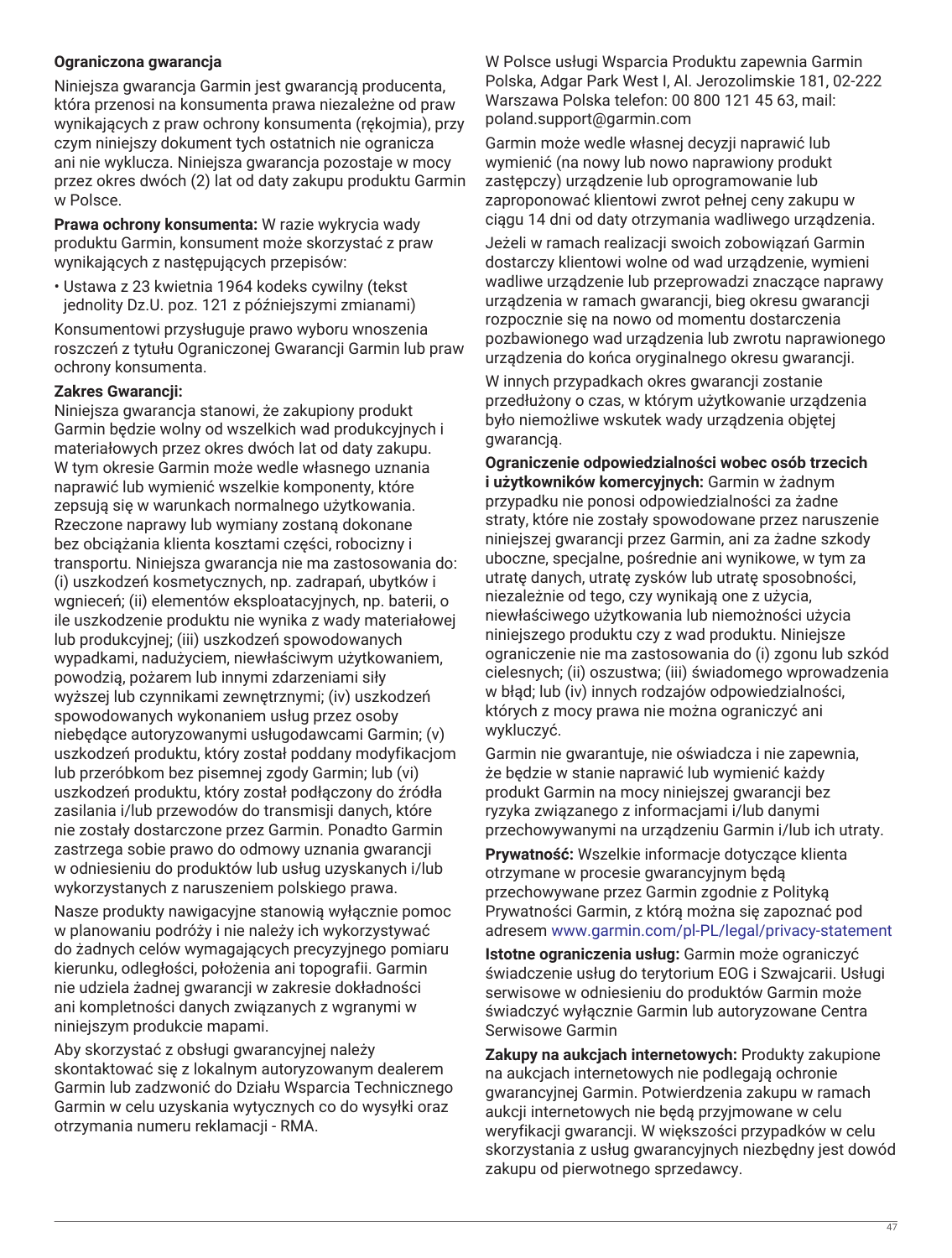### Ograniczona gwarancja

Niniejsza gwarancja Garmin jest gwarancją producenta, która przenosi na konsumenta prawa niezależne od praw wynikających z praw ochrony konsumenta (rękojmia), przy czym niniejszy dokument tych ostatnich nie ogranicza ani nie wyklucza. Niniejsza gwarancja pozostaje w mocy przez okres dwóch (2) lat od daty zakupu produktu Garmin w Polsce.

**Prawa ochrony konsumenta:** W razie wykrycia wady produktu Garmin, konsument może skorzystać z praw wynikających z następujących przepisów:

- Ustawa z 23 kwietnia 1964 kodeks cywilny (tekst jednolity Dz.U. poz. 121 z późniejszymi zmianami)

Konsumentowi przysługuje prawo wyboru wnoszenia roszczeń z tytułu Ograniczonej Gwarancji Garmin lub praw ochrony konsumenta.

**Zakres Gwarancji:**
Niniejsza gwarancja stanowi, że zakupiony produkt Garmin będzie wolny od wszelkich wad produkcyjnych i materiałowych przez okres dwóch lat od daty zakupu. W tym okresie Garmin może wedle własnego uznania naprawić lub wymienić wszelkie komponenty, które zepsują się w warunkach normalnego użytkowania. Rzeczone naprawy lub wymiany zostaną dokonane bez obciążania klienta kosztami części, robocizny i transportu. Niniejsza gwarancja nie ma zastosowania do: (i) uszkodzeń kosmetycznych, np. zadrapań, ubytków i wgnieceń; (ii) elementów eksploatacyjnych, np. baterii, o ile uszkodzenie produktu nie wynika z wady materiałowej lub produkcyjnej; (iii) uszkodzeń spowodowanych wypadkami, nadużyciem, niewłaściwym użytkowaniem, powodzią, pożarem lub innymi zdarzeniami siły wyższej lub czynnikami zewnętrznymi; (iv) uszkodzeń spowodowanych wykonaniem usług przez osoby niebędące autoryzowanymi usługodawcami Garmin; (v) uszkodzeń produktu, który został poddany modyfikacjom lub przeróbkom bez pisemnej zgody Garmin; lub (vi) uszkodzeń produktu, który został podłączony do źródła zasilania i/lub przewodów do transmisji danych, które nie zostały dostarczone przez Garmin. Ponadto Garmin zastrzega sobie prawo do odmowy uznania gwarancji w odniesieniu do produktów lub usług uzyskanych i/lub wykorzystanych z naruszeniem polskiego prawa.

Nasze produkty nawigacyjne stanowią wyłącznie pomoc w planowaniu podróży i nie należy ich wykorzystywać do żadnych celów wymagających precyzyjnego pomiaru kierunku, odległości, położenia ani topografii. Garmin nie udziela żadnej gwarancji w zakresie dokładności ani kompletności danych związanych z wgranymi w niniejszym produkcie mapami.

Aby skorzystać z obsługi gwarancyjnej należy skontaktować się z lokalnym autoryzowanym dealerem Garmin lub zadzwonić do Działu Wsparcia Technicznego Garmin w celu uzyskania wytycznych co do wysyłki oraz otrzymania numeru reklamacji - RMA.

W Polsce usługi Wsparcia Produktu zapewnia Garmin Polska, Adgar Park West I, Al. Jerozolimskie 181, 02-222 Warszawa Polska telefon: 00 800 121 45 63, mail: poland.support@garmin.com

Garmin może wedle własnej decyzji naprawić lub wymienić (na nowy lub nowo naprawiony produkt zastępczy) urządzenie lub oprogramowanie lub zaproponować klientowi zwrot pełnej ceny zakupu w ciągu 14 dni od daty otrzymania wadliwego urządzenia.

Jeżeli w ramach realizacji swoich zobowiązań Garmin dostarczy klientowi wolne od wad urządzenie, wymieni wadliwe urządzenie lub przeprowadzi znaczące naprawy urządzenia w ramach gwarancji, bieg okresu gwarancji rozpocznie się na nowo od momentu dostarczenia pozbawionego wad urządzenia lub zwrotu naprawionego urządzenia do końca oryginalnego okresu gwarancji.

W innych przypadkach okres gwarancji zostanie przedłużony o czas, w którym użytkowanie urządzenia było niemożliwe wskutek wady urządzenia objętej gwarancją.

**Ograniczenie odpowiedzialności wobec osób trzecich i użytkowników komercyjnych:** Garmin w żadnym przypadku nie ponosi odpowiedzialności za żadne straty, które nie zostały spowodowane przez naruszenie niniejszej gwarancji przez Garmin, ani za żadne szkody uboczne, specjalne, pośrednie ani wynikowe, w tym za utratę danych, utratę zysków lub utratę sposobności, niezależnie od tego, czy wynikają one z użycia, niewłaściwego użytkowania lub niemożności użycia niniejszego produktu czy z wad produktu. Niniejsze ograniczenie nie ma zastosowania do (i) zgonu lub szkód cielesnych; (ii) oszustwa; (iii) świadomego wprowadzenia w błąd; lub (iv) innych rodzajów odpowiedzialności, których z mocy prawa nie można ograniczyć ani wykluczyć.

Garmin nie gwarantuje, nie oświadcza i nie zapewnia, że będzie w stanie naprawić lub wymienić każdy produkt Garmin na mocy niniejszej gwarancji bez ryzyka związanego z informacjami i/lub danymi przechowywanymi na urządzeniu Garmin i/lub ich utraty.

**Prywatność:** Wszelkie informacje dotyczące klienta otrzymane w procesie gwarancyjnym będą przechowywane przez Garmin zgodnie z Polityką Prywatności Garmin, z którą można się zapoznać pod adresem www.garmin.com/pl-PL/legal/privacy-statement

**Istotne ograniczenia usług:** Garmin może ograniczyć świadczenie usług do terytorium EOG i Szwajcarii. Usługi serwisowe w odniesieniu do produktów Garmin może świadczyć wyłącznie Garmin lub autoryzowane Centra Serwisowe Garmin

**Zakupy na aukcjach internetowych:** Produkty zakupione na aukcjach internetowych nie podlegają ochronie gwarancyjnej Garmin. Potwierdzenia zakupu w ramach aukcji internetowych nie będą przyjmowane w celu weryfikacji gwarancji. W większości przypadków w celu skorzystania z usług gwarancyjnych niezbędny jest dowód zakupu od pierwotnego sprzedawcy.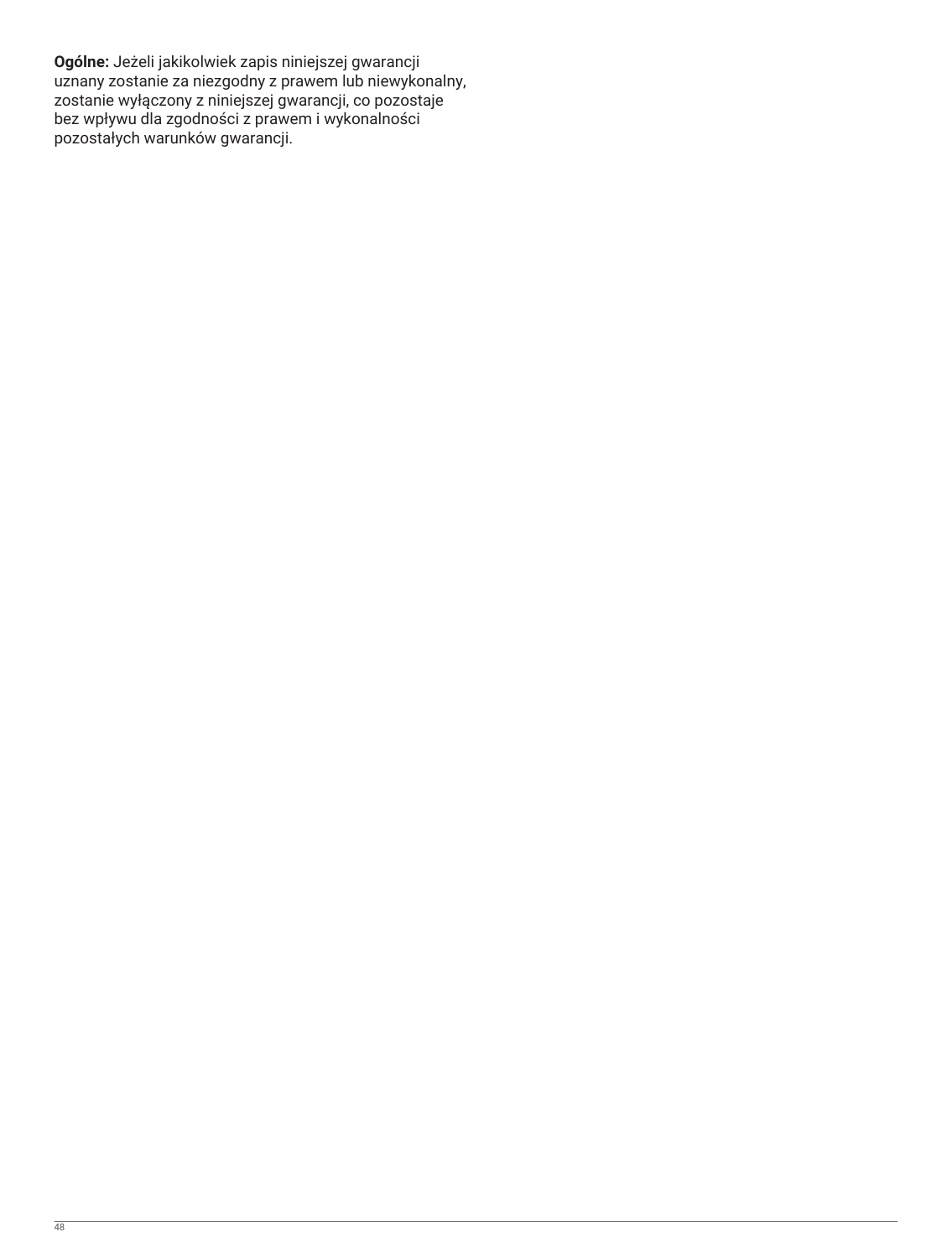**Ogólne:** Jeżeli jakikolwiek zapis niniejszej gwarancji uznany zostanie za niezgodny z prawem lub niewykonalny, zostanie wyłączony z niniejszej gwarancji, co pozostaje bez wpływu dla zgodności z prawem i wykonalności pozostałych warunków gwarancji.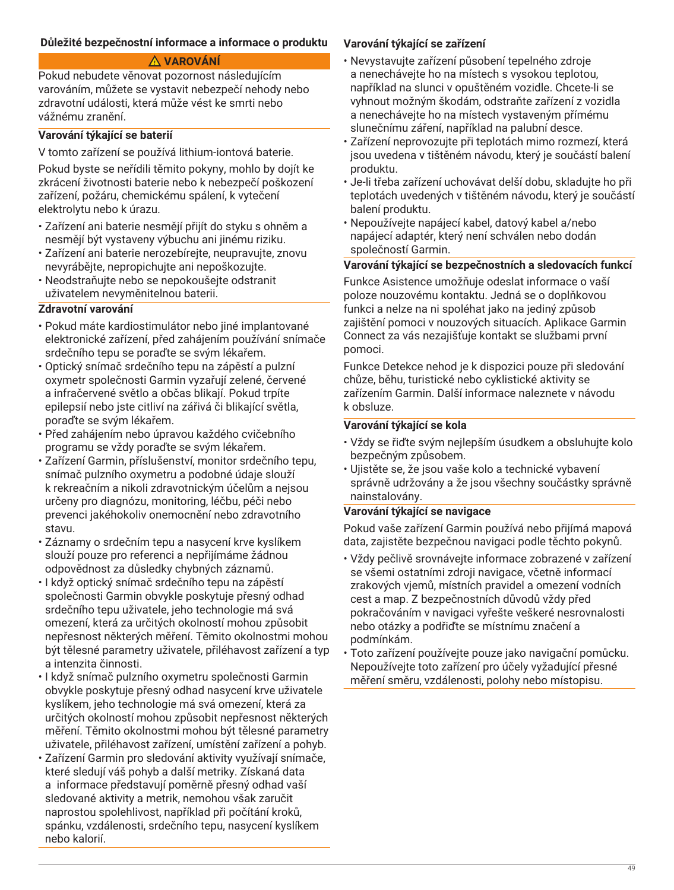## Důležité bezpečnostní informace a informace o produktu

**⚠ VAROVÁNÍ**

Pokud nebudete věnovat pozornost následujícím varováním, můžete se vystavit nebezpečí nehody nebo zdravotní události, která může vést ke smrti nebo vážnému zranění.

### Varování týkající se baterií

V tomto zařízení se používá lithium-iontová baterie.

Pokud byste se neřídili těmito pokyny, mohlo by dojít ke zkrácení životnosti baterie nebo k nebezpečí poškození zařízení, požáru, chemickému spálení, k vytečení elektrolytu nebo k úrazu.

- Zařízení ani baterie nesmějí přijít do styku s ohněm a nesmějí být vystaveny výbuchu ani jinému riziku.
- Zařízení ani baterie nerozebírejte, neupravujte, znovu nevyrábějte, nepropichujte ani nepoškozujte.
- Neodstraňujte nebo se nepokoušejte odstranit uživatelem nevyměnitelnou baterii.

### Zdravotní varování

- Pokud máte kardiostimulátor nebo jiné implantované elektronické zařízení, před zahájením používání snímače srdečního tepu se poraďte se svým lékařem.
- Optický snímač srdečního tepu na zápěstí a pulzní oxymetr společnosti Garmin vyzařují zelené, červené a infračervené světlo a občas blikají. Pokud trpíte epilepsií nebo jste citliví na zářivá či blikající světla, poraďte se svým lékařem.
- Před zahájením nebo úpravou každého cvičebního programu se vždy poraďte se svým lékařem.
- Zařízení Garmin, příslušenství, monitor srdečního tepu, snímač pulzního oxymetru a podobné údaje slouží k rekreačním a nikoli zdravotnickým účelům a nejsou určeny pro diagnózu, monitoring, léčbu, péči nebo prevenci jakéhokoliv onemocnění nebo zdravotního stavu.
- Záznamy o srdečním tepu a nasycení krve kyslíkem slouží pouze pro referenci a nepřijímáme žádnou odpovědnost za důsledky chybných záznamů.
- I když optický snímač srdečního tepu na zápěstí společnosti Garmin obvykle poskytuje přesný odhad srdečního tepu uživatele, jeho technologie má svá omezení, která za určitých okolností mohou způsobit nepřesnost některých měření. Těmito okolnostmi mohou být tělesné parametry uživatele, přiléhavost zařízení a typ a intenzita činnosti.
- I když snímač pulzního oxymetru společnosti Garmin obvykle poskytuje přesný odhad nasycení krve uživatele kyslíkem, jeho technologie má svá omezení, která za určitých okolností mohou způsobit nepřesnost některých měření. Těmito okolnostmi mohou být tělesné parametry uživatele, přiléhavost zařízení, umístění zařízení a pohyb.
- Zařízení Garmin pro sledování aktivity využívají snímače, které sledují váš pohyb a další metriky. Získaná data a informace představují poměrně přesný odhad vaší sledované aktivity a metrik, nemohou však zaručit naprostou spolehlivost, například při počítání kroků, spánku, vzdálenosti, srdečního tepu, nasycení kyslíkem nebo kalorií.

### Varování týkající se zařízení

- Nevystavujte zařízení působení tepelného zdroje a nenechávejte ho na místech s vysokou teplotou, například na slunci v opuštěném vozidle. Chcete-li se vyhnout možným škodám, odstraňte zařízení z vozidla a nenechávejte ho na místech vystaveným přímému slunečnímu záření, například na palubní desce.
- Zařízení neprovozujte při teplotách mimo rozmezí, která jsou uvedena v tištěném návodu, který je součástí balení produktu.
- Je-li třeba zařízení uchovávat delší dobu, skladujte ho při teplotách uvedených v tištěném návodu, který je součástí balení produktu.
- Nepoužívejte napájecí kabel, datový kabel a/nebo napájecí adaptér, který není schválen nebo dodán společností Garmin.

### Varování týkající se bezpečnostních a sledovacích funkcí

Funkce Asistence umožňuje odeslat informace o vaší poloze nouzovému kontaktu. Jedná se o doplňkovou funkci a nelze na ni spoléhat jako na jediný způsob zajištění pomoci v nouzových situacích. Aplikace Garmin Connect za vás nezajišťuje kontakt se službami první pomoci.

Funkce Detekce nehod je k dispozici pouze při sledování chůze, běhu, turistické nebo cyklistické aktivity se zařízením Garmin. Další informace naleznete v návodu k obsluze.

### Varování týkající se kola

- Vždy se řiďte svým nejlepším úsudkem a obsluhujte kolo bezpečným způsobem.
- Ujistěte se, že jsou vaše kolo a technické vybavení správně udržovány a že jsou všechny součástky správně nainstalovány.

### Varování týkající se navigace

Pokud vaše zařízení Garmin používá nebo přijímá mapová data, zajistěte bezpečnou navigaci podle těchto pokynů.

- Vždy pečlivě srovnávejte informace zobrazené v zařízení se všemi ostatními zdroji navigace, včetně informací zrakových vjemů, místních pravidel a omezení vodních cest a map. Z bezpečnostních důvodů vždy před pokračováním v navigaci vyřešte veškeré nesrovnalosti nebo otázky a podřiďte se místnímu značení a podmínkám.
- Toto zařízení používejte pouze jako navigační pomůcku. Nepoužívejte toto zařízení pro účely vyžadující přesné měření směru, vzdálenosti, polohy nebo místopisu.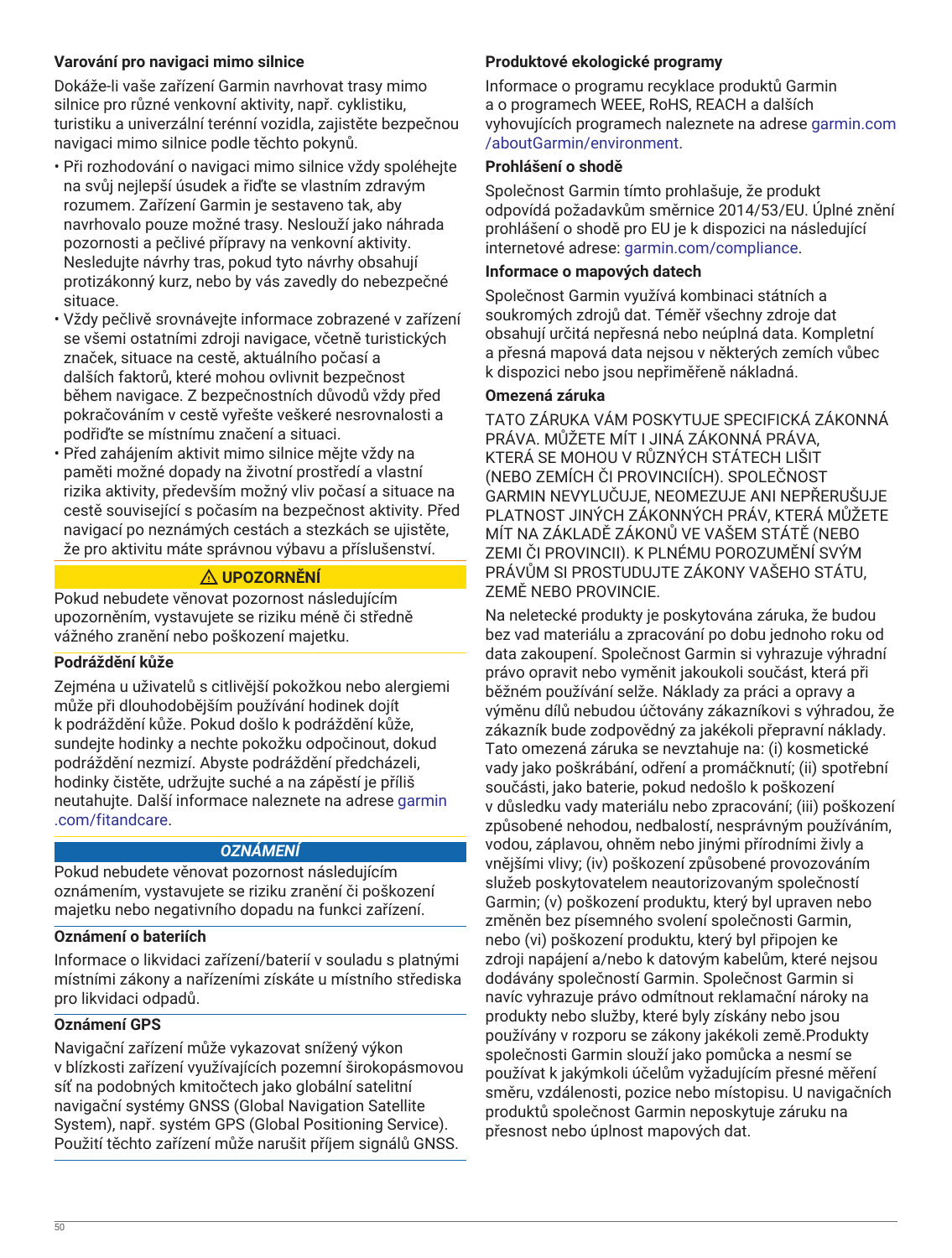### Varování pro navigaci mimo silnice

Dokáže-li vaše zařízení Garmin navrhovat trasy mimo silnice pro různé venkovní aktivity, např. cyklistiku, turistiku a univerzální terénní vozidla, zajistěte bezpečnou navigaci mimo silnice podle těchto pokynů.

- Při rozhodování o navigaci mimo silnice vždy spoléhejte na svůj nejlepší úsudek a řiďte se vlastním zdravým rozumem. Zařízení Garmin je sestaveno tak, aby navrhovalo pouze možné trasy. Neslouží jako náhrada pozornosti a pečlivé přípravy na venkovní aktivity. Nesledujte návrhy tras, pokud tyto návrhy obsahují protizákonný kurz, nebo by vás zavedly do nebezpečné situace.
- Vždy pečlivě srovnávejte informace zobrazené v zařízení se všemi ostatními zdroji navigace, včetně turistických značek, situace na cestě, aktuálního počasí a dalších faktorů, které mohou ovlivnit bezpečnost během navigace. Z bezpečnostních důvodů vždy před pokračováním v cestě vyřešte veškeré nesrovnalosti a podřiďte se místnímu značení a situaci.
- Před zahájením aktivit mimo silnice mějte vždy na paměti možné dopady na životní prostředí a vlastní rizika aktivity, především možný vliv počasí a situace na cestě související s počasím na bezpečnost aktivity. Před navigací po neznámých cestách a stezkách se ujistěte, že pro aktivitu máte správnou výbavu a příslušenství.

**⚠ UPOZORNĚNÍ**

Pokud nebudete věnovat pozornost následujícím upozorněním, vystavujete se riziku méně či středně vážného zranění nebo poškození majetku.

### Podráždění kůže

Zejména u uživatelů s citlivější pokožkou nebo alergiemi může při dlouhodobějším používání hodinek dojít k podráždění kůže. Pokud došlo k podráždění kůže, sundejte hodinky a nechte pokožku odpočinout, dokud podráždění nezmizí. Abyste podráždění předcházeli, hodinky čistěte, udržujte suché a na zápěstí je příliš neutahujte. Další informace naleznete na adrese garmin.com/fitandcare.

***OZNÁMENÍ***

Pokud nebudete věnovat pozornost následujícím oznámením, vystavujete se riziku zranění či poškození majetku nebo negativního dopadu na funkci zařízení.

### Oznámení o bateriích

Informace o likvidaci zařízení/baterií v souladu s platnými místními zákony a nařízeními získáte u místního střediska pro likvidaci odpadů.

### Oznámení GPS

Navigační zařízení může vykazovat snížený výkon v blízkosti zařízení využívajících pozemní širokopásmovou síť na podobných kmitočtech jako globální satelitní navigační systémy GNSS (Global Navigation Satellite System), např. systém GPS (Global Positioning Service). Použití těchto zařízení může narušit příjem signálů GNSS.

### Produktové ekologické programy

Informace o programu recyklace produktů Garmin a o programech WEEE, RoHS, REACH a dalších vyhovujících programech naleznete na adrese garmin.com/aboutGarmin/environment.

### Prohlášení o shodě

Společnost Garmin tímto prohlašuje, že produkt odpovídá požadavkům směrnice 2014/53/EU. Úplné znění prohlášení o shodě pro EU je k dispozici na následující internetové adrese: garmin.com/compliance.

### Informace o mapových datech

Společnost Garmin využívá kombinaci státních a soukromých zdrojů dat. Téměř všechny zdroje dat obsahují určitá nepřesná nebo neúplná data. Kompletní a přesná mapová data nejsou v některých zemích vůbec k dispozici nebo jsou nepřiměřeně nákladná.

### Omezená záruka

TATO ZÁRUKA VÁM POSKYTUJE SPECIFICKÁ ZÁKONNÁ PRÁVA. MŮŽETE MÍT I JINÁ ZÁKONNÁ PRÁVA, KTERÁ SE MOHOU V RŮZNÝCH STÁTECH LIŠIT (NEBO ZEMÍCH ČI PROVINCIÍCH). SPOLEČNOST GARMIN NEVYLUČUJE, NEOMEZUJE ANI NEPŘERUŠUJE PLATNOST JINÝCH ZÁKONNÝCH PRÁV, KTERÁ MŮŽETE MÍT NA ZÁKLADĚ ZÁKONŮ VE VAŠEM STÁTĚ (NEBO ZEMI ČI PROVINCII). K PLNÉMU POROZUMĚNÍ SVÝM PRÁVŮM SI PROSTUDUJTE ZÁKONY VAŠEHO STÁTU, ZEMĚ NEBO PROVINCIE.

Na neletecké produkty je poskytována záruka, že budou bez vad materiálu a zpracování po dobu jednoho roku od data zakoupení. Společnost Garmin si vyhrazuje výhradní právo opravit nebo vyměnit jakoukoli součást, která při běžném používání selže. Náklady za práci a opravy a výměnu dílů nebudou účtovány zákazníkovi s výhradou, že zákazník bude zodpovědný za jakékoli přepravní náklady. Tato omezená záruka se nevztahuje na: (i) kosmetické vady jako poškrábání, odření a promáčknutí; (ii) spotřební součásti, jako baterie, pokud nedošlo k poškození v důsledku vady materiálu nebo zpracování; (iii) poškození způsobené nehodou, nedbalostí, nesprávným používáním, vodou, záplavou, ohněm nebo jinými přírodními živly a vnějšími vlivy; (iv) poškození způsobené provozováním služeb poskytovatelem neautorizovaným společností Garmin; (v) poškození produktu, který byl upraven nebo změněn bez písemného svolení společnosti Garmin, nebo (vi) poškození produktu, který byl připojen ke zdroji napájení a/nebo k datovým kabelům, které nejsou dodávány společností Garmin. Společnost Garmin si navíc vyhrazuje právo odmítnout reklamační nároky na produkty nebo služby, které byly získány nebo jsou používány v rozporu se zákony jakékoli země.Produkty společnosti Garmin slouží jako pomůcka a nesmí se používat k jakýmkoli účelům vyžadujícím přesné měření směru, vzdálenosti, pozice nebo místopisu. U navigačních produktů společnost Garmin neposkytuje záruku na přesnost nebo úplnost mapových dat.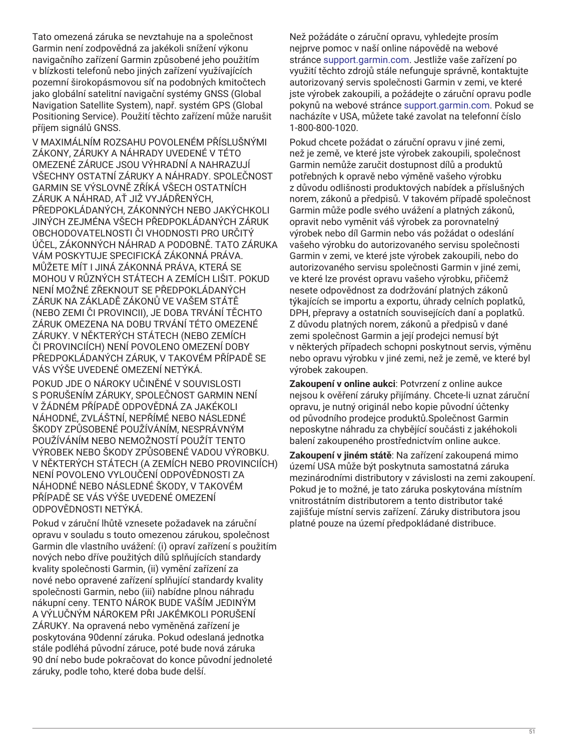Tato omezená záruka se nevztahuje na a společnost Garmin není zodpovědná za jakékoli snížení výkonu navigačního zařízení Garmin způsobené jeho použitím v blízkosti telefonů nebo jiných zařízení využívajících pozemní širokopásmovou síť na podobných kmitočtech jako globální satelitní navigační systémy GNSS (Global Navigation Satellite System), např. systém GPS (Global Positioning Service). Použití těchto zařízení může narušit příjem signálů GNSS.

V MAXIMÁLNÍM ROZSAHU POVOLENÉM PŘÍSLUŠNÝMI ZÁKONY, ZÁRUKY A NÁHRADY UVEDENÉ V TÉTO OMEZENÉ ZÁRUCE JSOU VÝHRADNÍ A NAHRAZUJÍ VŠECHNY OSTATNÍ ZÁRUKY A NÁHRADY. SPOLEČNOST GARMIN SE VÝSLOVNĚ ZŘÍKÁ VŠECH OSTATNÍCH ZÁRUK A NÁHRAD, AŤ JIŽ VYJÁDŘENÝCH, PŘEDPOKLÁDANÝCH, ZÁKONNÝCH NEBO JAKÝCHKOLI JINÝCH ZEJMÉNA VŠECH PŘEDPOKLÁDANÝCH ZÁRUK OBCHODOVATELNOSTI ČI VHODNOSTI PRO URČITÝ ÚČEL, ZÁKONNÝCH NÁHRAD A PODOBNĚ. TATO ZÁRUKA VÁM POSKYTUJE SPECIFICKÁ ZÁKONNÁ PRÁVA. MŮŽETE MÍT I JINÁ ZÁKONNÁ PRÁVA, KTERÁ SE MOHOU V RŮZNÝCH STÁTECH A ZEMÍCH LIŠIT. POKUD NENÍ MOŽNÉ ZŘEKNOUT SE PŘEDPOKLÁDANÝCH ZÁRUK NA ZÁKLADĚ ZÁKONŮ VE VAŠEM STÁTĚ (NEBO ZEMI ČI PROVINCII), JE DOBA TRVÁNÍ TĚCHTO ZÁRUK OMEZENA NA DOBU TRVÁNÍ TÉTO OMEZENÉ ZÁRUKY. V NĚKTERÝCH STÁTECH (NEBO ZEMÍCH ČI PROVINCIÍCH) NENÍ POVOLENO OMEZENÍ DOBY PŘEDPOKLÁDANÝCH ZÁRUK, V TAKOVÉM PŘÍPADĚ SE VÁS VÝŠE UVEDENÉ OMEZENÍ NETÝKÁ.

POKUD JDE O NÁROKY UČINĚNÉ V SOUVISLOSTI S PORUŠENÍM ZÁRUKY, SPOLEČNOST GARMIN NENÍ V ŽÁDNÉM PŘÍPADĚ ODPOVĚDNÁ ZA JAKÉKOLI NÁHODNÉ, ZVLÁŠTNÍ, NEPŘÍMÉ NEBO NÁSLEDNÉ ŠKODY ZPŮSOBENÉ POUŽÍVÁNÍM, NESPRÁVNÝM POUŽÍVÁNÍM NEBO NEMOŽNOSTÍ POUŽÍT TENTO VÝROBEK NEBO ŠKODY ZPŮSOBENÉ VADOU VÝROBKU. V NĚKTERÝCH STÁTECH (A ZEMÍCH NEBO PROVINCIÍCH) NENÍ POVOLENO VYLOUČENÍ ODPOVĚDNOSTI ZA NÁHODNÉ NEBO NÁSLEDNÉ ŠKODY, V TAKOVÉM PŘÍPADĚ SE VÁS VÝŠE UVEDENÉ OMEZENÍ ODPOVĚDNOSTI NETÝKÁ.

Pokud v záruční lhůtě vznesete požadavek na záruční opravu v souladu s touto omezenou zárukou, společnost Garmin dle vlastního uvážení: (i) opraví zařízení s použitím nových nebo dříve použitých dílů splňujících standardy kvality společnosti Garmin, (ii) vymění zařízení za nové nebo opravené zařízení splňující standardy kvality společnosti Garmin, nebo (iii) nabídne plnou náhradu nákupní ceny. TENTO NÁROK BUDE VAŠÍM JEDINÝM A VÝLUČNÝM NÁROKEM PŘI JAKÉMKOLI PORUŠENÍ ZÁRUKY. Na opravená nebo vyměněná zařízení je poskytována 90denní záruka. Pokud odeslaná jednotka stále podléhá původní záruce, poté bude nová záruka 90 dní nebo bude pokračovat do konce původní jednoleté záruky, podle toho, které doba bude delší.

Než požádáte o záruční opravu, vyhledejte prosím nejprve pomoc v naší online nápovědě na webové stránce support.garmin.com. Jestliže vaše zařízení po využití těchto zdrojů stále nefunguje správně, kontaktujte autorizovaný servis společnosti Garmin v zemi, ve které jste výrobek zakoupili, a požádejte o záruční opravu podle pokynů na webové stránce support.garmin.com. Pokud se nacházíte v USA, můžete také zavolat na telefonní číslo 1-800-800-1020.

Pokud chcete požádat o záruční opravu v jiné zemi, než je země, ve které jste výrobek zakoupili, společnost Garmin nemůže zaručit dostupnost dílů a produktů potřebných k opravě nebo výměně vašeho výrobku z důvodu odlišnosti produktových nabídek a příslušných norem, zákonů a předpisů. V takovém případě společnost Garmin může podle svého uvážení a platných zákonů, opravit nebo vyměnit váš výrobek za porovnatelný výrobek nebo díl Garmin nebo vás požádat o odeslání vašeho výrobku do autorizovaného servisu společnosti Garmin v zemi, ve které jste výrobek zakoupili, nebo do autorizovaného servisu společnosti Garmin v jiné zemi, ve které lze provést opravu vašeho výrobku, přičemž nesete odpovědnost za dodržování platných zákonů týkajících se importu a exportu, úhrady celních poplatků, DPH, přepravy a ostatních souvisejících daní a poplatků. Z důvodu platných norem, zákonů a předpisů v dané zemi společnost Garmin a její prodejci nemusí být v některých případech schopni poskytnout servis, výměnu nebo opravu výrobku v jiné zemi, než je země, ve které byl výrobek zakoupen.

**Zakoupení v online aukci**: Potvrzení z online aukce nejsou k ověření záruky přijímány. Chcete-li uznat záruční opravu, je nutný originál nebo kopie původní účtenky od původního prodejce produktů.Společnost Garmin neposkytne náhradu za chybějící součásti z jakéhokoli balení zakoupeného prostřednictvím online aukce.

**Zakoupení v jiném státě**: Na zařízení zakoupená mimo území USA může být poskytnuta samostatná záruka mezinárodními distributory v závislosti na zemi zakoupení. Pokud je to možné, je tato záruka poskytována místním vnitrostátním distributorem a tento distributor také zajišťuje místní servis zařízení. Záruky distributora jsou platné pouze na území předpokládané distribuce.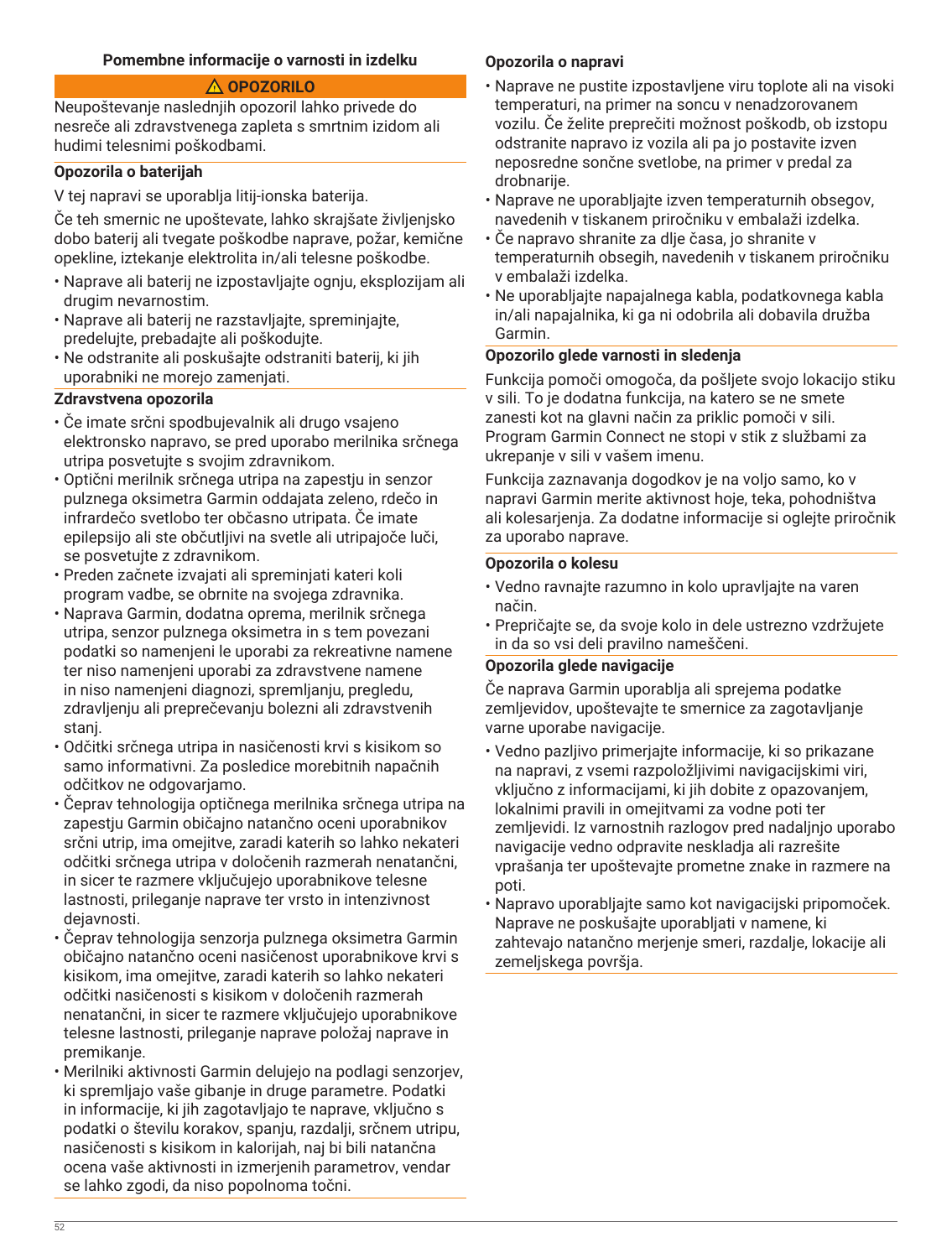## Pomembne informacije o varnosti in izdelku

**⚠ OPOZORILO**

Neupoštevanje naslednjih opozoril lahko privede do nesreče ali zdravstvenega zapleta s smrtnim izidom ali hudimi telesnimi poškodbami.

### Opozorila o baterijah

V tej napravi se uporablja litij-ionska baterija.

Če teh smernic ne upoštevate, lahko skrajšate življenjsko dobo baterij ali tvegate poškodbe naprave, požar, kemične opekline, iztekanje elektrolita in/ali telesne poškodbe.

- Naprave ali baterij ne izpostavljajte ognju, eksplozijam ali drugim nevarnostim.
- Naprave ali baterij ne razstavljajte, spreminjajte, predelujte, prebadajte ali poškodujte.
- Ne odstranite ali poskušajte odstraniti baterij, ki jih uporabniki ne morejo zamenjati.

### Zdravstvena opozorila

- Če imate srčni spodbujevalnik ali drugo vsajeno elektronsko napravo, se pred uporabo merilnika srčnega utripa posvetujte s svojim zdravnikom.
- Optični merilnik srčnega utripa na zapestju in senzor pulznega oksimetra Garmin oddajata zeleno, rdečo in infrardečo svetlobo ter občasno utripata. Če imate epilepsijo ali ste občutljivi na svetle ali utripajoče luči, se posvetujte z zdravnikom.
- Preden začnete izvajati ali spreminjati kateri koli program vadbe, se obrnite na svojega zdravnika.
- Naprava Garmin, dodatna oprema, merilnik srčnega utripa, senzor pulznega oksimetra in s tem povezani podatki so namenjeni le uporabi za rekreativne namene ter niso namenjeni uporabi za zdravstvene namene in niso namenjeni diagnozi, spremljanju, pregledu, zdravljenju ali preprečevanju bolezni ali zdravstvenih stanj.
- Odčitki srčnega utripa in nasičenosti krvi s kisikom so samo informativni. Za posledice morebitnih napačnih odčitkov ne odgovarjamo.
- Čeprav tehnologija optičnega merilnika srčnega utripa na zapestju Garmin običajno natančno oceni uporabnikov srčni utrip, ima omejitve, zaradi katerih so lahko nekateri odčitki srčnega utripa v določenih razmerah nenatančni, in sicer te razmere vključujejo uporabnikove telesne lastnosti, prileganje naprave ter vrsto in intenzivnost dejavnosti.
- Čeprav tehnologija senzorja pulznega oksimetra Garmin običajno natančno oceni nasičenost uporabnikove krvi s kisikom, ima omejitve, zaradi katerih so lahko nekateri odčitki nasičenosti s kisikom v določenih razmerah nenatančni, in sicer te razmere vključujejo uporabnikove telesne lastnosti, prileganje naprave položaj naprave in premikanje.
- Merilniki aktivnosti Garmin delujejo na podlagi senzorjev, ki spremljajo vaše gibanje in druge parametre. Podatki in informacije, ki jih zagotavljajo te naprave, vključno s podatki o številu korakov, spanju, razdalji, srčnem utripu, nasičenosti s kisikom in kalorijah, naj bi bili natančna ocena vaše aktivnosti in izmerjenih parametrov, vendar se lahko zgodi, da niso popolnoma točni.

### Opozorila o napravi

- Naprave ne pustite izpostavljene viru toplote ali na visoki temperaturi, na primer na soncu v nenadzorovanem vozilu. Če želite preprečiti možnost poškodb, ob izstopu odstranite napravo iz vozila ali pa jo postavite izven neposredne sončne svetlobe, na primer v predal za drobnarije.
- Naprave ne uporabljajte izven temperaturnih obsegov, navedenih v tiskanem priročniku v embalaži izdelka.
- Če napravo shranite za dlje časa, jo shranite v temperaturnih obsegih, navedenih v tiskanem priročniku v embalaži izdelka.
- Ne uporabljajte napajalnega kabla, podatkovnega kabla in/ali napajalnika, ki ga ni odobrila ali dobavila družba Garmin.

### Opozorilo glede varnosti in sledenja

Funkcija pomoči omogoča, da pošljete svojo lokacijo stiku v sili. To je dodatna funkcija, na katero se ne smete zanesti kot na glavni način za priklic pomoči v sili. Program Garmin Connect ne stopi v stik s službami za ukrepanje v sili v vašem imenu.

Funkcija zaznavanja dogodkov je na voljo samo, ko v napravi Garmin merite aktivnost hoje, teka, pohodništva ali kolesarjenja. Za dodatne informacije si oglejte priročnik za uporabo naprave.

### Opozorila o kolesu

- Vedno ravnajte razumno in kolo upravljajte na varen način.
- Prepričajte se, da svoje kolo in dele ustrezno vzdržujete in da so vsi deli pravilno nameščeni.

### Opozorila glede navigacije

Če naprava Garmin uporablja ali sprejema podatke zemljevidov, upoštevajte te smernice za zagotavljanje varne uporabe navigacije.

- Vedno pazljivo primerjajte informacije, ki so prikazane na napravi, z vsemi razpoložljivimi navigacijskimi viri, vključno z informacijami, ki jih dobite z opazovanjem, lokalnimi pravili in omejitvami za vodne poti ter zemljevidi. Iz varnostnih razlogov pred nadaljnjo uporabo navigacije vedno odpravite neskladja ali razrešite vprašanja ter upoštevajte prometne znake in razmere na poti.
- Napravo uporabljajte samo kot navigacijski pripomoček. Naprave ne poskušajte uporabljati v namene, ki zahtevajo natančno merjenje smeri, razdalje, lokacije ali zemeljskega površja.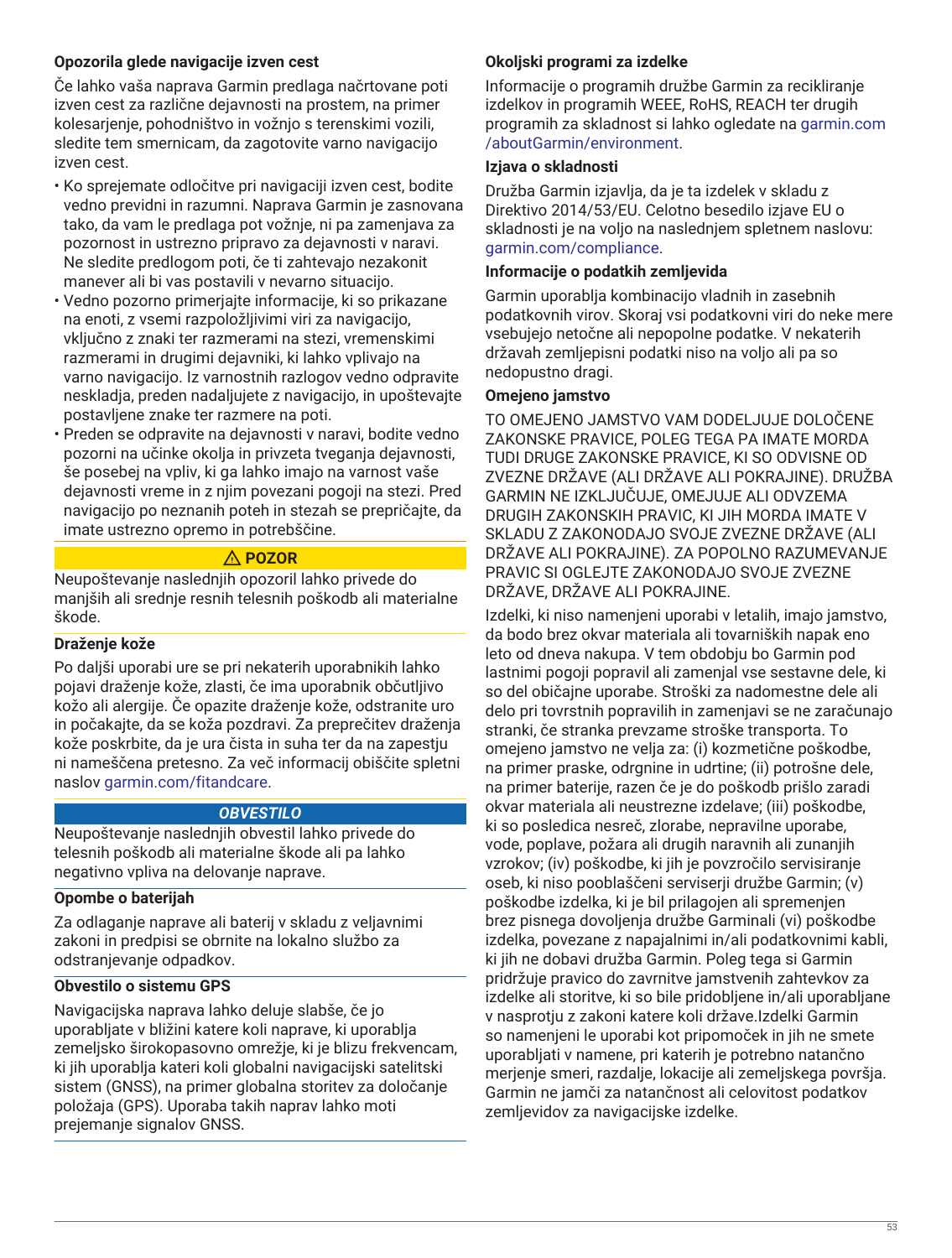### Opozorila glede navigacije izven cest

Če lahko vaša naprava Garmin predlaga načrtovane poti izven cest za različne dejavnosti na prostem, na primer kolesarjenje, pohodništvo in vožnjo s terenskimi vozili, sledite tem smernicam, da zagotovite varno navigacijo izven cest.

- Ko sprejemate odločitve pri navigaciji izven cest, bodite vedno previdni in razumni. Naprava Garmin je zasnovana tako, da vam le predlaga pot vožnje, ni pa zamenjava za pozornost in ustrezno pripravo za dejavnosti v naravi. Ne sledite predlogom poti, če ti zahtevajo nezakonit manever ali bi vas postavili v nevarno situacijo.
- Vedno pozorno primerjajte informacije, ki so prikazane na enoti, z vsemi razpoložljivimi viri za navigacijo, vključno z znaki ter razmerami na stezi, vremenskimi razmerami in drugimi dejavniki, ki lahko vplivajo na varno navigacijo. Iz varnostnih razlogov vedno odpravite neskladja, preden nadaljujete z navigacijo, in upoštevajte postavljene znake ter razmere na poti.
- Preden se odpravite na dejavnosti v naravi, bodite vedno pozorni na učinke okolja in privzeta tveganja dejavnosti, še posebej na vpliv, ki ga lahko imajo na varnost vaše dejavnosti vreme in z njim povezani pogoji na stezi. Pred navigacijo po neznanih poteh in stezah se prepričajte, da imate ustrezno opremo in potrebščine.

**⚠ POZOR**

Neupoštevanje naslednjih opozoril lahko privede do manjših ali srednje resnih telesnih poškodb ali materialne škode.

### Draženje kože

Po daljši uporabi ure se pri nekaterih uporabnikih lahko pojavi draženje kože, zlasti, če ima uporabnik občutljivo kožo ali alergije. Če opazite draženje kože, odstranite uro in počakajte, da se koža pozdravi. Za preprečitev draženja kože poskrbite, da je ura čista in suha ter da na zapestju ni nameščena pretesno. Za več informacij obiščite spletni naslov garmin.com/fitandcare.

***OBVESTILO***

Neupoštevanje naslednjih obvestil lahko privede do telesnih poškodb ali materialne škode ali pa lahko negativno vpliva na delovanje naprave.

### Opombe o baterijah

Za odlaganje naprave ali baterij v skladu z veljavnimi zakoni in predpisi se obrnite na lokalno službo za odstranjevanje odpadkov.

### Obvestilo o sistemu GPS

Navigacijska naprava lahko deluje slabše, če jo uporabljate v bližini katere koli naprave, ki uporablja zemeljsko širokopasovno omrežje, ki je blizu frekvencam, ki jih uporablja kateri koli globalni navigacijski satelitski sistem (GNSS), na primer globalna storitev za določanje položaja (GPS). Uporaba takih naprav lahko moti prejemanje signalov GNSS.

### Okoljski programi za izdelke

Informacije o programih družbe Garmin za recikliranje izdelkov in programih WEEE, RoHS, REACH ter drugih programih za skladnost si lahko ogledate na garmin.com/aboutGarmin/environment.

### Izjava o skladnosti

Družba Garmin izjavlja, da je ta izdelek v skladu z Direktivo 2014/53/EU. Celotno besedilo izjave EU o skladnosti je na voljo na naslednjem spletnem naslovu: garmin.com/compliance.

### Informacije o podatkih zemljevida

Garmin uporablja kombinacijo vladnih in zasebnih podatkovnih virov. Skoraj vsi podatkovni viri do neke mere vsebujejo netočne ali nepopolne podatke. V nekaterih državah zemljepisni podatki niso na voljo ali pa so nedopustno dragi.

### Omejeno jamstvo

TO OMEJENO JAMSTVO VAM DODELJUJE DOLOČENE ZAKONSKE PRAVICE, POLEG TEGA PA IMATE MORDA TUDI DRUGE ZAKONSKE PRAVICE, KI SO ODVISNE OD ZVEZNE DRŽAVE (ALI DRŽAVE ALI POKRAJINE). DRUŽBA GARMIN NE IZKLJUČUJE, OMEJUJE ALI ODVZEMA DRUGIH ZAKONSKIH PRAVIC, KI JIH MORDA IMATE V SKLADU Z ZAKONODAJO SVOJE ZVEZNE DRŽAVE (ALI DRŽAVE ALI POKRAJINE). ZA POPOLNO RAZUMEVANJE PRAVIC SI OGLEJTE ZAKONODAJO SVOJE ZVEZNE DRŽAVE, DRŽAVE ALI POKRAJINE.

Izdelki, ki niso namenjeni uporabi v letalih, imajo jamstvo, da bodo brez okvar materiala ali tovarniških napak eno leto od dneva nakupa. V tem obdobju bo Garmin pod lastnimi pogoji popravil ali zamenjal vse sestavne dele, ki so del običajne uporabe. Stroški za nadomestne dele ali delo pri tovrstnih popravilih in zamenjavi se ne zaračunajo stranki, če stranka prevzame stroške transporta. To omejeno jamstvo ne velja za: (i) kozmetične poškodbe, na primer praske, odrgnine in udrtine; (ii) potrošne dele, na primer baterije, razen če je do poškodb prišlo zaradi okvar materiala ali neustrezne izdelave; (iii) poškodbe, ki so posledica nesreč, zlorabe, nepravilne uporabe, vode, poplave, požara ali drugih naravnih ali zunanjih vzrokov; (iv) poškodbe, ki jih je povzročilo servisiranje oseb, ki niso pooblaščeni serviserji družbe Garmin; (v) poškodbe izdelka, ki je bil prilagojen ali spremenjen brez pisnega dovoljenja družbe Garminali (vi) poškodbe izdelka, povezane z napajalnimi in/ali podatkovnimi kabli, ki jih ne dobavi družba Garmin. Poleg tega si Garmin pridržuje pravico do zavrnitve jamstvenih zahtevkov za izdelke ali storitve, ki so bile pridobljene in/ali uporabljane v nasprotju z zakoni katere koli države.Izdelki Garmin so namenjeni le uporabi kot pripomoček in jih ne smete uporabljati v namene, pri katerih je potrebno natančno merjenje smeri, razdalje, lokacije ali zemeljskega površja. Garmin ne jamči za natančnost ali celovitost podatkov zemljevidov za navigacijske izdelke.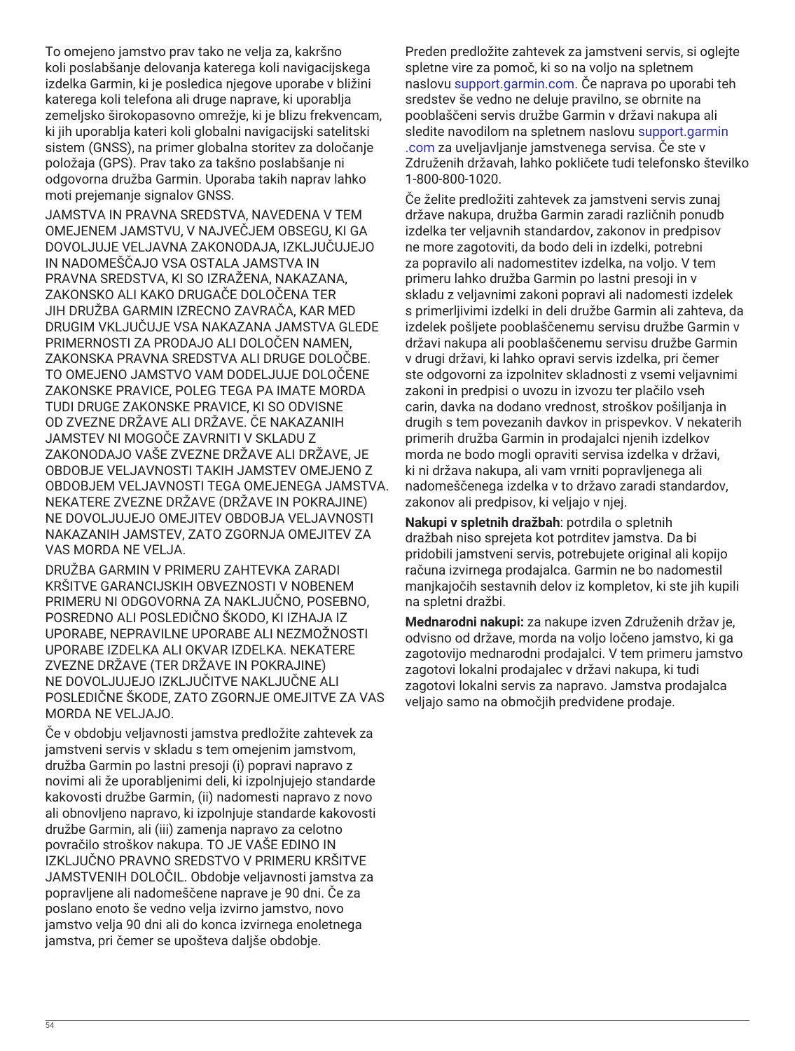To omejeno jamstvo prav tako ne velja za, kakršno koli poslabšanje delovanja katerega koli navigacijskega izdelka Garmin, ki je posledica njegove uporabe v bližini katerega koli telefona ali druge naprave, ki uporablja zemeljsko širokopasovno omrežje, ki je blizu frekvencam, ki jih uporablja kateri koli globalni navigacijski satelitski sistem (GNSS), na primer globalna storitev za določanje položaja (GPS). Prav tako za takšno poslabšanje ni odgovorna družba Garmin. Uporaba takih naprav lahko moti prejemanje signalov GNSS.

JAMSTVA IN PRAVNA SREDSTVA, NAVEDENA V TEM OMEJENEM JAMSTVU, V NAJVEČJEM OBSEGU, KI GA DOVOLJUJE VELJAVNA ZAKONODAJA, IZKLJUČUJEJO IN NADOMEŠČAJO VSA OSTALA JAMSTVA IN PRAVNA SREDSTVA, KI SO IZRAŽENA, NAKAZANA, ZAKONSKO ALI KAKO DRUGAČE DOLOČENA TER JIH DRUŽBA GARMIN IZRECNO ZAVRAČA, KAR MED DRUGIM VKLJUČUJE VSA NAKAZANA JAMSTVA GLEDE PRIMERNOSTI ZA PRODAJO ALI DOLOČEN NAMEN, ZAKONSKA PRAVNA SREDSTVA ALI DRUGE DOLOČBE. TO OMEJENO JAMSTVO VAM DODELJUJE DOLOČENE ZAKONSKE PRAVICE, POLEG TEGA PA IMATE MORDA TUDI DRUGE ZAKONSKE PRAVICE, KI SO ODVISNE OD ZVEZNE DRŽAVE ALI DRŽAVE. ČE NAKAZANIH JAMSTEV NI MOGOČE ZAVRNITI V SKLADU Z ZAKONODAJO VAŠE ZVEZNE DRŽAVE ALI DRŽAVE, JE OBDOBJE VELJAVNOSTI TAKIH JAMSTEV OMEJENO Z OBDOBJEM VELJAVNOSTI TEGA OMEJENEGA JAMSTVA. NEKATERE ZVEZNE DRŽAVE (DRŽAVE IN POKRAJINE) NE DOVOLJUJEJO OMEJITEV OBDOBJA VELJAVNOSTI NAKAZANIH JAMSTEV, ZATO ZGORNJA OMEJITEV ZA VAS MORDA NE VELJA.

DRUŽBA GARMIN V PRIMERU ZAHTEVKA ZARADI KRŠITVE GARANCIJSKIH OBVEZNOSTI V NOBENEM PRIMERU NI ODGOVORNA ZA NAKLJUČNO, POSEBNO, POSREDNO ALI POSLEDIČNO ŠKODO, KI IZHAJA IZ UPORABE, NEPRAVILNE UPORABE ALI NEZMOŽNOSTI UPORABE IZDELKA ALI OKVAR IZDELKA. NEKATERE ZVEZNE DRŽAVE (TER DRŽAVE IN POKRAJINE) NE DOVOLJUJEJO IZKLJUČITVE NAKLJUČNE ALI POSLEDIČNE ŠKODE, ZATO ZGORNJE OMEJITVE ZA VAS MORDA NE VELJAJO.

Če v obdobju veljavnosti jamstva predložite zahtevek za jamstveni servis v skladu s tem omejenim jamstvom, družba Garmin po lastni presoji (i) popravi napravo z novimi ali že uporabljenimi deli, ki izpolnjujejo standarde kakovosti družbe Garmin, (ii) nadomesti napravo z novo ali obnovljeno napravo, ki izpolnjuje standarde kakovosti družbe Garmin, ali (iii) zamenja napravo za celotno povračilo stroškov nakupa. TO JE VAŠE EDINO IN IZKLJUČNO PRAVNO SREDSTVO V PRIMERU KRŠITVE JAMSTVENIH DOLOČIL. Obdobje veljavnosti jamstva za popravljene ali nadomeščene naprave je 90 dni. Če za poslano enoto še vedno velja izvirno jamstvo, novo jamstvo velja 90 dni ali do konca izvirnega enoletnega jamstva, pri čemer se upošteva daljše obdobje.

Preden predložite zahtevek za jamstveni servis, si oglejte spletne vire za pomoč, ki so na voljo na spletnem naslovu support.garmin.com. Če naprava po uporabi teh sredstev še vedno ne deluje pravilno, se obrnite na pooblaščeni servis družbe Garmin v državi nakupa ali sledite navodilom na spletnem naslovu support.garmin.com za uveljavljanje jamstvenega servisa. Če ste v Združenih državah, lahko pokličete tudi telefonsko številko 1-800-800-1020.

Če želite predložiti zahtevek za jamstveni servis zunaj države nakupa, družba Garmin zaradi različnih ponudb izdelka ter veljavnih standardov, zakonov in predpisov ne more zagotoviti, da bodo deli in izdelki, potrebni za popravilo ali nadomestitev izdelka, na voljo. V tem primeru lahko družba Garmin po lastni presoji in v skladu z veljavnimi zakoni popravi ali nadomesti izdelek s primerljivimi izdelki in deli družbe Garmin ali zahteva, da izdelek pošljete pooblaščenemu servisu družbe Garmin v državi nakupa ali pooblaščenemu servisu družbe Garmin v drugi državi, ki lahko opravi servis izdelka, pri čemer ste odgovorni za izpolnitev skladnosti z vsemi veljavnimi zakoni in predpisi o uvozu in izvozu ter plačilo vseh carin, davka na dodano vrednost, stroškov pošiljanja in drugih s tem povezanih davkov in prispevkov. V nekaterih primerih družba Garmin in prodajalci njenih izdelkov morda ne bodo mogli opraviti servisa izdelka v državi, ki ni država nakupa, ali vam vrniti popravljenega ali nadomeščenega izdelka v to državo zaradi standardov, zakonov ali predpisov, ki veljajo v njej.

**Nakupi v spletnih dražbah**: potrdila o spletnih dražbah niso sprejeta kot potrditev jamstva. Da bi pridobili jamstveni servis, potrebujete original ali kopijo računa izvirnega prodajalca. Garmin ne bo nadomestil manjkajočih sestavnih delov iz kompletov, ki ste jih kupili na spletni dražbi.

**Mednarodni nakupi:** za nakupe izven Združenih držav je, odvisno od države, morda na voljo ločeno jamstvo, ki ga zagotovijo mednarodni prodajalci. V tem primeru jamstvo zagotovi lokalni prodajalec v državi nakupa, ki tudi zagotovi lokalni servis za napravo. Jamstva prodajalca veljajo samo na območjih predvidene prodaje.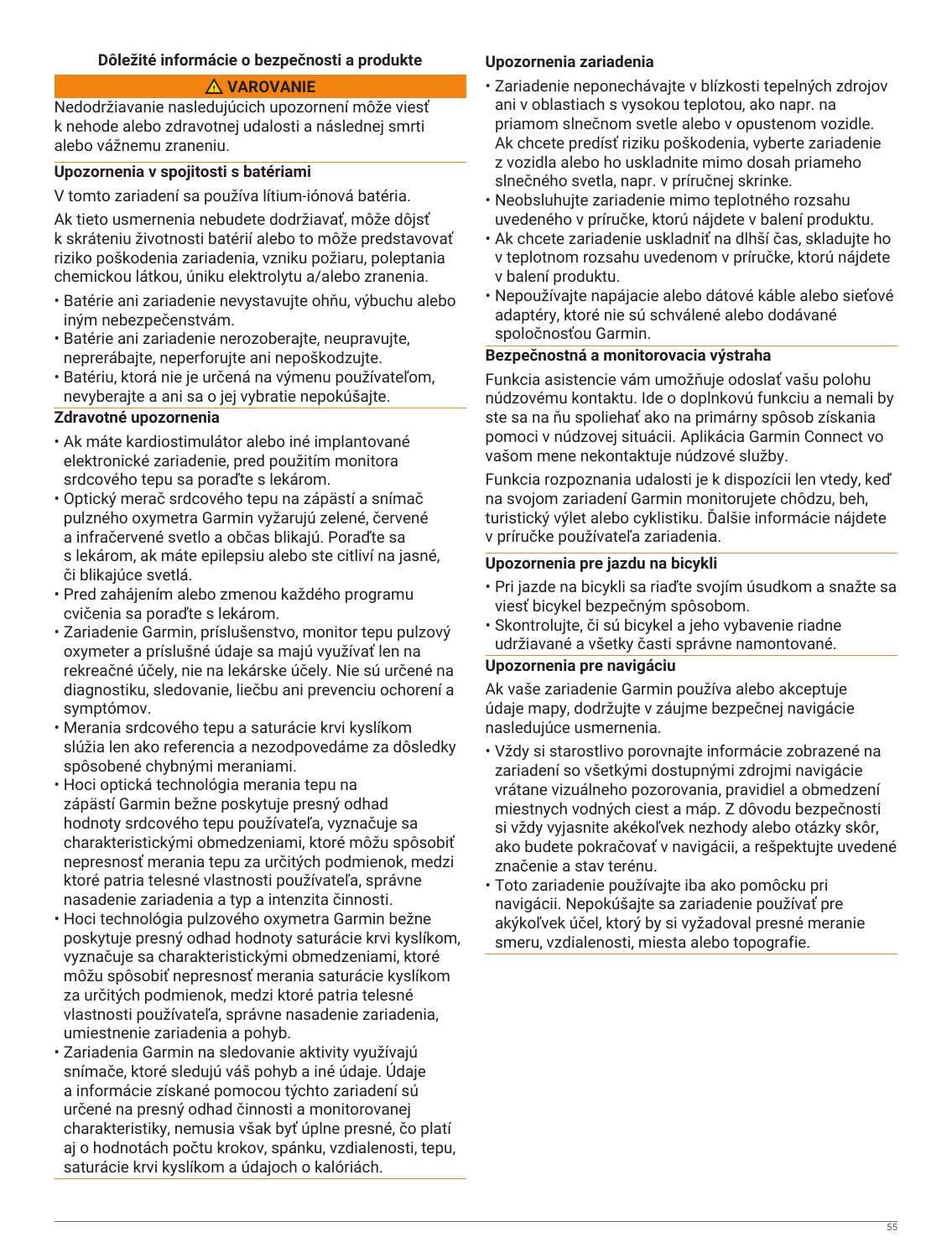## Dôležité informácie o bezpečnosti a produkte

**⚠ VAROVANIE**

Nedodržiavanie nasledujúcich upozornení môže viesť k nehode alebo zdravotnej udalosti a následnej smrti alebo vážnemu zraneniu.

### Upozornenia v spojitosti s batériami

V tomto zariadení sa používa lítium-iónová batéria.

Ak tieto usmernenia nebudete dodržiavať, môže dôjsť k skráteniu životnosti batérií alebo to môže predstavovať riziko poškodenia zariadenia, vzniku požiaru, poleptania chemickou látkou, úniku elektrolytu a/alebo zranenia.

- Batérie ani zariadenie nevystavujte ohňu, výbuchu alebo iným nebezpečenstvám.
- Batérie ani zariadenie nerozoberajte, neupravujte, neprerábajte, neperforujte ani nepoškodzujte.
- Batériu, ktorá nie je určená na výmenu používateľom, nevyberajte a ani sa o jej vybratie nepokúšajte.

### Zdravotné upozornenia

- Ak máte kardiostimulátor alebo iné implantované elektronické zariadenie, pred použitím monitora srdcového tepu sa poraďte s lekárom.
- Optický merač srdcového tepu na zápästí a snímač pulzného oxymetra Garmin vyžarujú zelené, červené a infračervené svetlo a občas blikajú. Poraďte sa s lekárom, ak máte epilepsiu alebo ste citliví na jasné, či blikajúce svetlá.
- Pred zahájením alebo zmenou každého programu cvičenia sa poraďte s lekárom.
- Zariadenie Garmin, príslušenstvo, monitor tepu pulzový oxymeter a príslušné údaje sa majú využívať len na rekreačné účely, nie na lekárske účely. Nie sú určené na diagnostiku, sledovanie, liečbu ani prevenciu ochorení a symptómov.
- Merania srdcového tepu a saturácie krvi kyslíkom slúžia len ako referencia a nezodpovedáme za dôsledky spôsobené chybnými meraniami.
- Hoci optická technológia merania tepu na zápästí Garmin bežne poskytuje presný odhad hodnoty srdcového tepu používateľa, vyznačuje sa charakteristickými obmedzeniami, ktoré môžu spôsobiť nepresnosť merania tepu za určitých podmienok, medzi ktoré patria telesné vlastnosti používateľa, správne nasadenie zariadenia a typ a intenzita činnosti.
- Hoci technológia pulzového oxymetra Garmin bežne poskytuje presný odhad hodnoty saturácie krvi kyslíkom, vyznačuje sa charakteristickými obmedzeniami, ktoré môžu spôsobiť nepresnosť merania saturácie kyslíkom za určitých podmienok, medzi ktoré patria telesné vlastnosti používateľa, správne nasadenie zariadenia, umiestnenie zariadenia a pohyb.
- Zariadenia Garmin na sledovanie aktivity využívajú snímače, ktoré sledujú váš pohyb a iné údaje. Údaje a informácie získané pomocou týchto zariadení sú určené na presný odhad činnosti a monitorovanej charakteristiky, nemusia však byť úplne presné, čo platí aj o hodnotách počtu krokov, spánku, vzdialenosti, tepu, saturácie krvi kyslíkom a údajoch o kalóriách.

### Upozornenia zariadenia

- Zariadenie neponechávajte v blízkosti tepelných zdrojov ani v oblastiach s vysokou teplotou, ako napr. na priamom slnečnom svetle alebo v opustenom vozidle. Ak chcete predísť riziku poškodenia, vyberte zariadenie z vozidla alebo ho uskladnite mimo dosah priameho slnečného svetla, napr. v príručnej skrinke.
- Neobsluhujte zariadenie mimo teplotného rozsahu uvedeného v príručke, ktorú nájdete v balení produktu.
- Ak chcete zariadenie uskladniť na dlhší čas, skladujte ho v teplotnom rozsahu uvedenom v príručke, ktorú nájdete v balení produktu.
- Nepoužívajte napájacie alebo dátové káble alebo sieťové adaptéry, ktoré nie sú schválené alebo dodávané spoločnosťou Garmin.

### Bezpečnostná a monitorovacia výstraha

Funkcia asistencie vám umožňuje odoslať vašu polohu núdzovému kontaktu. Ide o doplnkovú funkciu a nemali by ste sa na ňu spoliehať ako na primárny spôsob získania pomoci v núdzovej situácii. Aplikácia Garmin Connect vo vašom mene nekontaktuje núdzové služby.

Funkcia rozpoznania udalosti je k dispozícii len vtedy, keď na svojom zariadení Garmin monitorujete chôdzu, beh, turistický výlet alebo cyklistiku. Ďalšie informácie nájdete v príručke používateľa zariadenia.

### Upozornenia pre jazdu na bicykli

- Pri jazde na bicykli sa riaďte svojím úsudkom a snažte sa viesť bicykel bezpečným spôsobom.
- Skontrolujte, či sú bicykel a jeho vybavenie riadne udržiavané a všetky časti správne namontované.

### Upozornenia pre navigáciu

Ak vaše zariadenie Garmin používa alebo akceptuje údaje mapy, dodržujte v záujme bezpečnej navigácie nasledujúce usmernenia.

- Vždy si starostlivo porovnajte informácie zobrazené na zariadení so všetkými dostupnými zdrojmi navigácie vrátane vizuálneho pozorovania, pravidiel a obmedzení miestnych vodných ciest a máp. Z dôvodu bezpečnosti si vždy vyjasnite akékoľvek nezhody alebo otázky skôr, ako budete pokračovať v navigácii, a rešpektujte uvedené značenie a stav terénu.
- Toto zariadenie používajte iba ako pomôcku pri navigácii. Nepokúšajte sa zariadenie používať pre akýkoľvek účel, ktorý by si vyžadoval presné meranie smeru, vzdialenosti, miesta alebo topografie.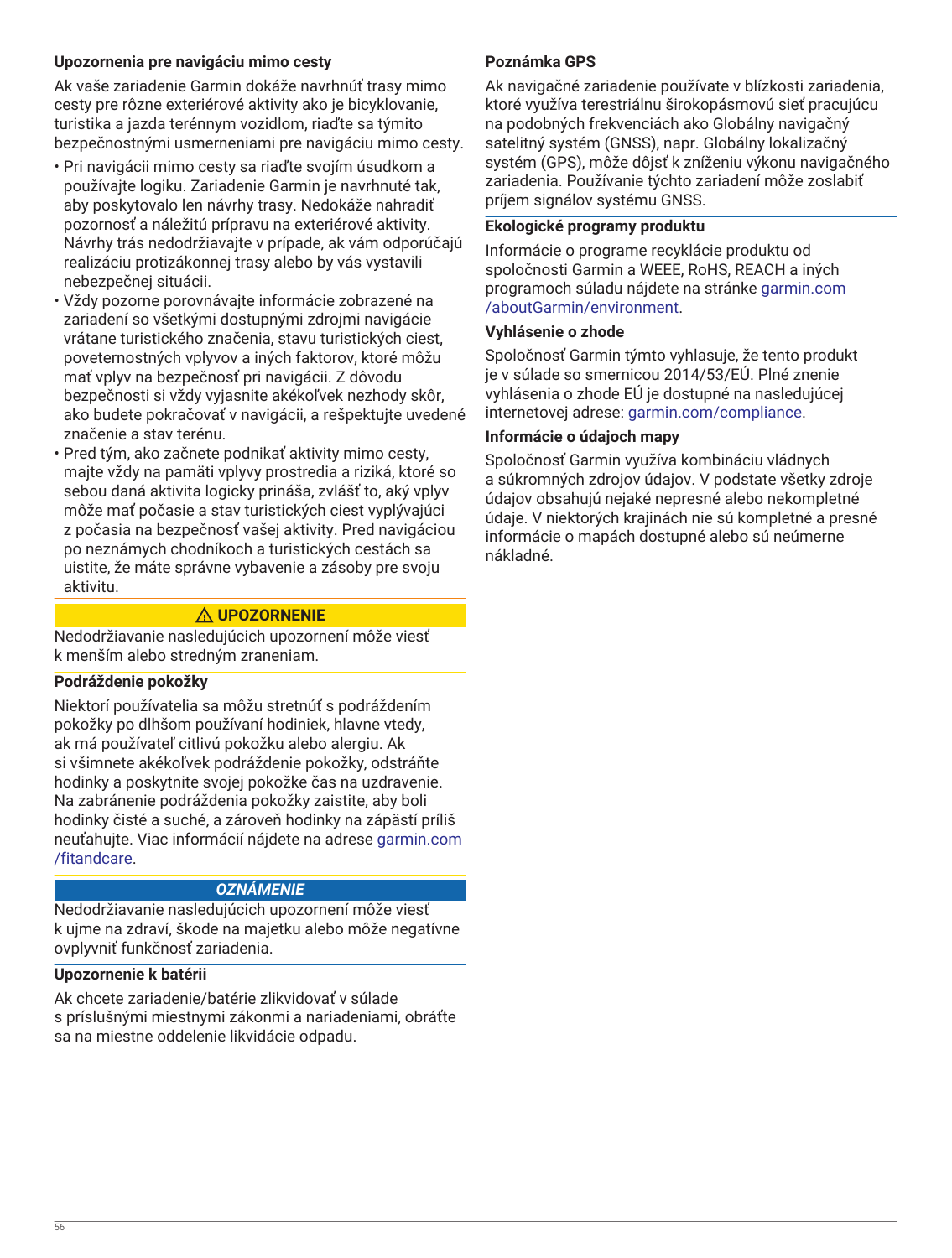### Upozornenia pre navigáciu mimo cesty

Ak vaše zariadenie Garmin dokáže navrhnúť trasy mimo cesty pre rôzne exteriérové aktivity ako je bicyklovanie, turistika a jazda terénnym vozidlom, riaďte sa týmito bezpečnostnými usmerneniami pre navigáciu mimo cesty.

- Pri navigácii mimo cesty sa riaďte svojím úsudkom a používajte logiku. Zariadenie Garmin je navrhnuté tak, aby poskytovalo len návrhy trasy. Nedokáže nahradiť pozornosť a náležitú prípravu na exteriérové aktivity. Návrhy trás nedodržiavajte v prípade, ak vám odporúčajú realizáciu protizákonnej trasy alebo by vás vystavili nebezpečnej situácii.
- Vždy pozorne porovnávajte informácie zobrazené na zariadení so všetkými dostupnými zdrojmi navigácie vrátane turistického značenia, stavu turistických ciest, poveternostných vplyvov a iných faktorov, ktoré môžu mať vplyv na bezpečnosť pri navigácii. Z dôvodu bezpečnosti si vždy vyjasnite akékoľvek nezhody skôr, ako budete pokračovať v navigácii, a rešpektujte uvedené značenie a stav terénu.
- Pred tým, ako začnete podnikať aktivity mimo cesty, majte vždy na pamäti vplyvy prostredia a riziká, ktoré so sebou daná aktivita logicky prináša, zvlášť to, aký vplyv môže mať počasie a stav turistických ciest vyplývajúci z počasia na bezpečnosť vašej aktivity. Pred navigáciou po neznámych chodníkoch a turistických cestách sa uistite, že máte správne vybavenie a zásoby pre svoju aktivitu.

**⚠ UPOZORNENIE**

Nedodržiavanie nasledujúcich upozornení môže viesť k menším alebo stredným zraneniam.

### Podráždenie pokožky

Niektorí používatelia sa môžu stretnúť s podráždením pokožky po dlhšom používaní hodiniek, hlavne vtedy, ak má používateľ citlivú pokožku alebo alergiu. Ak si všimnete akékoľvek podráždenie pokožky, odstráňte hodinky a poskytnite svojej pokožke čas na uzdravenie. Na zabránenie podráždenia pokožky zaistite, aby boli hodinky čisté a suché, a zároveň hodinky na zápästí príliš neuťahujte. Viac informácií nájdete na adrese garmin.com/fitandcare.

***OZNÁMENIE***

Nedodržiavanie nasledujúcich upozornení môže viesť k ujme na zdraví, škode na majetku alebo môže negatívne ovplyvniť funkčnosť zariadenia.

### Upozornenie k batérii

Ak chcete zariadenie/batérie zlikvidovať v súlade s príslušnými miestnymi zákonmi a nariadeniami, obráťte sa na miestne oddelenie likvidácie odpadu.

### Poznámka GPS

Ak navigačné zariadenie používate v blízkosti zariadenia, ktoré využíva terestriálnu širokopásmovú sieť pracujúcu na podobných frekvenciách ako Globálny navigačný satelitný systém (GNSS), napr. Globálny lokalizačný systém (GPS), môže dôjsť k zníženiu výkonu navigačného zariadenia. Používanie týchto zariadení môže zoslabiť príjem signálov systému GNSS.

### Ekologické programy produktu

Informácie o programe recyklácie produktu od spoločnosti Garmin a WEEE, RoHS, REACH a iných programoch súladu nájdete na stránke garmin.com/aboutGarmin/environment.

### Vyhlásenie o zhode

Spoločnosť Garmin týmto vyhlasuje, že tento produkt je v súlade so smernicou 2014/53/EÚ. Plné znenie vyhlásenia o zhode EÚ je dostupné na nasledujúcej internetovej adrese: garmin.com/compliance.

### Informácie o údajoch mapy

Spoločnosť Garmin využíva kombináciu vládnych a súkromných zdrojov údajov. V podstate všetky zdroje údajov obsahujú nejaké nepresné alebo nekompletné údaje. V niektorých krajinách nie sú kompletné a presné informácie o mapách dostupné alebo sú neúmerne nákladné.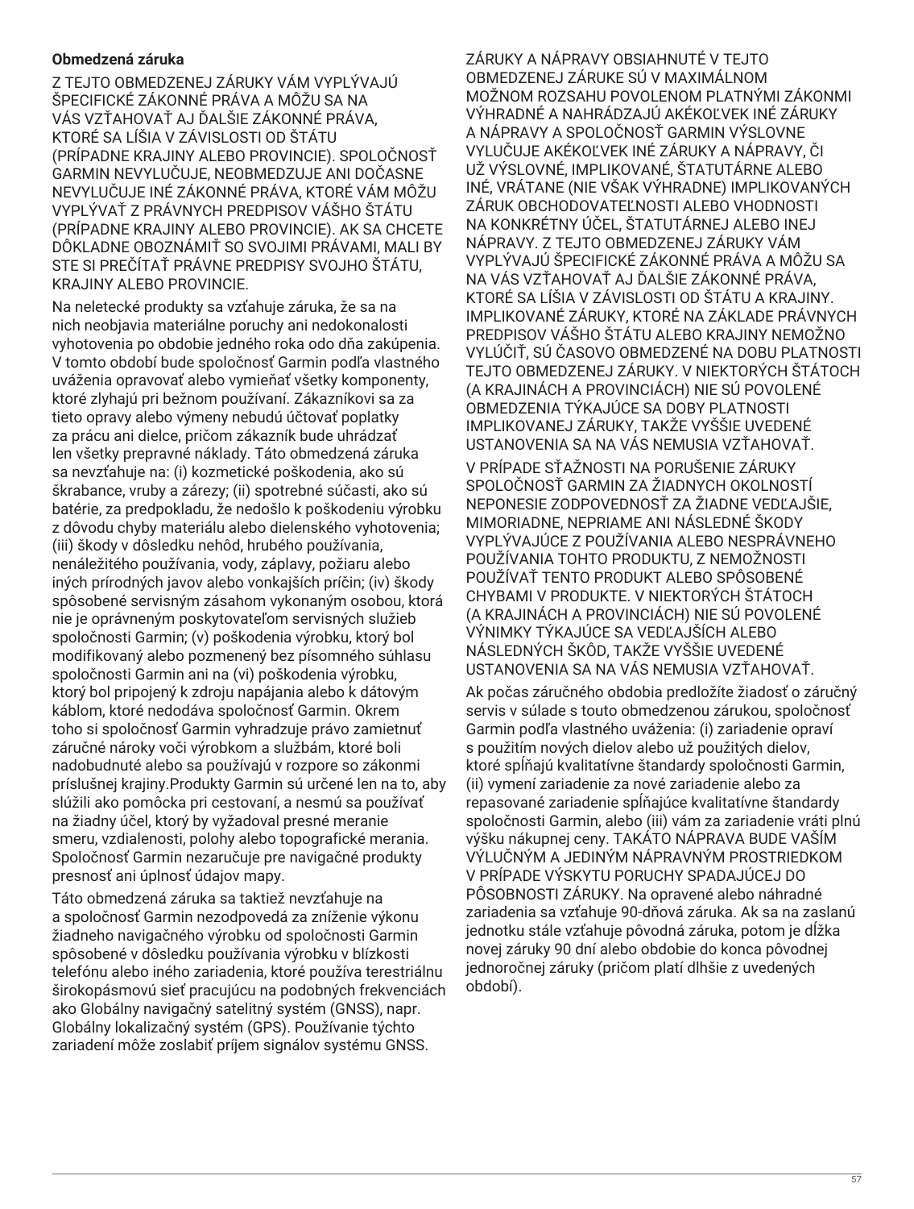**Obmedzená záruka**

Z TEJTO OBMEDZENEJ ZÁRUKY VÁM VYPLÝVAJÚ ŠPECIFICKÉ ZÁKONNÉ PRÁVA A MÔŽU SA NA VÁS VZŤAHOVAŤ AJ ĎALŠIE ZÁKONNÉ PRÁVA, KTORÉ SA LÍŠIA V ZÁVISLOSTI OD ŠTÁTU (PRÍPADNE KRAJINY ALEBO PROVINCIE). SPOLOČNOSŤ GARMIN NEVYLUČUJE, NEOBMEDZUJE ANI DOČASNE NEVYLUČUJE INÉ ZÁKONNÉ PRÁVA, KTORÉ VÁM MÔŽU VYPLÝVAŤ Z PRÁVNYCH PREDPISOV VÁŠHO ŠTÁTU (PRÍPADNE KRAJINY ALEBO PROVINCIE). AK SA CHCETE DÔKLADNE OBOZNÁMIŤ SO SVOJIMI PRÁVAMI, MALI BY STE SI PREČÍTAŤ PRÁVNE PREDPISY SVOJHO ŠTÁTU, KRAJINY ALEBO PROVINCIE.

Na neletecké produkty sa vzťahuje záruka, že sa na nich neobjavia materiálne poruchy ani nedokonalosti vyhotovenia po obdobie jedného roka odo dňa zakúpenia. V tomto období bude spoločnosť Garmin podľa vlastného uváženia opravovať alebo vymieňať všetky komponenty, ktoré zlyhajú pri bežnom používaní. Zákazníkovi sa za tieto opravy alebo výmeny nebudú účtovať poplatky za prácu ani dielce, pričom zákazník bude uhrádzať len všetky prepravné náklady. Táto obmedzená záruka sa nevzťahuje na: (i) kozmetické poškodenia, ako sú škrabance, vruby a zárezy; (ii) spotrebné súčasti, ako sú batérie, za predpokladu, že nedošlo k poškodeniu výrobku z dôvodu chyby materiálu alebo dielenského vyhotovenia; (iii) škody v dôsledku nehôd, hrubého používania, nenáležitého používania, vody, záplavy, požiaru alebo iných prírodných javov alebo vonkajších príčin; (iv) škody spôsobené servisným zásahom vykonaným osobou, ktorá nie je oprávneným poskytovateľom servisných služieb spoločnosti Garmin; (v) poškodenia výrobku, ktorý bol modifikovaný alebo pozmenený bez písomného súhlasu spoločnosti Garmin ani na (vi) poškodenia výrobku, ktorý bol pripojený k zdroju napájania alebo k dátovým káblom, ktoré nedodáva spoločnosť Garmin. Okrem toho si spoločnosť Garmin vyhradzuje právo zamietnuť záručné nároky voči výrobkom a službám, ktoré boli nadobudnuté alebo sa používajú v rozpore so zákonmi príslušnej krajiny.Produkty Garmin sú určené len na to, aby slúžili ako pomôcka pri cestovaní, a nesmú sa používať na žiadny účel, ktorý by vyžadoval presné meranie smeru, vzdialenosti, polohy alebo topografické merania. Spoločnosť Garmin nezaručuje pre navigačné produkty presnosť ani úplnosť údajov mapy.

Táto obmedzená záruka sa taktiež nevzťahuje na a spoločnosť Garmin nezodpovedá za zníženie výkonu žiadneho navigačného výrobku od spoločnosti Garmin spôsobené v dôsledku používania výrobku v blízkosti telefónu alebo iného zariadenia, ktoré používa terestriálnu širokopásmovú sieť pracujúcu na podobných frekvenciách ako Globálny navigačný satelitný systém (GNSS), napr. Globálny lokalizačný systém (GPS). Používanie týchto zariadení môže zoslabiť príjem signálov systému GNSS.

ZÁRUKY A NÁPRAVY OBSIAHNUTÉ V TEJTO OBMEDZENEJ ZÁRUKE SÚ V MAXIMÁLNOM MOŽNOM ROZSAHU POVOLENOM PLATNÝMI ZÁKONMI VÝHRADNÉ A NAHRÁDZAJÚ AKÉKOĽVEK INÉ ZÁRUKY A NÁPRAVY A SPOLOČNOSŤ GARMIN VÝSLOVNE VYLUČUJE AKÉKOĽVEK INÉ ZÁRUKY A NÁPRAVY, ČI UŽ VÝSLOVNÉ, IMPLIKOVANÉ, ŠTATUTÁRNE ALEBO INÉ, VRÁTANE (NIE VŠAK VÝHRADNE) IMPLIKOVANÝCH ZÁRUK OBCHODOVATEĽNOSTI ALEBO VHODNOSTI NA KONKRÉTNY ÚČEL, ŠTATUTÁRNEJ ALEBO INEJ NÁPRAVY. Z TEJTO OBMEDZENEJ ZÁRUKY VÁM VYPLÝVAJÚ ŠPECIFICKÉ ZÁKONNÉ PRÁVA A MÔŽU SA NA VÁS VZŤAHOVAŤ AJ ĎALŠIE ZÁKONNÉ PRÁVA, KTORÉ SA LÍŠIA V ZÁVISLOSTI OD ŠTÁTU A KRAJINY. IMPLIKOVANÉ ZÁRUKY, KTORÉ NA ZÁKLADE PRÁVNYCH PREDPISOV VÁŠHO ŠTÁTU ALEBO KRAJINY NEMOŽNO VYLÚČIŤ, SÚ ČASOVO OBMEDZENÉ NA DOBU PLATNOSTI TEJTO OBMEDZENEJ ZÁRUKY. V NIEKTORÝCH ŠTÁTOCH (A KRAJINÁCH A PROVINCIÁCH) NIE SÚ POVOLENÉ OBMEDZENIA TÝKAJÚCE SA DOBY PLATNOSTI IMPLIKOVANEJ ZÁRUKY, TAKŽE VYŠŠIE UVEDENÉ USTANOVENIA SA NA VÁS NEMUSIA VZŤAHOVAŤ.

V PRÍPADE SŤAŽNOSTI NA PORUŠENIE ZÁRUKY SPOLOČNOSŤ GARMIN ZA ŽIADNYCH OKOLNOSTÍ NEPONESIE ZODPOVEDNOSŤ ZA ŽIADNE VEDĽAJŠIE, MIMORIADNE, NEPRIAME ANI NÁSLEDNÉ ŠKODY VYPLÝVAJÚCE Z POUŽÍVANIA ALEBO NESPRÁVNEHO POUŽÍVANIA TOHTO PRODUKTU, Z NEMOŽNOSTI POUŽÍVAŤ TENTO PRODUKT ALEBO SPÔSOBENÉ CHYBAMI V PRODUKTE. V NIEKTORÝCH ŠTÁTOCH (A KRAJINÁCH A PROVINCIÁCH) NIE SÚ POVOLENÉ VÝNIMKY TÝKAJÚCE SA VEDĽAJŠÍCH ALEBO NÁSLEDNÝCH ŠKÔD, TAKŽE VYŠŠIE UVEDENÉ USTANOVENIA SA NA VÁS NEMUSIA VZŤAHOVAŤ.

Ak počas záručného obdobia predložíte žiadosť o záručný servis v súlade s touto obmedzenou zárukou, spoločnosť Garmin podľa vlastného uváženia: (i) zariadenie opraví s použitím nových dielov alebo už použitých dielov, ktoré spĺňajú kvalitatívne štandardy spoločnosti Garmin, (ii) vymení zariadenie za nové zariadenie alebo za repasované zariadenie spĺňajúce kvalitatívne štandardy spoločnosti Garmin, alebo (iii) vám za zariadenie vráti plnú výšku nákupnej ceny. TAKÁTO NÁPRAVA BUDE VAŠÍM VÝLUČNÝM A JEDINÝM NÁPRAVNÝM PROSTRIEDKOM V PRÍPADE VÝSKYTU PORUCHY SPADAJÚCEJ DO PÔSOBNOSTI ZÁRUKY. Na opravené alebo náhradné zariadenia sa vzťahuje 90-dňová záruka. Ak sa na zaslanú jednotku stále vzťahuje pôvodná záruka, potom je dĺžka novej záruky 90 dní alebo obdobie do konca pôvodnej jednoročnej záruky (pričom platí dlhšie z uvedených období).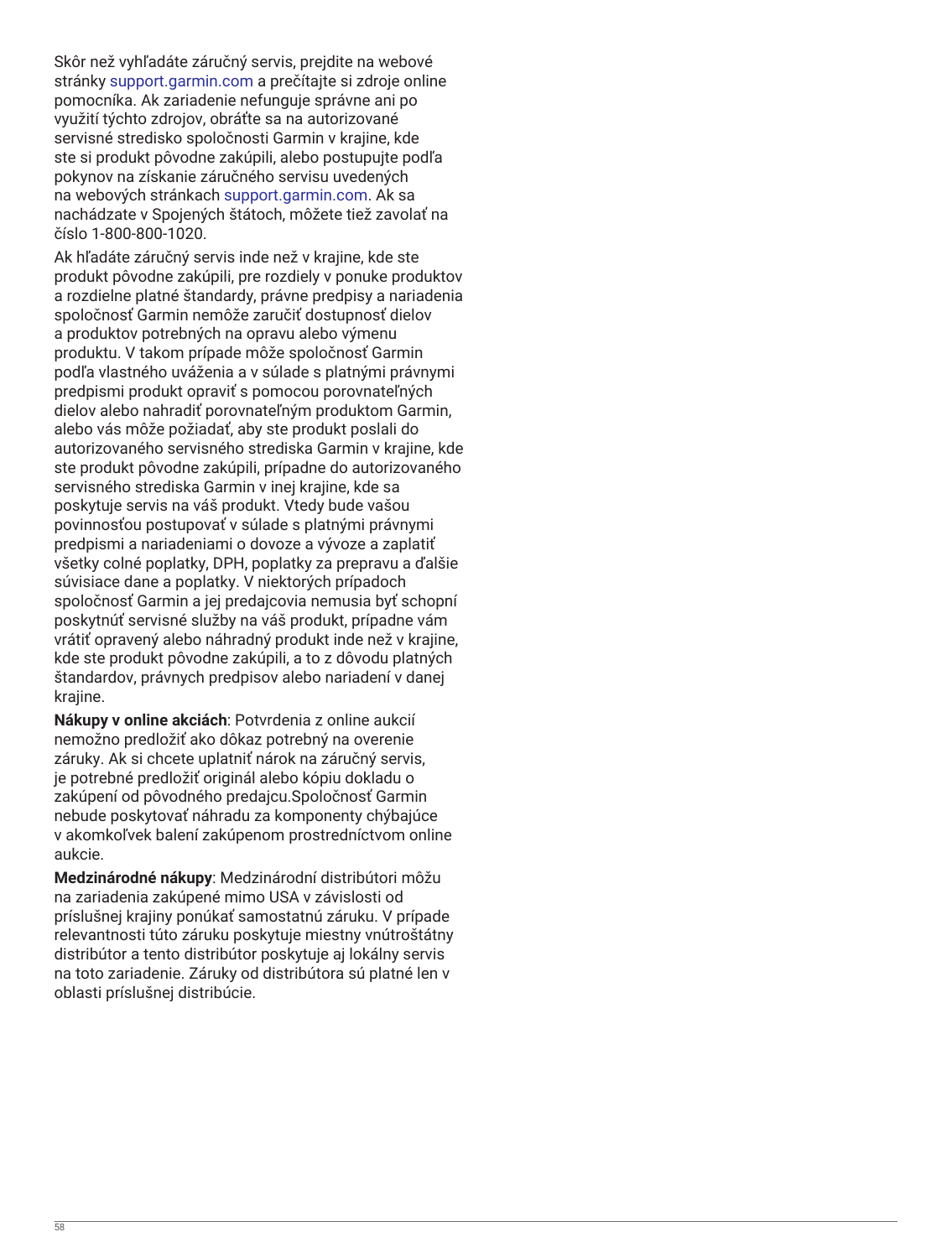Skôr než vyhľadáte záručný servis, prejdite na webové stránky support.garmin.com a prečítajte si zdroje online pomocníka. Ak zariadenie nefunguje správne ani po využití týchto zdrojov, obráťte sa na autorizované servisné stredisko spoločnosti Garmin v krajine, kde ste si produkt pôvodne zakúpili, alebo postupujte podľa pokynov na získanie záručného servisu uvedených na webových stránkach support.garmin.com. Ak sa nachádzate v Spojených štátoch, môžete tiež zavolať na číslo 1-800-800-1020.

Ak hľadáte záručný servis inde než v krajine, kde ste produkt pôvodne zakúpili, pre rozdiely v ponuke produktov a rozdielne platné štandardy, právne predpisy a nariadenia spoločnosť Garmin nemôže zaručiť dostupnosť dielov a produktov potrebných na opravu alebo výmenu produktu. V takom prípade môže spoločnosť Garmin podľa vlastného uváženia a v súlade s platnými právnymi predpismi produkt opraviť s pomocou porovnateľných dielov alebo nahradiť porovnateľným produktom Garmin, alebo vás môže požiadať, aby ste produkt poslali do autorizovaného servisného strediska Garmin v krajine, kde ste produkt pôvodne zakúpili, prípadne do autorizovaného servisného strediska Garmin v inej krajine, kde sa poskytuje servis na váš produkt. Vtedy bude vašou povinnosťou postupovať v súlade s platnými právnymi predpismi a nariadeniami o dovoze a vývoze a zaplatiť všetky colné poplatky, DPH, poplatky za prepravu a ďalšie súvisiace dane a poplatky. V niektorých prípadoch spoločnosť Garmin a jej predajcovia nemusia byť schopní poskytnúť servisné služby na váš produkt, prípadne vám vrátiť opravený alebo náhradný produkt inde než v krajine, kde ste produkt pôvodne zakúpili, a to z dôvodu platných štandardov, právnych predpisov alebo nariadení v danej krajine.

**Nákupy v online akciách**: Potvrdenia z online aukcií nemožno predložiť ako dôkaz potrebný na overenie záruky. Ak si chcete uplatniť nárok na záručný servis, je potrebné predložiť originál alebo kópiu dokladu o zakúpení od pôvodného predajcu.Spoločnosť Garmin nebude poskytovať náhradu za komponenty chýbajúce v akomkoľvek balení zakúpenom prostredníctvom online aukcie.

**Medzinárodné nákupy**: Medzinárodní distribútori môžu na zariadenia zakúpené mimo USA v závislosti od príslušnej krajiny ponúkať samostatnú záruku. V prípade relevantnosti túto záruku poskytuje miestny vnútroštátny distribútor a tento distribútor poskytuje aj lokálny servis na toto zariadenie. Záruky od distribútora sú platné len v oblasti príslušnej distribúcie.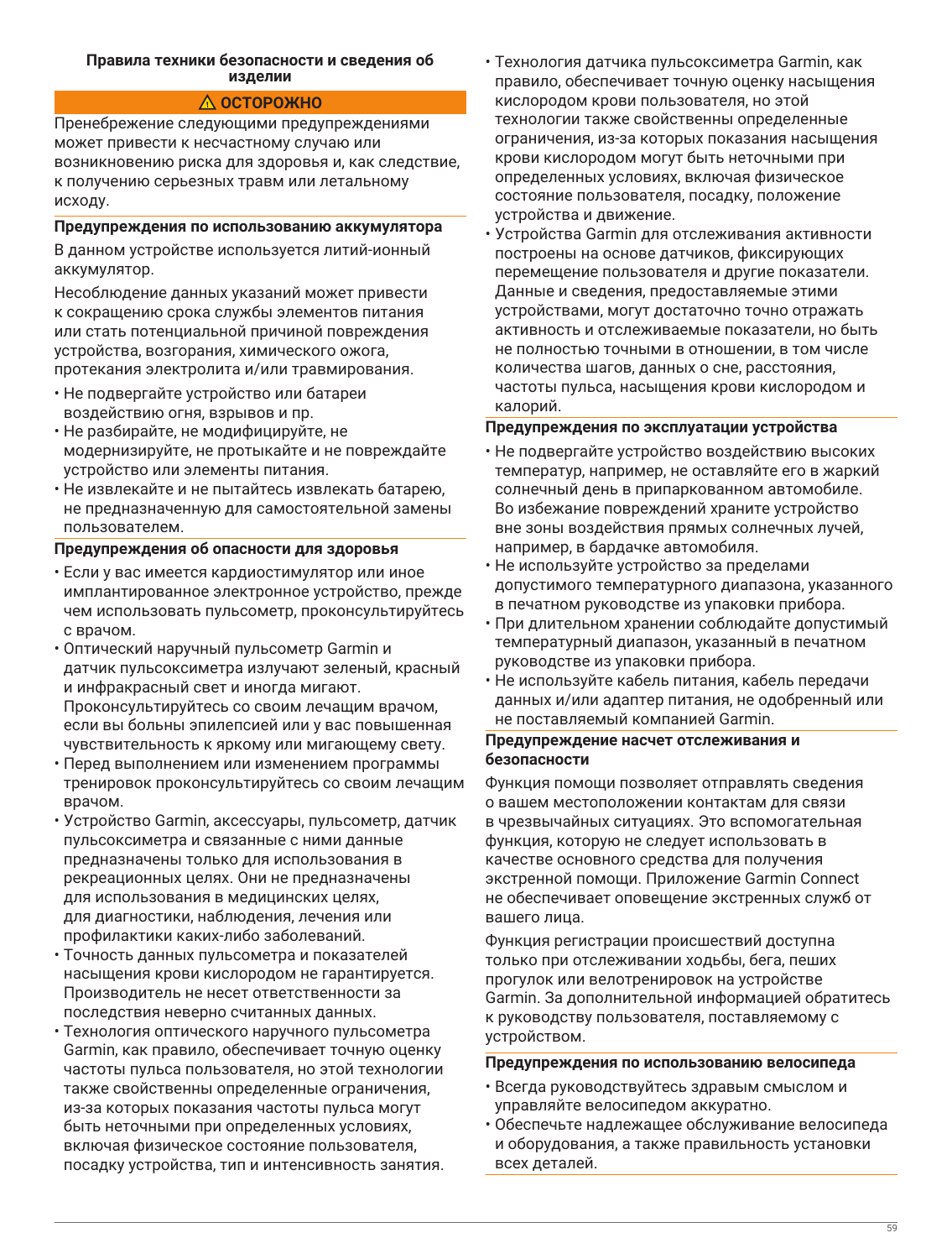## Правила техники безопасности и сведения об изделии

**⚠ ОСТОРОЖНО**

Пренебрежение следующими предупреждениями может привести к несчастному случаю или возникновению риска для здоровья и, как следствие, к получению серьезных травм или летальному исходу.

### Предупреждения по использованию аккумулятора

В данном устройстве используется литий-ионный аккумулятор.

Несоблюдение данных указаний может привести к сокращению срока службы элементов питания или стать потенциальной причиной повреждения устройства, возгорания, химического ожога, протекания электролита и/или травмирования.

- Не подвергайте устройство или батареи воздействию огня, взрывов и пр.
- Не разбирайте, не модифицируйте, не модернизируйте, не протыкайте и не повреждайте устройство или элементы питания.
- Не извлекайте и не пытайтесь извлекать батарею, не предназначенную для самостоятельной замены пользователем.

### Предупреждения об опасности для здоровья

- Если у вас имеется кардиостимулятор или иное имплантированное электронное устройство, прежде чем использовать пульсометр, проконсультируйтесь с врачом.
- Оптический наручный пульсометр Garmin и датчик пульсоксиметра излучают зеленый, красный и инфракрасный свет и иногда мигают. Проконсультируйтесь со своим лечащим врачом, если вы больны эпилепсией или у вас повышенная чувствительность к яркому или мигающему свету.
- Перед выполнением или изменением программы тренировок проконсультируйтесь со своим лечащим врачом.
- Устройство Garmin, аксессуары, пульсометр, датчик пульсоксиметра и связанные с ними данные предназначены только для использования в рекреационных целях. Они не предназначены для использования в медицинских целях, для диагностики, наблюдения, лечения или профилактики каких-либо заболеваний.
- Точность данных пульсометра и показателей насыщения крови кислородом не гарантируется. Производитель не несет ответственности за последствия неверно считанных данных.
- Технология оптического наручного пульсометра Garmin, как правило, обеспечивает точную оценку частоты пульса пользователя, но этой технологии также свойственны определенные ограничения, из-за которых показания частоты пульса могут быть неточными при определенных условиях, включая физическое состояние пользователя, посадку устройства, тип и интенсивность занятия.
- Технология датчика пульсоксиметра Garmin, как правило, обеспечивает точную оценку насыщения кислородом крови пользователя, но этой технологии также свойственны определенные ограничения, из-за которых показания насыщения крови кислородом могут быть неточными при определенных условиях, включая физическое состояние пользователя, посадку, положение устройства и движение.
- Устройства Garmin для отслеживания активности построены на основе датчиков, фиксирующих перемещение пользователя и другие показатели. Данные и сведения, предоставляемые этими устройствами, могут достаточно точно отражать активность и отслеживаемые показатели, но быть не полностью точными в отношении, в том числе количества шагов, данных о сне, расстояния, частоты пульса, насыщения крови кислородом и калорий.

### Предупреждения по эксплуатации устройства

- Не подвергайте устройство воздействию высоких температур, например, не оставляйте его в жаркий солнечный день в припаркованном автомобиле. Во избежание повреждений храните устройство вне зоны воздействия прямых солнечных лучей, например, в бардачке автомобиля.
- Не используйте устройство за пределами допустимого температурного диапазона, указанного в печатном руководстве из упаковки прибора.
- При длительном хранении соблюдайте допустимый температурный диапазон, указанный в печатном руководстве из упаковки прибора.
- Не используйте кабель питания, кабель передачи данных и/или адаптер питания, не одобренный или не поставляемый компанией Garmin.

### Предупреждение насчет отслеживания и безопасности

Функция помощи позволяет отправлять сведения о вашем местоположении контактам для связи в чрезвычайных ситуациях. Это вспомогательная функция, которую не следует использовать в качестве основного средства для получения экстренной помощи. Приложение Garmin Connect не обеспечивает оповещение экстренных служб от вашего лица.

Функция регистрации происшествий доступна только при отслеживании ходьбы, бега, пеших прогулок или велотренировок на устройстве Garmin. За дополнительной информацией обратитесь к руководству пользователя, поставляемому с устройством.

### Предупреждения по использованию велосипеда

- Всегда руководствуйтесь здравым смыслом и управляйте велосипедом аккуратно.
- Обеспечьте надлежащее обслуживание велосипеда и оборудования, а также правильность установки всех деталей.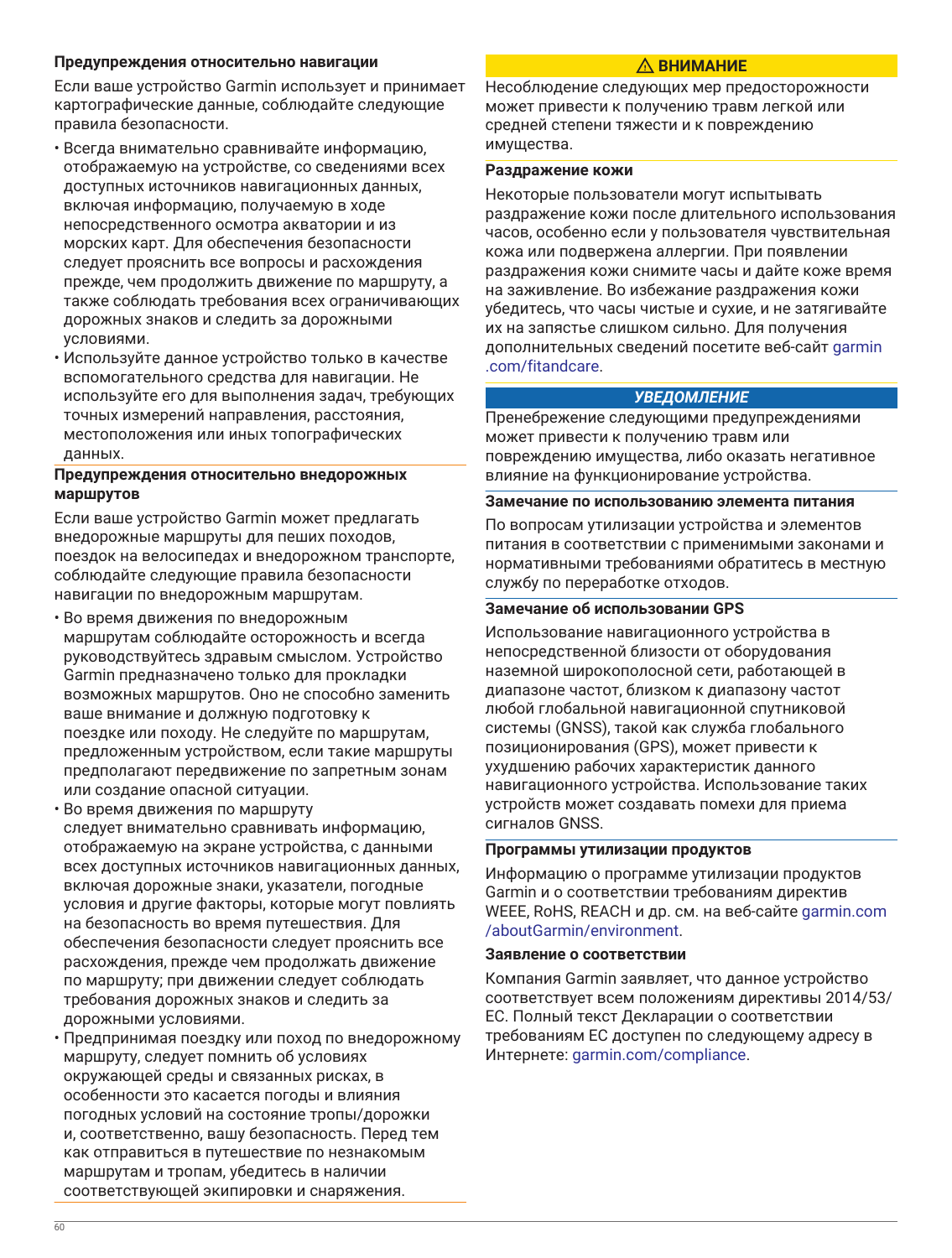### Предупреждения относительно навигации

Если ваше устройство Garmin использует и принимает картографические данные, соблюдайте следующие правила безопасности.

- Всегда внимательно сравнивайте информацию, отображаемую на устройстве, со сведениями всех доступных источников навигационных данных, включая информацию, получаемую в ходе непосредственного осмотра акватории и из морских карт. Для обеспечения безопасности следует прояснить все вопросы и расхождения прежде, чем продолжить движение по маршруту, а также соблюдать требования всех ограничивающих дорожных знаков и следить за дорожными условиями.
- Используйте данное устройство только в качестве вспомогательного средства для навигации. Не используйте его для выполнения задач, требующих точных измерений направления, расстояния, местоположения или иных топографических данных.

### Предупреждения относительно внедорожных маршрутов

Если ваше устройство Garmin может предлагать внедорожные маршруты для пеших походов, поездок на велосипедах и внедорожном транспорте, соблюдайте следующие правила безопасности навигации по внедорожным маршрутам.

- Во время движения по внедорожным маршрутам соблюдайте осторожность и всегда руководствуйтесь здравым смыслом. Устройство Garmin предназначено только для прокладки возможных маршрутов. Оно не способно заменить ваше внимание и должную подготовку к поездке или походу. Не следуйте по маршрутам, предложенным устройством, если такие маршруты предполагают передвижение по запретным зонам или создание опасной ситуации.
- Во время движения по маршруту следует внимательно сравнивать информацию, отображаемую на экране устройства, с данными всех доступных источников навигационных данных, включая дорожные знаки, указатели, погодные условия и другие факторы, которые могут повлиять на безопасность во время путешествия. Для обеспечения безопасности следует прояснить все расхождения, прежде чем продолжать движение по маршруту; при движении следует соблюдать требования дорожных знаков и следить за дорожными условиями.
- Предпринимая поездку или поход по внедорожному маршруту, следует помнить об условиях окружающей среды и связанных рисках, в особенности это касается погоды и влияния погодных условий на состояние тропы/дорожки и, соответственно, вашу безопасность. Перед тем как отправиться в путешествие по незнакомым маршрутам и тропам, убедитесь в наличии соответствующей экипировки и снаряжения.

**⚠ ВНИМАНИЕ**

Несоблюдение следующих мер предосторожности может привести к получению травм легкой или средней степени тяжести и к повреждению имущества.

### Раздражение кожи

Некоторые пользователи могут испытывать раздражение кожи после длительного использования часов, особенно если у пользователя чувствительная кожа или подвержена аллергии. При появлении раздражения кожи снимите часы и дайте коже время на заживление. Во избежание раздражения кожи убедитесь, что часы чистые и сухие, и не затягивайте их на запястье слишком сильно. Для получения дополнительных сведений посетите веб-сайт garmin.com/fitandcare.

***УВЕДОМЛЕНИЕ***

Пренебрежение следующими предупреждениями может привести к получению травм или повреждению имущества, либо оказать негативное влияние на функционирование устройства.

### Замечание по использованию элемента питания

По вопросам утилизации устройства и элементов питания в соответствии с применимыми законами и нормативными требованиями обратитесь в местную службу по переработке отходов.

### Замечание об использовании GPS

Использование навигационного устройства в непосредственной близости от оборудования наземной широкополосной сети, работающей в диапазоне частот, близком к диапазону частот любой глобальной навигационной спутниковой системы (GNSS), такой как служба глобального позиционирования (GPS), может привести к ухудшению рабочих характеристик данного навигационного устройства. Использование таких устройств может создавать помехи для приема сигналов GNSS.

### Программы утилизации продуктов

Информацию о программе утилизации продуктов Garmin и о соответствии требованиям директив WEEE, RoHS, REACH и др. см. на веб-сайте garmin.com/aboutGarmin/environment.

### Заявление о соответствии

Компания Garmin заявляет, что данное устройство соответствует всем положениям директивы 2014/53/ЕС. Полный текст Декларации о соответствии требованиям ЕС доступен по следующему адресу в Интернете: garmin.com/compliance.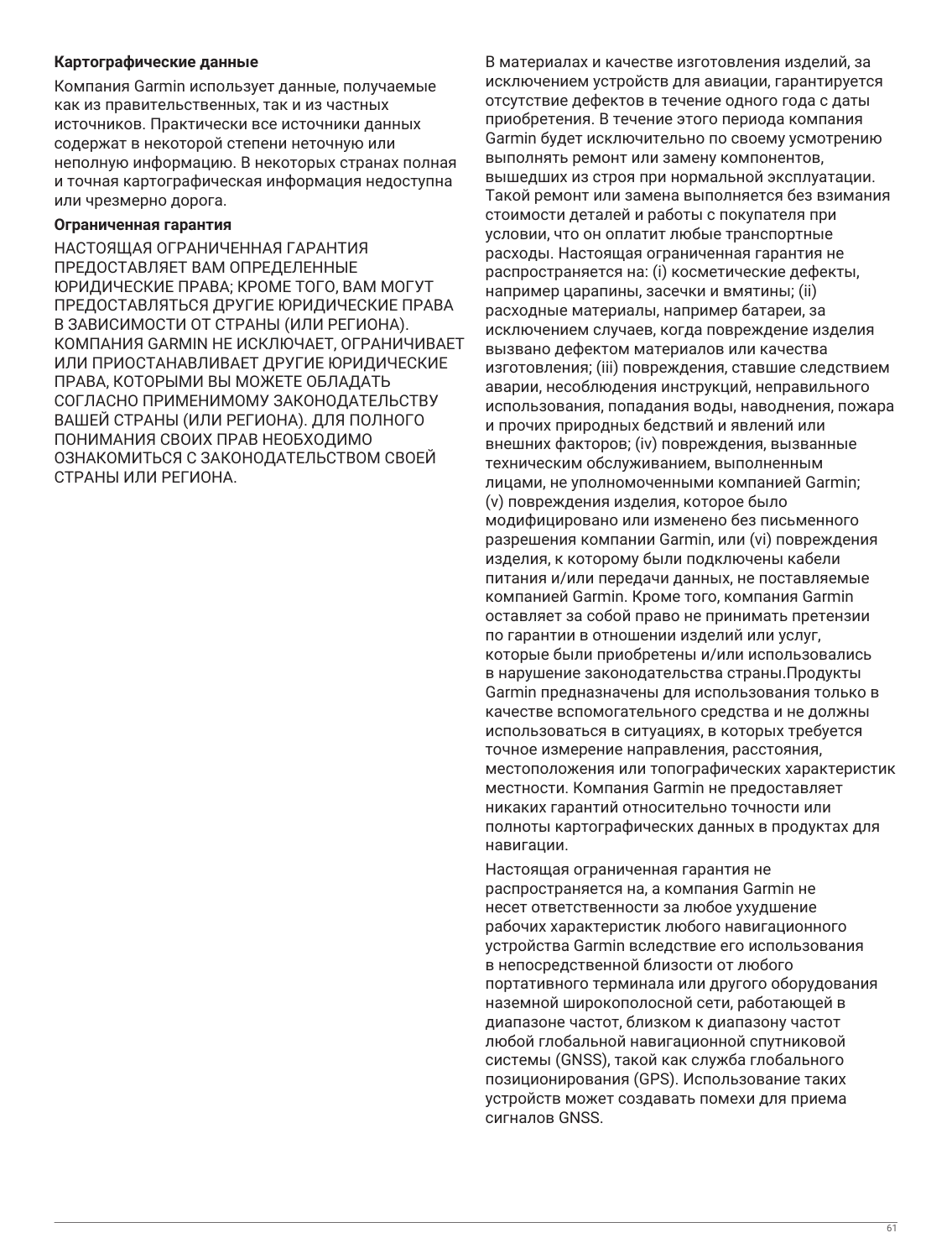### Картографические данные

Компания Garmin использует данные, получаемые как из правительственных, так и из частных источников. Практически все источники данных содержат в некоторой степени неточную или неполную информацию. В некоторых странах полная и точная картографическая информация недоступна или чрезмерно дорога.

### Ограниченная гарантия

НАСТОЯЩАЯ ОГРАНИЧЕННАЯ ГАРАНТИЯ ПРЕДОСТАВЛЯЕТ ВАМ ОПРЕДЕЛЕННЫЕ ЮРИДИЧЕСКИЕ ПРАВА; КРОМЕ ТОГО, ВАМ МОГУТ ПРЕДОСТАВЛЯТЬСЯ ДРУГИЕ ЮРИДИЧЕСКИЕ ПРАВА В ЗАВИСИМОСТИ ОТ СТРАНЫ (ИЛИ РЕГИОНА). КОМПАНИЯ GARMIN НЕ ИСКЛЮЧАЕТ, ОГРАНИЧИВАЕТ ИЛИ ПРИОСТАНАВЛИВАЕТ ДРУГИЕ ЮРИДИЧЕСКИЕ ПРАВА, КОТОРЫМИ ВЫ МОЖЕТЕ ОБЛАДАТЬ СОГЛАСНО ПРИМЕНИМОМУ ЗАКОНОДАТЕЛЬСТВУ ВАШЕЙ СТРАНЫ (ИЛИ РЕГИОНА). ДЛЯ ПОЛНОГО ПОНИМАНИЯ СВОИХ ПРАВ НЕОБХОДИМО ОЗНАКОМИТЬСЯ С ЗАКОНОДАТЕЛЬСТВОМ СВОЕЙ СТРАНЫ ИЛИ РЕГИОНА.

В материалах и качестве изготовления изделий, за исключением устройств для авиации, гарантируется отсутствие дефектов в течение одного года с даты приобретения. В течение этого периода компания Garmin будет исключительно по своему усмотрению выполнять ремонт или замену компонентов, вышедших из строя при нормальной эксплуатации. Такой ремонт или замена выполняется без взимания стоимости деталей и работы с покупателя при условии, что он оплатит любые транспортные расходы. Настоящая ограниченная гарантия не распространяется на: (i) косметические дефекты, например царапины, засечки и вмятины; (ii) расходные материалы, например батареи, за исключением случаев, когда повреждение изделия вызвано дефектом материалов или качества изготовления; (iii) повреждения, ставшие следствием аварии, несоблюдения инструкций, неправильного использования, попадания воды, наводнения, пожара и прочих природных бедствий и явлений или внешних факторов; (iv) повреждения, вызванные техническим обслуживанием, выполненным лицами, не уполномоченными компанией Garmin; (v) повреждения изделия, которое было модифицировано или изменено без письменного разрешения компании Garmin, или (vi) повреждения изделия, к которому были подключены кабели питания и/или передачи данных, не поставляемые компанией Garmin. Кроме того, компания Garmin оставляет за собой право не принимать претензии по гарантии в отношении изделий или услуг, которые были приобретены и/или использовались в нарушение законодательства страны.Продукты Garmin предназначены для использования только в качестве вспомогательного средства и не должны использоваться в ситуациях, в которых требуется точное измерение направления, расстояния, местоположения или топографических характеристик местности. Компания Garmin не предоставляет никаких гарантий относительно точности или полноты картографических данных в продуктах для навигации.

Настоящая ограниченная гарантия не распространяется на, а компания Garmin не несет ответственности за любое ухудшение рабочих характеристик любого навигационного устройства Garmin вследствие его использования в непосредственной близости от любого портативного терминала или другого оборудования наземной широкополосной сети, работающей в диапазоне частот, близком к диапазону частот любой глобальной навигационной спутниковой системы (GNSS), такой как служба глобального позиционирования (GPS). Использование таких устройств может создавать помехи для приема сигналов GNSS.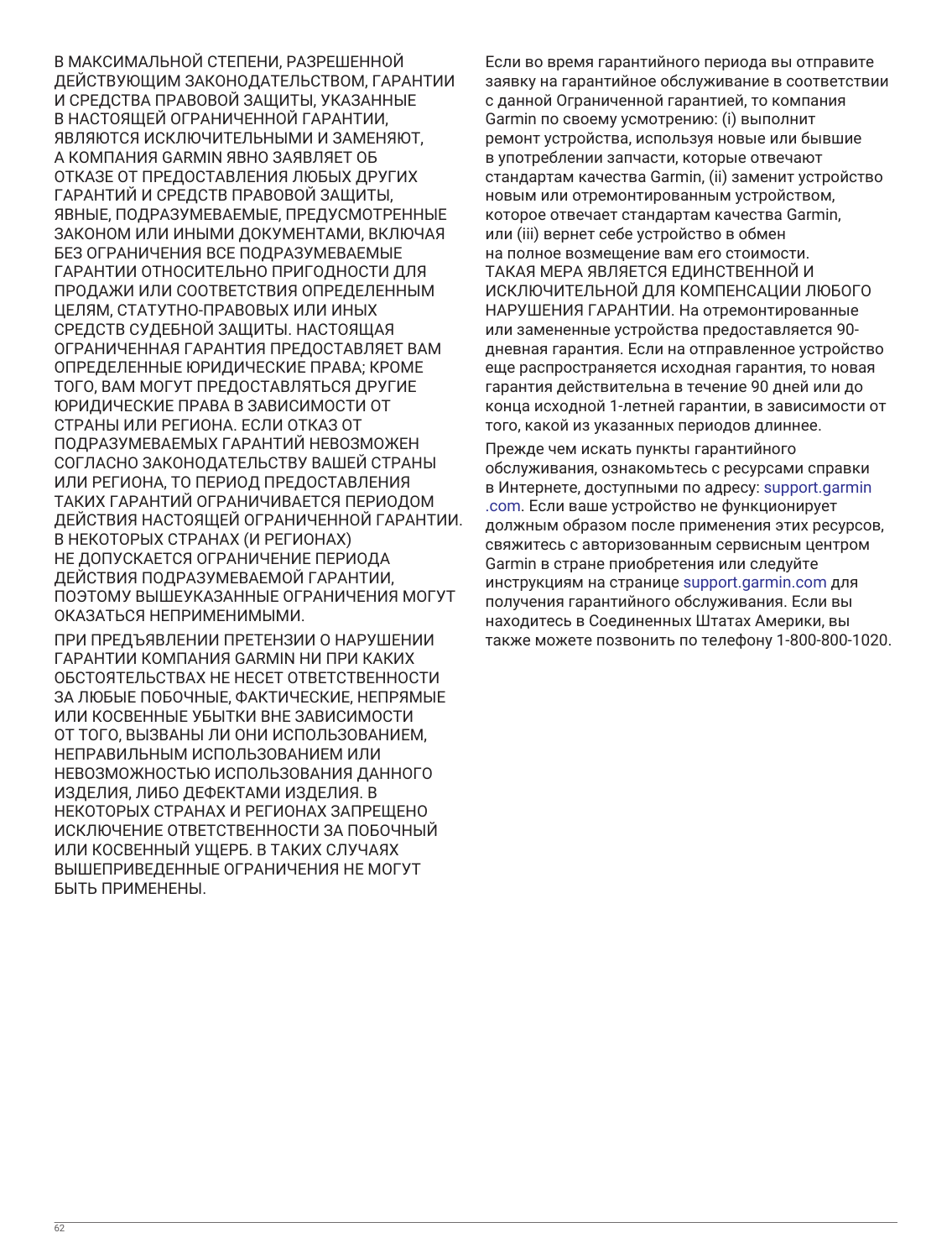В МАКСИМАЛЬНОЙ СТЕПЕНИ, РАЗРЕШЕННОЙ ДЕЙСТВУЮЩИМ ЗАКОНОДАТЕЛЬСТВОМ, ГАРАНТИИ И СРЕДСТВА ПРАВОВОЙ ЗАЩИТЫ, УКАЗАННЫЕ В НАСТОЯЩЕЙ ОГРАНИЧЕННОЙ ГАРАНТИИ, ЯВЛЯЮТСЯ ИСКЛЮЧИТЕЛЬНЫМИ И ЗАМЕНЯЮТ, А КОМПАНИЯ GARMIN ЯВНО ЗАЯВЛЯЕТ ОБ ОТКАЗЕ ОТ ПРЕДОСТАВЛЕНИЯ ЛЮБЫХ ДРУГИХ ГАРАНТИЙ И СРЕДСТВ ПРАВОВОЙ ЗАЩИТЫ, ЯВНЫЕ, ПОДРАЗУМЕВАЕМЫЕ, ПРЕДУСМОТРЕННЫЕ ЗАКОНОМ ИЛИ ИНЫМИ ДОКУМЕНТАМИ, ВКЛЮЧАЯ БЕЗ ОГРАНИЧЕНИЯ ВСЕ ПОДРАЗУМЕВАЕМЫЕ ГАРАНТИИ ОТНОСИТЕЛЬНО ПРИГОДНОСТИ ДЛЯ ПРОДАЖИ ИЛИ СООТВЕТСТВИЯ ОПРЕДЕЛЕННЫМ ЦЕЛЯМ, СТАТУТНО-ПРАВОВЫХ ИЛИ ИНЫХ СРЕДСТВ СУДЕБНОЙ ЗАЩИТЫ. НАСТОЯЩАЯ ОГРАНИЧЕННАЯ ГАРАНТИЯ ПРЕДОСТАВЛЯЕТ ВАМ ОПРЕДЕЛЕННЫЕ ЮРИДИЧЕСКИЕ ПРАВА; КРОМЕ ТОГО, ВАМ МОГУТ ПРЕДОСТАВЛЯТЬСЯ ДРУГИЕ ЮРИДИЧЕСКИЕ ПРАВА В ЗАВИСИМОСТИ ОТ СТРАНЫ ИЛИ РЕГИОНА. ЕСЛИ ОТКАЗ ОТ ПОДРАЗУМЕВАЕМЫХ ГАРАНТИЙ НЕВОЗМОЖЕН СОГЛАСНО ЗАКОНОДАТЕЛЬСТВУ ВАШЕЙ СТРАНЫ ИЛИ РЕГИОНА, ТО ПЕРИОД ПРЕДОСТАВЛЕНИЯ ТАКИХ ГАРАНТИЙ ОГРАНИЧИВАЕТСЯ ПЕРИОДОМ ДЕЙСТВИЯ НАСТОЯЩЕЙ ОГРАНИЧЕННОЙ ГАРАНТИИ. В НЕКОТОРЫХ СТРАНАХ (И РЕГИОНАХ) НЕ ДОПУСКАЕТСЯ ОГРАНИЧЕНИЕ ПЕРИОДА ДЕЙСТВИЯ ПОДРАЗУМЕВАЕМОЙ ГАРАНТИИ, ПОЭТОМУ ВЫШЕУКАЗАННЫЕ ОГРАНИЧЕНИЯ МОГУТ ОКАЗАТЬСЯ НЕПРИМЕНИМЫМИ.

ПРИ ПРЕДЪЯВЛЕНИИ ПРЕТЕНЗИИ О НАРУШЕНИИ ГАРАНТИИ КОМПАНИЯ GARMIN НИ ПРИ КАКИХ ОБСТОЯТЕЛЬСТВАХ НЕ НЕСЕТ ОТВЕТСТВЕННОСТИ ЗА ЛЮБЫЕ ПОБОЧНЫЕ, ФАКТИЧЕСКИЕ, НЕПРЯМЫЕ ИЛИ КОСВЕННЫЕ УБЫТКИ ВНЕ ЗАВИСИМОСТИ ОТ ТОГО, ВЫЗВАНЫ ЛИ ОНИ ИСПОЛЬЗОВАНИЕМ, НЕПРАВИЛЬНЫМ ИСПОЛЬЗОВАНИЕМ ИЛИ НЕВОЗМОЖНОСТЬЮ ИСПОЛЬЗОВАНИЯ ДАННОГО ИЗДЕЛИЯ, ЛИБО ДЕФЕКТАМИ ИЗДЕЛИЯ. В НЕКОТОРЫХ СТРАНАХ И РЕГИОНАХ ЗАПРЕЩЕНО ИСКЛЮЧЕНИЕ ОТВЕТСТВЕННОСТИ ЗА ПОБОЧНЫЙ ИЛИ КОСВЕННЫЙ УЩЕРБ. В ТАКИХ СЛУЧАЯХ ВЫШЕПРИВЕДЕННЫЕ ОГРАНИЧЕНИЯ НЕ МОГУТ БЫТЬ ПРИМЕНЕНЫ.

Если во время гарантийного периода вы отправите заявку на гарантийное обслуживание в соответствии с данной Ограниченной гарантией, то компания Garmin по своему усмотрению: (i) выполнит ремонт устройства, используя новые или бывшие в употреблении запчасти, которые отвечают стандартам качества Garmin, (ii) заменит устройство новым или отремонтированным устройством, которое отвечает стандартам качества Garmin, или (iii) вернет себе устройство в обмен на полное возмещение вам его стоимости. ТАКАЯ МЕРА ЯВЛЯЕТСЯ ЕДИНСТВЕННОЙ И ИСКЛЮЧИТЕЛЬНОЙ ДЛЯ КОМПЕНСАЦИИ ЛЮБОГО НАРУШЕНИЯ ГАРАНТИИ. На отремонтированные или замененные устройства предоставляется 90-дневная гарантия. Если на отправленное устройство еще распространяется исходная гарантия, то новая гарантия действительна в течение 90 дней или до конца исходной 1-летней гарантии, в зависимости от того, какой из указанных периодов длиннее.

Прежде чем искать пункты гарантийного обслуживания, ознакомьтесь с ресурсами справки в Интернете, доступными по адресу: support.garmin.com. Если ваше устройство не функционирует должным образом после применения этих ресурсов, свяжитесь с авторизованным сервисным центром Garmin в стране приобретения или следуйте инструкциям на странице support.garmin.com для получения гарантийного обслуживания. Если вы находитесь в Соединенных Штатах Америки, вы также можете позвонить по телефону 1-800-800-1020.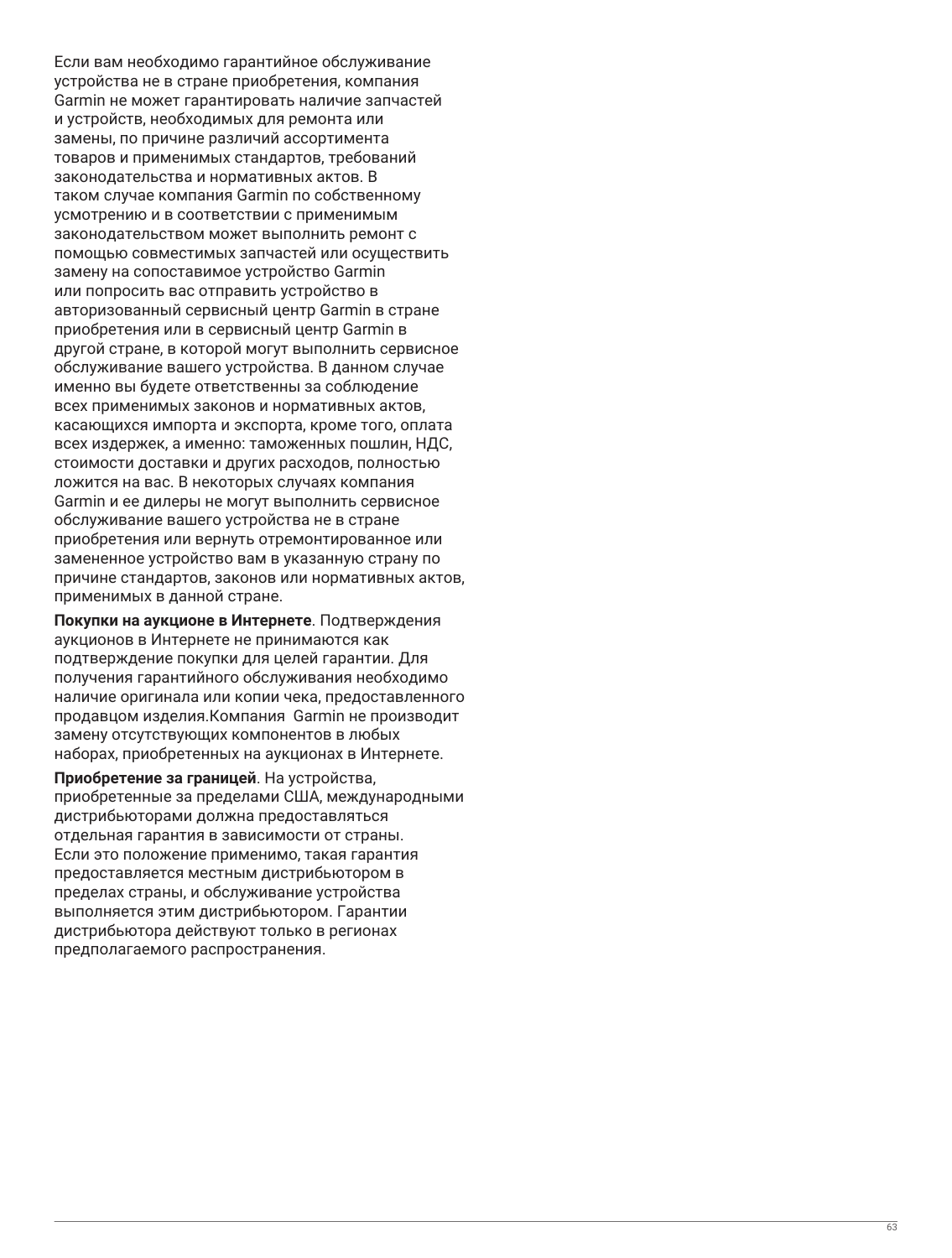Если вам необходимо гарантийное обслуживание устройства не в стране приобретения, компания Garmin не может гарантировать наличие запчастей и устройств, необходимых для ремонта или замены, по причине различий ассортимента товаров и применимых стандартов, требований законодательства и нормативных актов. В таком случае компания Garmin по собственному усмотрению и в соответствии с применимым законодательством может выполнить ремонт с помощью совместимых запчастей или осуществить замену на сопоставимое устройство Garmin или попросить вас отправить устройство в авторизованный сервисный центр Garmin в стране приобретения или в сервисный центр Garmin в другой стране, в которой могут выполнить сервисное обслуживание вашего устройства. В данном случае именно вы будете ответственны за соблюдение всех применимых законов и нормативных актов, касающихся импорта и экспорта, кроме того, оплата всех издержек, а именно: таможенных пошлин, НДС, стоимости доставки и других расходов, полностью ложится на вас. В некоторых случаях компания Garmin и ее дилеры не могут выполнить сервисное обслуживание вашего устройства не в стране приобретения или вернуть отремонтированное или замененное устройство вам в указанную страну по причине стандартов, законов или нормативных актов, применимых в данной стране.

**Покупки на аукционе в Интернете**. Подтверждения аукционов в Интернете не принимаются как подтверждение покупки для целей гарантии. Для получения гарантийного обслуживания необходимо наличие оригинала или копии чека, предоставленного продавцом изделия.Компания Garmin не производит замену отсутствующих компонентов в любых наборах, приобретенных на аукционах в Интернете.

**Приобретение за границей**. На устройства, приобретенные за пределами США, международными дистрибьюторами должна предоставляться отдельная гарантия в зависимости от страны. Если это положение применимо, такая гарантия предоставляется местным дистрибьютором в пределах страны, и обслуживание устройства выполняется этим дистрибьютором. Гарантии дистрибьютора действуют только в регионах предполагаемого распространения.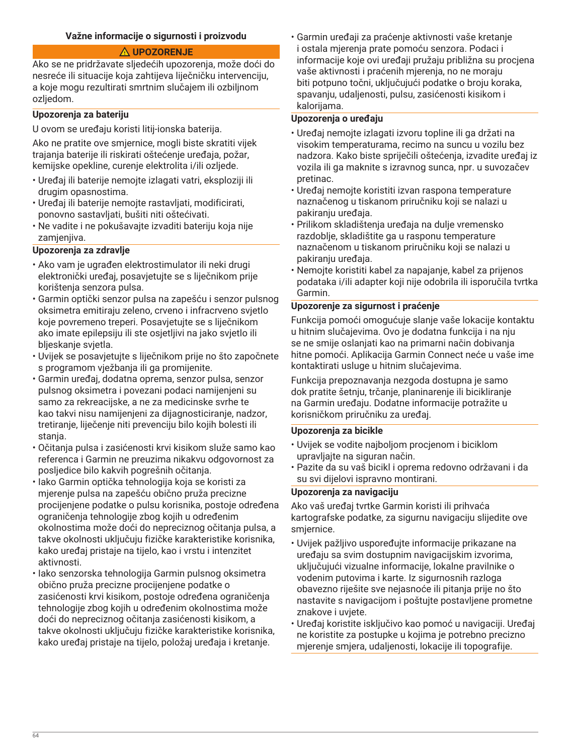## Važne informacije o sigurnosti i proizvodu

**⚠ UPOZORENJE**

Ako se ne pridržavate sljedećih upozorenja, može doći do nesreće ili situacije koja zahtijeva liječničku intervenciju, a koje mogu rezultirati smrtnim slučajem ili ozbiljnom ozljedom.

### Upozorenja za bateriju

U ovom se uređaju koristi litij-ionska baterija.

Ako ne pratite ove smjernice, mogli biste skratiti vijek trajanja baterije ili riskirati oštećenje uređaja, požar, kemijske opekline, curenje elektrolita i/ili ozljede.

- Uređaj ili baterije nemojte izlagati vatri, eksploziji ili drugim opasnostima.
- Uređaj ili baterije nemojte rastavljati, modificirati, ponovno sastavljati, bušiti niti oštećivati.
- Ne vadite i ne pokušavajte izvaditi bateriju koja nije zamjenjiva.

### Upozorenja za zdravlje

- Ako vam je ugrađen elektrostimulator ili neki drugi elektronički uređaj, posavjetujte se s liječnikom prije korištenja senzora pulsa.
- Garmin optički senzor pulsa na zapešću i senzor pulsnog oksimetra emitiraju zeleno, crveno i infracrveno svjetlo koje povremeno treperi. Posavjetujte se s liječnikom ako imate epilepsiju ili ste osjetljivi na jako svjetlo ili bljeskanje svjetla.
- Uvijek se posavjetujte s liječnikom prije no što započnete s programom vježbanja ili ga promijenite.
- Garmin uređaj, dodatna oprema, senzor pulsa, senzor pulsnog oksimetra i povezani podaci namijenjeni su samo za rekreacijske, a ne za medicinske svrhe te kao takvi nisu namijenjeni za dijagnosticiranje, nadzor, tretiranje, liječenje niti prevenciju bilo kojih bolesti ili stanja.
- Očitanja pulsa i zasićenosti krvi kisikom služe samo kao referenca i Garmin ne preuzima nikakvu odgovornost za posljedice bilo kakvih pogrešnih očitanja.
- Iako Garmin optička tehnologija koja se koristi za mjerenje pulsa na zapešću obično pruža precizne procijenjene podatke o pulsu korisnika, postoje određena ograničenja tehnologije zbog kojih u određenim okolnostima može doći do nepreciznog očitanja pulsa, a takve okolnosti uključuju fizičke karakteristike korisnika, kako uređaj pristaje na tijelo, kao i vrstu i intenzitet aktivnosti.
- Iako senzorska tehnologija Garmin pulsnog oksimetra obično pruža precizne procijenjene podatke o zasićenosti krvi kisikom, postoje određena ograničenja tehnologije zbog kojih u određenim okolnostima može doći do nepreciznog očitanja zasićenosti kisikom, a takve okolnosti uključuju fizičke karakteristike korisnika, kako uređaj pristaje na tijelo, položaj uređaja i kretanje.
- Garmin uređaji za praćenje aktivnosti vaše kretanje i ostala mjerenja prate pomoću senzora. Podaci i informacije koje ovi uređaji pružaju približna su procjena vaše aktivnosti i praćenih mjerenja, no ne moraju biti potpuno točni, uključujući podatke o broju koraka, spavanju, udaljenosti, pulsu, zasićenosti kisikom i kalorijama.

### Upozorenja o uređaju

- Uređaj nemojte izlagati izvoru topline ili ga držati na visokim temperaturama, recimo na suncu u vozilu bez nadzora. Kako biste spriječili oštećenja, izvadite uređaj iz vozila ili ga maknite s izravnog sunca, npr. u suvozačev pretinac.
- Uređaj nemojte koristiti izvan raspona temperature naznačenog u tiskanom priručniku koji se nalazi u pakiranju uređaja.
- Prilikom skladištenja uređaja na dulje vremensko razdoblje, skladištite ga u rasponu temperature naznačenom u tiskanom priručniku koji se nalazi u pakiranju uređaja.
- Nemojte koristiti kabel za napajanje, kabel za prijenos podataka i/ili adapter koji nije odobrila ili isporučila tvrtka Garmin.

### Upozorenje za sigurnost i praćenje

Funkcija pomoći omogućuje slanje vaše lokacije kontaktu u hitnim slučajevima. Ovo je dodatna funkcija i na nju se ne smije oslanjati kao na primarni način dobivanja hitne pomoći. Aplikacija Garmin Connect neće u vaše ime kontaktirati usluge u hitnim slučajevima.

Funkcija prepoznavanja nezgoda dostupna je samo dok pratite šetnju, trčanje, planinarenje ili bicikliranje na Garmin uređaju. Dodatne informacije potražite u korisničkom priručniku za uređaj.

### Upozorenja za bicikle

- Uvijek se vodite najboljom procjenom i biciklom upravljajte na siguran način.
- Pazite da su vaš bicikl i oprema redovno održavani i da su svi dijelovi ispravno montirani.

### Upozorenja za navigaciju

Ako vaš uređaj tvrtke Garmin koristi ili prihvaća kartografske podatke, za sigurnu navigaciju slijedite ove smjernice.

- Uvijek pažljivo uspoređujte informacije prikazane na uređaju sa svim dostupnim navigacijskim izvorima, uključujući vizualne informacije, lokalne pravilnike o vodenim putovima i karte. Iz sigurnosnih razloga obavezno riješite sve nejasnoće ili pitanja prije no što nastavite s navigacijom i poštujte postavljene prometne znakove i uvjete.
- Uređaj koristite isključivo kao pomoć u navigaciji. Uređaj ne koristite za postupke u kojima je potrebno precizno mjerenje smjera, udaljenosti, lokacije ili topografije.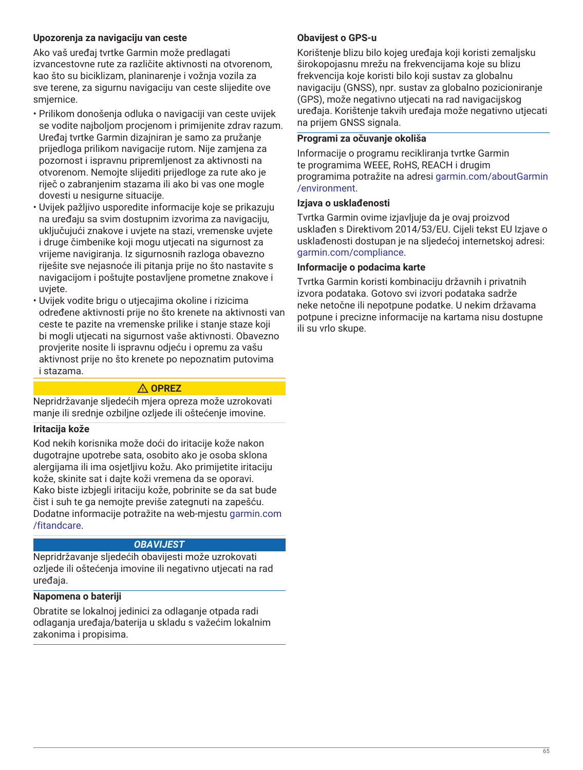### Upozorenja za navigaciju van ceste

Ako vaš uređaj tvrtke Garmin može predlagati izvancestovne rute za različite aktivnosti na otvorenom, kao što su biciklizam, planinarenje i vožnja vozila za sve terene, za sigurnu navigaciju van ceste slijedite ove smjernice.

- Prilikom donošenja odluka o navigaciji van ceste uvijek se vodite najboljom procjenom i primijenite zdrav razum. Uređaj tvrtke Garmin dizajniran je samo za pružanje prijedloga prilikom navigacije rutom. Nije zamjena za pozornost i ispravnu pripremljenost za aktivnosti na otvorenom. Nemojte slijediti prijedloge za rute ako je riječ o zabranjenim stazama ili ako bi vas one mogle dovesti u nesigurne situacije.
- Uvijek pažljivo usporedite informacije koje se prikazuju na uređaju sa svim dostupnim izvorima za navigaciju, uključujući znakove i uvjete na stazi, vremenske uvjete i druge čimbenike koji mogu utjecati na sigurnost za vrijeme navigiranja. Iz sigurnosnih razloga obavezno riješite sve nejasnoće ili pitanja prije no što nastavite s navigacijom i poštujte postavljene prometne znakove i uvjete.
- Uvijek vodite brigu o utjecajima okoline i rizicima određene aktivnosti prije no što krenete na aktivnosti van ceste te pazite na vremenske prilike i stanje staze koji bi mogli utjecati na sigurnost vaše aktivnosti. Obavezno provjerite nosite li ispravnu odjeću i opremu za vašu aktivnost prije no što krenete po nepoznatim putovima i stazama.

**⚠ OPREZ**

Nepridržavanje sljedećih mjera opreza može uzrokovati manje ili srednje ozbiljne ozljede ili oštećenje imovine.

### Iritacija kože

Kod nekih korisnika može doći do iritacije kože nakon dugotrajne upotrebe sata, osobito ako je osoba sklona alergijama ili ima osjetljivu kožu. Ako primijetite iritaciju kože, skinite sat i dajte koži vremena da se oporavi. Kako biste izbjegli iritaciju kože, pobrinite se da sat bude čist i suh te ga nemojte previše zategnuti na zapešću. Dodatne informacije potražite na web-mjestu garmin.com/fitandcare.

***OBAVIJEST***

Nepridržavanje sljedećih obavijesti može uzrokovati ozljede ili oštećenja imovine ili negativno utjecati na rad uređaja.

### Napomena o bateriji

Obratite se lokalnoj jedinici za odlaganje otpada radi odlaganja uređaja/baterija u skladu s važećim lokalnim zakonima i propisima.

### Obavijest o GPS-u

Korištenje blizu bilo kojeg uređaja koji koristi zemaljsku širokopojasnu mrežu na frekvencijama koje su blizu frekvencija koje koristi bilo koji sustav za globalnu navigaciju (GNSS), npr. sustav za globalno pozicioniranje (GPS), može negativno utjecati na rad navigacijskog uređaja. Korištenje takvih uređaja može negativno utjecati na prijem GNSS signala.

### Programi za očuvanje okoliša

Informacije o programu recikliranja tvrtke Garmin te programima WEEE, RoHS, REACH i drugim programima potražite na adresi garmin.com/aboutGarmin/environment.

### Izjava o usklađenosti

Tvrtka Garmin ovime izjavljuje da je ovaj proizvod usklađen s Direktivom 2014/53/EU. Cijeli tekst EU Izjave o usklađenosti dostupan je na sljedećoj internetskoj adresi: garmin.com/compliance.

### Informacije o podacima karte

Tvrtka Garmin koristi kombinaciju državnih i privatnih izvora podataka. Gotovo svi izvori podataka sadrže neke netočne ili nepotpune podatke. U nekim državama potpune i precizne informacije na kartama nisu dostupne ili su vrlo skupe.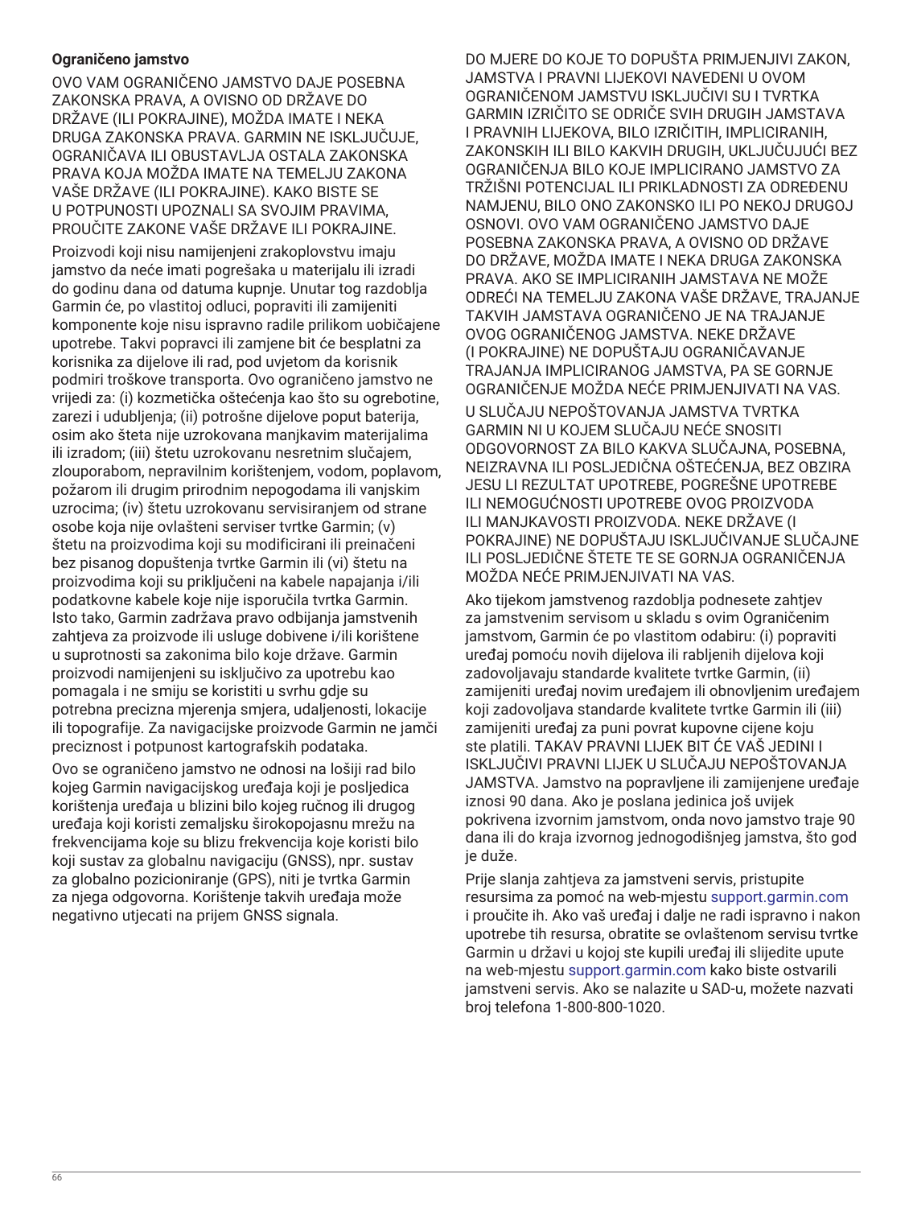### Ograničeno jamstvo

OVO VAM OGRANIČENO JAMSTVO DAJE POSEBNA ZAKONSKA PRAVA, A OVISNO OD DRŽAVE DO DRŽAVE (ILI POKRAJINE), MOŽDA IMATE I NEKA DRUGA ZAKONSKA PRAVA. GARMIN NE ISKLJUČUJE, OGRANIČAVA ILI OBUSTAVLJA OSTALA ZAKONSKA PRAVA KOJA MOŽDA IMATE NA TEMELJU ZAKONA VAŠE DRŽAVE (ILI POKRAJINE). KAKO BISTE SE U POTPUNOSTI UPOZNALI SA SVOJIM PRAVIMA, PROUČITE ZAKONE VAŠE DRŽAVE ILI POKRAJINE.

Proizvodi koji nisu namijenjeni zrakoplovstvu imaju jamstvo da neće imati pogrešaka u materijalu ili izradi do godinu dana od datuma kupnje. Unutar tog razdoblja Garmin će, po vlastitoj odluci, popraviti ili zamijeniti komponente koje nisu ispravno radile prilikom uobičajene upotrebe. Takvi popravci ili zamjene bit će besplatni za korisnika za dijelove ili rad, pod uvjetom da korisnik podmiri troškove transporta. Ovo ograničeno jamstvo ne vrijedi za: (i) kozmetička oštećenja kao što su ogrebotine, zarezi i udubljenja; (ii) potrošne dijelove poput baterija, osim ako šteta nije uzrokovana manjkavim materijalima ili izradom; (iii) štetu uzrokovanu nesretnim slučajem, zlouporabom, nepravilnim korištenjem, vodom, poplavom, požarom ili drugim prirodnim nepogodama ili vanjskim uzrocima; (iv) štetu uzrokovanu servisiranjem od strane osobe koja nije ovlašteni serviser tvrtke Garmin; (v) štetu na proizvodima koji su modificirani ili preinačeni bez pisanog dopuštenja tvrtke Garmin ili (vi) štetu na proizvodima koji su priključeni na kabele napajanja i/ili podatkovne kabele koje nije isporučila tvrtka Garmin. Isto tako, Garmin zadržava pravo odbijanja jamstvenih zahtjeva za proizvode ili usluge dobivene i/ili korištene u suprotnosti sa zakonima bilo koje države. Garmin proizvodi namijenjeni su isključivo za upotrebu kao pomagala i ne smiju se koristiti u svrhu gdje su potrebna precizna mjerenja smjera, udaljenosti, lokacije ili topografije. Za navigacijske proizvode Garmin ne jamči preciznost i potpunost kartografskih podataka.

Ovo se ograničeno jamstvo ne odnosi na lošiji rad bilo kojeg Garmin navigacijskog uređaja koji je posljedica korištenja uređaja u blizini bilo kojeg ručnog ili drugog uređaja koji koristi zemaljsku širokopojasnu mrežu na frekvencijama koje su blizu frekvencija koje koristi bilo koji sustav za globalnu navigaciju (GNSS), npr. sustav za globalno pozicioniranje (GPS), niti je tvrtka Garmin za njega odgovorna. Korištenje takvih uređaja može negativno utjecati na prijem GNSS signala.

DO MJERE DO KOJE TO DOPUŠTA PRIMJENJIVI ZAKON, JAMSTVA I PRAVNI LIJEKOVI NAVEDENI U OVOM OGRANIČENOM JAMSTVU ISKLJUČIVI SU I TVRTKA GARMIN IZRIČITO SE ODRIČE SVIH DRUGIH JAMSTAVA I PRAVNIH LIJEKOVA, BILO IZRIČITIH, IMPLICIRANIH, ZAKONSKIH ILI BILO KAKVIH DRUGIH, UKLJUČUJUĆI BEZ OGRANIČENJA BILO KOJE IMPLICIRANO JAMSTVO ZA TRŽIŠNI POTENCIJAL ILI PRIKLADNOSTI ZA ODREĐENU NAMJENU, BILO ONO ZAKONSKO ILI PO NEKOJ DRUGOJ OSNOVI. OVO VAM OGRANIČENO JAMSTVO DAJE POSEBNA ZAKONSKA PRAVA, A OVISNO OD DRŽAVE DO DRŽAVE, MOŽDA IMATE I NEKA DRUGA ZAKONSKA PRAVA. AKO SE IMPLICIRANIH JAMSTAVA NE MOŽE ODREĆI NA TEMELJU ZAKONA VAŠE DRŽAVE, TRAJANJE TAKVIH JAMSTAVA OGRANIČENO JE NA TRAJANJE OVOG OGRANIČENOG JAMSTVA. NEKE DRŽAVE (I POKRAJINE) NE DOPUŠTAJU OGRANIČAVANJE TRAJANJA IMPLICIRANOG JAMSTVA, PA SE GORNJE OGRANIČENJE MOŽDA NEĆE PRIMJENJIVATI NA VAS.

U SLUČAJU NEPOŠTOVANJA JAMSTVA TVRTKA GARMIN NI U KOJEM SLUČAJU NEĆE SNOSITI ODGOVORNOST ZA BILO KAKVA SLUČAJNA, POSEBNA, NEIZRAVNA ILI POSLJEDIČNA OŠTEĆENJA, BEZ OBZIRA JESU LI REZULTAT UPOTREBE, POGREŠNE UPOTREBE ILI NEMOGUĆNOSTI UPOTREBE OVOG PROIZVODA ILI MANJKAVOSTI PROIZVODA. NEKE DRŽAVE (I POKRAJINE) NE DOPUŠTAJU ISKLJUČIVANJE SLUČAJNE ILI POSLJEDIČNE ŠTETE TE SE GORNJA OGRANIČENJA MOŽDA NEĆE PRIMJENJIVATI NA VAS.

Ako tijekom jamstvenog razdoblja podnesete zahtjev za jamstvenim servisom u skladu s ovim Ograničenim jamstvom, Garmin će po vlastitom odabiru: (i) popraviti uređaj pomoću novih dijelova ili rabljenih dijelova koji zadovoljavaju standarde kvalitete tvrtke Garmin, (ii) zamijeniti uređaj novim uređajem ili obnovljenim uređajem koji zadovoljava standarde kvalitete tvrtke Garmin ili (iii) zamijeniti uređaj za puni povrat kupovne cijene koju ste platili. TAKAV PRAVNI LIJEK BIT ĆE VAŠ JEDINI I ISKLJUČIVI PRAVNI LIJEK U SLUČAJU NEPOŠTOVANJA JAMSTVA. Jamstvo na popravljene ili zamijenjene uređaje iznosi 90 dana. Ako je poslana jedinica još uvijek pokrivena izvornim jamstvom, onda novo jamstvo traje 90 dana ili do kraja izvornog jednogodišnjeg jamstva, što god je duže.

Prije slanja zahtjeva za jamstveni servis, pristupite resursima za pomoć na web-mjestu support.garmin.com i proučite ih. Ako vaš uređaj i dalje ne radi ispravno i nakon upotrebe tih resursa, obratite se ovlaštenom servisu tvrtke Garmin u državi u kojoj ste kupili uređaj ili slijedite upute na web-mjestu support.garmin.com kako biste ostvarili jamstveni servis. Ako se nalazite u SAD-u, možete nazvati broj telefona 1-800-800-1020.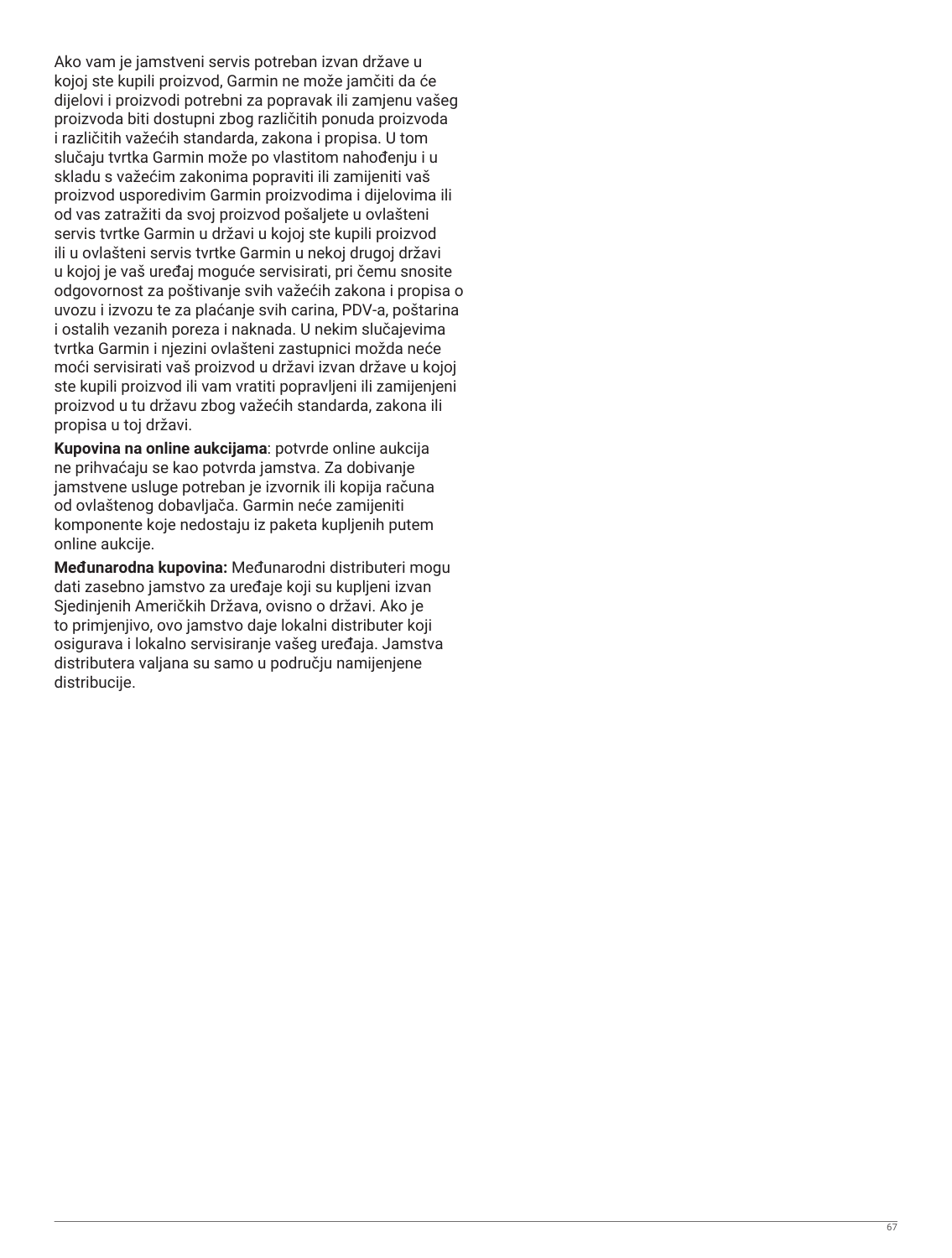Ako vam je jamstveni servis potreban izvan države u kojoj ste kupili proizvod, Garmin ne može jamčiti da će dijelovi i proizvodi potrebni za popravak ili zamjenu vašeg proizvoda biti dostupni zbog različitih ponuda proizvoda i različitih važećih standarda, zakona i propisa. U tom slučaju tvrtka Garmin može po vlastitom nahođenju i u skladu s važećim zakonima popraviti ili zamijeniti vaš proizvod usporedivim Garmin proizvodima i dijelovima ili od vas zatražiti da svoj proizvod pošaljete u ovlašteni servis tvrtke Garmin u državi u kojoj ste kupili proizvod ili u ovlašteni servis tvrtke Garmin u nekoj drugoj državi u kojoj je vaš uređaj moguće servisirati, pri čemu snosite odgovornost za poštivanje svih važećih zakona i propisa o uvozu i izvozu te za plaćanje svih carina, PDV-a, poštarina i ostalih vezanih poreza i naknada. U nekim slučajevima tvrtka Garmin i njezini ovlašteni zastupnici možda neće moći servisirati vaš proizvod u državi izvan države u kojoj ste kupili proizvod ili vam vratiti popravljeni ili zamijenjeni proizvod u tu državu zbog važećih standarda, zakona ili propisa u toj državi.

**Kupovina na online aukcijama**: potvrde online aukcija ne prihvaćaju se kao potvrda jamstva. Za dobivanje jamstvene usluge potreban je izvornik ili kopija računa od ovlaštenog dobavljača. Garmin neće zamijeniti komponente koje nedostaju iz paketa kupljenih putem online aukcije.

**Međunarodna kupovina:** Međunarodni distributeri mogu dati zasebno jamstvo za uređaje koji su kupljeni izvan Sjedinjenih Američkih Država, ovisno o državi. Ako je to primjenjivo, ovo jamstvo daje lokalni distributer koji osigurava i lokalno servisiranje vašeg uređaja. Jamstva distributera valjana su samo u području namijenjene distribucije.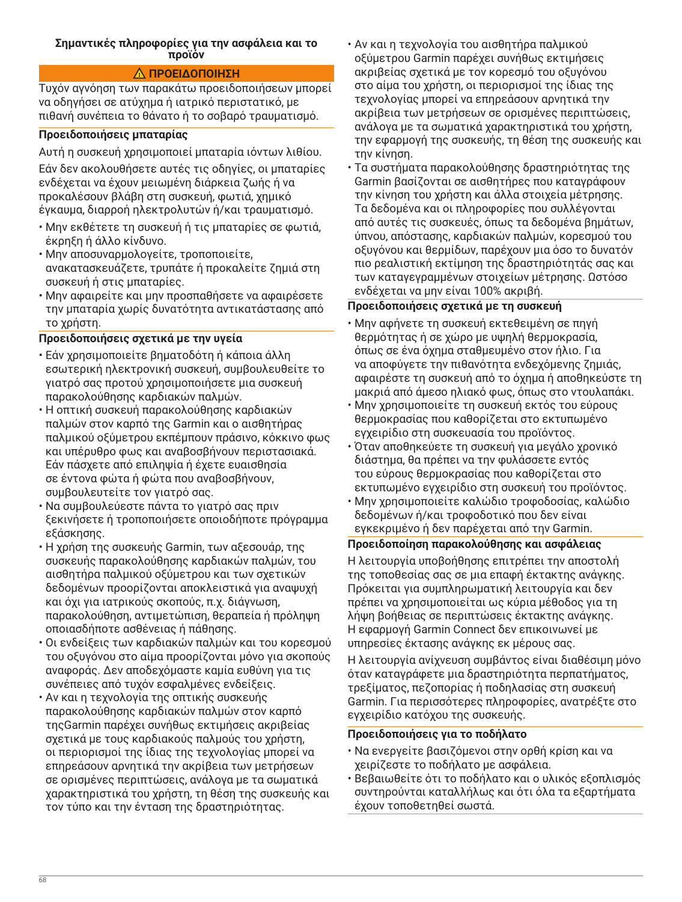## Σημαντικές πληροφορίες για την ασφάλεια και το προϊόν

### ⚠ ΠΡΟΕΙΔΟΠΟΙΗΣΗ

Τυχόν αγνόηση των παρακάτω προειδοποιήσεων μπορεί να οδηγήσει σε ατύχημα ή ιατρικό περιστατικό, με πιθανή συνέπεια το θάνατο ή το σοβαρό τραυματισμό.

### Προειδοποιήσεις μπαταρίας

Αυτή η συσκευή χρησιμοποιεί μπαταρία ιόντων λιθίου.

Εάν δεν ακολουθήσετε αυτές τις οδηγίες, οι μπαταρίες ενδέχεται να έχουν μειωμένη διάρκεια ζωής ή να προκαλέσουν βλάβη στη συσκευή, φωτιά, χημικό έγκαυμα, διαρροή ηλεκτρολυτών ή/και τραυματισμό.

- Μην εκθέτετε τη συσκευή ή τις μπαταρίες σε φωτιά, έκρηξη ή άλλο κίνδυνο.
- Μην αποσυναρμολογείτε, τροποποιείτε, ανακατασκευάζετε, τρυπάτε ή προκαλείτε ζημιά στη συσκευή ή στις μπαταρίες.
- Μην αφαιρείτε και μην προσπαθήσετε να αφαιρέσετε την μπαταρία χωρίς δυνατότητα αντικατάστασης από το χρήστη.

### Προειδοποιήσεις σχετικά με την υγεία

- Εάν χρησιμοποιείτε βηματοδότη ή κάποια άλλη εσωτερική ηλεκτρονική συσκευή, συμβουλευθείτε το γιατρό σας προτού χρησιμοποιήσετε μια συσκευή παρακολούθησης καρδιακών παλμών.
- Η οπτική συσκευή παρακολούθησης καρδιακών παλμών στον καρπό της Garmin και ο αισθητήρας παλμικού οξύμετρου εκπέμπουν πράσινο, κόκκινο φως και υπέρυθρο φως και αναβοσβήνουν περιστασιακά. Εάν πάσχετε από επιληψία ή έχετε ευαισθησία σε έντονα φώτα ή φώτα που αναβοσβήνουν, συμβουλευτείτε τον γιατρό σας.
- Να συμβουλεύεστε πάντα το γιατρό σας πριν ξεκινήσετε ή τροποποιήσετε οποιοδήποτε πρόγραμμα εξάσκησης.
- Η χρήση της συσκευής Garmin, των αξεσουάρ, της συσκευής παρακολούθησης καρδιακών παλμών, του αισθητήρα παλμικού οξύμετρου και των σχετικών δεδομένων προορίζονται αποκλειστικά για αναψυχή και όχι για ιατρικούς σκοπούς, π.χ. διάγνωση, παρακολούθηση, αντιμετώπιση, θεραπεία ή πρόληψη οποιασδήποτε ασθένειας ή πάθησης.
- Οι ενδείξεις των καρδιακών παλμών και του κορεσμού του οξυγόνου στο αίμα προορίζονται μόνο για σκοπούς αναφοράς. Δεν αποδεχόμαστε καμία ευθύνη για τις συνέπειες από τυχόν εσφαλμένες ενδείξεις.
- Αν και η τεχνολογία της οπτικής συσκευής παρακολούθησης καρδιακών παλμών στον καρπό τηςGarmin παρέχει συνήθως εκτιμήσεις ακριβείας σχετικά με τους καρδιακούς παλμούς του χρήστη, οι περιορισμοί της ίδιας της τεχνολογίας μπορεί να επηρεάσουν αρνητικά την ακρίβεια των μετρήσεων σε ορισμένες περιπτώσεις, ανάλογα με τα σωματικά χαρακτηριστικά του χρήστη, τη θέση της συσκευής και τον τύπο και την ένταση της δραστηριότητας.
- Αν και η τεχνολογία του αισθητήρα παλμικού οξύμετρου Garmin παρέχει συνήθως εκτιμήσεις ακριβείας σχετικά με τον κορεσμό του οξυγόνου στο αίμα του χρήστη, οι περιορισμοί της ίδιας της τεχνολογίας μπορεί να επηρεάσουν αρνητικά την ακρίβεια των μετρήσεων σε ορισμένες περιπτώσεις, ανάλογα με τα σωματικά χαρακτηριστικά του χρήστη, την εφαρμογή της συσκευής, τη θέση της συσκευής και την κίνηση.
- Τα συστήματα παρακολούθησης δραστηριότητας της Garmin βασίζονται σε αισθητήρες που καταγράφουν την κίνηση του χρήστη και άλλα στοιχεία μέτρησης. Τα δεδομένα και οι πληροφορίες που συλλέγονται από αυτές τις συσκευές, όπως τα δεδομένα βημάτων, ύπνου, απόστασης, καρδιακών παλμών, κορεσμού του οξυγόνου και θερμίδων, παρέχουν μια όσο το δυνατόν πιο ρεαλιστική εκτίμηση της δραστηριότητάς σας και των καταγεγραμμένων στοιχείων μέτρησης. Ωστόσο ενδέχεται να μην είναι 100% ακριβή.

### Προειδοποιήσεις σχετικά με τη συσκευή

- Μην αφήνετε τη συσκευή εκτεθειμένη σε πηγή θερμότητας ή σε χώρο με υψηλή θερμοκρασία, όπως σε ένα όχημα σταθμευμένο στον ήλιο. Για να αποφύγετε την πιθανότητα ενδεχόμενης ζημιάς, αφαιρέστε τη συσκευή από το όχημα ή αποθηκεύστε τη μακριά από άμεσο ηλιακό φως, όπως στο ντουλαπάκι.
- Μην χρησιμοποιείτε τη συσκευή εκτός του εύρους θερμοκρασίας που καθορίζεται στο εκτυπωμένο εγχειρίδιο στη συσκευασία του προϊόντος.
- Όταν αποθηκεύετε τη συσκευή για μεγάλο χρονικό διάστημα, θα πρέπει να την φυλάσσετε εντός του εύρους θερμοκρασίας που καθορίζεται στο εκτυπωμένο εγχειρίδιο στη συσκευή του προϊόντος.
- Μην χρησιμοποιείτε καλώδιο τροφοδοσίας, καλώδιο δεδομένων ή/και τροφοδοτικό που δεν είναι εγκεκριμένο ή δεν παρέχεται από την Garmin.

### Προειδοποίηση παρακολούθησης και ασφάλειας

Η λειτουργία υποβοήθησης επιτρέπει την αποστολή της τοποθεσίας σας σε μια επαφή έκτακτης ανάγκης. Πρόκειται για συμπληρωματική λειτουργία και δεν πρέπει να χρησιμοποιείται ως κύρια μέθοδος για τη λήψη βοήθειας σε περιπτώσεις έκτακτης ανάγκης. Η εφαρμογή Garmin Connect δεν επικοινωνεί με υπηρεσίες έκτασης ανάγκης εκ μέρους σας.

Η λειτουργία ανίχνευση συμβάντος είναι διαθέσιμη μόνο όταν καταγράφετε μια δραστηριότητα περπατήματος, τρεξίματος, πεζοπορίας ή ποδηλασίας στη συσκευή Garmin. Για περισσότερες πληροφορίες, ανατρέξτε στο εγχειρίδιο κατόχου της συσκευής.

### Προειδοποιήσεις για το ποδήλατο

- Να ενεργείτε βασιζόμενοι στην ορθή κρίση και να χειρίζεστε το ποδήλατο με ασφάλεια.
- Βεβαιωθείτε ότι το ποδήλατο και ο υλικός εξοπλισμός συντηρούνται καταλλήλως και ότι όλα τα εξαρτήματα έχουν τοποθετηθεί σωστά.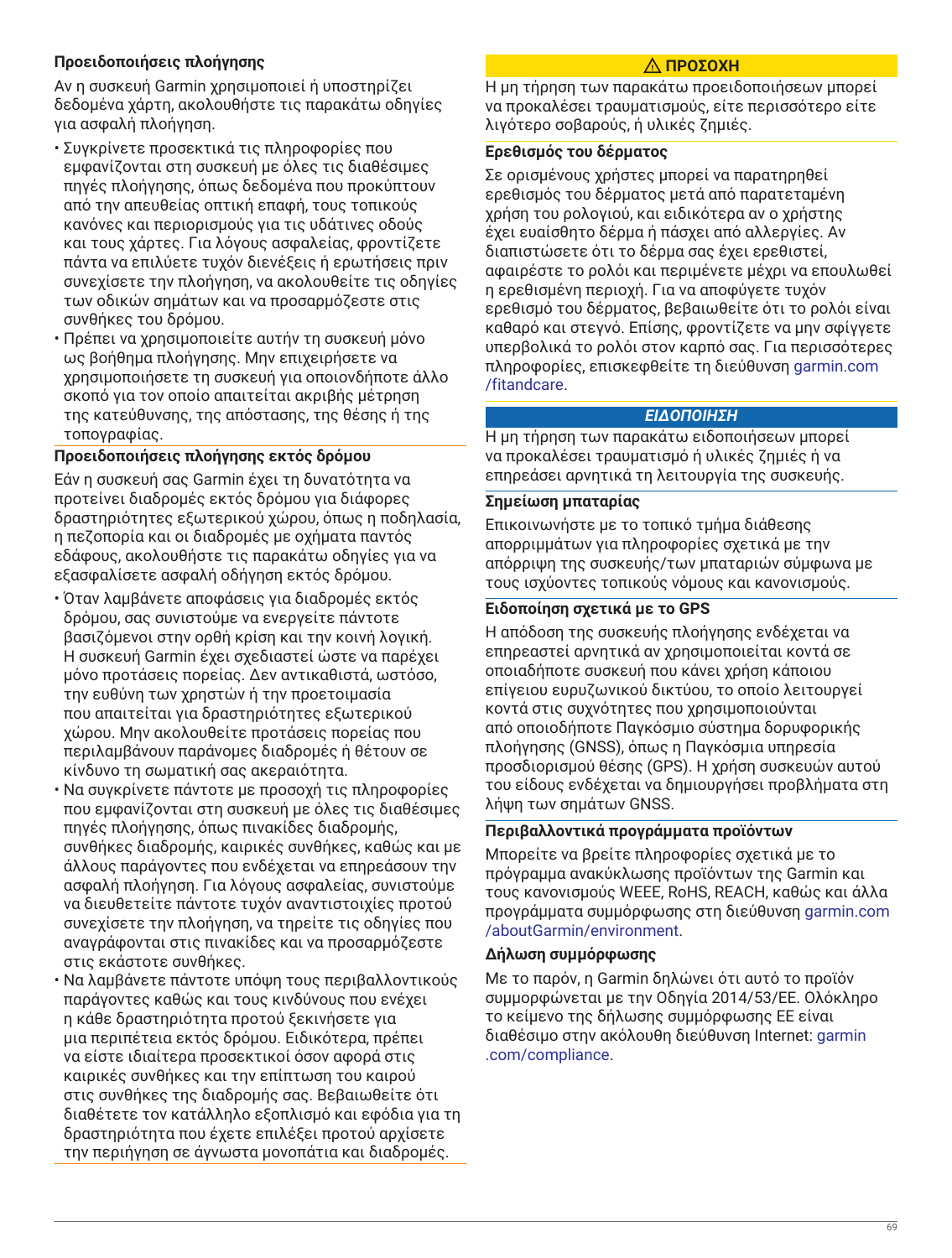### Προειδοποιήσεις πλοήγησης

Αν η συσκευή Garmin χρησιμοποιεί ή υποστηρίζει δεδομένα χάρτη, ακολουθήστε τις παρακάτω οδηγίες για ασφαλή πλοήγηση.

- Συγκρίνετε προσεκτικά τις πληροφορίες που εμφανίζονται στη συσκευή με όλες τις διαθέσιμες πηγές πλοήγησης, όπως δεδομένα που προκύπτουν από την απευθείας οπτική επαφή, τους τοπικούς κανόνες και περιορισμούς για τις υδάτινες οδούς και τους χάρτες. Για λόγους ασφαλείας, φροντίζετε πάντα να επιλύετε τυχόν διενέξεις ή ερωτήσεις πριν συνεχίσετε την πλοήγηση, να ακολουθείτε τις οδηγίες των οδικών σημάτων και να προσαρμόζεστε στις συνθήκες του δρόμου.
- Πρέπει να χρησιμοποιείτε αυτήν τη συσκευή μόνο ως βοήθημα πλοήγησης. Μην επιχειρήσετε να χρησιμοποιήσετε τη συσκευή για οποιονδήποτε άλλο σκοπό για τον οποίο απαιτείται ακριβής μέτρηση της κατεύθυνσης, της απόστασης, της θέσης ή της τοπογραφίας.

### Προειδοποιήσεις πλοήγησης εκτός δρόμου

Εάν η συσκευή σας Garmin έχει τη δυνατότητα να προτείνει διαδρομές εκτός δρόμου για διάφορες δραστηριότητες εξωτερικού χώρου, όπως η ποδηλασία, η πεζοπορία και οι διαδρομές με οχήματα παντός εδάφους, ακολουθήστε τις παρακάτω οδηγίες για να εξασφαλίσετε ασφαλή οδήγηση εκτός δρόμου.

- Όταν λαμβάνετε αποφάσεις για διαδρομές εκτός δρόμου, σας συνιστούμε να ενεργείτε πάντοτε βασιζόμενοι στην ορθή κρίση και την κοινή λογική. Η συσκευή Garmin έχει σχεδιαστεί ώστε να παρέχει μόνο προτάσεις πορείας. Δεν αντικαθιστά, ωστόσο, την ευθύνη των χρηστών ή την προετοιμασία που απαιτείται για δραστηριότητες εξωτερικού χώρου. Μην ακολουθείτε προτάσεις πορείας που περιλαμβάνουν παράνομες διαδρομές ή θέτουν σε κίνδυνο τη σωματική σας ακεραιότητα.
- Να συγκρίνετε πάντοτε με προσοχή τις πληροφορίες που εμφανίζονται στη συσκευή με όλες τις διαθέσιμες πηγές πλοήγησης, όπως πινακίδες διαδρομής, συνθήκες διαδρομής, καιρικές συνθήκες, καθώς και με άλλους παράγοντες που ενδέχεται να επηρεάσουν την ασφαλή πλοήγηση. Για λόγους ασφαλείας, συνιστούμε να διευθετείτε πάντοτε τυχόν αναντιστοιχίες προτού συνεχίσετε την πλοήγηση, να τηρείτε τις οδηγίες που αναγράφονται στις πινακίδες και να προσαρμόζεστε στις εκάστοτε συνθήκες.
- Να λαμβάνετε πάντοτε υπόψη τους περιβαλλοντικούς παράγοντες καθώς και τους κινδύνους που ενέχει η κάθε δραστηριότητα προτού ξεκινήσετε για μια περιπέτεια εκτός δρόμου. Ειδικότερα, πρέπει να είστε ιδιαίτερα προσεκτικοί όσον αφορά στις καιρικές συνθήκες και την επίπτωση του καιρού στις συνθήκες της διαδρομής σας. Βεβαιωθείτε ότι διαθέτετε τον κατάλληλο εξοπλισμό και εφόδια για τη δραστηριότητα που έχετε επιλέξει προτού αρχίσετε την περιήγηση σε άγνωστα μονοπάτια και διαδρομές.

**⚠ ΠΡΟΣΟΧΗ**

Η μη τήρηση των παρακάτω προειδοποιήσεων μπορεί να προκαλέσει τραυματισμούς, είτε περισσότερο είτε λιγότερο σοβαρούς, ή υλικές ζημιές.

### Ερεθισμός του δέρματος

Σε ορισμένους χρήστες μπορεί να παρατηρηθεί ερεθισμός του δέρματος μετά από παρατεταμένη χρήση του ρολογιού, και ειδικότερα αν ο χρήστης έχει ευαίσθητο δέρμα ή πάσχει από αλλεργίες. Αν διαπιστώσετε ότι το δέρμα σας έχει ερεθιστεί, αφαιρέστε το ρολόι και περιμένετε μέχρι να επουλωθεί η ερεθισμένη περιοχή. Για να αποφύγετε τυχόν ερεθισμό του δέρματος, βεβαιωθείτε ότι το ρολόι είναι καθαρό και στεγνό. Επίσης, φροντίζετε να μην σφίγγετε υπερβολικά το ρολόι στον καρπό σας. Για περισσότερες πληροφορίες, επισκεφθείτε τη διεύθυνση garmin.com/fitandcare.

***ΕΙΔΟΠΟΙΗΣΗ***

Η μη τήρηση των παρακάτω ειδοποιήσεων μπορεί να προκαλέσει τραυματισμό ή υλικές ζημιές ή να επηρεάσει αρνητικά τη λειτουργία της συσκευής.

### Σημείωση μπαταρίας

Επικοινωνήστε με το τοπικό τμήμα διάθεσης απορριμμάτων για πληροφορίες σχετικά με την απόρριψη της συσκευής/των μπαταριών σύμφωνα με τους ισχύοντες τοπικούς νόμους και κανονισμούς.

### Ειδοποίηση σχετικά με το GPS

Η απόδοση της συσκευής πλοήγησης ενδέχεται να επηρεαστεί αρνητικά αν χρησιμοποιείται κοντά σε οποιαδήποτε συσκευή που κάνει χρήση κάποιου επίγειου ευρυζωνικού δικτύου, το οποίο λειτουργεί κοντά στις συχνότητες που χρησιμοποιούνται από οποιοδήποτε Παγκόσμιο σύστημα δορυφορικής πλοήγησης (GNSS), όπως η Παγκόσμια υπηρεσία προσδιορισμού θέσης (GPS). Η χρήση συσκευών αυτού του είδους ενδέχεται να δημιουργήσει προβλήματα στη λήψη των σημάτων GNSS.

### Περιβαλλοντικά προγράμματα προϊόντων

Μπορείτε να βρείτε πληροφορίες σχετικά με το πρόγραμμα ανακύκλωσης προϊόντων της Garmin και τους κανονισμούς WEEE, RoHS, REACH, καθώς και άλλα προγράμματα συμμόρφωσης στη διεύθυνση garmin.com/aboutGarmin/environment.

### Δήλωση συμμόρφωσης

Με το παρόν, η Garmin δηλώνει ότι αυτό το προϊόν συμμορφώνεται με την Οδηγία 2014/53/ΕΕ. Ολόκληρο το κείμενο της δήλωσης συμμόρφωσης ΕΕ είναι διαθέσιμο στην ακόλουθη διεύθυνση Internet: garmin.com/compliance.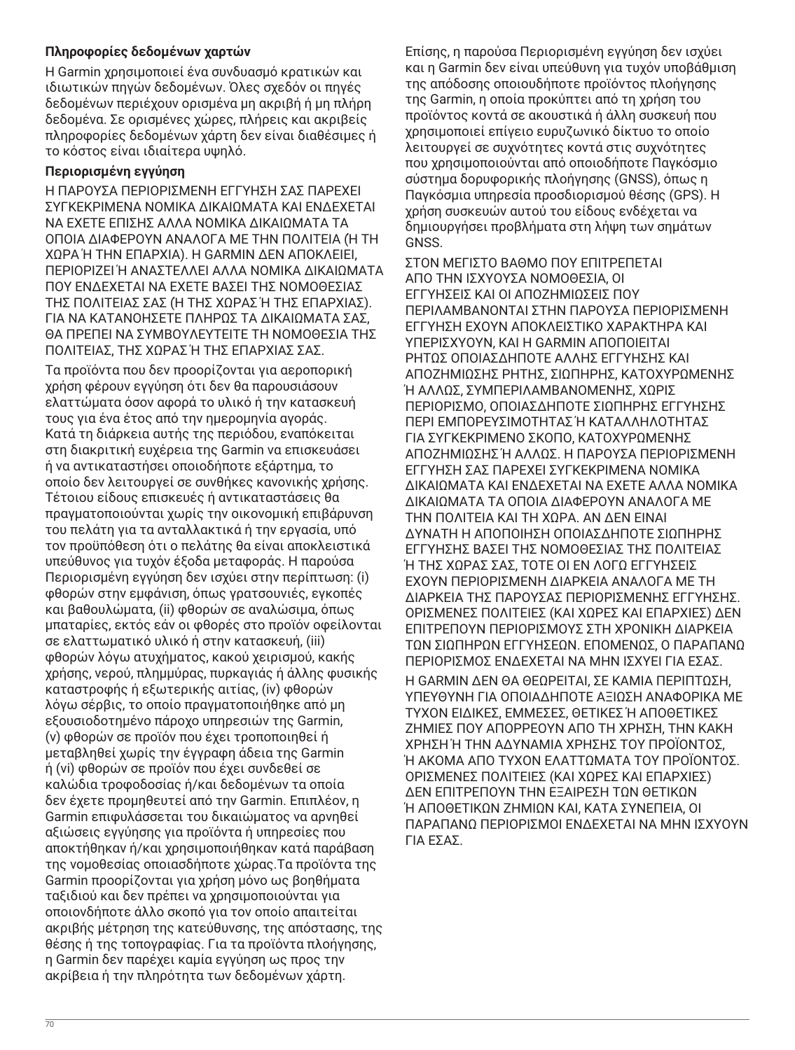### Πληροφορίες δεδομένων χαρτών

Η Garmin χρησιμοποιεί ένα συνδυασμό κρατικών και ιδιωτικών πηγών δεδομένων. Όλες σχεδόν οι πηγές δεδομένων περιέχουν ορισμένα μη ακριβή ή μη πλήρη δεδομένα. Σε ορισμένες χώρες, πλήρεις και ακριβείς πληροφορίες δεδομένων χάρτη δεν είναι διαθέσιμες ή το κόστος είναι ιδιαίτερα υψηλό.

### Περιορισμένη εγγύηση

Η ΠΑΡΟΥΣΑ ΠΕΡΙΟΡΙΣΜΕΝΗ ΕΓΓΥΗΣΗ ΣΑΣ ΠΑΡΕΧΕΙ ΣΥΓΚΕΚΡΙΜΕΝΑ ΝΟΜΙΚΑ ΔΙΚΑΙΩΜΑΤΑ ΚΑΙ ΕΝΔΕΧΕΤΑΙ ΝΑ ΕΧΕΤΕ ΕΠΙΣΗΣ ΑΛΛΑ ΝΟΜΙΚΑ ΔΙΚΑΙΩΜΑΤΑ ΤΑ ΟΠΟΙΑ ΔΙΑΦΕΡΟΥΝ ΑΝΑΛΟΓΑ ΜΕ ΤΗΝ ΠΟΛΙΤΕΙΑ (Ή ΤΗ ΧΩΡΑ Ή ΤΗΝ ΕΠΑΡΧΙΑ). Η GARMIN ΔΕΝ ΑΠΟΚΛΕΙΕΙ, ΠΕΡΙΟΡΙΖΕΙ Ή ΑΝΑΣΤΕΛΛΕΙ ΑΛΛΑ ΝΟΜΙΚΑ ΔΙΚΑΙΩΜΑΤΑ ΠΟΥ ΕΝΔΕΧΕΤΑΙ ΝΑ ΕΧΕΤΕ ΒΑΣΕΙ ΤΗΣ ΝΟΜΟΘΕΣΙΑΣ ΤΗΣ ΠΟΛΙΤΕΙΑΣ ΣΑΣ (Ή ΤΗΣ ΧΩΡΑΣ Ή ΤΗΣ ΕΠΑΡΧΙΑΣ). ΓΙΑ ΝΑ ΚΑΤΑΝΟΗΣΕΤΕ ΠΛΗΡΩΣ ΤΑ ΔΙΚΑΙΩΜΑΤΑ ΣΑΣ, ΘΑ ΠΡΕΠΕΙ ΝΑ ΣΥΜΒΟΥΛΕΥΤΕΙΤΕ ΤΗ ΝΟΜΟΘΕΣΙΑ ΤΗΣ ΠΟΛΙΤΕΙΑΣ, ΤΗΣ ΧΩΡΑΣ Ή ΤΗΣ ΕΠΑΡΧΙΑΣ ΣΑΣ.

Τα προϊόντα που δεν προορίζονται για αεροπορική χρήση φέρουν εγγύηση ότι δεν θα παρουσιάσουν ελαττώματα όσον αφορά το υλικό ή την κατασκευή τους για ένα έτος από την ημερομηνία αγοράς. Κατά τη διάρκεια αυτής της περιόδου, εναπόκειται στη διακριτική ευχέρεια της Garmin να επισκευάσει ή να αντικαταστήσει οποιοδήποτε εξάρτημα, το οποίο δεν λειτουργεί σε συνθήκες κανονικής χρήσης. Τέτοιου είδους επισκευές ή αντικαταστάσεις θα πραγματοποιούνται χωρίς την οικονομική επιβάρυνση του πελάτη για τα ανταλλακτικά ή την εργασία, υπό τον προϋπόθεση ότι ο πελάτης θα είναι αποκλειστικά υπεύθυνος για τυχόν έξοδα μεταφοράς. Η παρούσα Περιορισμένη εγγύηση δεν ισχύει στην περίπτωση: (i) φθορών στην εμφάνιση, όπως γρατσουνιές, εγκοπές και βαθουλώματα, (ii) φθορών σε αναλώσιμα, όπως μπαταρίες, εκτός εάν οι φθορές στο προϊόν οφείλονται σε ελαττωματικό υλικό ή στην κατασκευή, (iii) φθορών λόγω ατυχήματος, κακού χειρισμού, κακής χρήσης, νερού, πλημμύρας, πυρκαγιάς ή άλλης φυσικής καταστροφής ή εξωτερικής αιτίας, (iv) φθορών λόγω σέρβις, το οποίο πραγματοποιήθηκε από μη εξουσιοδοτημένο πάροχο υπηρεσιών της Garmin, (v) φθορών σε προϊόν που έχει τροποποιηθεί ή μεταβληθεί χωρίς την έγγραφη άδεια της Garmin ή (vi) φθορών σε προϊόν που έχει συνδεθεί σε καλώδια τροφοδοσίας ή/και δεδομένων τα οποία δεν έχετε προμηθευτεί από την Garmin. Επιπλέον, η Garmin επιφυλάσσεται του δικαιώματος να αρνηθεί αξιώσεις εγγύησης για προϊόντα ή υπηρεσίες που αποκτήθηκαν ή/και χρησιμοποιήθηκαν κατά παράβαση της νομοθεσίας οποιασδήποτε χώρας.Τα προϊόντα της Garmin προορίζονται για χρήση μόνο ως βοηθήματα ταξιδιού και δεν πρέπει να χρησιμοποιούνται για οποιονδήποτε άλλο σκοπό για τον οποίο απαιτείται ακριβής μέτρηση της κατεύθυνσης, της απόστασης, της θέσης ή της τοπογραφίας. Για τα προϊόντα πλοήγησης, η Garmin δεν παρέχει καμία εγγύηση ως προς την ακρίβεια ή την πληρότητα των δεδομένων χάρτη.

Επίσης, η παρούσα Περιορισμένη εγγύηση δεν ισχύει και η Garmin δεν είναι υπεύθυνη για τυχόν υποβάθμιση της απόδοσης οποιουδήποτε προϊόντος πλοήγησης της Garmin, η οποία προκύπτει από τη χρήση του προϊόντος κοντά σε ακουστικά ή άλλη συσκευή που χρησιμοποιεί επίγειο ευρυζωνικό δίκτυο το οποίο λειτουργεί σε συχνότητες κοντά στις συχνότητες που χρησιμοποιούνται από οποιοδήποτε Παγκόσμιο σύστημα δορυφορικής πλοήγησης (GNSS), όπως η Παγκόσμια υπηρεσία προσδιορισμού θέσης (GPS). Η χρήση συσκευών αυτού του είδους ενδέχεται να δημιουργήσει προβλήματα στη λήψη των σημάτων GNSS.

ΣΤΟΝ ΜΕΓΙΣΤΟ ΒΑΘΜΟ ΠΟΥ ΕΠΙΤΡΕΠΕΤΑΙ ΑΠΟ ΤΗΝ ΙΣΧΥΟΥΣΑ ΝΟΜΟΘΕΣΙΑ, ΟΙ ΕΓΓΥΗΣΕΙΣ ΚΑΙ ΟΙ ΑΠΟΖΗΜΙΩΣΕΙΣ ΠΟΥ ΠΕΡΙΛΑΜΒΑΝΟΝΤΑΙ ΣΤΗΝ ΠΑΡΟΥΣΑ ΠΕΡΙΟΡΙΣΜΕΝΗ ΕΓΓΥΗΣΗ ΕΧΟΥΝ ΑΠΟΚΛΕΙΣΤΙΚΟ ΧΑΡΑΚΤΗΡΑ ΚΑΙ ΥΠΕΡΙΣΧΥΟΥΝ, ΚΑΙ Η GARMIN ΑΠΟΠΟΙΕΙΤΑΙ ΡΗΤΩΣ ΟΠΟΙΑΣΔΗΠΟΤΕ ΑΛΛΗΣ ΕΓΓΥΗΣΗΣ ΚΑΙ ΑΠΟΖΗΜΙΩΣΗΣ ΡΗΤΗΣ, ΣΙΩΠΗΡΗΣ, ΚΑΤΟΧΥΡΩΜΕΝΗΣ Ή ΑΛΛΩΣ, ΣΥΜΠΕΡΙΛΑΜΒΑΝΟΜΕΝΗΣ, ΧΩΡΙΣ ΠΕΡΙΟΡΙΣΜΟ, ΟΠΟΙΑΣΔΗΠΟΤΕ ΣΙΩΠΗΡΗΣ ΕΓΓΥΗΣΗΣ ΠΕΡΙ ΕΜΠΟΡΕΥΣΙΜΟΤΗΤΑΣ Ή ΚΑΤΑΛΛΗΛΟΤΗΤΑΣ ΓΙΑ ΣΥΓΚΕΚΡΙΜΕΝΟ ΣΚΟΠΟ, ΚΑΤΟΧΥΡΩΜΕΝΗΣ ΑΠΟΖΗΜΙΩΣΗΣ Ή ΑΛΛΩΣ. Η ΠΑΡΟΥΣΑ ΠΕΡΙΟΡΙΣΜΕΝΗ ΕΓΓΥΗΣΗ ΣΑΣ ΠΑΡΕΧΕΙ ΣΥΓΚΕΚΡΙΜΕΝΑ ΝΟΜΙΚΑ ΔΙΚΑΙΩΜΑΤΑ ΚΑΙ ΕΝΔΕΧΕΤΑΙ ΝΑ ΕΧΕΤΕ ΑΛΛΑ ΝΟΜΙΚΑ ΔΙΚΑΙΩΜΑΤΑ ΤΑ ΟΠΟΙΑ ΔΙΑΦΕΡΟΥΝ ΑΝΑΛΟΓΑ ΜΕ ΤΗΝ ΠΟΛΙΤΕΙΑ ΚΑΙ ΤΗ ΧΩΡΑ. ΑΝ ΔΕΝ ΕΙΝΑΙ ΔΥΝΑΤΗ Η ΑΠΟΠΟΙΗΣΗ ΟΠΟΙΑΣΔΗΠΟΤΕ ΣΙΩΠΗΡΗΣ ΕΓΓΥΗΣΗΣ ΒΑΣΕΙ ΤΗΣ ΝΟΜΟΘΕΣΙΑΣ ΤΗΣ ΠΟΛΙΤΕΙΑΣ Ή ΤΗΣ ΧΩΡΑΣ ΣΑΣ, ΤΟΤΕ ΟΙ ΕΝ ΛΟΓΩ ΕΓΓΥΗΣΕΙΣ ΕΧΟΥΝ ΠΕΡΙΟΡΙΣΜΕΝΗ ΔΙΑΡΚΕΙΑ ΑΝΑΛΟΓΑ ΜΕ ΤΗ ΔΙΑΡΚΕΙΑ ΤΗΣ ΠΑΡΟΥΣΑΣ ΠΕΡΙΟΡΙΣΜΕΝΗΣ ΕΓΓΥΗΣΗΣ. ΟΡΙΣΜΕΝΕΣ ΠΟΛΙΤΕΙΕΣ (ΚΑΙ ΧΩΡΕΣ ΚΑΙ ΕΠΑΡΧΙΕΣ) ΔΕΝ ΕΠΙΤΡΕΠΟΥΝ ΠΕΡΙΟΡΙΣΜΟΥΣ ΣΤΗ ΧΡΟΝΙΚΗ ΔΙΑΡΚΕΙΑ ΤΩΝ ΣΙΩΠΗΡΩΝ ΕΓΓΥΗΣΕΩΝ. ΕΠΟΜΕΝΩΣ, Ο ΠΑΡΑΠΑΝΩ ΠΕΡΙΟΡΙΣΜΟΣ ΕΝΔΕΧΕΤΑΙ ΝΑ ΜΗΝ ΙΣΧΥΕΙ ΓΙΑ ΕΣΑΣ.

Η GARMIN ΔΕΝ ΘΑ ΘΕΩΡΕΙΤΑΙ, ΣΕ ΚΑΜΙΑ ΠΕΡΙΠΤΩΣΗ, ΥΠΕΥΘΥΝΗ ΓΙΑ ΟΠΟΙΑΔΗΠΟΤΕ ΑΞΙΩΣΗ ΑΝΑΦΟΡΙΚΑ ΜΕ ΤΥΧΟΝ ΕΙΔΙΚΕΣ, ΕΜΜΕΣΕΣ, ΘΕΤΙΚΕΣ Ή ΑΠΟΘΕΤΙΚΕΣ ΖΗΜΙΕΣ ΠΟΥ ΑΠΟΡΡΕΟΥΝ ΑΠΟ ΤΗ ΧΡΗΣΗ, ΤΗΝ ΚΑΚΗ ΧΡΗΣΗ Ή ΤΗΝ ΑΔΥΝΑΜΙΑ ΧΡΗΣΗΣ ΤΟΥ ΠΡΟΪΟΝΤΟΣ, Ή ΑΚΟΜΑ ΑΠΟ ΤΥΧΟΝ ΕΛΑΤΤΩΜΑΤΑ ΤΟΥ ΠΡΟΪΟΝΤΟΣ. ΟΡΙΣΜΕΝΕΣ ΠΟΛΙΤΕΙΕΣ (ΚΑΙ ΧΩΡΕΣ ΚΑΙ ΕΠΑΡΧΙΕΣ) ΔΕΝ ΕΠΙΤΡΕΠΟΥΝ ΤΗΝ ΕΞΑΙΡΕΣΗ ΤΩΝ ΘΕΤΙΚΩΝ Ή ΑΠΟΘΕΤΙΚΩΝ ΖΗΜΙΩΝ ΚΑΙ, ΚΑΤΑ ΣΥΝΕΠΕΙΑ, ΟΙ ΠΑΡΑΠΑΝΩ ΠΕΡΙΟΡΙΣΜΟΙ ΕΝΔΕΧΕΤΑΙ ΝΑ ΜΗΝ ΙΣΧΥΟΥΝ ΓΙΑ ΕΣΑΣ.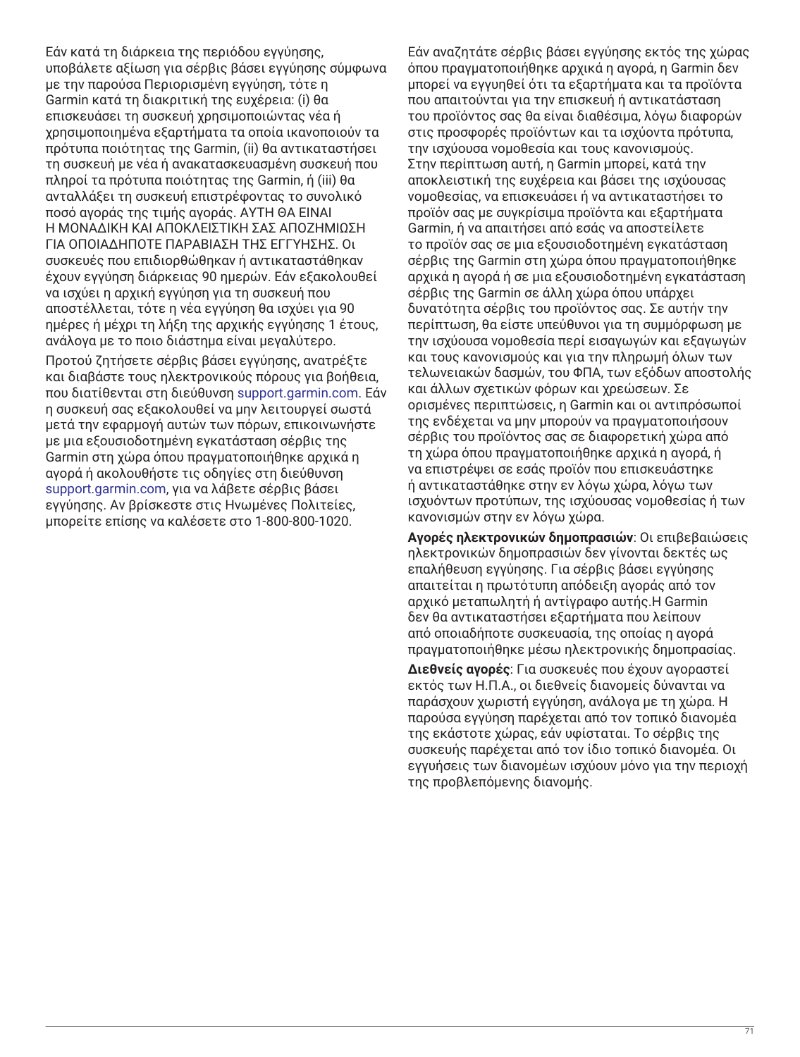Εάν κατά τη διάρκεια της περιόδου εγγύησης, υποβάλετε αξίωση για σέρβις βάσει εγγύησης σύμφωνα με την παρούσα Περιορισμένη εγγύηση, τότε η Garmin κατά τη διακριτική της ευχέρεια: (i) θα επισκευάσει τη συσκευή χρησιμοποιώντας νέα ή χρησιμοποιημένα εξαρτήματα τα οποία ικανοποιούν τα πρότυπα ποιότητας της Garmin, (ii) θα αντικαταστήσει τη συσκευή με νέα ή ανακατασκευασμένη συσκευή που πληροί τα πρότυπα ποιότητας της Garmin, ή (iii) θα ανταλλάξει τη συσκευή επιστρέφοντας το συνολικό ποσό αγοράς της τιμής αγοράς. ΑΥΤΗ ΘΑ ΕΙΝΑΙ Η ΜΟΝΑΔΙΚΗ ΚΑΙ ΑΠΟΚΛΕΙΣΤΙΚΗ ΣΑΣ ΑΠΟΖΗΜΙΩΣΗ ΓΙΑ ΟΠΟΙΑΔΗΠΟΤΕ ΠΑΡΑΒΙΑΣΗ ΤΗΣ ΕΓΓΥΗΣΗΣ. Οι συσκευές που επιδιορθώθηκαν ή αντικαταστάθηκαν έχουν εγγύηση διάρκειας 90 ημερών. Εάν εξακολουθεί να ισχύει η αρχική εγγύηση για τη συσκευή που αποστέλλεται, τότε η νέα εγγύηση θα ισχύει για 90 ημέρες ή μέχρι τη λήξη της αρχικής εγγύησης 1 έτους, ανάλογα με το ποιο διάστημα είναι μεγαλύτερο.

Προτού ζητήσετε σέρβις βάσει εγγύησης, ανατρέξτε και διαβάστε τους ηλεκτρονικούς πόρους για βοήθεια, που διατίθενται στη διεύθυνση support.garmin.com. Εάν η συσκευή σας εξακολουθεί να μην λειτουργεί σωστά μετά την εφαρμογή αυτών των πόρων, επικοινωνήστε με μια εξουσιοδοτημένη εγκατάσταση σέρβις της Garmin στη χώρα όπου πραγματοποιήθηκε αρχικά η αγορά ή ακολουθήστε τις οδηγίες στη διεύθυνση support.garmin.com, για να λάβετε σέρβις βάσει εγγύησης. Αν βρίσκεστε στις Ηνωμένες Πολιτείες, μπορείτε επίσης να καλέσετε στο 1-800-800-1020.

Εάν αναζητάτε σέρβις βάσει εγγύησης εκτός της χώρας όπου πραγματοποιήθηκε αρχικά η αγορά, η Garmin δεν μπορεί να εγγυηθεί ότι τα εξαρτήματα και τα προϊόντα που απαιτούνται για την επισκευή ή αντικατάσταση του προϊόντος σας θα είναι διαθέσιμα, λόγω διαφορών στις προσφορές προϊόντων και τα ισχύοντα πρότυπα, την ισχύουσα νομοθεσία και τους κανονισμούς. Στην περίπτωση αυτή, η Garmin μπορεί, κατά την αποκλειστική της ευχέρεια και βάσει της ισχύουσας νομοθεσίας, να επισκευάσει ή να αντικαταστήσει το προϊόν σας με συγκρίσιμα προϊόντα και εξαρτήματα Garmin, ή να απαιτήσει από εσάς να αποστείλετε το προϊόν σας σε μια εξουσιοδοτημένη εγκατάσταση σέρβις της Garmin στη χώρα όπου πραγματοποιήθηκε αρχικά η αγορά ή σε μια εξουσιοδοτημένη εγκατάσταση σέρβις της Garmin σε άλλη χώρα όπου υπάρχει δυνατότητα σέρβις του προϊόντος σας. Σε αυτήν την περίπτωση, θα είστε υπεύθυνοι για τη συμμόρφωση με την ισχύουσα νομοθεσία περί εισαγωγών και εξαγωγών και τους κανονισμούς και για την πληρωμή όλων των τελωνειακών δασμών, του ΦΠΑ, των εξόδων αποστολής και άλλων σχετικών φόρων και χρεώσεων. Σε ορισμένες περιπτώσεις, η Garmin και οι αντιπρόσωποί της ενδέχεται να μην μπορούν να πραγματοποιήσουν σέρβις του προϊόντος σας σε διαφορετική χώρα από τη χώρα όπου πραγματοποιήθηκε αρχικά η αγορά, ή να επιστρέψει σε εσάς προϊόν που επισκευάστηκε ή αντικαταστάθηκε στην εν λόγω χώρα, λόγω των ισχυόντων προτύπων, της ισχύουσας νομοθεσίας ή των κανονισμών στην εν λόγω χώρα.

**Αγορές ηλεκτρονικών δημοπρασιών**: Οι επιβεβαιώσεις ηλεκτρονικών δημοπρασιών δεν γίνονται δεκτές ως επαλήθευση εγγύησης. Για σέρβις βάσει εγγύησης απαιτείται η πρωτότυπη απόδειξη αγοράς από τον αρχικό μεταπωλητή ή αντίγραφο αυτής.Η Garmin δεν θα αντικαταστήσει εξαρτήματα που λείπουν από οποιαδήποτε συσκευασία, της οποίας η αγορά πραγματοποιήθηκε μέσω ηλεκτρονικής δημοπρασίας.

**Διεθνείς αγορές**: Για συσκευές που έχουν αγοραστεί εκτός των Η.Π.Α., οι διεθνείς διανομείς δύνανται να παράσχουν χωριστή εγγύηση, ανάλογα με τη χώρα. Η παρούσα εγγύηση παρέχεται από τον τοπικό διανομέα της εκάστοτε χώρας, εάν υφίσταται. Το σέρβις της συσκευής παρέχεται από τον ίδιο τοπικό διανομέα. Οι εγγυήσεις των διανομέων ισχύουν μόνο για την περιοχή της προβλεπόμενης διανομής.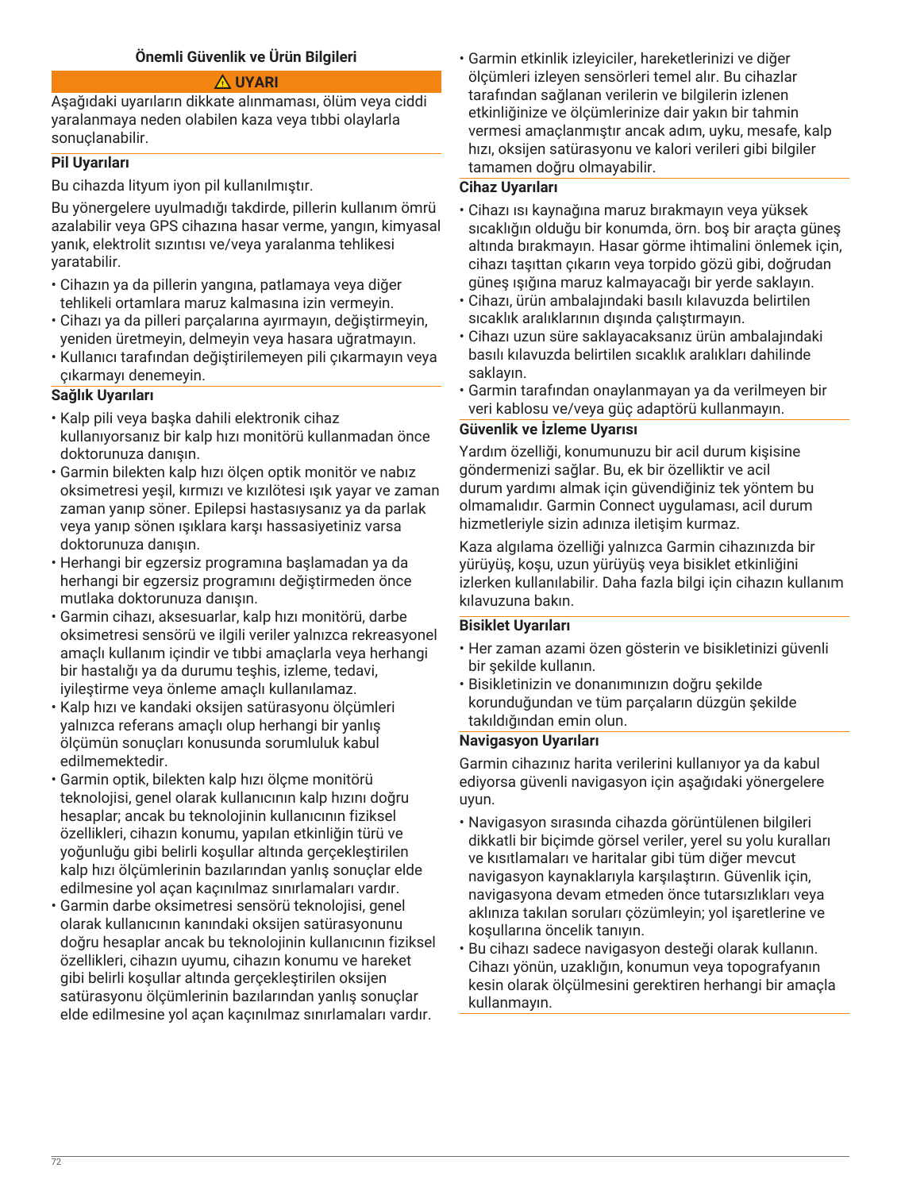## Önemli Güvenlik ve Ürün Bilgileri

**⚠ UYARI**

Aşağıdaki uyarıların dikkate alınmaması, ölüm veya ciddi yaralanmaya neden olabilen kaza veya tıbbi olaylarla sonuçlanabilir.

### Pil Uyarıları

Bu cihazda lityum iyon pil kullanılmıştır.

Bu yönergelere uyulmadığı takdirde, pillerin kullanım ömrü azalabilir veya GPS cihazına hasar verme, yangın, kimyasal yanık, elektrolit sızıntısı ve/veya yaralanma tehlikesi yaratabilir.

- Cihazın ya da pillerin yangına, patlamaya veya diğer tehlikeli ortamlara maruz kalmasına izin vermeyin.
- Cihazı ya da pilleri parçalarına ayırmayın, değiştirmeyin, yeniden üretmeyin, delmeyin veya hasara uğratmayın.
- Kullanıcı tarafından değiştirilemeyen pili çıkarmayın veya çıkarmayı denemeyin.

### Sağlık Uyarıları

- Kalp pili veya başka dahili elektronik cihaz kullanıyorsanız bir kalp hızı monitörü kullanmadan önce doktorunuza danışın.
- Garmin bilekten kalp hızı ölçen optik monitör ve nabız oksimetresi yeşil, kırmızı ve kızılötesi ışık yayar ve zaman zaman yanıp söner. Epilepsi hastasıysanız ya da parlak veya yanıp sönen ışıklara karşı hassasiyetiniz varsa doktorunuza danışın.
- Herhangi bir egzersiz programına başlamadan ya da herhangi bir egzersiz programını değiştirmeden önce mutlaka doktorunuza danışın.
- Garmin cihazı, aksesuarlar, kalp hızı monitörü, darbe oksimetresi sensörü ve ilgili veriler yalnızca rekreasyonel amaçlı kullanım içindir ve tıbbi amaçlarla veya herhangi bir hastalığı ya da durumu teşhis, izleme, tedavi, iyileştirme veya önleme amaçlı kullanılamaz.
- Kalp hızı ve kandaki oksijen satürasyonu ölçümleri yalnızca referans amaçlı olup herhangi bir yanlış ölçümün sonuçları konusunda sorumluluk kabul edilmemektedir.
- Garmin optik, bilekten kalp hızı ölçme monitörü teknolojisi, genel olarak kullanıcının kalp hızını doğru hesaplar; ancak bu teknolojinin kullanıcının fiziksel özellikleri, cihazın konumu, yapılan etkinliğin türü ve yoğunluğu gibi belirli koşullar altında gerçekleştirilen kalp hızı ölçümlerinin bazılarından yanlış sonuçlar elde edilmesine yol açan kaçınılmaz sınırlamaları vardır.
- Garmin darbe oksimetresi sensörü teknolojisi, genel olarak kullanıcının kanındaki oksijen satürasyonunu doğru hesaplar ancak bu teknolojinin kullanıcının fiziksel özellikleri, cihazın uyumu, cihazın konumu ve hareket gibi belirli koşullar altında gerçekleştirilen oksijen satürasyonu ölçümlerinin bazılarından yanlış sonuçlar elde edilmesine yol açan kaçınılmaz sınırlamaları vardır.
- Garmin etkinlik izleyiciler, hareketlerinizi ve diğer ölçümleri izleyen sensörleri temel alır. Bu cihazlar tarafından sağlanan verilerin ve bilgilerin izlenen etkinliğinize ve ölçümlerinize dair yakın bir tahmin vermesi amaçlanmıştır ancak adım, uyku, mesafe, kalp hızı, oksijen satürasyonu ve kalori verileri gibi bilgiler tamamen doğru olmayabilir.

### Cihaz Uyarıları

- Cihazı ısı kaynağına maruz bırakmayın veya yüksek sıcaklığın olduğu bir konumda, örn. boş bir araçta güneş altında bırakmayın. Hasar görme ihtimalini önlemek için, cihazı taşıttan çıkarın veya torpido gözü gibi, doğrudan güneş ışığına maruz kalmayacağı bir yerde saklayın.
- Cihazı, ürün ambalajındaki basılı kılavuzda belirtilen sıcaklık aralıklarının dışında çalıştırmayın.
- Cihazı uzun süre saklayacaksanız ürün ambalajındaki basılı kılavuzda belirtilen sıcaklık aralıkları dahilinde saklayın.
- Garmin tarafından onaylanmayan ya da verilmeyen bir veri kablosu ve/veya güç adaptörü kullanmayın.

### Güvenlik ve İzleme Uyarısı

Yardım özelliği, konumunuzu bir acil durum kişisine göndermenizi sağlar. Bu, ek bir özelliktir ve acil durum yardımı almak için güvendiğiniz tek yöntem bu olmamalıdır. Garmin Connect uygulaması, acil durum hizmetleriyle sizin adınıza iletişim kurmaz.

Kaza algılama özelliği yalnızca Garmin cihazınızda bir yürüyüş, koşu, uzun yürüyüş veya bisiklet etkinliğini izlerken kullanılabilir. Daha fazla bilgi için cihazın kullanım kılavuzuna bakın.

### Bisiklet Uyarıları

- Her zaman azami özen gösterin ve bisikletinizi güvenli bir şekilde kullanın.
- Bisikletinizin ve donanımınızın doğru şekilde korunduğundan ve tüm parçaların düzgün şekilde takıldığından emin olun.

### Navigasyon Uyarıları

Garmin cihazınız harita verilerini kullanıyor ya da kabul ediyorsa güvenli navigasyon için aşağıdaki yönergelere uyun.

- Navigasyon sırasında cihazda görüntülenen bilgileri dikkatli bir biçimde görsel veriler, yerel su yolu kuralları ve kısıtlamaları ve haritalar gibi tüm diğer mevcut navigasyon kaynaklarıyla karşılaştırın. Güvenlik için, navigasyona devam etmeden önce tutarsızlıkları veya aklınıza takılan soruları çözümleyin; yol işaretlerine ve koşullarına öncelik tanıyın.
- Bu cihazı sadece navigasyon desteği olarak kullanın. Cihazı yönün, uzaklığın, konumun veya topografyanın kesin olarak ölçülmesini gerektiren herhangi bir amaçla kullanmayın.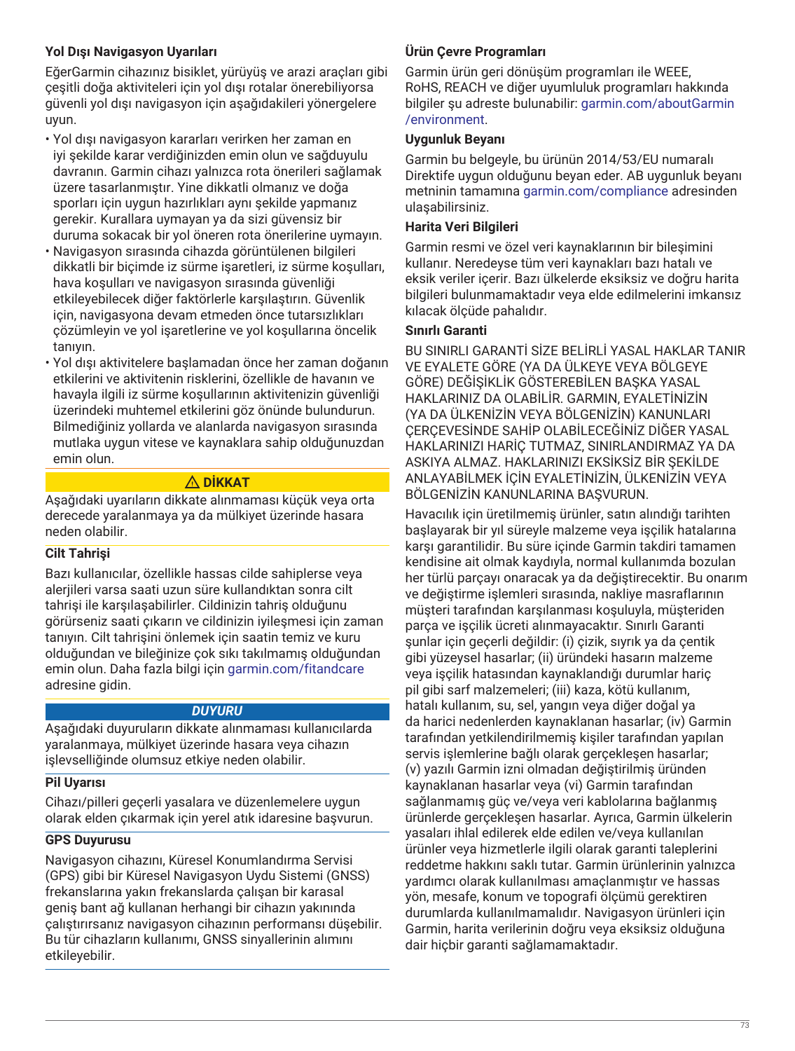### Yol Dışı Navigasyon Uyarıları

EğerGarmin cihazınız bisiklet, yürüyüş ve arazi araçları gibi çeşitli doğa aktiviteleri için yol dışı rotalar önerebiliyorsa güvenli yol dışı navigasyon için aşağıdakileri yönergelere uyun.

- Yol dışı navigasyon kararları verirken her zaman en iyi şekilde karar verdiğinizden emin olun ve sağduyulu davranın. Garmin cihazı yalnızca rota önerileri sağlamak üzere tasarlanmıştır. Yine dikkatli olmanız ve doğa sporları için uygun hazırlıkları aynı şekilde yapmanız gerekir. Kurallara uymayan ya da sizi güvensiz bir duruma sokacak bir yol öneren rota önerilerine uymayın.
- Navigasyon sırasında cihazda görüntülenen bilgileri dikkatli bir biçimde iz sürme işaretleri, iz sürme koşulları, hava koşulları ve navigasyon sırasında güvenliği etkileyebilecek diğer faktörlerle karşılaştırın. Güvenlik için, navigasyona devam etmeden önce tutarsızlıkları çözümleyin ve yol işaretlerine ve yol koşullarına öncelik tanıyın.
- Yol dışı aktivitelere başlamadan önce her zaman doğanın etkilerini ve aktivitenin risklerini, özellikle de havanın ve havayla ilgili iz sürme koşullarının aktivitenizin güvenliği üzerindeki muhtemel etkilerini göz önünde bulundurun. Bilmediğiniz yollarda ve alanlarda navigasyon sırasında mutlaka uygun vitese ve kaynaklara sahip olduğunuzdan emin olun.

**⚠ DİKKAT**

Aşağıdaki uyarıların dikkate alınmaması küçük veya orta derecede yaralanmaya ya da mülkiyet üzerinde hasara neden olabilir.

### Cilt Tahrişi

Bazı kullanıcılar, özellikle hassas cilde sahiplerse veya alerjileri varsa saati uzun süre kullandıktan sonra cilt tahrişi ile karşılaşabilirler. Cildinizin tahriş olduğunu görürseniz saati çıkarın ve cildinizin iyileşmesi için zaman tanıyın. Cilt tahrişini önlemek için saatin temiz ve kuru olduğundan ve bileğinize çok sıkı takılmamış olduğundan emin olun. Daha fazla bilgi için garmin.com/fitandcare adresine gidin.

***DUYURU***

Aşağıdaki duyuruların dikkate alınmaması kullanıcılarda yaralanmaya, mülkiyet üzerinde hasara veya cihazın işlevselliğinde olumsuz etkiye neden olabilir.

### Pil Uyarısı

Cihazı/pilleri geçerli yasalara ve düzenlemelere uygun olarak elden çıkarmak için yerel atık idaresine başvurun.

### GPS Duyurusu

Navigasyon cihazını, Küresel Konumlandırma Servisi (GPS) gibi bir Küresel Navigasyon Uydu Sistemi (GNSS) frekanslarına yakın frekanslarda çalışan bir karasal geniş bant ağ kullanan herhangi bir cihazın yakınında çalıştırırsanız navigasyon cihazının performansı düşebilir. Bu tür cihazların kullanımı, GNSS sinyallerinin alımını etkileyebilir.

### Ürün Çevre Programları

Garmin ürün geri dönüşüm programları ile WEEE, RoHS, REACH ve diğer uyumluluk programları hakkında bilgiler şu adreste bulunabilir: garmin.com/aboutGarmin/environment.

### Uygunluk Beyanı

Garmin bu belgeyle, bu ürünün 2014/53/EU numaralı Direktife uygun olduğunu beyan eder. AB uygunluk beyanı metninin tamamına garmin.com/compliance adresinden ulaşabilirsiniz.

### Harita Veri Bilgileri

Garmin resmi ve özel veri kaynaklarının bir bileşimini kullanır. Neredeyse tüm veri kaynakları bazı hatalı ve eksik veriler içerir. Bazı ülkelerde eksiksiz ve doğru harita bilgileri bulunmamaktadır veya elde edilmelerini imkansız kılacak ölçüde pahalıdır.

### Sınırlı Garanti

BU SINIRLI GARANTİ SİZE BELİRLİ YASAL HAKLAR TANIR VE EYALETE GÖRE (YA DA ÜLKEYE VEYA BÖLGEYE GÖRE) DEĞİŞİKLİK GÖSTEREBİLEN BAŞKA YASAL HAKLARINIZ DA OLABİLİR. GARMIN, EYALETİNİZİN (YA DA ÜLKENİZİN VEYA BÖLGENİZİN) KANUNLARI ÇERÇEVESİNDE SAHİP OLABİLECEĞİNİZ DİĞER YASAL HAKLARINIZI HARİÇ TUTMAZ, SINIRLANDIRMAZ YA DA ASKIYA ALMAZ. HAKLARINIZI EKSİKSİZ BİR ŞEKİLDE ANLAYABİLMEK İÇİN EYALETİNİZİN, ÜLKENİZİN VEYA BÖLGENİZİN KANUNLARINA BAŞVURUN.

Havacılık için üretilmemiş ürünler, satın alındığı tarihten başlayarak bir yıl süreyle malzeme veya işçilik hatalarına karşı garantilidir. Bu süre içinde Garmin takdiri tamamen kendisine ait olmak kaydıyla, normal kullanımda bozulan her türlü parçayı onaracak ya da değiştirecektir. Bu onarım ve değiştirme işlemleri sırasında, nakliye masraflarının müşteri tarafından karşılanması koşuluyla, müşteriden parça ve işçilik ücreti alınmayacaktır. Sınırlı Garanti şunlar için geçerli değildir: (i) çizik, sıyrık ya da çentik gibi yüzeysel hasarlar; (ii) üründeki hasarın malzeme veya işçilik hatasından kaynaklandığı durumlar hariç pil gibi sarf malzemeleri; (iii) kaza, kötü kullanım, hatalı kullanım, su, sel, yangın veya diğer doğal ya da harici nedenlerden kaynaklanan hasarlar; (iv) Garmin tarafından yetkilendirilmemiş kişiler tarafından yapılan servis işlemlerine bağlı olarak gerçekleşen hasarlar; (v) yazılı Garmin izni olmadan değiştirilmiş üründen kaynaklanan hasarlar veya (vi) Garmin tarafından sağlanmamış güç ve/veya veri kablolarına bağlanmış ürünlerde gerçekleşen hasarlar. Ayrıca, Garmin ülkelerin yasaları ihlal edilerek elde edilen ve/veya kullanılan ürünler veya hizmetlerle ilgili olarak garanti taleplerini reddetme hakkını saklı tutar. Garmin ürünlerinin yalnızca yardımcı olarak kullanılması amaçlanmıştır ve hassas yön, mesafe, konum ve topografi ölçümü gerektiren durumlarda kullanılmamalıdır. Navigasyon ürünleri için Garmin, harita verilerinin doğru veya eksiksiz olduğuna dair hiçbir garanti sağlamamaktadır.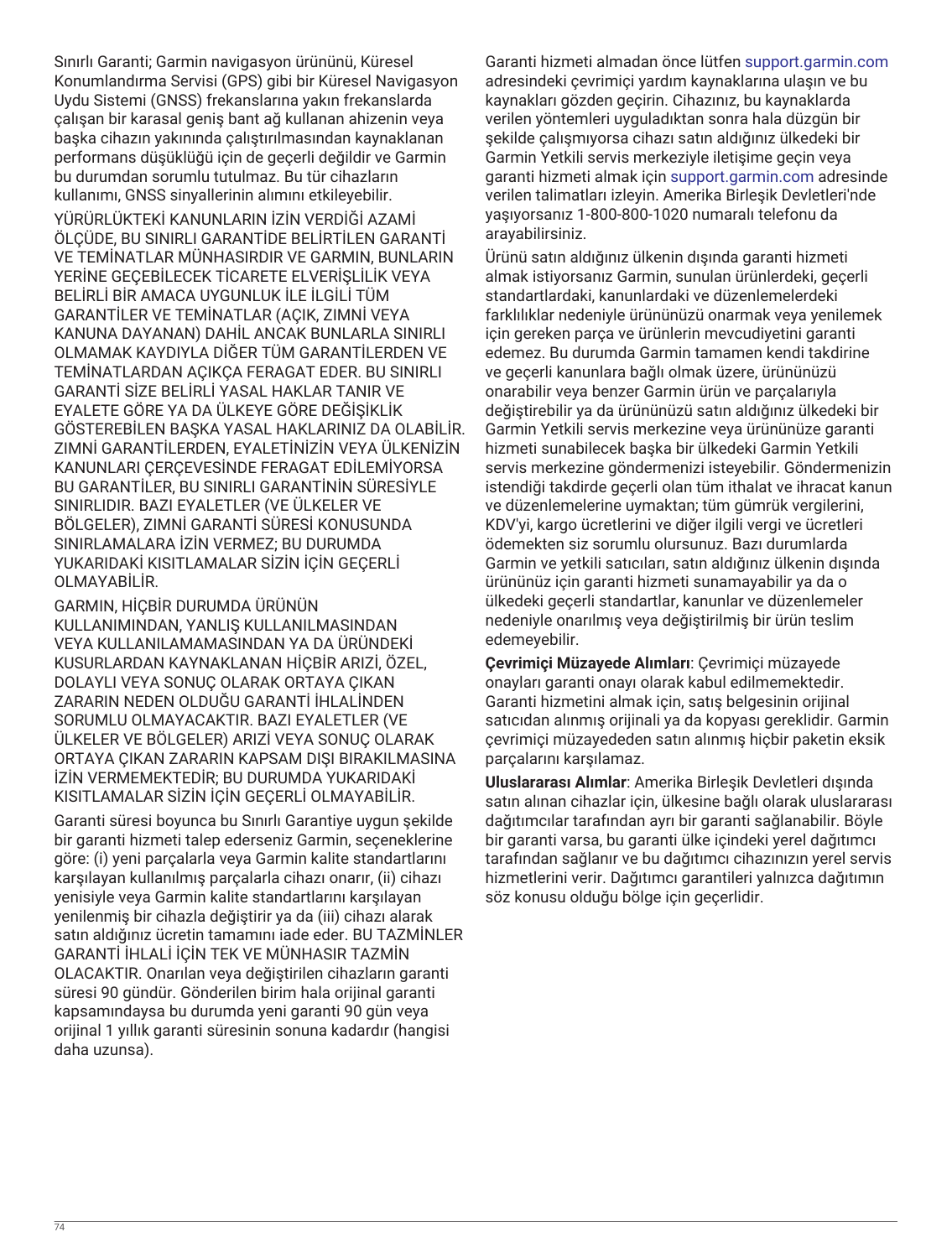Sınırlı Garanti; Garmin navigasyon ürününü, Küresel Konumlandırma Servisi (GPS) gibi bir Küresel Navigasyon Uydu Sistemi (GNSS) frekanslarına yakın frekanslarda çalışan bir karasal geniş bant ağ kullanan ahizenin veya başka cihazın yakınında çalıştırılmasından kaynaklanan performans düşüklüğü için de geçerli değildir ve Garmin bu durumdan sorumlu tutulmaz. Bu tür cihazların kullanımı, GNSS sinyallerinin alımını etkileyebilir.

YÜRÜRLÜKTEKİ KANUNLARIN İZİN VERDİĞİ AZAMİ ÖLÇÜDE, BU SINIRLI GARANTİDE BELİRTİLEN GARANTİ VE TEMİNATLAR MÜNHASIRDIR VE GARMIN, BUNLARIN YERİNE GEÇEBİLECEK TİCARETE ELVERİŞLİLİK VEYA BELİRLİ BİR AMACA UYGUNLUK İLE İLGİLİ TÜM GARANTİLER VE TEMİNATLAR (AÇIK, ZIMNİ VEYA KANUNA DAYANAN) DAHİL ANCAK BUNLARLA SINIRLI OLMAMAK KAYDIYLA DİĞER TÜM GARANTİLERDEN VE TEMİNATLARDAN AÇIKÇA FERAGAT EDER. BU SINIRLI GARANTİ SİZE BELİRLİ YASAL HAKLAR TANIR VE EYALETE GÖRE YA DA ÜLKEYE GÖRE DEĞİŞİKLİK GÖSTEREBİLEN BAŞKA YASAL HAKLARINIZ DA OLABİLİR. ZIMNİ GARANTİLERDEN, EYALETİNİZİN VEYA ÜLKENİZİN KANUNLARI ÇERÇEVESİNDE FERAGAT EDİLEMİYORSA BU GARANTİLER, BU SINIRLI GARANTİNİN SÜRESİYLE SINIRLIDIR. BAZI EYALETLER (VE ÜLKELER VE BÖLGELER), ZIMNİ GARANTİ SÜRESİ KONUSUNDA SINIRLAMALARA İZİN VERMEZ; BU DURUMDA YUKARIDAKİ KISITLAMALAR SİZİN İÇİN GEÇERLİ OLMAYABİLİR.

GARMIN, HİÇBİR DURUMDA ÜRÜNÜN KULLANIMINDAN, YANLIŞ KULLANILMASINDAN VEYA KULLANILAMAMASINDAN YA DA ÜRÜNDEKİ KUSURLARDAN KAYNAKLANAN HİÇBİR ARIZİ, ÖZEL, DOLAYLI VEYA SONUÇ OLARAK ORTAYA ÇIKAN ZARARIN NEDEN OLDUĞU GARANTİ İHLALİNDEN SORUMLU OLMAYACAKTIR. BAZI EYALETLER (VE ÜLKELER VE BÖLGELER) ARIZİ VEYA SONUÇ OLARAK ORTAYA ÇIKAN ZARARIN KAPSAM DIŞI BIRAKILMASINA İZİN VERMEMEKTEDİR; BU DURUMDA YUKARIDAKİ KISITLAMALAR SİZİN İÇİN GEÇERLİ OLMAYABİLİR.

Garanti süresi boyunca bu Sınırlı Garantiye uygun şekilde bir garanti hizmeti talep ederseniz Garmin, seçeneklerine göre: (i) yeni parçalarla veya Garmin kalite standartlarını karşılayan kullanılmış parçalarla cihazı onarır, (ii) cihazı yenisiyle veya Garmin kalite standartlarını karşılayan yenilenmiş bir cihazla değiştirir ya da (iii) cihazı alarak satın aldığınız ücretin tamamını iade eder. BU TAZMİNLER GARANTİ İHLALİ İÇİN TEK VE MÜNHASIR TAZMİN OLACAKTIR. Onarılan veya değiştirilen cihazların garanti süresi 90 gündür. Gönderilen birim hala orijinal garanti kapsamındaysa bu durumda yeni garanti 90 gün veya orijinal 1 yıllık garanti süresinin sonuna kadardır (hangisi daha uzunsa).

Garanti hizmeti almadan önce lütfen support.garmin.com adresindeki çevrimiçi yardım kaynaklarına ulaşın ve bu kaynakları gözden geçirin. Cihazınız, bu kaynaklarda verilen yöntemleri uyguladıktan sonra hala düzgün bir şekilde çalışmıyorsa cihazı satın aldığınız ülkedeki bir Garmin Yetkili servis merkeziyle iletişime geçin veya garanti hizmeti almak için support.garmin.com adresinde verilen talimatları izleyin. Amerika Birleşik Devletleri'nde yaşıyorsanız 1-800-800-1020 numaralı telefonu da arayabilirsiniz.

Ürünü satın aldığınız ülkenin dışında garanti hizmeti almak istiyorsanız Garmin, sunulan ürünlerdeki, geçerli standartlardaki, kanunlardaki ve düzenlemelerdeki farklılıklar nedeniyle ürününüzü onarmak veya yenilemek için gereken parça ve ürünlerin mevcudiyetini garanti edemez. Bu durumda Garmin tamamen kendi takdirine ve geçerli kanunlara bağlı olmak üzere, ürününüzü onarabilir veya benzer Garmin ürün ve parçalarıyla değiştirebilir ya da ürününüzü satın aldığınız ülkedeki bir Garmin Yetkili servis merkezine veya ürününüze garanti hizmeti sunabilecek başka bir ülkedeki Garmin Yetkili servis merkezine göndermenizi isteyebilir. Göndermenizin istendiği takdirde geçerli olan tüm ithalat ve ihracat kanun ve düzenlemelerine uymaktan; tüm gümrük vergilerini, KDV'yi, kargo ücretlerini ve diğer ilgili vergi ve ücretleri ödemekten siz sorumlu olursunuz. Bazı durumlarda Garmin ve yetkili satıcıları, satın aldığınız ülkenin dışında ürününüz için garanti hizmeti sunamayabilir ya da o ülkedeki geçerli standartlar, kanunlar ve düzenlemeler nedeniyle onarılmış veya değiştirilmiş bir ürün teslim edemeyebilir.

**Çevrimiçi Müzayede Alımları**: Çevrimiçi müzayede onayları garanti onayı olarak kabul edilmemektedir. Garanti hizmetini almak için, satış belgesinin orijinal satıcıdan alınmış orijinali ya da kopyası gereklidir. Garmin çevrimiçi müzayededen satın alınmış hiçbir paketin eksik parçalarını karşılamaz.

**Uluslararası Alımlar**: Amerika Birleşik Devletleri dışında satın alınan cihazlar için, ülkesine bağlı olarak uluslararası dağıtımcılar tarafından ayrı bir garanti sağlanabilir. Böyle bir garanti varsa, bu garanti ülke içindeki yerel dağıtımcı tarafından sağlanır ve bu dağıtımcı cihazınızın yerel servis hizmetlerini verir. Dağıtımcı garantileri yalnızca dağıtımın söz konusu olduğu bölge için geçerlidir.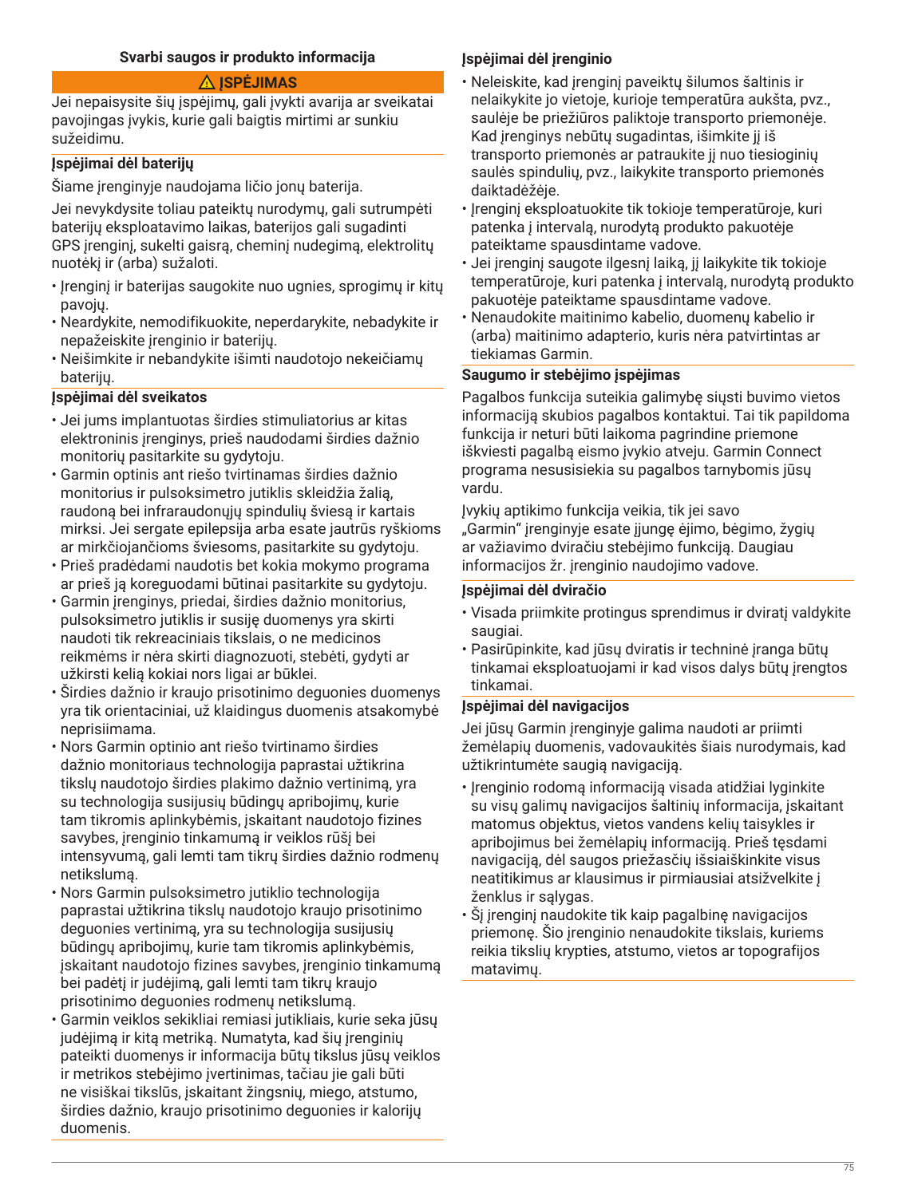## Svarbi saugos ir produkto informacija

**⚠ ĮSPĖJIMAS**

Jei nepaisysite šių įspėjimų, gali įvykti avarija ar sveikatai pavojingas įvykis, kurie gali baigtis mirtimi ar sunkiu sužeidimu.

### Įspėjimai dėl baterijų

Šiame įrenginyje naudojama ličio jonų baterija.

Jei nevykdysite toliau pateiktų nurodymų, gali sutrumpėti baterijų eksploatavimo laikas, baterijos gali sugadinti GPS įrenginį, sukelti gaisrą, cheminį nudegimą, elektrolitų nuotėkį ir (arba) sužaloti.

- Įrenginį ir baterijas saugokite nuo ugnies, sprogimų ir kitų pavojų.
- Neardykite, nemodifikuokite, neperdarykite, nebadykite ir nepažeiskite įrenginio ir baterijų.
- Neišimkite ir nebandykite išimti naudotojo nekeičiamų baterijų.

### Įspėjimai dėl sveikatos

- Jei jums implantuotas širdies stimuliatorius ar kitas elektroninis įrenginys, prieš naudodami širdies dažnio monitorių pasitarkite su gydytoju.
- Garmin optinis ant riešo tvirtinamas širdies dažnio monitorius ir pulsoksimetro jutiklis skleidžia žalią, raudoną bei infraraudonųjų spindulių šviesą ir kartais mirksi. Jei sergate epilepsija arba esate jautrūs ryškioms ar mirkčiojančioms šviesoms, pasitarkite su gydytoju.
- Prieš pradėdami naudotis bet kokia mokymo programa ar prieš ją koreguodami būtinai pasitarkite su gydytoju.
- Garmin įrenginys, priedai, širdies dažnio monitorius, pulsoksimetro jutiklis ir susiję duomenys yra skirti naudoti tik rekreaciniais tikslais, o ne medicinos reikmėms ir nėra skirti diagnozuoti, stebėti, gydyti ar užkirsti kelią kokiai nors ligai ar būklei.
- Širdies dažnio ir kraujo prisotinimo deguonies duomenys yra tik orientaciniai, už klaidingus duomenis atsakomybė neprisiimama.
- Nors Garmin optinio ant riešo tvirtinamo širdies dažnio monitoriaus technologija paprastai užtikrina tikslų naudotojo širdies plakimo dažnio vertinimą, yra su technologija susijusių būdingų apribojimų, kurie tam tikromis aplinkybėmis, įskaitant naudotojo fizines savybes, įrenginio tinkamumą ir veiklos rūšį bei intensyvumą, gali lemti tam tikrų širdies dažnio rodmenų netikslumą.
- Nors Garmin pulsoksimetro jutiklio technologija paprastai užtikrina tikslų naudotojo kraujo prisotinimo deguonies vertinimą, yra su technologija susijusių būdingų apribojimų, kurie tam tikromis aplinkybėmis, įskaitant naudotojo fizines savybes, įrenginio tinkamumą bei padėtį ir judėjimą, gali lemti tam tikrų kraujo prisotinimo deguonies rodmenų netikslumą.
- Garmin veiklos sekikliai remiasi jutikliais, kurie seka jūsų judėjimą ir kitą metriką. Numatyta, kad šių įrenginių pateikti duomenys ir informacija būtų tikslus jūsų veiklos ir metrikos stebėjimo įvertinimas, tačiau jie gali būti ne visiškai tikslūs, įskaitant žingsnių, miego, atstumo, širdies dažnio, kraujo prisotinimo deguonies ir kalorijų duomenis.

### Įspėjimai dėl įrenginio

- Neleiskite, kad įrenginį paveiktų šilumos šaltinis ir nelaikykite jo vietoje, kurioje temperatūra aukšta, pvz., saulėje be priežiūros paliktoje transporto priemonėje. Kad įrenginys nebūtų sugadintas, išimkite jį iš transporto priemonės ar patraukite jį nuo tiesioginių saulės spindulių, pvz., laikykite transporto priemonės daiktadėžėje.
- Įrenginį eksploatuokite tik tokioje temperatūroje, kuri patenka į intervalą, nurodytą produkto pakuotėje pateiktame spausdintame vadove.
- Jei įrenginį saugote ilgesnį laiką, jį laikykite tik tokioje temperatūroje, kuri patenka į intervalą, nurodytą produkto pakuotėje pateiktame spausdintame vadove.
- Nenaudokite maitinimo kabelio, duomenų kabelio ir (arba) maitinimo adapterio, kuris nėra patvirtintas ar tiekiamas Garmin.

### Saugumo ir stebėjimo įspėjimas

Pagalbos funkcija suteikia galimybę siųsti buvimo vietos informaciją skubios pagalbos kontaktui. Tai tik papildoma funkcija ir neturi būti laikoma pagrindine priemone iškviesti pagalbą eismo įvykio atveju. Garmin Connect programa nesusisiekia su pagalbos tarnybomis jūsų vardu.

Įvykių aptikimo funkcija veikia, tik jei savo „Garmin" įrenginyje esate įjungę ėjimo, bėgimo, žygių ar važiavimo dviračiu stebėjimo funkciją. Daugiau informacijos žr. įrenginio naudojimo vadove.

### Įspėjimai dėl dviračio

- Visada priimkite protingus sprendimus ir dviratį valdykite saugiai.
- Pasirūpinkite, kad jūsų dviratis ir techninė įranga būtų tinkamai eksploatuojami ir kad visos dalys būtų įrengtos tinkamai.

### Įspėjimai dėl navigacijos

Jei jūsų Garmin įrenginyje galima naudoti ar priimti žemėlapių duomenis, vadovaukitės šiais nurodymais, kad užtikrintumėte saugią navigaciją.

- Įrenginio rodomą informaciją visada atidžiai lyginkite su visų galimų navigacijos šaltinių informacija, įskaitant matomus objektus, vietos vandens kelių taisykles ir apribojimus bei žemėlapių informaciją. Prieš tęsdami navigaciją, dėl saugos priežasčių išsiaiškinkite visus neatitikimus ar klausimus ir pirmiausiai atsižvelkite į ženklus ir sąlygas.
- Šį įrenginį naudokite tik kaip pagalbinę navigacijos priemonę. Šio įrenginio nenaudokite tikslais, kuriems reikia tikslių krypties, atstumo, vietos ar topografijos matavimų.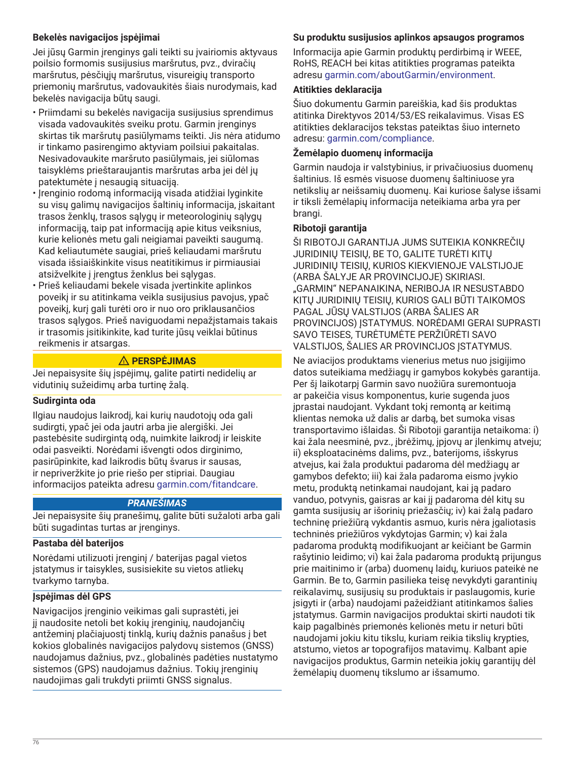### Bekelės navigacijos įspėjimai

Jei jūsų Garmin įrenginys gali teikti su įvairiomis aktyvaus poilsio formomis susijusius maršrutus, pvz., dviračių maršrutus, pėsčiųjų maršrutus, visureigių transporto priemonių maršrutus, vadovaukitės šiais nurodymais, kad bekelės navigacija būtų saugi.

- Priimdami su bekelės navigacija susijusius sprendimus visada vadovaukitės sveiku protu. Garmin įrenginys skirtas tik maršrutų pasiūlymams teikti. Jis nėra atidumo ir tinkamo pasirengimo aktyviam poilsiui pakaitalas. Nesivadovaukite maršruto pasiūlymais, jei siūlomas taisyklėms prieštaraujantis maršrutas arba jei dėl jų patektumėte į nesaugią situaciją.
- Įrenginio rodomą informaciją visada atidžiai lyginkite su visų galimų navigacijos šaltinių informacija, įskaitant trasos ženklų, trasos sąlygų ir meteorologinių sąlygų informaciją, taip pat informaciją apie kitus veiksnius, kurie kelionės metu gali neigiamai paveikti saugumą. Kad keliautumėte saugiai, prieš keliaudami maršrutu visada išsiaiškinkite visus neatitikimus ir pirmiausiai atsižvelkite į įrengtus ženklus bei sąlygas.
- Prieš keliaudami bekele visada įvertinkite aplinkos poveikį ir su atitinkama veikla susijusius pavojus, ypač poveikį, kurį gali turėti oro ir nuo oro priklausančios trasos sąlygos. Prieš naviguodami nepažįstamais takais ir trasomis įsitikinkite, kad turite jūsų veiklai būtinus reikmenis ir atsargas.

**⚠ PERSPĖJIMAS**

Jei nepaisysite šių įspėjimų, galite patirti nedidelių ar vidutinių sužeidimų arba turtinę žalą.

### Sudirginta oda

Ilgiau naudojus laikrodį, kai kurių naudotojų oda gali sudirgti, ypač jei oda jautri arba jie alergiški. Jei pastebėsite sudirgintą odą, nuimkite laikrodį ir leiskite odai pasveikti. Norėdami išvengti odos dirginimo, pasirūpinkite, kad laikrodis būtų švarus ir sausas, ir nepriveržkite jo prie riešo per stipriai. Daugiau informacijos pateikta adresu garmin.com/fitandcare.

***PRANEŠIMAS***

Jei nepaisysite šių pranešimų, galite būti sužaloti arba gali būti sugadintas turtas ar įrenginys.

### Pastaba dėl baterijos

Norėdami utilizuoti įrenginį / baterijas pagal vietos įstatymus ir taisykles, susisiekite su vietos atliekų tvarkymo tarnyba.

### Įspėjimas dėl GPS

Navigacijos įrenginio veikimas gali suprastėti, jei jį naudosite netoli bet kokių įrenginių, naudojančių antžeminį plačiajuostį tinklą, kurių dažnis panašus į bet kokios globalinės navigacijos palydovų sistemos (GNSS) naudojamus dažnius, pvz., globalinės padėties nustatymo sistemos (GPS) naudojamus dažnius. Tokių įrenginių naudojimas gali trukdyti priimti GNSS signalus.

### Su produktu susijusios aplinkos apsaugos programos

Informacija apie Garmin produktų perdirbimą ir WEEE, RoHS, REACH bei kitas atitikties programas pateikta adresu garmin.com/aboutGarmin/environment.

### Atitikties deklaracija

Šiuo dokumentu Garmin pareiškia, kad šis produktas atitinka Direktyvos 2014/53/ES reikalavimus. Visas ES atitikties deklaracijos tekstas pateiktas šiuo interneto adresu: garmin.com/compliance.

### Žemėlapio duomenų informacija

Garmin naudoja ir valstybinius, ir privačiuosius duomenų šaltinius. Iš esmės visuose duomenų šaltiniuose yra netikslių ar neišsamių duomenų. Kai kuriose šalyse išsami ir tiksli žemėlapių informacija neteikiama arba yra per brangi.

### Ribotoji garantija

ŠI RIBOTOJI GARANTIJA JUMS SUTEIKIA KONKREČIŲ JURIDINIŲ TEISIŲ, BE TO, GALITE TURĖTI KITŲ JURIDINIŲ TEISIŲ, KURIOS KIEKVIENOJE VALSTIJOJE (ARBA ŠALYJE AR PROVINCIJOJE) SKIRIASI. „GARMIN" NEPANAIKINA, NERIBOJA IR NESUSTABDO KITŲ JURIDINIŲ TEISIŲ, KURIOS GALI BŪTI TAIKOMOS PAGAL JŪSŲ VALSTIJOS (ARBA ŠALIES AR PROVINCIJOS) ĮSTATYMUS. NORĖDAMI GERAI SUPRASTI SAVO TEISES, TURĖTUMĖTE PERŽIŪRĖTI SAVO VALSTIJOS, ŠALIES AR PROVINCIJOS ĮSTATYMUS.

Ne aviacijos produktams vienerius metus nuo įsigijimo datos suteikiama medžiagų ir gamybos kokybės garantija. Per šį laikotarpį Garmin savo nuožiūra suremontuoja ar pakeičia visus komponentus, kurie sugenda juos įprastai naudojant. Vykdant tokį remontą ar keitimą klientas nemoka už dalis ar darbą, bet sumoka visas transportavimo išlaidas. Ši Ribotoji garantija netaikoma: i) kai žala neesminė, pvz., įbrėžimų, įpjovų ar įlenkimų atveju; ii) eksploatacinėms dalims, pvz., baterijoms, išskyrus atvejus, kai žala produktui padaroma dėl medžiagų ar gamybos defekto; iii) kai žala padaroma eismo įvykio metu, produktą netinkamai naudojant, kai ją padaro vanduo, potvynis, gaisras ar kai jį padaroma dėl kitų su gamta susijusių ar išorinių priežasčių; iv) kai žalą padaro techninę priežiūrą vykdantis asmuo, kuris nėra įgaliotasis techninės priežiūros vykdytojas Garmin; v) kai žala padaroma produktą modifikuojant ar keičiant be Garmin rašytinio leidimo; vi) kai žala padaroma produktą prijungus prie maitinimo ir (arba) duomenų laidų, kuriuos pateikė ne Garmin. Be to, Garmin pasilieka teisę nevykdyti garantinių reikalavimų, susijusių su produktais ir paslaugomis, kurie įsigyti ir (arba) naudojami pažeidžiant atitinkamos šalies įstatymus. Garmin navigacijos produktai skirti naudoti tik kaip pagalbinės priemonės kelionės metu ir neturi būti naudojami jokiu kitu tikslu, kuriam reikia tikslių krypties, atstumo, vietos ar topografijos matavimų. Kalbant apie navigacijos produktus, Garmin neteikia jokių garantijų dėl žemėlapių duomenų tikslumo ar išsamumo.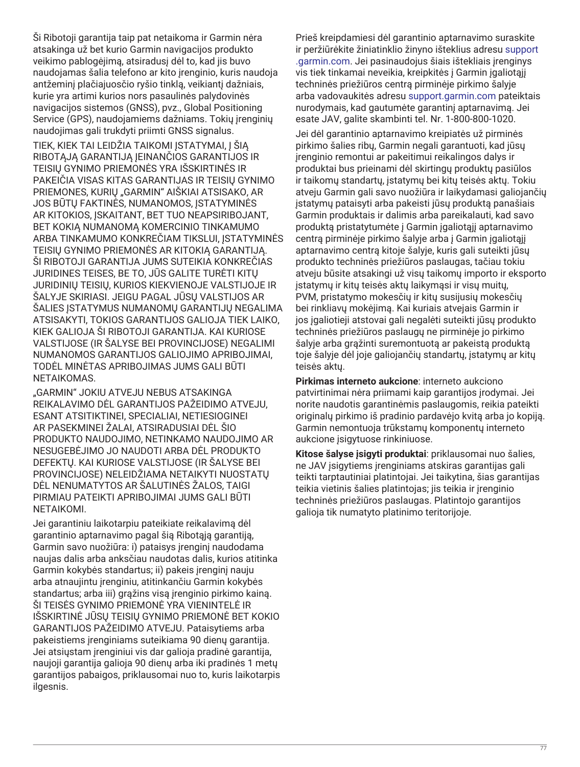Ši Ribotoji garantija taip pat netaikoma ir Garmin nėra atsakinga už bet kurio Garmin navigacijos produkto veikimo pablogėjimą, atsiradusį dėl to, kad jis buvo naudojamas šalia telefono ar kito įrenginio, kuris naudoja antžeminį plačiajuosčio ryšio tinklą, veikiantį dažniais, kurie yra artimi kurios nors pasaulinės palydovinės navigacijos sistemos (GNSS), pvz., Global Positioning Service (GPS), naudojamiems dažniams. Tokių įrenginių naudojimas gali trukdyti priimti GNSS signalus.

TIEK, KIEK TAI LEIDŽIA TAIKOMI ĮSTATYMAI, Į ŠIĄ RIBOTĄJĄ GARANTIJĄ ĮEINANČIOS GARANTIJOS IR TEISIŲ GYNIMO PRIEMONĖS YRA IŠSKIRTINĖS IR PAKEIČIA VISAS KITAS GARANTIJAS IR TEISIŲ GYNIMO PRIEMONES, KURIŲ „GARMIN" AIŠKIAI ATSISAKO, AR JOS BŪTŲ FAKTINĖS, NUMANOMOS, ĮSTATYMINĖS AR KITOKIOS, ĮSKAITANT, BET TUO NEAPSIRIBOJANT, BET KOKIĄ NUMANOMĄ KOMERCINIO TINKAMUMO ARBA TINKAMUMO KONKREČIAM TIKSLUI, ĮSTATYMINĖS TEISIŲ GYNIMO PRIEMONĖS AR KITOKIĄ GARANTIJĄ. ŠI RIBOTOJI GARANTIJA JUMS SUTEIKIA KONKREČIAS JURIDINES TEISES, BE TO, JŪS GALITE TURĖTI KITŲ JURIDINIŲ TEISIŲ, KURIOS KIEKVIENOJE VALSTIJOJE IR ŠALYJE SKIRIASI. JEIGU PAGAL JŪSŲ VALSTIJOS AR ŠALIES ĮSTATYMUS NUMANOMŲ GARANTIJŲ NEGALIMA ATSISAKYTI, TOKIOS GARANTIJOS GALIOJA TIEK LAIKO, KIEK GALIOJA ŠI RIBOTOJI GARANTIJA. KAI KURIOSE VALSTIJOSE (IR ŠALYSE BEI PROVINCIJOSE) NEGALIMI NUMANOMOS GARANTIJOS GALIOJIMO APRIBOJIMAI, TODĖL MINĖTAS APRIBOJIMAS JUMS GALI BŪTI NETAIKOMAS.

„GARMIN" JOKIU ATVEJU NEBUS ATSAKINGA REIKALAVIMO DĖL GARANTIJOS PAŽEIDIMO ATVEJU, ESANT ATSITIKTINEI, SPECIALIAI, NETIESIOGINEI AR PASEKMINEI ŽALAI, ATSIRADUSIAI DĖL ŠIO PRODUKTO NAUDOJIMO, NETINKAMO NAUDOJIMO AR NESUGEBĖJIMO JO NAUDOTI ARBA DĖL PRODUKTO DEFEKTŲ. KAI KURIOSE VALSTIJOSE (IR ŠALYSE BEI PROVINCIJOSE) NELEIDŽIAMA NETAIKYTI NUOSTATŲ DĖL NENUMATYTOS AR ŠALUTINĖS ŽALOS, TAIGI PIRMIAU PATEIKTI APRIBOJIMAI JUMS GALI BŪTI NETAIKOMI.

Jei garantiniu laikotarpiu pateikiate reikalavimą dėl garantinio aptarnavimo pagal šią Ribotąją garantiją, Garmin savo nuožiūra: i) pataisys įrenginį naudodama naujas dalis arba anksčiau naudotas dalis, kurios atitinka Garmin kokybės standartus; ii) pakeis įrenginį nauju arba atnaujintu įrenginiu, atitinkančiu Garmin kokybės standartus; arba iii) grąžins visą įrenginio pirkimo kainą. ŠI TEISĖS GYNIMO PRIEMONĖ YRA VIENINTELĖ IR IŠSKIRTINĖ JŪSŲ TEISIŲ GYNIMO PRIEMONĖ BET KOKIO GARANTIJOS PAŽEIDIMO ATVEJU. Pataisytiems arba pakeistiems įrenginiams suteikiama 90 dienų garantija. Jei atsiųstam įrenginiui vis dar galioja pradinė garantija, naujoji garantija galioja 90 dienų arba iki pradinės 1 metų garantijos pabaigos, priklausomai nuo to, kuris laikotarpis ilgesnis.

Prieš kreipdamiesi dėl garantinio aptarnavimo suraskite ir peržiūrėkite žiniatinklio žinyno išteklius adresu support.garmin.com. Jei pasinaudojus šiais ištekliais įrenginys vis tiek tinkamai neveikia, kreipkitės į Garmin įgaliotąjį techninės priežiūros centrą pirminėje pirkimo šalyje arba vadovaukitės adresu support.garmin.com pateiktais nurodymais, kad gautumėte garantinį aptarnavimą. Jei esate JAV, galite skambinti tel. Nr. 1-800-800-1020.

Jei dėl garantinio aptarnavimo kreipiatės už pirminės pirkimo šalies ribų, Garmin negali garantuoti, kad jūsų įrenginio remontui ar pakeitimui reikalingos dalys ir produktai bus prieinami dėl skirtingų produktų pasiūlos ir taikomų standartų, įstatymų bei kitų teisės aktų. Tokiu atveju Garmin gali savo nuožiūra ir laikydamasi galiojančių įstatymų pataisyti arba pakeisti jūsų produktą panašiais Garmin produktais ir dalimis arba pareikalauti, kad savo produktą pristatytumėte į Garmin įgaliotąjį aptarnavimo centrą pirminėje pirkimo šalyje arba į Garmin įgaliotąjį aptarnavimo centrą kitoje šalyje, kuris gali suteikti jūsų produkto techninės priežiūros paslaugas, tačiau tokiu atveju būsite atsakingi už visų taikomų importo ir eksporto įstatymų ir kitų teisės aktų laikymąsi ir visų muitų, PVM, pristatymo mokesčių ir kitų susijusių mokesčių bei rinkliavų mokėjimą. Kai kuriais atvejais Garmin ir jos įgaliotieji atstovai gali negalėti suteikti jūsų produkto techninės priežiūros paslaugų ne pirminėje jo pirkimo šalyje arba grąžinti suremontuotą ar pakeistą produktą toje šalyje dėl joje galiojančių standartų, įstatymų ar kitų teisės aktų.

**Pirkimas interneto aukcione**: interneto aukciono patvirtinimai nėra priimami kaip garantijos įrodymai. Jei norite naudotis garantinėmis paslaugomis, reikia pateikti originalų pirkimo iš pradinio pardavėjo kvitą arba jo kopiją. Garmin nemontuoja trūkstamų komponentų interneto aukcione įsigytuose rinkiniuose.

**Kitose šalyse įsigyti produktai**: priklausomai nuo šalies, ne JAV įsigytiems įrenginiams atskiras garantijas gali teikti tarptautiniai platintojai. Jei taikytina, šias garantijas teikia vietinis šalies platintojas; jis teikia ir įrenginio techninės priežiūros paslaugas. Platintojo garantijos galioja tik numatyto platinimo teritorijoje.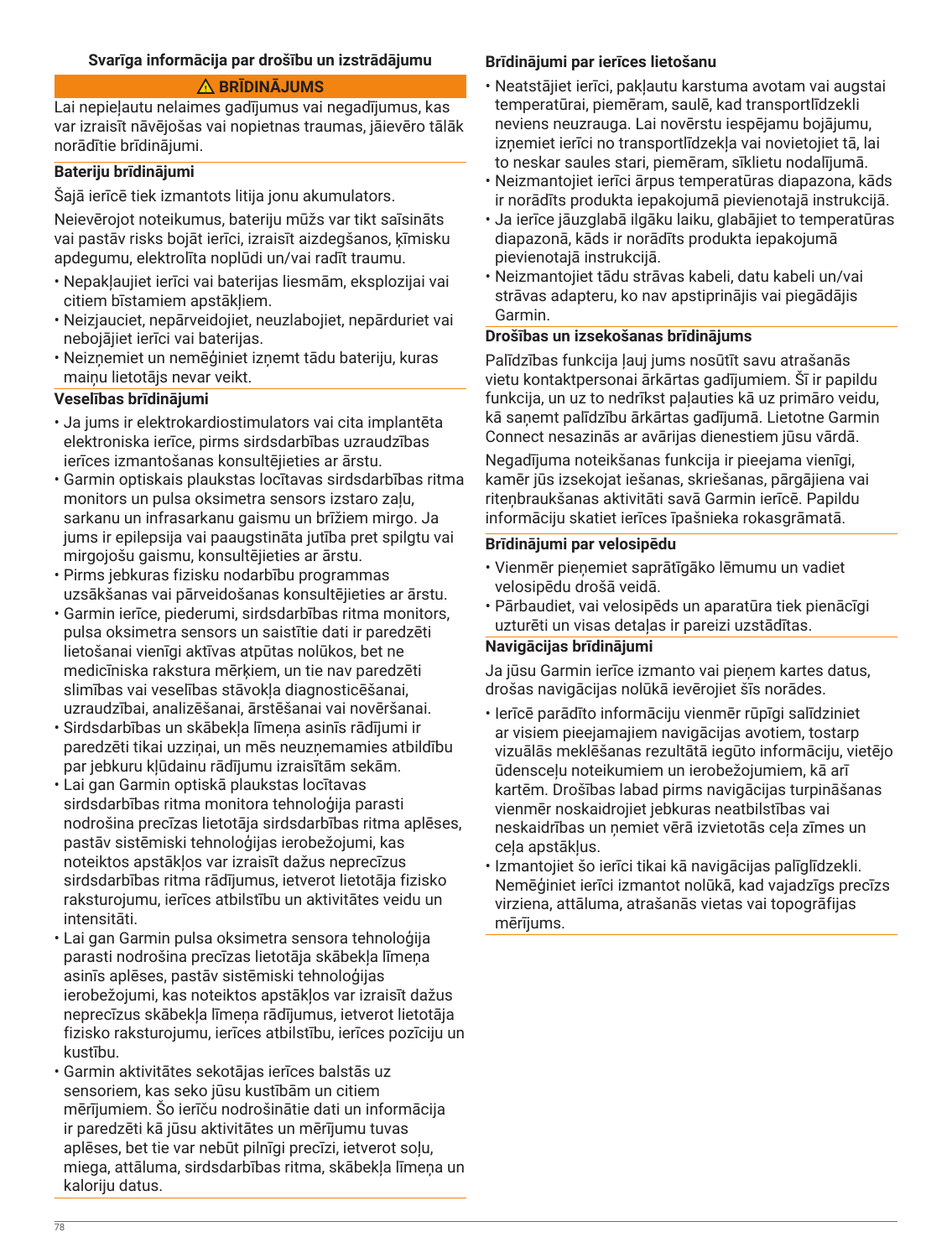## Svarīga informācija par drošību un izstrādājumu

**⚠ BRĪDINĀJUMS**

Lai nepieļautu nelaimes gadījumus vai negadījumus, kas var izraisīt nāvējošas vai nopietnas traumas, jāievēro tālāk norādītie brīdinājumi.

### Bateriju brīdinājumi

Šajā ierīcē tiek izmantots litija jonu akumulators.

Neievērojot noteikumus, bateriju mūžs var tikt saīsināts vai pastāv risks bojāt ierīci, izraisīt aizdegšanos, ķīmisku apdegumu, elektrolīta noplūdi un/vai radīt traumu.

- Nepakļaujiet ierīci vai baterijas liesmām, eksplozijai vai citiem bīstamiem apstākļiem.
- Neizjauciet, nepārveidojiet, neuzlabojiet, nepārduriet vai nebojājiet ierīci vai baterijas.
- Neizņemiet un nemēģiniet izņemt tādu bateriju, kuras maiņu lietotājs nevar veikt.

### Veselības brīdinājumi

- Ja jums ir elektrokardiostimulators vai cita implantēta elektroniska ierīce, pirms sirdsdarbības uzraudzības ierīces izmantošanas konsultējieties ar ārstu.
- Garmin optiskais plaukstas locītavas sirdsdarbības ritma monitors un pulsa oksimetra sensors izstaro zaļu, sarkanu un infrasarkanu gaismu un brīžiem mirgo. Ja jums ir epilepsija vai paaugstināta jutība pret spilgtu vai mirgojošu gaismu, konsultējieties ar ārstu.
- Pirms jebkuras fizisku nodarbību programmas uzsākšanas vai pārveidošanas konsultējieties ar ārstu.
- Garmin ierīce, piederumi, sirdsdarbības ritma monitors, pulsa oksimetra sensors un saistītie dati ir paredzēti lietošanai vienīgi aktīvas atpūtas nolūkos, bet ne medicīniska rakstura mērķiem, un tie nav paredzēti slimības vai veselības stāvokļa diagnosticēšanai, uzraudzībai, analizēšanai, ārstēšanai vai novēršanai.
- Sirdsdarbības un skābekļa līmeņa asinīs rādījumi ir paredzēti tikai uzziņai, un mēs neuzņemamies atbildību par jebkuru kļūdainu rādījumu izraisītām sekām.
- Lai gan Garmin optiskā plaukstas locītavas sirdsdarbības ritma monitora tehnoloģija parasti nodrošina precīzas lietotāja sirdsdarbības ritma aplēses, pastāv sistēmiski tehnoloģijas ierobežojumi, kas noteiktos apstākļos var izraisīt dažus neprecīzus sirdsdarbības ritma rādījumus, ietverot lietotāja fizisko raksturojumu, ierīces atbilstību un aktivitātes veidu un intensitāti.
- Lai gan Garmin pulsa oksimetra sensora tehnoloģija parasti nodrošina precīzas lietotāja skābekļa līmeņa asinīs aplēses, pastāv sistēmiski tehnoloģijas ierobežojumi, kas noteiktos apstākļos var izraisīt dažus neprecīzus skābekļa līmeņa rādījumus, ietverot lietotāja fizisko raksturojumu, ierīces atbilstību, ierīces pozīciju un kustību.
- Garmin aktivitātes sekotājas ierīces balstās uz sensoriem, kas seko jūsu kustībām un citiem mērījumiem. Šo ierīču nodrošinātie dati un informācija ir paredzēti kā jūsu aktivitātes un mērījumu tuvas aplēses, bet tie var nebūt pilnīgi precīzi, ietverot soļu, miega, attāluma, sirdsdarbības ritma, skābekļa līmeņa un kaloriju datus.

### Brīdinājumi par ierīces lietošanu

- Neatstājiet ierīci, pakļautu karstuma avotam vai augstai temperatūrai, piemēram, saulē, kad transportlīdzekli neviens neuzrauga. Lai novērstu iespējamu bojājumu, izņemiet ierīci no transportlīdzekļa vai novietojiet tā, lai to neskar saules stari, piemēram, sīklietu nodalījumā.
- Neizmantojiet ierīci ārpus temperatūras diapazona, kāds ir norādīts produkta iepakojumā pievienotajā instrukcijā.
- Ja ierīce jāuzglabā ilgāku laiku, glabājiet to temperatūras diapazonā, kāds ir norādīts produkta iepakojumā pievienotajā instrukcijā.
- Neizmantojiet tādu strāvas kabeli, datu kabeli un/vai strāvas adapteru, ko nav apstiprinājis vai piegādājis Garmin.

### Drošības un izsekošanas brīdinājums

Palīdzības funkcija ļauj jums nosūtīt savu atrašanās vietu kontaktpersonai ārkārtas gadījumiem. Šī ir papildu funkcija, un uz to nedrīkst paļauties kā uz primāro veidu, kā saņemt palīdzību ārkārtas gadījumā. Lietotne Garmin Connect nesazinās ar avārijas dienestiem jūsu vārdā.

Negadījuma noteikšanas funkcija ir pieejama vienīgi, kamēr jūs izsekojat iešanas, skriešanas, pārgājiena vai riteņbraukšanas aktivitāti savā Garmin ierīcē. Papildu informāciju skatiet ierīces īpašnieka rokasgrāmatā.

### Brīdinājumi par velosipēdu

- Vienmēr pieņemiet saprātīgāko lēmumu un vadiet velosipēdu drošā veidā.
- Pārbaudiet, vai velosipēds un aparatūra tiek pienācīgi uzturēti un visas detaļas ir pareizi uzstādītas.

### Navigācijas brīdinājumi

Ja jūsu Garmin ierīce izmanto vai pieņem kartes datus, drošas navigācijas nolūkā ievērojiet šīs norādes.

- Ierīcē parādīto informāciju vienmēr rūpīgi salīdziniet ar visiem pieejamajiem navigācijas avotiem, tostarp vizuālās meklēšanas rezultātā iegūto informāciju, vietējo ūdensceļu noteikumiem un ierobežojumiem, kā arī kartēm. Drošības labad pirms navigācijas turpināšanas vienmēr noskaidrojiet jebkuras neatbilstības vai neskaidrības un ņemiet vērā izvietotās ceļa zīmes un ceļa apstākļus.
- Izmantojiet šo ierīci tikai kā navigācijas palīglīdzekli. Nemēģiniet ierīci izmantot nolūkā, kad vajadzīgs precīzs virziena, attāluma, atrašanās vietas vai topogrāfijas mērījums.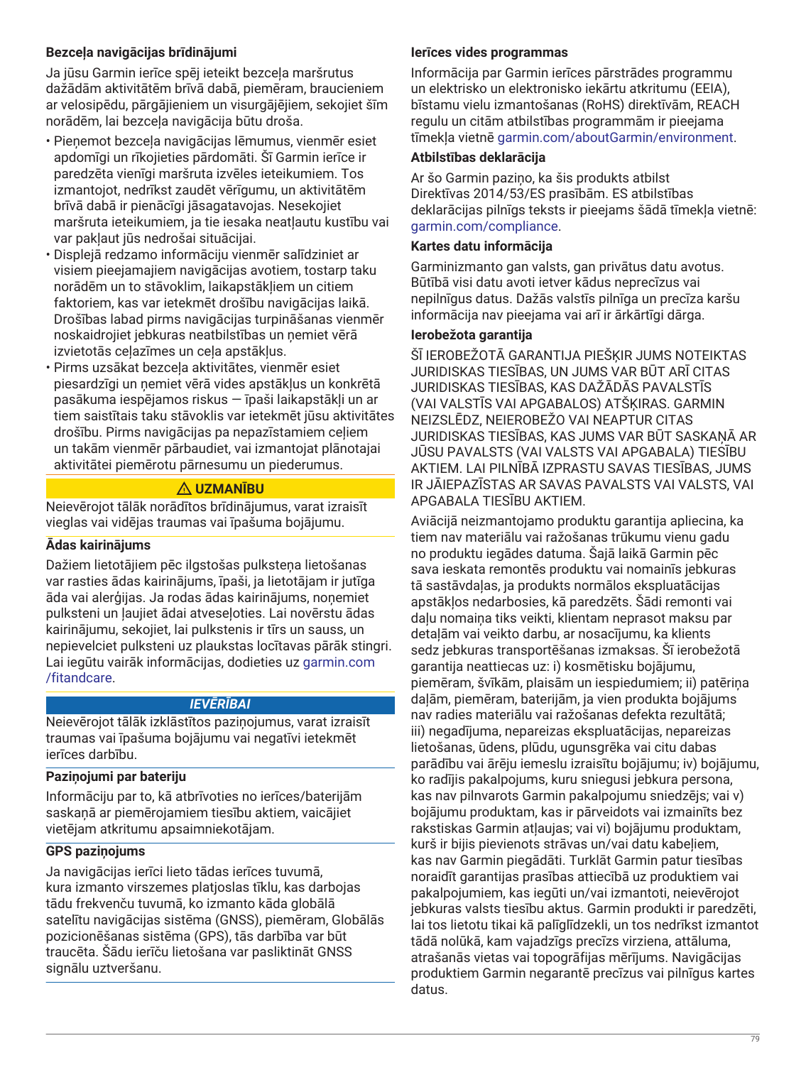### Bezceļa navigācijas brīdinājumi

Ja jūsu Garmin ierīce spēj ieteikt bezceļa maršrutus dažādām aktivitātēm brīvā dabā, piemēram, braucieniem ar velosipēdu, pārgājieniem un visurgājējiem, sekojiet šīm norādēm, lai bezceļa navigācija būtu droša.

- Pieņemot bezceļa navigācijas lēmumus, vienmēr esiet apdomīgi un rīkojieties pārdomāti. Šī Garmin ierīce ir paredzēta vienīgi maršruta izvēles ieteikumiem. Tos izmantojot, nedrīkst zaudēt vērīgumu, un aktivitātēm brīvā dabā ir pienācīgi jāsagatavojas. Nesekojiet maršruta ieteikumiem, ja tie iesaka neatļautu kustību vai var pakļaut jūs nedrošai situācijai.
- Displejā redzamo informāciju vienmēr salīdziniet ar visiem pieejamajiem navigācijas avotiem, tostarp taku norādēm un to stāvoklim, laikapstākļiem un citiem faktoriem, kas var ietekmēt drošību navigācijas laikā. Drošības labad pirms navigācijas turpināšanas vienmēr noskaidrojiet jebkuras neatbilstības un ņemiet vērā izvietotās ceļazīmes un ceļa apstākļus.
- Pirms uzsākat bezceļa aktivitātes, vienmēr esiet piesardzīgi un ņemiet vērā vides apstākļus un konkrētā pasākuma iespējamos riskus — īpaši laikapstākļi un ar tiem saistītais taku stāvoklis var ietekmēt jūsu aktivitātes drošību. Pirms navigācijas pa nepazīstamiem ceļiem un takām vienmēr pārbaudiet, vai izmantojat plānotajai aktivitātei piemērotu pārnesumu un piederumus.

**⚠ UZMANĪBU**

Neievērojot tālāk norādītos brīdinājumus, varat izraisīt vieglas vai vidējas traumas vai īpašuma bojājumu.

### Ādas kairinājums

Dažiem lietotājiem pēc ilgstošas pulksteņa lietošanas var rasties ādas kairinājums, īpaši, ja lietotājam ir jutīga āda vai alerģijas. Ja rodas ādas kairinājums, noņemiet pulksteni un ļaujiet ādai atveseļoties. Lai novērstu ādas kairinājumu, sekojiet, lai pulkstenis ir tīrs un sauss, un nepievelciet pulksteni uz plaukstas locītavas pārāk stingri. Lai iegūtu vairāk informācijas, dodieties uz garmin.com/fitandcare.

***IEVĒRĪBAI***

Neievērojot tālāk izklāstītos paziņojumus, varat izraisīt traumas vai īpašuma bojājumu vai negatīvi ietekmēt ierīces darbību.

### Paziņojumi par bateriju

Informāciju par to, kā atbrīvoties no ierīces/baterijām saskaņā ar piemērojamiem tiesību aktiem, vaicājiet vietējam atkritumu apsaimniekotājam.

### GPS paziņojums

Ja navigācijas ierīci lieto tādas ierīces tuvumā, kura izmanto virszemes platjoslas tīklu, kas darbojas tādu frekvenču tuvumā, ko izmanto kāda globālā satelītu navigācijas sistēma (GNSS), piemēram, Globālās pozicionēšanas sistēma (GPS), tās darbība var būt traucēta. Šādu ierīču lietošana var pasliktināt GNSS signālu uztveršanu.

### Ierīces vides programmas

Informācija par Garmin ierīces pārstrādes programmu un elektrisko un elektronisko iekārtu atkritumu (EEIA), bīstamu vielu izmantošanas (RoHS) direktīvām, REACH regulu un citām atbilstības programmām ir pieejama tīmekļa vietnē garmin.com/aboutGarmin/environment.

### Atbilstības deklarācija

Ar šo Garmin paziņo, ka šis produkts atbilst Direktīvas 2014/53/ES prasībām. ES atbilstības deklarācijas pilnīgs teksts ir pieejams šādā tīmekļa vietnē: garmin.com/compliance.

### Kartes datu informācija

Garminizmanto gan valsts, gan privātus datu avotus. Būtībā visi datu avoti ietver kādus neprecīzus vai nepilnīgus datus. Dažās valstīs pilnīga un precīza karšu informācija nav pieejama vai arī ir ārkārtīgi dārga.

### Ierobežota garantija

ŠĪ IEROBEŽOTĀ GARANTIJA PIEŠĶIR JUMS NOTEIKTAS JURIDISKAS TIESĪBAS, UN JUMS VAR BŪT ARĪ CITAS JURIDISKAS TIESĪBAS, KAS DAŽĀDĀS PAVALSTĪS (VAI VALSTĪS VAI APGABALOS) ATŠĶIRAS. GARMIN NEIZSLĒDZ, NEIEROBEŽO VAI NEAPTUR CITAS JURIDISKAS TIESĪBAS, KAS JUMS VAR BŪT SASKAŅĀ AR JŪSU PAVALSTS (VAI VALSTS VAI APGABALA) TIESĪBU AKTIEM. LAI PILNĪBĀ IZPRASTU SAVAS TIESĪBAS, JUMS IR JĀIEPAZĪSTAS AR SAVAS PAVALSTS VAI VALSTS, VAI APGABALA TIESĪBU AKTIEM.

Aviācijā neizmantojamo produktu garantija apliecina, ka tiem nav materiālu vai ražošanas trūkumu vienu gadu no produktu iegādes datuma. Šajā laikā Garmin pēc sava ieskata remontēs produktu vai nomainīs jebkuras tā sastāvdaļas, ja produkts normālos ekspluatācijas apstākļos nedarbosies, kā paredzēts. Šādi remonti vai daļu nomaiņa tiks veikti, klientam neprasot maksu par detaļām vai veikto darbu, ar nosacījumu, ka klients sedz jebkuras transportēšanas izmaksas. Šī ierobežotā garantija neattiecas uz: i) kosmētisku bojājumu, piemēram, švīkām, plaisām un iespiedumiem; ii) patēriņa daļām, piemēram, baterijām, ja vien produkta bojājums nav radies materiālu vai ražošanas defekta rezultātā; iii) negadījuma, nepareizas ekspluatācijas, nepareizas lietošanas, ūdens, plūdu, ugunsgrēka vai citu dabas parādību vai ārēju iemeslu izraisītu bojājumu; iv) bojājumu, ko radījis pakalpojums, kuru sniegusi jebkura persona, kas nav pilnvarots Garmin pakalpojumu sniedzējs; vai v) bojājumu produktam, kas ir pārveidots vai izmainīts bez rakstiskas Garmin atļaujas; vai vi) bojājumu produktam, kurš ir bijis pievienots strāvas un/vai datu kabeļiem, kas nav Garmin piegādāti. Turklāt Garmin patur tiesības noraidīt garantijas prasības attiecībā uz produktiem vai pakalpojumiem, kas iegūti un/vai izmantoti, neievērojot jebkuras valsts tiesību aktus. Garmin produkti ir paredzēti, lai tos lietotu tikai kā palīglīdzekli, un tos nedrīkst izmantot tādā nolūkā, kam vajadzīgs precīzs virziena, attāluma, atrašanās vietas vai topogrāfijas mērījums. Navigācijas produktiem Garmin negarantē precīzus vai pilnīgus kartes datus.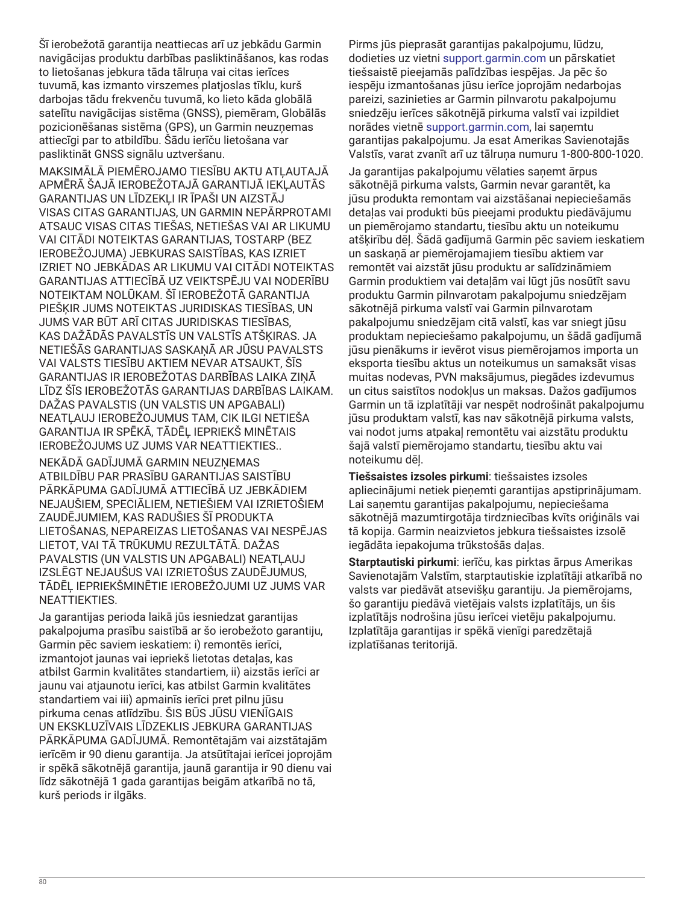Šī ierobežotā garantija neattiecas arī uz jebkādu Garmin navigācijas produktu darbības pasliktināšanos, kas rodas to lietošanas jebkura tāda tālruņa vai citas ierīces tuvumā, kas izmanto virszemes platjoslas tīklu, kurš darbojas tādu frekvenču tuvumā, ko lieto kāda globālā satelītu navigācijas sistēma (GNSS), piemēram, Globālās pozicionēšanas sistēma (GPS), un Garmin neuzņemas attiecīgi par to atbildību. Šādu ierīču lietošana var pasliktināt GNSS signālu uztveršanu.

MAKSIMĀLĀ PIEMĒROJAMO TIESĪBU AKTU ATĻAUTAJĀ APMĒRĀ ŠAJĀ IEROBEŽOTAJĀ GARANTIJĀ IEKĻAUTĀS GARANTIJAS UN LĪDZEKĻI IR ĪPAŠI UN AIZSTĀJ VISAS CITAS GARANTIJAS, UN GARMIN NEPĀRPROTAMI ATSAUC VISAS CITAS TIEŠAS, NETIEŠAS VAI AR LIKUMU VAI CITĀDI NOTEIKTAS GARANTIJAS, TOSTARP (BEZ IEROBEŽOJUMA) JEBKURAS SAISTĪBAS, KAS IZRIET IZRIET NO JEBKĀDAS AR LIKUMU VAI CITĀDI NOTEIKTAS GARANTIJAS ATTIECĪBĀ UZ VEIKTSPĒJU VAI NODERĪBU NOTEIKTAM NOLŪKAM. ŠĪ IEROBEŽOTĀ GARANTIJA PIEŠĶIR JUMS NOTEIKTAS JURIDISKAS TIESĪBAS, UN JUMS VAR BŪT ARĪ CITAS JURIDISKAS TIESĪBAS, KAS DAŽĀDĀS PAVALSTĪS UN VALSTĪS ATŠĶIRAS. JA NETIEŠĀS GARANTIJAS SASKAŅĀ AR JŪSU PAVALSTS VAI VALSTS TIESĪBU AKTIEM NEVAR ATSAUKT, ŠĪS GARANTIJAS IR IEROBEŽOTAS DARBĪBAS LAIKA ZIŅĀ LĪDZ ŠĪS IEROBEŽOTĀS GARANTIJAS DARBĪBAS LAIKAM. DAŽAS PAVALSTIS (UN VALSTIS UN APGABALI) NEATĻAUJ IEROBEŽOJUMUS TAM, CIK ILGI NETIEŠA GARANTIJA IR SPĒKĀ, TĀDĒĻ IEPRIEKŠ MINĒTAIS IEROBEŽOJUMS UZ JUMS VAR NEATTIEKTIES..

NEKĀDĀ GADĪJUMĀ GARMIN NEUZŅEMAS ATBILDĪBU PAR PRASĪBU GARANTIJAS SAISTĪBU PĀRKĀPUMA GADĪJUMĀ ATTIECĪBĀ UZ JEBKĀDIEM NEJAUŠIEM, SPECIĀLIEM, NETIEŠIEM VAI IZRIETOŠIEM ZAUDĒJUMIEM, KAS RADUŠIES ŠĪ PRODUKTA LIETOŠANAS, NEPAREIZAS LIETOŠANAS VAI NESPĒJAS LIETOT, VAI TĀ TRŪKUMU REZULTĀTĀ. DAŽAS PAVALSTIS (UN VALSTIS UN APGABALI) NEATĻAUJ IZSLĒGT NEJAUŠUS VAI IZRIETOŠUS ZAUDĒJUMUS, TĀDĒĻ IEPRIEKŠMINĒTIE IEROBEŽOJUMI UZ JUMS VAR NEATTIEKTIES.

Ja garantijas perioda laikā jūs iesniedzat garantijas pakalpojuma prasību saistībā ar šo ierobežoto garantiju, Garmin pēc saviem ieskatiem: i) remontēs ierīci, izmantojot jaunas vai iepriekš lietotas detaļas, kas atbilst Garmin kvalitātes standartiem, ii) aizstās ierīci ar jaunu vai atjaunotu ierīci, kas atbilst Garmin kvalitātes standartiem vai iii) apmainīs ierīci pret pilnu jūsu pirkuma cenas atlīdzību. ŠIS BŪS JŪSU VIENĪGAIS UN EKSKLUZĪVAIS LĪDZEKLIS JEBKURA GARANTIJAS PĀRKĀPUMA GADĪJUMĀ. Remontētajām vai aizstātajām ierīcēm ir 90 dienu garantija. Ja atsūtītajai ierīcei joprojām ir spēkā sākotnējā garantija, jaunā garantija ir 90 dienu vai līdz sākotnējā 1 gada garantijas beigām atkarībā no tā, kurš periods ir ilgāks.

Pirms jūs pieprasāt garantijas pakalpojumu, lūdzu, dodieties uz vietni support.garmin.com un pārskatiet tiešsaistē pieejamās palīdzības iespējas. Ja pēc šo iespēju izmantošanas jūsu ierīce joprojām nedarbojas pareizi, sazinieties ar Garmin pilnvarotu pakalpojumu sniedzēju ierīces sākotnējā pirkuma valstī vai izpildiet norādes vietnē support.garmin.com, lai saņemtu garantijas pakalpojumu. Ja esat Amerikas Savienotajās Valstīs, varat zvanīt arī uz tālruņa numuru 1-800-800-1020.

Ja garantijas pakalpojumu vēlaties saņemt ārpus sākotnējā pirkuma valsts, Garmin nevar garantēt, ka jūsu produkta remontam vai aizstāšanai nepieciešamās detaļas vai produkti būs pieejami produktu piedāvājumu un piemērojamo standartu, tiesību aktu un noteikumu atšķirību dēļ. Šādā gadījumā Garmin pēc saviem ieskatiem un saskaņā ar piemērojamajiem tiesību aktiem var remontēt vai aizstāt jūsu produktu ar salīdzināmiem Garmin produktiem vai detaļām vai lūgt jūs nosūtīt savu produktu Garmin pilnvarotam pakalpojumu sniedzējam sākotnējā pirkuma valstī vai Garmin pilnvarotam pakalpojumu sniedzējam citā valstī, kas var sniegt jūsu produktam nepieciešamo pakalpojumu, un šādā gadījumā jūsu pienākums ir ievērot visus piemērojamos importa un eksporta tiesību aktus un noteikumus un samaksāt visas muitas nodevas, PVN maksājumus, piegādes izdevumus un citus saistītos nodokļus un maksas. Dažos gadījumos Garmin un tā izplatītāji var nespēt nodrošināt pakalpojumu jūsu produktam valstī, kas nav sākotnējā pirkuma valsts, vai nodot jums atpakaļ remontētu vai aizstātu produktu šajā valstī piemērojamo standartu, tiesību aktu vai noteikumu dēļ.

**Tiešsaistes izsoles pirkumi**: tiešsaistes izsoles apliecinājumi netiek pieņemti garantijas apstiprinājumam. Lai saņemtu garantijas pakalpojumu, nepieciešama sākotnējā mazumtirgotāja tirdzniecības kvīts oriģināls vai tā kopija. Garmin neaizvietos jebkura tiešsaistes izsolē iegādāta iepakojuma trūkstošās daļas.

**Starptautiski pirkumi**: ierīču, kas pirktas ārpus Amerikas Savienotajām Valstīm, starptautiskie izplatītāji atkarībā no valsts var piedāvāt atsevišķu garantiju. Ja piemērojams, šo garantiju piedāvā vietējais valsts izplatītājs, un šis izplatītājs nodrošina jūsu ierīcei vietēju pakalpojumu. Izplatītāja garantijas ir spēkā vienīgi paredzētajā izplatīšanas teritorijā.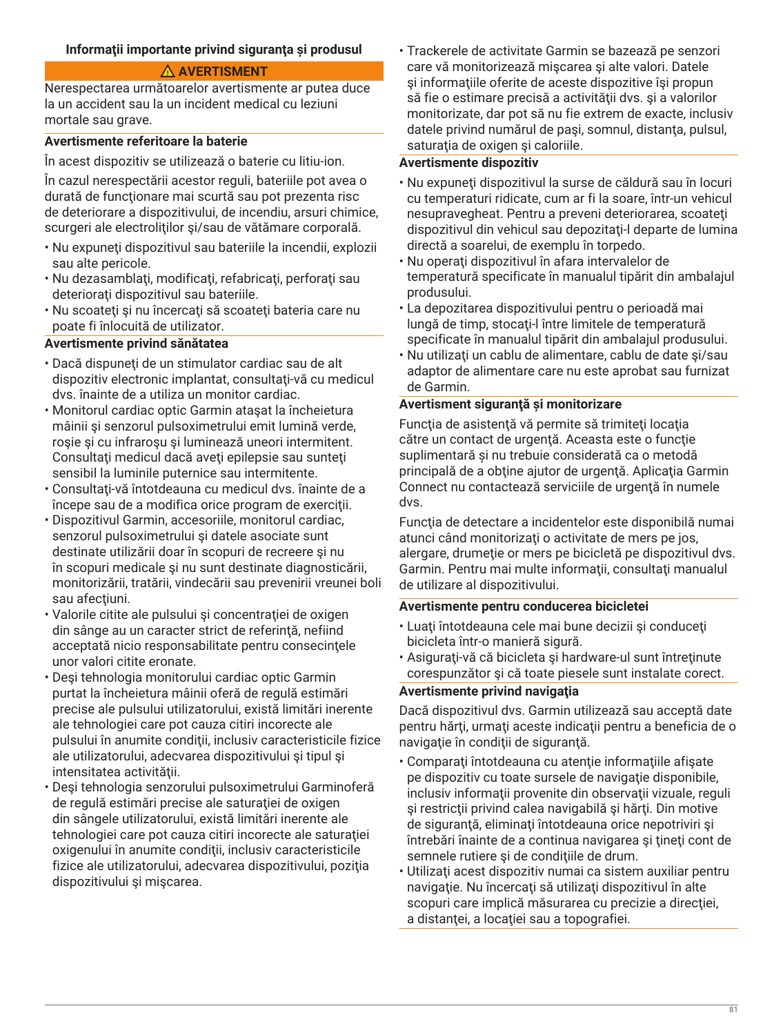## Informaţii importante privind siguranţa şi produsul

**⚠ AVERTISMENT**

Nerespectarea următoarelor avertismente ar putea duce la un accident sau la un incident medical cu leziuni mortale sau grave.

### Avertismente referitoare la baterie

În acest dispozitiv se utilizează o baterie cu litiu-ion.

În cazul nerespectării acestor reguli, bateriile pot avea o durată de funcţionare mai scurtă sau pot prezenta risc de deteriorare a dispozitivului, de incendiu, arsuri chimice, scurgeri ale electroliţilor şi/sau de vătămare corporală.

- Nu expuneţi dispozitivul sau bateriile la incendii, explozii sau alte pericole.
- Nu dezasamblaţi, modificaţi, refabricaţi, perforaţi sau deterioraţi dispozitivul sau bateriile.
- Nu scoateţi şi nu încercaţi să scoateţi bateria care nu poate fi înlocuită de utilizator.

### Avertismente privind sănătatea

- Dacă dispuneţi de un stimulator cardiac sau de alt dispozitiv electronic implantat, consultaţi-vă cu medicul dvs. înainte de a utiliza un monitor cardiac.
- Monitorul cardiac optic Garmin ataşat la încheietura mâinii şi senzorul pulsoximetrului emit lumină verde, roşie şi cu infraroşu şi luminează uneori intermitent. Consultaţi medicul dacă aveţi epilepsie sau sunteţi sensibil la luminile puternice sau intermitente.
- Consultaţi-vă întotdeauna cu medicul dvs. înainte de a începe sau de a modifica orice program de exerciţii.
- Dispozitivul Garmin, accesoriile, monitorul cardiac, senzorul pulsoximetrului şi datele asociate sunt destinate utilizării doar în scopuri de recreere şi nu în scopuri medicale şi nu sunt destinate diagnosticării, monitorizării, tratării, vindecării sau prevenirii vreunei boli sau afecţiuni.
- Valorile citite ale pulsului şi concentraţiei de oxigen din sânge au un caracter strict de referinţă, nefiind acceptată nicio responsabilitate pentru consecinţele unor valori citite eronate.
- Deşi tehnologia monitorului cardiac optic Garmin purtat la încheietura mâinii oferă de regulă estimări precise ale pulsului utilizatorului, există limitări inerente ale tehnologiei care pot cauza citiri incorecte ale pulsului în anumite condiţii, inclusiv caracteristicile fizice ale utilizatorului, adecvarea dispozitivului şi tipul şi intensitatea activităţii.
- Deşi tehnologia senzorului pulsoximetrului Garminoferă de regulă estimări precise ale saturaţiei de oxigen din sângele utilizatorului, există limitări inerente ale tehnologiei care pot cauza citiri incorecte ale saturaţiei oxigenului în anumite condiţii, inclusiv caracteristicile fizice ale utilizatorului, adecvarea dispozitivului, poziţia dispozitivului şi mişcarea.
- Trackerele de activitate Garmin se bazează pe senzori care vă monitorizează mişcarea şi alte valori. Datele şi informaţiile oferite de aceste dispozitive îşi propun să fie o estimare precisă a activităţii dvs. şi a valorilor monitorizate, dar pot să nu fie extrem de exacte, inclusiv datele privind numărul de paşi, somnul, distanţa, pulsul, saturaţia de oxigen şi caloriile.

### Avertismente dispozitiv

- Nu expuneţi dispozitivul la surse de căldură sau în locuri cu temperaturi ridicate, cum ar fi la soare, într-un vehicul nesupravegheat. Pentru a preveni deteriorarea, scoateţi dispozitivul din vehicul sau depozitaţi-l departe de lumina directă a soarelui, de exemplu în torpedo.
- Nu operaţi dispozitivul în afara intervalelor de temperatură specificate în manualul tipărit din ambalajul produsului.
- La depozitarea dispozitivului pentru o perioadă mai lungă de timp, stocaţi-l între limitele de temperatură specificate în manualul tipărit din ambalajul produsului.
- Nu utilizaţi un cablu de alimentare, cablu de date şi/sau adaptor de alimentare care nu este aprobat sau furnizat de Garmin.

### Avertisment siguranţă şi monitorizare

Funcţia de asistenţă vă permite să trimiteţi locaţia către un contact de urgenţă. Aceasta este o funcţie suplimentară şi nu trebuie considerată ca o metodă principală de a obţine ajutor de urgenţă. Aplicaţia Garmin Connect nu contactează serviciile de urgenţă în numele dvs.

Funcţia de detectare a incidentelor este disponibilă numai atunci când monitorizaţi o activitate de mers pe jos, alergare, drumeţie or mers pe bicicletă pe dispozitivul dvs. Garmin. Pentru mai multe informaţii, consultaţi manualul de utilizare al dispozitivului.

### Avertismente pentru conducerea bicicletei

- Luaţi întotdeauna cele mai bune decizii şi conduceţi bicicleta într-o manieră sigură.
- Asiguraţi-vă că bicicleta şi hardware-ul sunt întreţinute corespunzător şi că toate piesele sunt instalate corect.

### Avertismente privind navigaţia

Dacă dispozitivul dvs. Garmin utilizează sau acceptă date pentru hărţi, urmaţi aceste indicaţii pentru a beneficia de o navigaţie în condiţii de siguranţă.

- Comparaţi întotdeauna cu atenţie informaţiile afişate pe dispozitiv cu toate sursele de navigaţie disponibile, inclusiv informaţii provenite din observaţii vizuale, reguli şi restricţii privind calea navigabilă şi hărţi. Din motive de siguranţă, eliminaţi întotdeauna orice nepotriviri şi întrebări înainte de a continua navigarea şi ţineţi cont de semnele rutiere şi de condiţiile de drum.
- Utilizaţi acest dispozitiv numai ca sistem auxiliar pentru navigaţie. Nu încercaţi să utilizaţi dispozitivul în alte scopuri care implică măsurarea cu precizie a direcţiei, a distanţei, a locaţiei sau a topografiei.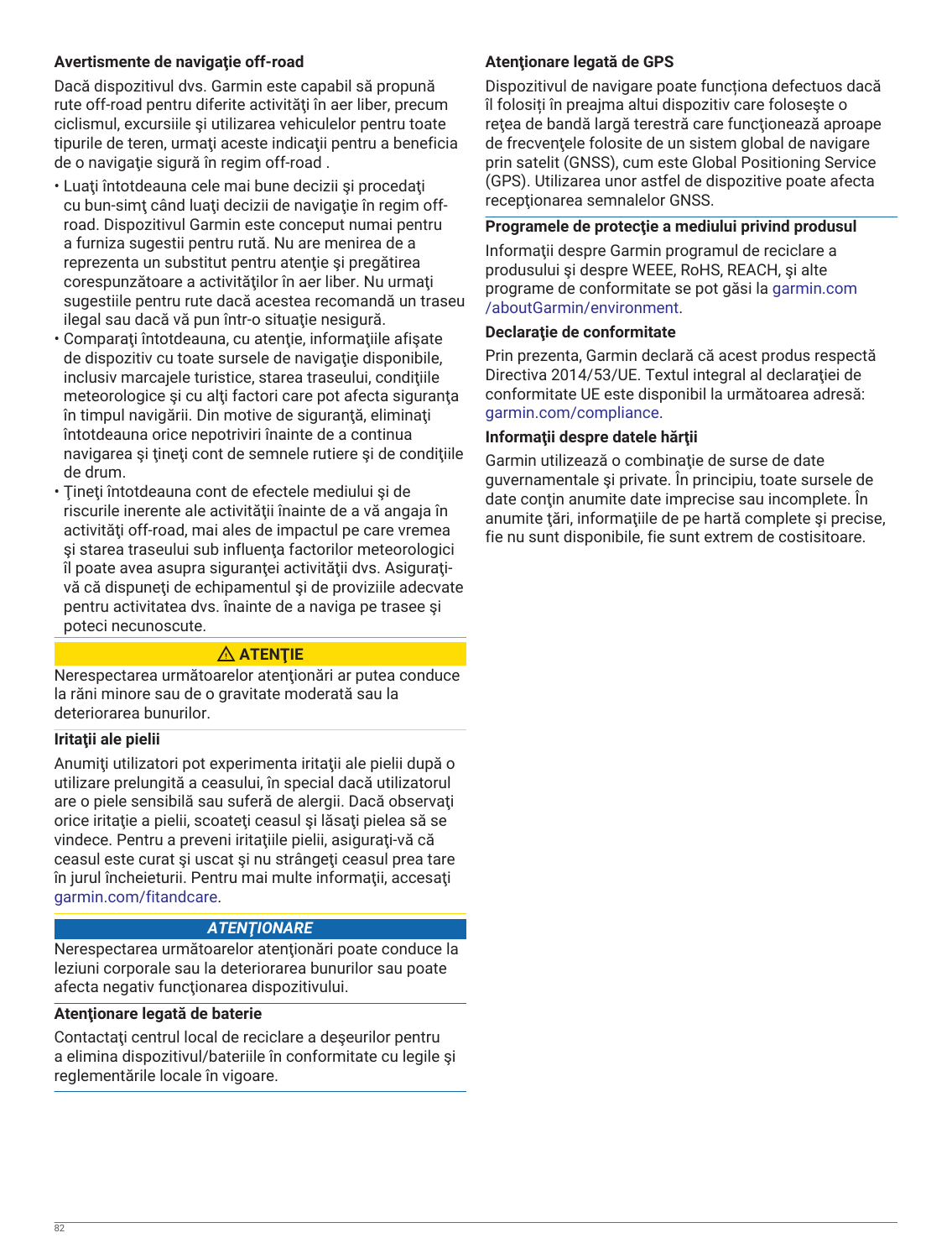### Avertismente de navigaţie off-road

Dacă dispozitivul dvs. Garmin este capabil să propună rute off-road pentru diferite activităţi în aer liber, precum ciclismul, excursiile şi utilizarea vehiculelor pentru toate tipurile de teren, urmaţi aceste indicaţii pentru a beneficia de o navigaţie sigură în regim off-road .

- Luaţi întotdeauna cele mai bune decizii şi procedaţi cu bun-simţ când luaţi decizii de navigaţie în regim off-road. Dispozitivul Garmin este conceput numai pentru a furniza sugestii pentru rută. Nu are menirea de a reprezenta un substitut pentru atenţie şi pregătirea corespunzătoare a activităţilor în aer liber. Nu urmaţi sugestiile pentru rute dacă acestea recomandă un traseu ilegal sau dacă vă pun într-o situaţie nesigură.
- Comparaţi întotdeauna, cu atenţie, informaţiile afişate de dispozitiv cu toate sursele de navigaţie disponibile, inclusiv marcajele turistice, starea traseului, condiţiile meteorologice şi cu alţi factori care pot afecta siguranţa în timpul navigării. Din motive de siguranţă, eliminaţi întotdeauna orice nepotriviri înainte de a continua navigarea şi ţineţi cont de semnele rutiere şi de condiţiile de drum.
- Ţineţi întotdeauna cont de efectele mediului şi de riscurile inerente ale activităţii înainte de a vă angaja în activităţi off-road, mai ales de impactul pe care vremea şi starea traseului sub influenţa factorilor meteorologici îl poate avea asupra siguranţei activităţii dvs. Asiguraţi-vă că dispuneţi de echipamentul şi de proviziile adecvate pentru activitatea dvs. înainte de a naviga pe trasee şi poteci necunoscute.

**⚠ ATENŢIE**

Nerespectarea următoarelor atenţionări ar putea conduce la răni minore sau de o gravitate moderată sau la deteriorarea bunurilor.

### Iritaţii ale pielii

Anumiţi utilizatori pot experimenta iritaţii ale pielii după o utilizare prelungită a ceasului, în special dacă utilizatorul are o piele sensibilă sau suferă de alergii. Dacă observaţi orice iritaţie a pielii, scoateţi ceasul şi lăsaţi pielea să se vindece. Pentru a preveni iritaţiile pielii, asiguraţi-vă că ceasul este curat şi uscat şi nu strângeţi ceasul prea tare în jurul încheieturii. Pentru mai multe informaţii, accesaţi garmin.com/fitandcare.

***ATENŢIONARE***

Nerespectarea următoarelor atenţionări poate conduce la leziuni corporale sau la deteriorarea bunurilor sau poate afecta negativ funcţionarea dispozitivului.

### Atenţionare legată de baterie

Contactaţi centrul local de reciclare a deşeurilor pentru a elimina dispozitivul/bateriile în conformitate cu legile şi reglementările locale în vigoare.

### Atenţionare legată de GPS

Dispozitivul de navigare poate funcționa defectuos dacă îl folosiți în preajma altui dispozitiv care foloseşte o reţea de bandă largă terestră care funcţionează aproape de frecvenţele folosite de un sistem global de navigare prin satelit (GNSS), cum este Global Positioning Service (GPS). Utilizarea unor astfel de dispozitive poate afecta recepţionarea semnalelor GNSS.

### Programele de protecţie a mediului privind produsul

Informaţii despre Garmin programul de reciclare a produsului şi despre WEEE, RoHS, REACH, şi alte programe de conformitate se pot găsi la garmin.com/aboutGarmin/environment.

### Declaraţie de conformitate

Prin prezenta, Garmin declară că acest produs respectă Directiva 2014/53/UE. Textul integral al declaraţiei de conformitate UE este disponibil la următoarea adresă: garmin.com/compliance.

### Informaţii despre datele hărţii

Garmin utilizează o combinaţie de surse de date guvernamentale şi private. În principiu, toate sursele de date conţin anumite date imprecise sau incomplete. În anumite ţări, informaţiile de pe hartă complete şi precise, fie nu sunt disponibile, fie sunt extrem de costisitoare.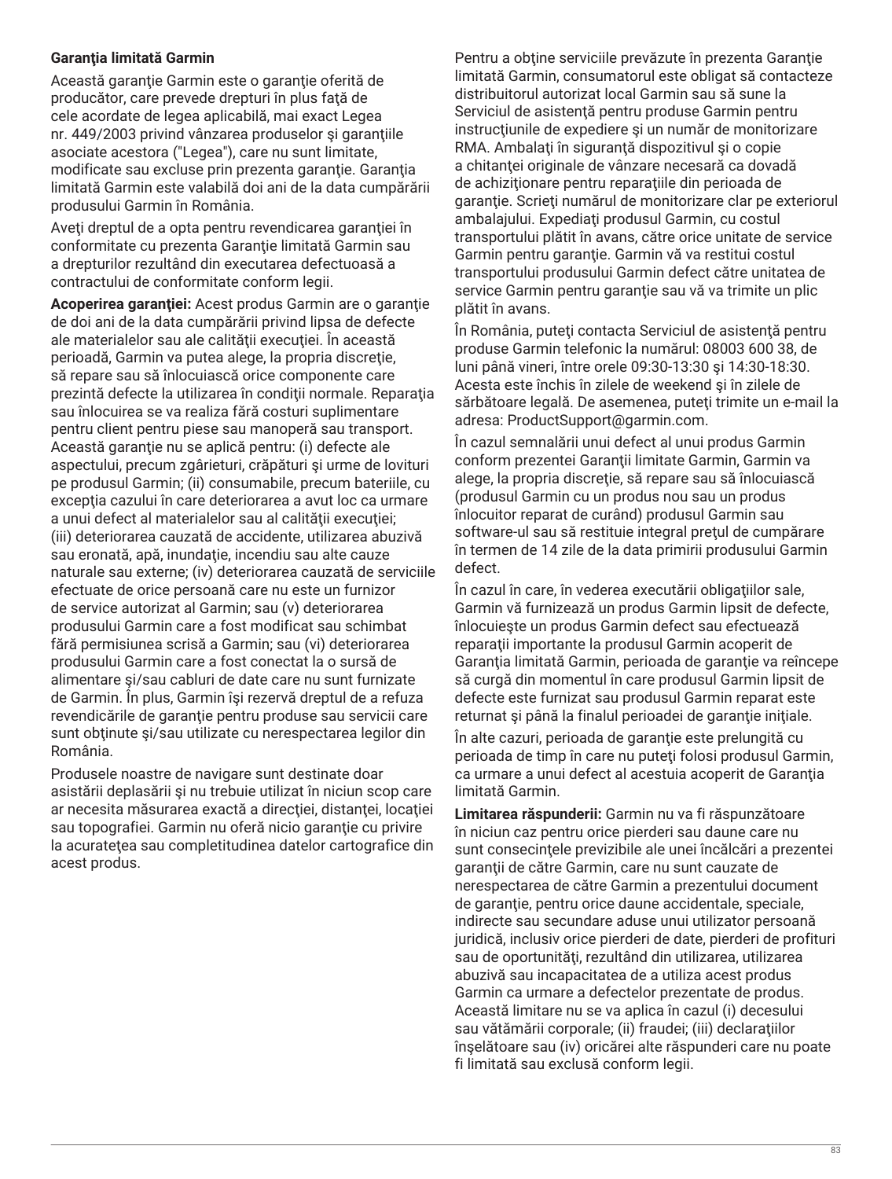### Garanţia limitată Garmin

Această garanţie Garmin este o garanţie oferită de producător, care prevede drepturi în plus faţă de cele acordate de legea aplicabilă, mai exact Legea nr. 449/2003 privind vânzarea produselor şi garanţiile asociate acestora ("Legea"), care nu sunt limitate, modificate sau excluse prin prezenta garanţie. Garanţia limitată Garmin este valabilă doi ani de la data cumpărării produsului Garmin în România.

Aveţi dreptul de a opta pentru revendicarea garanţiei în conformitate cu prezenta Garanţie limitată Garmin sau a drepturilor rezultând din executarea defectuoasă a contractului de conformitate conform legii.

**Acoperirea garanţiei:** Acest produs Garmin are o garanţie de doi ani de la data cumpărării privind lipsa de defecte ale materialelor sau ale calităţii execuţiei. În această perioadă, Garmin va putea alege, la propria discreţie, să repare sau să înlocuiască orice componente care prezintă defecte la utilizarea în condiţii normale. Reparaţia sau înlocuirea se va realiza fără costuri suplimentare pentru client pentru piese sau manoperă sau transport. Această garanţie nu se aplică pentru: (i) defecte ale aspectului, precum zgârieturi, crăpături şi urme de lovituri pe produsul Garmin; (ii) consumabile, precum bateriile, cu excepţia cazului în care deteriorarea a avut loc ca urmare a unui defect al materialelor sau al calităţii execuţiei; (iii) deteriorarea cauzată de accidente, utilizarea abuzivă sau eronată, apă, inundaţie, incendiu sau alte cauze naturale sau externe; (iv) deteriorarea cauzată de serviciile efectuate de orice persoană care nu este un furnizor de service autorizat al Garmin; sau (v) deteriorarea produsului Garmin care a fost modificat sau schimbat fără permisiunea scrisă a Garmin; sau (vi) deteriorarea produsului Garmin care a fost conectat la o sursă de alimentare şi/sau cabluri de date care nu sunt furnizate de Garmin. În plus, Garmin îşi rezervă dreptul de a refuza revendicările de garanţie pentru produse sau servicii care sunt obţinute şi/sau utilizate cu nerespectarea legilor din România.

Produsele noastre de navigare sunt destinate doar asistării deplasării şi nu trebuie utilizat în niciun scop care ar necesita măsurarea exactă a direcţiei, distanţei, locaţiei sau topografiei. Garmin nu oferă nicio garanţie cu privire la acurateţea sau completitudinea datelor cartografice din acest produs.

Pentru a obţine serviciile prevăzute în prezenta Garanţie limitată Garmin, consumatorul este obligat să contacteze distribuitorul autorizat local Garmin sau să sune la Serviciul de asistenţă pentru produse Garmin pentru instrucţiunile de expediere şi un număr de monitorizare RMA. Ambalaţi în siguranţă dispozitivul şi o copie a chitanţei originale de vânzare necesară ca dovadă de achiziţionare pentru reparaţiile din perioada de garanţie. Scrieţi numărul de monitorizare clar pe exteriorul ambalajului. Expediaţi produsul Garmin, cu costul transportului plătit în avans, către orice unitate de service Garmin pentru garanţie. Garmin vă va restitui costul transportului produsului Garmin defect către unitatea de service Garmin pentru garanţie sau vă va trimite un plic plătit în avans.

În România, puteţi contacta Serviciul de asistenţă pentru produse Garmin telefonic la numărul: 08003 600 38, de luni până vineri, între orele 09:30-13:30 şi 14:30-18:30. Acesta este închis în zilele de weekend şi în zilele de sărbătoare legală. De asemenea, puteţi trimite un e-mail la adresa: ProductSupport@garmin.com.

În cazul semnalării unui defect al unui produs Garmin conform prezentei Garanţii limitate Garmin, Garmin va alege, la propria discreţie, să repare sau să înlocuiască (produsul Garmin cu un produs nou sau un produs înlocuitor reparat de curând) produsul Garmin sau software-ul sau să restituie integral preţul de cumpărare în termen de 14 zile de la data primirii produsului Garmin defect.

În cazul în care, în vederea executării obligaţiilor sale, Garmin vă furnizează un produs Garmin lipsit de defecte, înlocuieşte un produs Garmin defect sau efectuează reparaţii importante la produsul Garmin acoperit de Garanţia limitată Garmin, perioada de garanţie va reîncepe să curgă din momentul în care produsul Garmin lipsit de defecte este furnizat sau produsul Garmin reparat este returnat şi până la finalul perioadei de garanţie iniţiale.

În alte cazuri, perioada de garanţie este prelungită cu perioada de timp în care nu puteţi folosi produsul Garmin, ca urmare a unui defect al acestuia acoperit de Garanţia limitată Garmin.

**Limitarea răspunderii:** Garmin nu va fi răspunzătoare în niciun caz pentru orice pierderi sau daune care nu sunt consecinţele previzibile ale unei încălcări a prezentei garanţii de către Garmin, care nu sunt cauzate de nerespectarea de către Garmin a prezentului document de garanţie, pentru orice daune accidentale, speciale, indirecte sau secundare aduse unui utilizator persoană juridică, inclusiv orice pierderi de date, pierderi de profituri sau de oportunităţi, rezultând din utilizarea, utilizarea abuzivă sau incapacitatea de a utiliza acest produs Garmin ca urmare a defectelor prezentate de produs. Această limitare nu se va aplica în cazul (i) decesului sau vătămării corporale; (ii) fraudei; (iii) declaraţiilor înşelătoare sau (iv) oricărei alte răspunderi care nu poate fi limitată sau exclusă conform legii.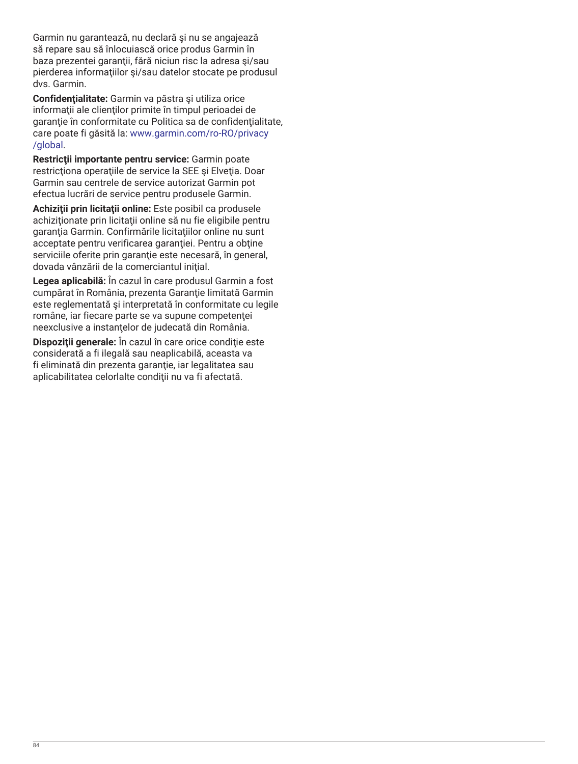Garmin nu garantează, nu declară şi nu se angajează să repare sau să înlocuiască orice produs Garmin în baza prezentei garanţii, fără niciun risc la adresa şi/sau pierderea informaţiilor şi/sau datelor stocate pe produsul dvs. Garmin.

**Confidenţialitate:** Garmin va păstra şi utiliza orice informaţii ale clienţilor primite în timpul perioadei de garanţie în conformitate cu Politica sa de confidenţialitate, care poate fi găsită la: www.garmin.com/ro-RO/privacy/global.

**Restricţii importante pentru service:** Garmin poate restricţiona operaţiile de service la SEE şi Elveţia. Doar Garmin sau centrele de service autorizat Garmin pot efectua lucrări de service pentru produsele Garmin.

**Achiziţii prin licitaţii online:** Este posibil ca produsele achiziţionate prin licitaţii online să nu fie eligibile pentru garanţia Garmin. Confirmările licitaţiilor online nu sunt acceptate pentru verificarea garanţiei. Pentru a obţine serviciile oferite prin garanţie este necesară, în general, dovada vânzării de la comerciantul iniţial.

**Legea aplicabilă:** În cazul în care produsul Garmin a fost cumpărat în România, prezenta Garanţie limitată Garmin este reglementată şi interpretată în conformitate cu legile române, iar fiecare parte se va supune competenţei neexclusive a instanţelor de judecată din România.

**Dispoziţii generale:** În cazul în care orice condiţie este considerată a fi ilegală sau neaplicabilă, aceasta va fi eliminată din prezenta garanţie, iar legalitatea sau aplicabilitatea celorlalte condiţii nu va fi afectată.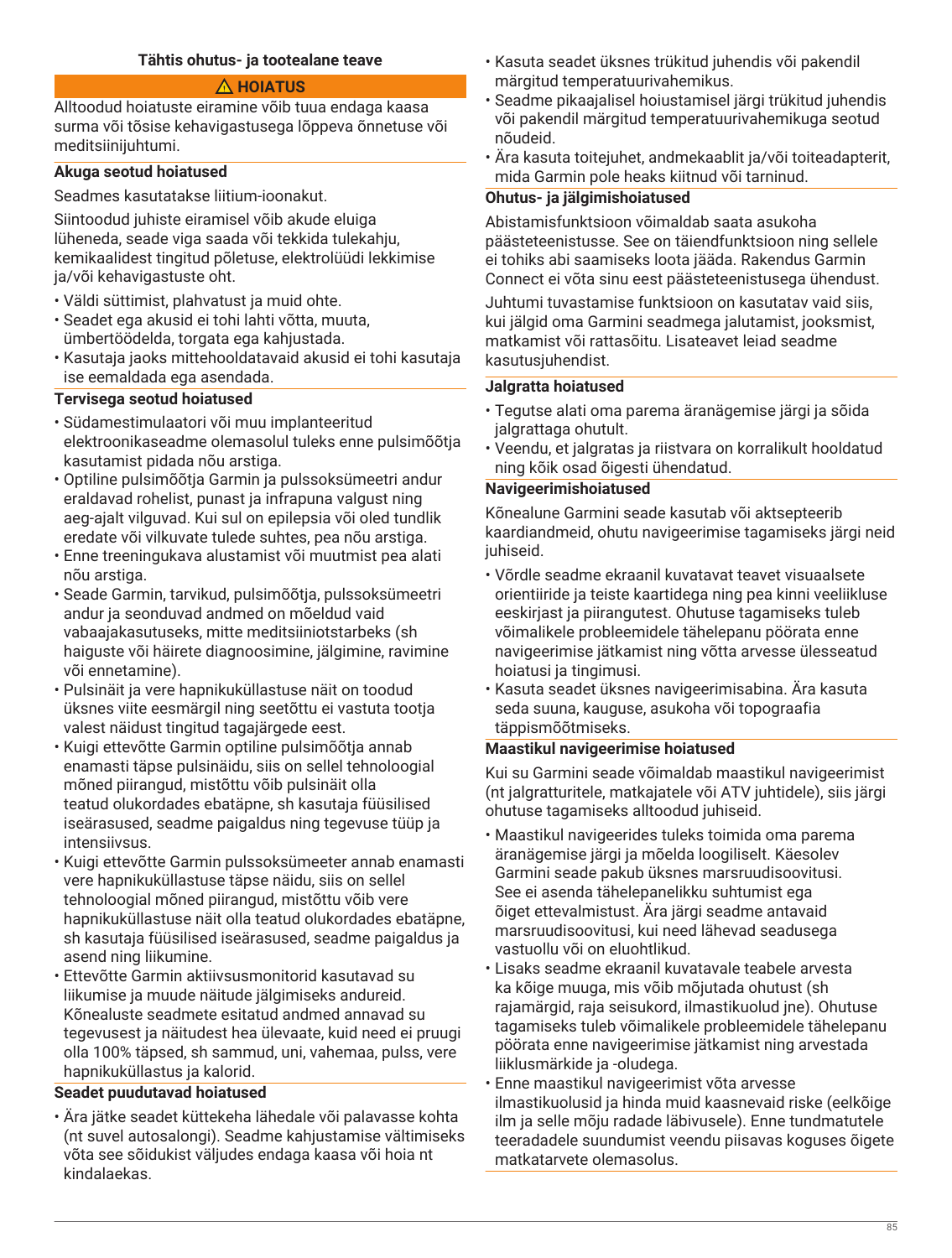## Tähtis ohutus- ja tootealane teave

**⚠ HOIATUS**

Alltoodud hoiatuste eiramine võib tuua endaga kaasa surma või tõsise kehavigastusega lõppeva õnnetuse või meditsiinijuhtumi.

### Akuga seotud hoiatused

Seadmes kasutatakse liitium-ioonakut.

Siintoodud juhiste eiramisel võib akude eluiga lüheneda, seade viga saada või tekkida tulekahju, kemikaalidest tingitud põletuse, elektrolüüdi lekkimise ja/või kehavigastuste oht.

- Väldi süttimist, plahvatust ja muid ohte.
- Seadet ega akusid ei tohi lahti võtta, muuta, ümbertöödelda, torgata ega kahjustada.
- Kasutaja jaoks mittehooldatavaid akusid ei tohi kasutaja ise eemaldada ega asendada.

### Tervisega seotud hoiatused

- Südamestimulaatori või muu implanteeritud elektroonikaseadme olemasolul tuleks enne pulsimõõtja kasutamist pidada nõu arstiga.
- Optiline pulsimõõtja Garmin ja pulssoksümeetri andur eraldavad rohelist, punast ja infrapuna valgust ning aeg-ajalt vilguvad. Kui sul on epilepsia või oled tundlik eredate või vilkuvate tulede suhtes, pea nõu arstiga.
- Enne treeningukava alustamist või muutmist pea alati nõu arstiga.
- Seade Garmin, tarvikud, pulsimõõtja, pulssoksümeetri andur ja seonduvad andmed on mõeldud vaid vabaajakasutuseks, mitte meditsiiniotstarbeks (sh haiguste või häirete diagnoosimine, jälgimine, ravimine või ennetamine).
- Pulsinäit ja vere hapnikuküllastuse näit on toodud üksnes viite eesmärgil ning seetõttu ei vastuta tootja valest näidust tingitud tagajärgede eest.
- Kuigi ettevõtte Garmin optiline pulsimõõtja annab enamasti täpse pulsinäidu, siis on sellel tehnoloogial mõned piirangud, mistõttu võib pulsinäit olla teatud olukordades ebatäpne, sh kasutaja füüsilised iseärasused, seadme paigaldus ning tegevuse tüüp ja intensiivsus.
- Kuigi ettevõtte Garmin pulssoksümeeter annab enamasti vere hapnikuküllastuse täpse näidu, siis on sellel tehnoloogial mõned piirangud, mistõttu võib vere hapnikuküllastuse näit olla teatud olukordades ebatäpne, sh kasutaja füüsilised iseärasused, seadme paigaldus ja asend ning liikumine.
- Ettevõtte Garmin aktiivsusmonitorid kasutavad su liikumise ja muude näitude jälgimiseks andureid. Kõnealuste seadmete esitatud andmed annavad su tegevusest ja näitudest hea ülevaate, kuid need ei pruugi olla 100% täpsed, sh sammud, uni, vahemaa, pulss, vere hapnikuküllastus ja kalorid.

### Seadet puudutavad hoiatused

- Ära jätke seadet küttekeha lähedale või palavasse kohta (nt suvel autosalongi). Seadme kahjustamise vältimiseks võta see sõidukist väljudes endaga kaasa või hoia nt kindalaekas.
- Kasuta seadet üksnes trükitud juhendis või pakendil märgitud temperatuurivahemikus.
- Seadme pikaajalisel hoiustamisel järgi trükitud juhendis või pakendil märgitud temperatuurivahemikuga seotud nõudeid.
- Ära kasuta toitejuhet, andmekaablit ja/või toiteadapterit, mida Garmin pole heaks kiitnud või tarninud.

### Ohutus- ja jälgimishoiatused

Abistamisfunktsioon võimaldab saata asukoha päästeteenistusse. See on täiendfunktsioon ning sellele ei tohiks abi saamiseks loota jääda. Rakendus Garmin Connect ei võta sinu eest päästeteenistusega ühendust.

Juhtumi tuvastamise funktsioon on kasutatav vaid siis, kui jälgid oma Garmini seadmega jalutamist, jooksmist, matkamist või rattasõitu. Lisateavet leiad seadme kasutusjuhendist.

### Jalgratta hoiatused

- Tegutse alati oma parema äranägemise järgi ja sõida jalgrattaga ohutult.
- Veendu, et jalgratas ja riistvara on korralikult hooldatud ning kõik osad õigesti ühendatud.

### Navigeerimishoiatused

Kõnealune Garmini seade kasutab või aktsepteerib kaardiandmeid, ohutu navigeerimise tagamiseks järgi neid juhiseid.

- Võrdle seadme ekraanil kuvatavat teavet visuaalsete orientiiride ja teiste kaartidega ning pea kinni veeliikluse eeskirjast ja piirangutest. Ohutuse tagamiseks tuleb võimalikele probleemidele tähelepanu pöörata enne navigeerimise jätkamist ning võtta arvesse ülesseatud hoiatusi ja tingimusi.
- Kasuta seadet üksnes navigeerimisabina. Ära kasuta seda suuna, kauguse, asukoha või topograafia täppismõõtmiseks.

### Maastikul navigeerimise hoiatused

Kui su Garmini seade võimaldab maastikul navigeerimist (nt jalgratturitele, matkajatele või ATV juhtidele), siis järgi ohutuse tagamiseks alltoodud juhiseid.

- Maastikul navigeerides tuleks toimida oma parema äranägemise järgi ja mõelda loogiliselt. Käesolev Garmini seade pakub üksnes marsruudisoovitusi. See ei asenda tähelepanelikku suhtumist ega õiget ettevalmistust. Ära järgi seadme antavaid marsruudisoovitusi, kui need lähevad seadusega vastuollu või on eluohtlikud.
- Lisaks seadme ekraanil kuvatavale teabele arvesta ka kõige muuga, mis võib mõjutada ohutust (sh rajamärgid, raja seisukord, ilmastikuolud jne). Ohutuse tagamiseks tuleb võimalikele probleemidele tähelepanu pöörata enne navigeerimise jätkamist ning arvestada liiklusmärkide ja -oludega.
- Enne maastikul navigeerimist võta arvesse ilmastikuolusid ja hinda muid kaasnevaid riske (eelkõige ilm ja selle mõju radade läbitavusele). Enne tundmatutele teeradadele suundumist veendu piisavas koguses õigete matkatarvete olemasolus.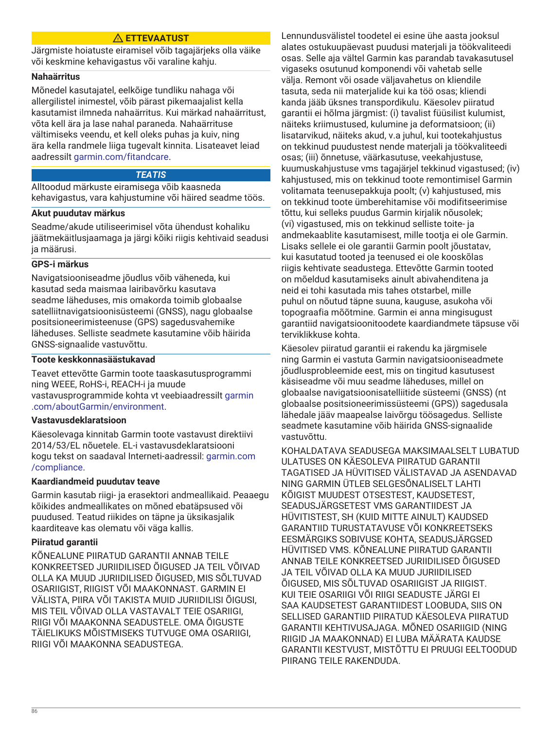**⚠ ETTEVAATUST**

Järgmiste hoiatuste eiramisel võib tagajärjeks olla väike või keskmine kehavigastus või varaline kahju.

### Nahaärritus

Mõnedel kasutajatel, eelkõige tundliku nahaga või allergilistel inimestel, võib pärast pikemaajalist kella kasutamist ilmneda nahaärritus. Kui märkad nahaärritust, võta kell ära ja lase nahal paraneda. Nahaärrituse vältimiseks veendu, et kell oleks puhas ja kuiv, ning ära kella randmele liiga tugevalt kinnita. Lisateavet leiad aadressilt garmin.com/fitandcare.

***TEATIS***

Alltoodud märkuste eiramisega võib kaasneda kehavigastus, vara kahjustumine või häired seadme töös.

### Akut puudutav märkus

Seadme/akude utiliseerimisel võta ühendust kohaliku jäätmekäitlusjaamaga ja järgi kõiki riigis kehtivaid seadusi ja määrusi.

### GPS-i märkus

Navigatsiooniseadme jõudlus võib väheneda, kui kasutad seda maismaa lairibavõrku kasutava seadme läheduses, mis omakorda toimib globaalse satelliitnavigatsioonisüsteemi (GNSS), nagu globaalse positsioneerimisteenuse (GPS) sagedusvahemike läheduses. Selliste seadmete kasutamine võib häirida GNSS-signaalide vastuvõttu.

### Toote keskkonnasäästukavad

Teavet ettevõtte Garmin toote taaskasutusprogrammi ning WEEE, RoHS-i, REACH-i ja muude vastavusprogrammide kohta vt veebiaadressilt garmin.com/aboutGarmin/environment.

### Vastavusdeklaratsioon

Käesolevaga kinnitab Garmin toote vastavust direktiivi 2014/53/EL nõuetele. EL-i vastavusdeklaratsiooni kogu tekst on saadaval Interneti-aadressil: garmin.com/compliance.

### Kaardiandmeid puudutav teave

Garmin kasutab riigi- ja erasektori andmeallikaid. Peaaegu kõikides andmeallikates on mõned ebatäpsused või puudused. Teatud riikides on täpne ja üksikasjalik kaarditeave kas olematu või väga kallis.

### Piiratud garantii

KÕNEALUNE PIIRATUD GARANTII ANNAB TEILE KONKREETSED JURIIDILISED ÕIGUSED JA TEIL VÕIVAD OLLA KA MUUD JURIIDILISED ÕIGUSED, MIS SÕLTUVAD OSARIIGIST, RIIGIST VÕI MAAKONNAST. GARMIN EI VÄLISTA, PIIRA VÕI TAKISTA MUID JURIIDILISI ÕIGUSI, MIS TEIL VÕIVAD OLLA VASTAVALT TEIE OSARIIGI, RIIGI VÕI MAAKONNA SEADUSTELE. OMA ÕIGUSTE TÄIELIKUKS MÕISTMISEKS TUTVUGE OMA OSARIIGI, RIIGI VÕI MAAKONNA SEADUSTEGA.

Lennundusvälistel toodetel ei esine ühe aasta jooksul alates ostukuupäevast puudusi materjali ja töökvaliteedi osas. Selle aja vältel Garmin kas parandab tavakasutusel vigaseks osutunud komponendi või vahetab selle välja. Remont või osade väljavahetus on kliendile tasuta, seda nii materjalide kui ka töö osas; kliendi kanda jääb üksnes transpordikulu. Käesolev piiratud garantii ei hõlma järgmist: (i) tavalist füüsilist kulumist, näiteks kriimustused, kulumine ja deformatsioon; (ii) lisatarvikud, näiteks akud, v.a juhul, kui tootekahjustus on tekkinud puudustest nende materjali ja töökvaliteedi osas; (iii) õnnetuse, väärkasutuse, veekahjustuse, kuumuskahjustuse vms tagajärjel tekkinud vigastused; (iv) kahjustused, mis on tekkinud toote remontimisel Garmin volitamata teenusepakkuja poolt; (v) kahjustused, mis on tekkinud toote ümberehitamise või modifitseerimise tõttu, kui selleks puudus Garmin kirjalik nõusolek; (vi) vigastused, mis on tekkinud selliste toite- ja andmekaablite kasutamisest, mille tootja ei ole Garmin. Lisaks sellele ei ole garantii Garmin poolt jõustatav, kui kasutatud tooted ja teenused ei ole kooskõlas riigis kehtivate seadustega. Ettevõtte Garmin tooted on mõeldud kasutamiseks ainult abivahenditena ja neid ei tohi kasutada mis tahes otstarbel, mille puhul on nõutud täpne suuna, kauguse, asukoha või topograafia mõõtmine. Garmin ei anna mingisugust garantiid navigatsioonitoodete kaardiandmete täpsuse või terviklikkuse kohta.

Käesolev piiratud garantii ei rakendu ka järgmisele ning Garmin ei vastuta Garmin navigatsiooniseadmete jõudlusprobleemide eest, mis on tingitud kasutusest käsiseadme või muu seadme läheduses, millel on globaalse navigatsioonisatelliitide süsteemi (GNSS) (nt globaalse positsioneerimissüsteemi (GPS)) sagedusala lähedale jääv maapealse laivõrgu töösagedus. Selliste seadmete kasutamine võib häirida GNSS-signaalide vastuvõttu.

KOHALDATAVA SEADUSEGA MAKSIMAALSELT LUBATUD ULATUSES ON KÄESOLEVA PIIRATUD GARANTII TAGATISED JA HÜVITISED VÄLISTAVAD JA ASENDAVAD NING GARMIN ÜTLEB SELGESÕNALISELT LAHTI KÕIGIST MUUDEST OTSESTEST, KAUDSETEST, SEADUSJÄRGSETEST VMS GARANTIIDEST JA HÜVITISTEST, SH (KUID MITTE AINULT) KAUDSED GARANTIID TURUSTATAVUSE VÕI KONKREETSEKS EESMÄRGIKS SOBIVUSE KOHTA, SEADUSJÄRGSED HÜVITISED VMS. KÕNEALUNE PIIRATUD GARANTII ANNAB TEILE KONKREETSED JURIIDILISED ÕIGUSED JA TEIL VÕIVAD OLLA KA MUUD JURIIDILISED ÕIGUSED, MIS SÕLTUVAD OSARIIGIST JA RIIGIST. KUI TEIE OSARIIGI VÕI RIIGI SEADUSTE JÄRGI EI SAA KAUDSETEST GARANTIIDEST LOOBUDA, SIIS ON SELLISED GARANTIID PIIRATUD KÄESOLEVA PIIRATUD GARANTII KEHTIVUSAJAGA. MÕNED OSARIIGID (NING RIIGID JA MAAKONNAD) EI LUBA MÄÄRATA KAUDSE GARANTII KESTVUST, MISTÕTTU EI PRUUGI EELTOODUD PIIRANG TEILE RAKENDUDA.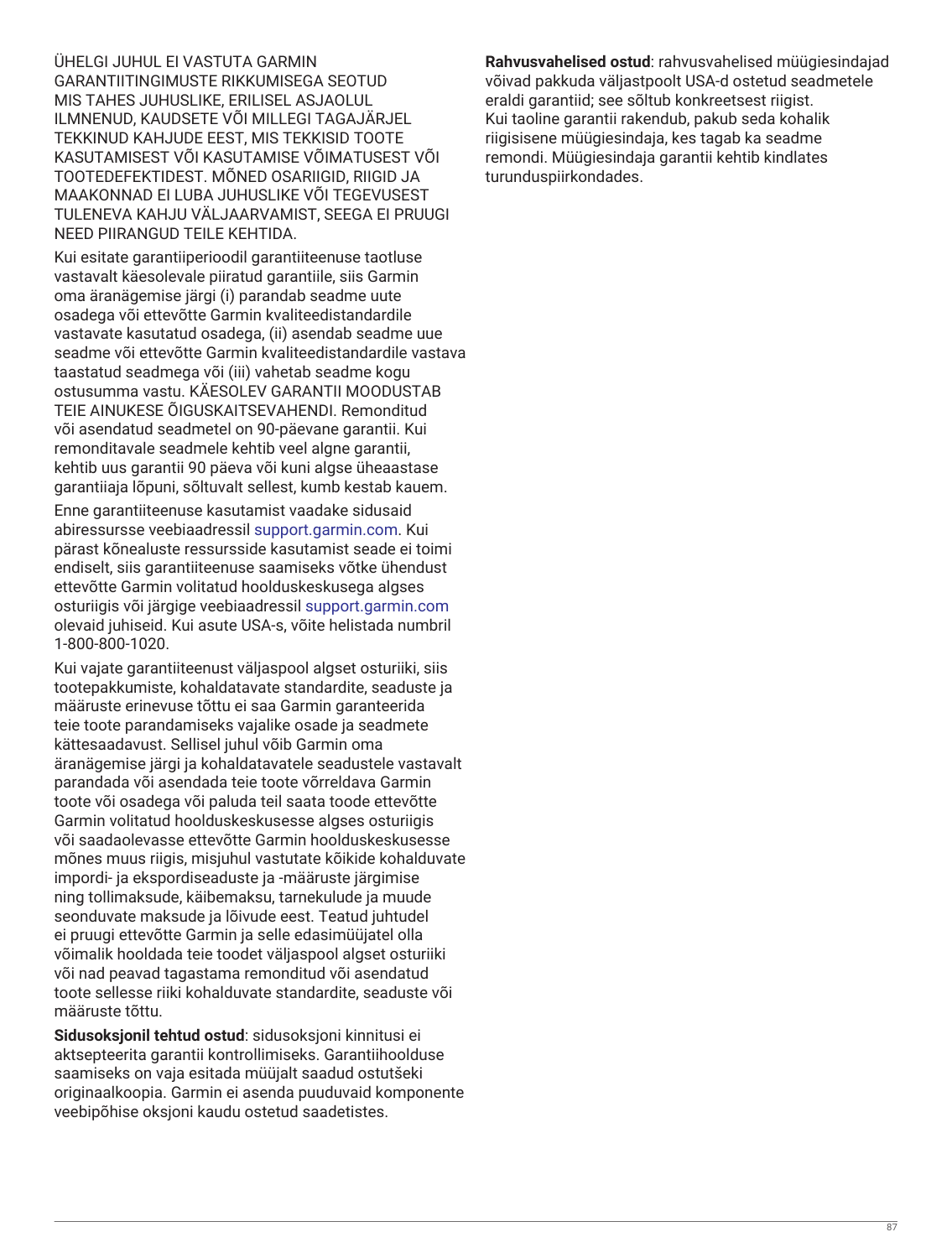ÜHELGI JUHUL EI VASTUTA GARMIN GARANTIITINGIMUSTE RIKKUMISEGA SEOTUD MIS TAHES JUHUSLIKE, ERILISEL ASJAOLUL ILMNENUD, KAUDSETE VÕI MILLEGI TAGAJÄRJEL TEKKINUD KAHJUDE EEST, MIS TEKKISID TOOTE KASUTAMISEST VÕI KASUTAMISE VÕIMATUSEST VÕI TOOTEDEFEKTIDEST. MÕNED OSARIIGID, RIIGID JA MAAKONNAD EI LUBA JUHUSLIKE VÕI TEGEVUSEST TULENEVA KAHJU VÄLJAARVAMIST, SEEGA EI PRUUGI NEED PIIRANGUD TEILE KEHTIDA.

Kui esitate garantiiperioodil garantiiteenuse taotluse vastavalt käesolevale piiratud garantiile, siis Garmin oma äranägemise järgi (i) parandab seadme uute osadega või ettevõtte Garmin kvaliteedistandardile vastavate kasutatud osadega, (ii) asendab seadme uue seadme või ettevõtte Garmin kvaliteedistandardile vastava taastatud seadmega või (iii) vahetab seadme kogu ostusumma vastu. KÄESOLEV GARANTII MOODUSTAB TEIE AINUKESE ÕIGUSKAITSEVAHENDI. Remonditud või asendatud seadmetel on 90-päevane garantii. Kui remonditavale seadmele kehtib veel algne garantii, kehtib uus garantii 90 päeva või kuni algse üheaastase garantiiaja lõpuni, sõltuvalt sellest, kumb kestab kauem.

Enne garantiiteenuse kasutamist vaadake sidusaid abiressursse veebiaadressil support.garmin.com. Kui pärast kõnealuste ressursside kasutamist seade ei toimi endiselt, siis garantiiteenuse saamiseks võtke ühendust ettevõtte Garmin volitatud hoolduskeskusega algses osturiigis või järgige veebiaadressil support.garmin.com olevaid juhiseid. Kui asute USA-s, võite helistada numbril 1-800-800-1020.

Kui vajate garantiiteenust väljaspool algset osturiiki, siis tootepakkumiste, kohaldatavate standardite, seaduste ja määruste erinevuse tõttu ei saa Garmin garanteerida teie toote parandamiseks vajalike osade ja seadmete kättesaadavust. Sellisel juhul võib Garmin oma äranägemise järgi ja kohaldatavatele seadustele vastavalt parandada või asendada teie toote võrreldava Garmin toote või osadega või paluda teil saata toode ettevõtte Garmin volitatud hoolduskeskusesse algses osturiigis või saadaolevasse ettevõtte Garmin hoolduskeskusesse mõnes muus riigis, misjuhul vastutate kõikide kohalduvate impordi- ja ekspordiseaduste ja -määruste järgimise ning tollimaksude, käibemaksu, tarnekulude ja muude seonduvate maksude ja lõivude eest. Teatud juhtudel ei pruugi ettevõtte Garmin ja selle edasimüüjatel olla võimalik hooldada teie toodet väljaspool algset osturiiki või nad peavad tagastama remonditud või asendatud toote sellesse riiki kohalduvate standardite, seaduste või määruste tõttu.

**Sidusoksjonil tehtud ostud**: sidusoksjoni kinnitusi ei aktsepteerita garantii kontrollimiseks. Garantiihoolduse saamiseks on vaja esitada müüjalt saadud ostutšeki originaalkoopia. Garmin ei asenda puuduvaid komponente veebipõhise oksjoni kaudu ostetud saadetistes.

**Rahvusvahelised ostud**: rahvusvahelised müügiesindajad võivad pakkuda väljastpoolt USA-d ostetud seadmetele eraldi garantiid; see sõltub konkreetsest riigist. Kui taoline garantii rakendub, pakub seda kohalik riigisisene müügiesindaja, kes tagab ka seadme remondi. Müügiesindaja garantii kehtib kindlates turunduspiirkondades.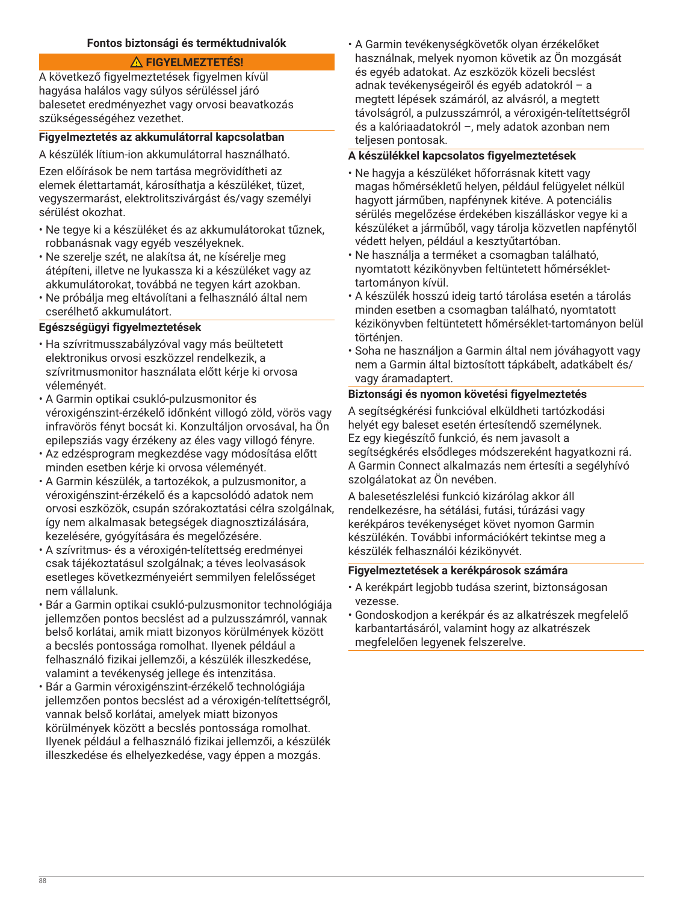## Fontos biztonsági és terméktudnivalók

**⚠ FIGYELMEZTETÉS!**

A következő figyelmeztetések figyelmen kívül hagyása halálos vagy súlyos sérüléssel járó balesetet eredményezhet vagy orvosi beavatkozás szükségességéhez vezethet.

### Figyelmeztetés az akkumulátorral kapcsolatban

A készülék lítium-ion akkumulátorral használható.

Ezen előírások be nem tartása megrövidítheti az elemek élettartamát, károsíthatja a készüléket, tüzet, vegyszermarást, elektrolitszivárgást és/vagy személyi sérülést okozhat.

- Ne tegye ki a készüléket és az akkumulátorokat tűznek, robbanásnak vagy egyéb veszélyeknek.
- Ne szerelje szét, ne alakítsa át, ne kísérelje meg átépíteni, illetve ne lyukassza ki a készüléket vagy az akkumulátorokat, továbbá ne tegyen kárt azokban.
- Ne próbálja meg eltávolítani a felhasználó által nem cserélhető akkumulátort.

### Egészségügyi figyelmeztetések

- Ha szívritmusszabályzóval vagy más beültetett elektronikus orvosi eszközzel rendelkezik, a szívritmusmonitor használata előtt kérje ki orvosa véleményét.
- A Garmin optikai csukló-pulzusmonitor és véroxigénszint-érzékelő időnként villogó zöld, vörös vagy infravörös fényt bocsát ki. Konzultáljon orvosával, ha Ön epilepsziás vagy érzékeny az éles vagy villogó fényre.
- Az edzésprogram megkezdése vagy módosítása előtt minden esetben kérje ki orvosa véleményét.
- A Garmin készülék, a tartozékok, a pulzusmonitor, a véroxigénszint-érzékelő és a kapcsolódó adatok nem orvosi eszközök, csupán szórakoztatási célra szolgálnak, így nem alkalmasak betegségek diagnosztizálására, kezelésére, gyógyítására és megelőzésére.
- A szívritmus- és a véroxigén-telítettség eredményei csak tájékoztatásul szolgálnak; a téves leolvasások esetleges következményeiért semmilyen felelősséget nem vállalunk.
- Bár a Garmin optikai csukló-pulzusmonitor technológiája jellemzően pontos becslést ad a pulzusszámról, vannak belső korlátai, amik miatt bizonyos körülmények között a becslés pontossága romolhat. Ilyenek például a felhasználó fizikai jellemzői, a készülék illeszkedése, valamint a tevékenység jellege és intenzitása.
- Bár a Garmin véroxigénszint-érzékelő technológiája jellemzően pontos becslést ad a véroxigén-telítettségről, vannak belső korlátai, amelyek miatt bizonyos körülmények között a becslés pontossága romolhat. Ilyenek például a felhasználó fizikai jellemzői, a készülék illeszkedése és elhelyezkedése, vagy éppen a mozgás.
- A Garmin tevékenységkövetők olyan érzékelőket használnak, melyek nyomon követik az Ön mozgását és egyéb adatokat. Az eszközök közeli becslést adnak tevékenységeiről és egyéb adatokról – a megtett lépések számáról, az alvásról, a megtett távolságról, a pulzusszámról, a véroxigén-telítettségről és a kalóriaadatokról –, mely adatok azonban nem teljesen pontosak.

### A készülékkel kapcsolatos figyelmeztetések

- Ne hagyja a készüléket hőforrásnak kitett vagy magas hőmérsékletű helyen, például felügyelet nélkül hagyott járműben, napfénynek kitéve. A potenciális sérülés megelőzése érdekében kiszálláskor vegye ki a készüléket a járműből, vagy tárolja közvetlen napfénytől védett helyen, például a kesztyűtartóban.
- Ne használja a terméket a csomagban található, nyomtatott kézikönyvben feltüntetett hőmérséklet-tartományon kívül.
- A készülék hosszú ideig tartó tárolása esetén a tárolás minden esetben a csomagban található, nyomtatott kézikönyvben feltüntetett hőmérséklet-tartományon belül történjen.
- Soha ne használjon a Garmin által nem jóváhagyott vagy nem a Garmin által biztosított tápkábelt, adatkábelt és/vagy áramadaptert.

### Biztonsági és nyomon követési figyelmeztetés

A segítségkérési funkcióval elküldheti tartózkodási helyét egy baleset esetén értesítendő személynek. Ez egy kiegészítő funkció, és nem javasolt a segítségkérés elsődleges módszereként hagyatkozni rá. A Garmin Connect alkalmazás nem értesíti a segélyhívó szolgálatokat az Ön nevében.

A balesetészlelési funkció kizárólag akkor áll rendelkezésre, ha sétálási, futási, túrázási vagy kerékpáros tevékenységet követ nyomon Garmin készülékén. További információkért tekintse meg a készülék felhasználói kézikönyvét.

### Figyelmeztetések a kerékpárosok számára

- A kerékpárt legjobb tudása szerint, biztonságosan vezesse.
- Gondoskodjon a kerékpár és az alkatrészek megfelelő karbantartásáról, valamint hogy az alkatrészek megfelelően legyenek felszerelve.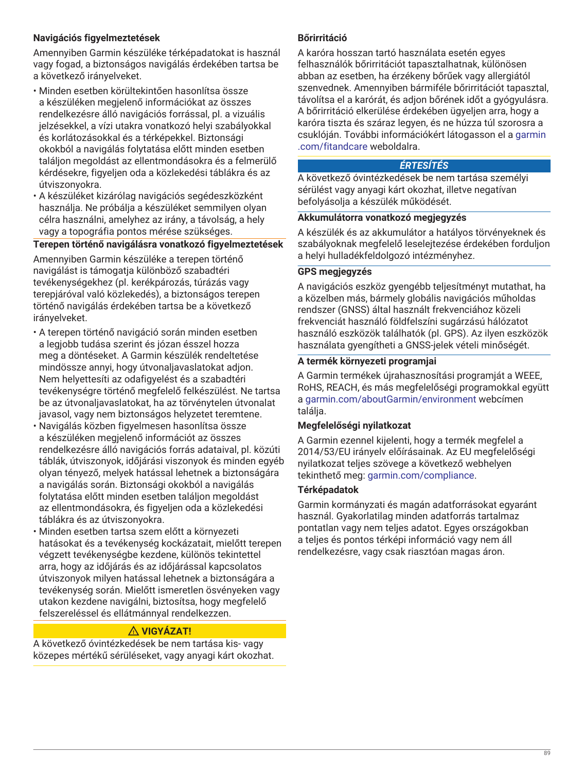### Navigációs figyelmeztetések

Amennyiben Garmin készüléke térképadatokat is használ vagy fogad, a biztonságos navigálás érdekében tartsa be a következő irányelveket.

- Minden esetben körültekintően hasonlítsa össze a készüléken megjelenő információkat az összes rendelkezésre álló navigációs forrással, pl. a vizuális jelzésekkel, a vízi utakra vonatkozó helyi szabályokkal és korlátozásokkal és a térképekkel. Biztonsági okokból a navigálás folytatása előtt minden esetben találjon megoldást az ellentmondásokra és a felmerülő kérdésekre, figyeljen oda a közlekedési táblákra és az útviszonyokra.
- A készüléket kizárólag navigációs segédeszközként használja. Ne próbálja a készüléket semmilyen olyan célra használni, amelyhez az irány, a távolság, a hely vagy a topográfia pontos mérése szükséges.

### Terepen történő navigálásra vonatkozó figyelmeztetések

Amennyiben Garmin készüléke a terepen történő navigálást is támogatja különböző szabadtéri tevékenységekhez (pl. kerékpározás, túrázás vagy terepjáróval való közlekedés), a biztonságos terepen történő navigálás érdekében tartsa be a következő irányelveket.

- A terepen történő navigáció során minden esetben a legjobb tudása szerint és józan ésszel hozza meg a döntéseket. A Garmin készülék rendeltetése mindössze annyi, hogy útvonaljavaslatokat adjon. Nem helyettesíti az odafigyelést és a szabadtéri tevékenységre történő megfelelő felkészülést. Ne tartsa be az útvonaljavaslatokat, ha az törvénytelen útvonalat javasol, vagy nem biztonságos helyzetet teremtene.
- Navigálás közben figyelmesen hasonlítsa össze a készüléken megjelenő információt az összes rendelkezésre álló navigációs forrás adataival, pl. közúti táblák, útviszonyok, időjárási viszonyok és minden egyéb olyan tényező, melyek hatással lehetnek a biztonságára a navigálás során. Biztonsági okokból a navigálás folytatása előtt minden esetben találjon megoldást az ellentmondásokra, és figyeljen oda a közlekedési táblákra és az útviszonyokra.
- Minden esetben tartsa szem előtt a környezeti hatásokat és a tevékenység kockázatait, mielőtt terepen végzett tevékenységbe kezdene, különös tekintettel arra, hogy az időjárás és az időjárással kapcsolatos útviszonyok milyen hatással lehetnek a biztonságára a tevékenység során. Mielőtt ismeretlen ösvényeken vagy utakon kezdene navigálni, biztosítsa, hogy megfelelő felszereléssel és ellátmánnyal rendelkezzen.

**⚠ VIGYÁZAT!**

A következő óvintézkedések be nem tartása kis- vagy közepes mértékű sérüléseket, vagy anyagi kárt okozhat.

### Bőrirritáció

A karóra hosszan tartó használata esetén egyes felhasználók bőrirritációt tapasztalhatnak, különösen abban az esetben, ha érzékeny bőrűek vagy allergiától szenvednek. Amennyiben bármiféle bőrirritációt tapasztal, távolítsa el a karórát, és adjon bőrének időt a gyógyulásra. A bőrirritáció elkerülése érdekében ügyeljen arra, hogy a karóra tiszta és száraz legyen, és ne húzza túl szorosra a csuklóján. További információkért látogasson el a garmin.com/fitandcare weboldalra.

***ÉRTESÍTÉS***

A következő óvintézkedések be nem tartása személyi sérülést vagy anyagi kárt okozhat, illetve negatívan befolyásolja a készülék működését.

### Akkumulátorra vonatkozó megjegyzés

A készülék és az akkumulátor a hatályos törvényeknek és szabályoknak megfelelő leselejtezése érdekében forduljon a helyi hulladékfeldolgozó intézményhez.

### GPS megjegyzés

A navigációs eszköz gyengébb teljesítményt mutathat, ha a közelben más, bármely globális navigációs műholdas rendszer (GNSS) által használt frekvenciához közeli frekvenciát használó földfelszíni sugárzású hálózatot használó eszközök találhatók (pl. GPS). Az ilyen eszközök használata gyengítheti a GNSS-jelek vételi minőségét.

### A termék környezeti programjai

A Garmin termékek újrahasznosítási programját a WEEE, RoHS, REACH, és más megfelelőségi programokkal együtt a garmin.com/aboutGarmin/environment webcímen találja.

### Megfelelőségi nyilatkozat

A Garmin ezennel kijelenti, hogy a termék megfelel a 2014/53/EU irányelv előírásainak. Az EU megfelelőségi nyilatkozat teljes szövege a következő webhelyen tekinthető meg: garmin.com/compliance.

### Térképadatok

Garmin kormányzati és magán adatforrásokat egyaránt használ. Gyakorlatilag minden adatforrás tartalmaz pontatlan vagy nem teljes adatot. Egyes országokban a teljes és pontos térképi információ vagy nem áll rendelkezésre, vagy csak riasztóan magas áron.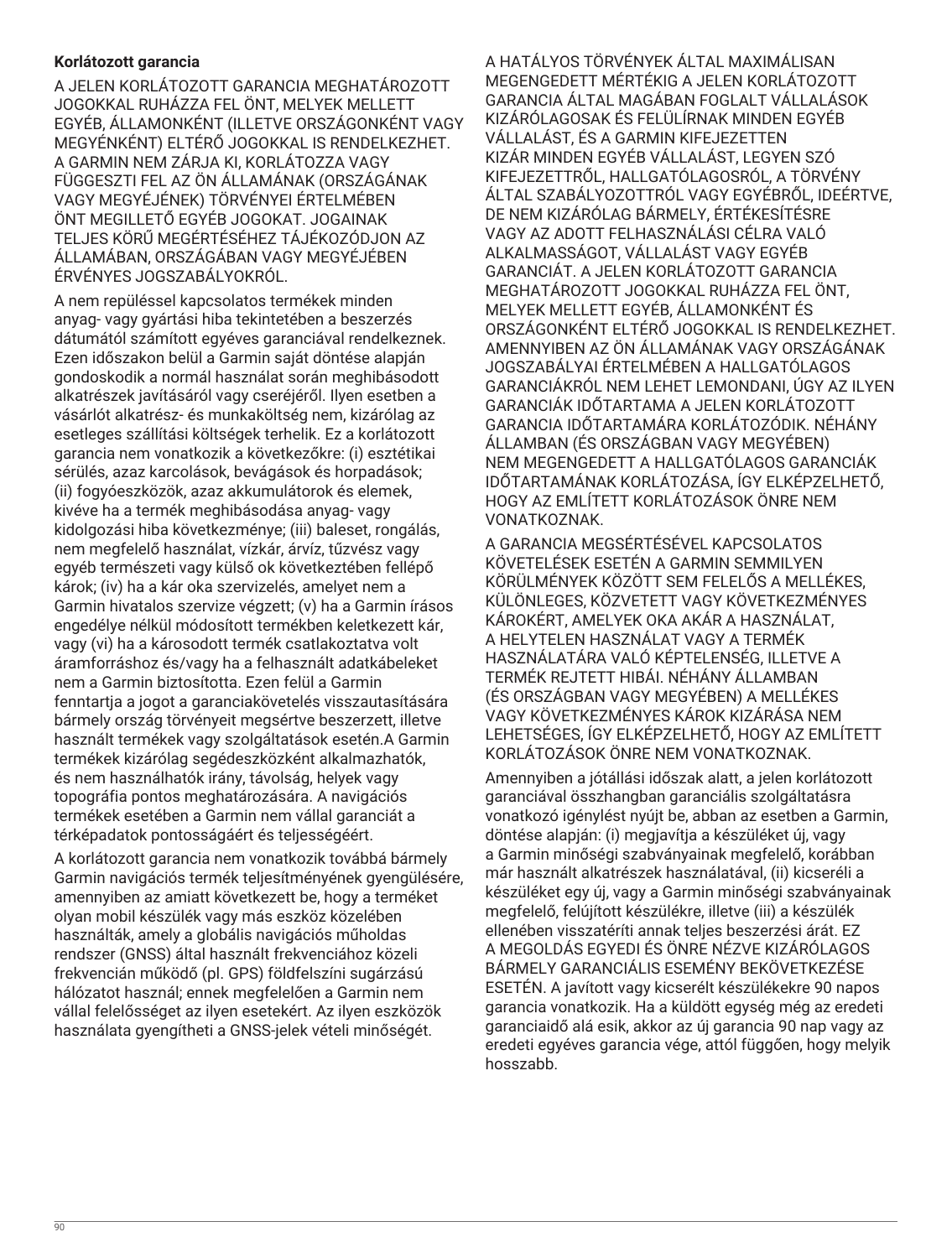**Korlátozott garancia**

A JELEN KORLÁTOZOTT GARANCIA MEGHATÁROZOTT JOGOKKAL RUHÁZZA FEL ÖNT, MELYEK MELLETT EGYÉB, ÁLLAMONKÉNT (ILLETVE ORSZÁGONKÉNT VAGY MEGYÉNKÉNT) ELTÉRŐ JOGOKKAL IS RENDELKEZHET. A GARMIN NEM ZÁRJA KI, KORLÁTOZZA VAGY FÜGGESZTI FEL AZ ÖN ÁLLAMÁNAK (ORSZÁGÁNAK VAGY MEGYÉJÉNEK) TÖRVÉNYEI ÉRTELMÉBEN ÖNT MEGILLETŐ EGYÉB JOGOKAT. JOGAINAK TELJES KÖRŰ MEGÉRTÉSÉHEZ TÁJÉKOZÓDJON AZ ÁLLAMÁBAN, ORSZÁGÁBAN VAGY MEGYÉJÉBEN ÉRVÉNYES JOGSZABÁLYOKRÓL.

A nem repüléssel kapcsolatos termékek minden anyag- vagy gyártási hiba tekintetében a beszerzés dátumától számított egyéves garanciával rendelkeznek. Ezen időszakon belül a Garmin saját döntése alapján gondoskodik a normál használat során meghibásodott alkatrészek javításáról vagy cseréjéről. Ilyen esetben a vásárlót alkatrész- és munkaköltség nem, kizárólag az esetleges szállítási költségek terhelik. Ez a korlátozott garancia nem vonatkozik a következőkre: (i) esztétikai sérülés, azaz karcolások, bevágások és horpadások; (ii) fogyóeszközök, azaz akkumulátorok és elemek, kivéve ha a termék meghibásodása anyag- vagy kidolgozási hiba következménye; (iii) baleset, rongálás, nem megfelelő használat, vízkár, árvíz, tűzvész vagy egyéb természeti vagy külső ok következtében fellépő károk; (iv) ha a kár oka szervizelés, amelyet nem a Garmin hivatalos szervize végzett; (v) ha a Garmin írásos engedélye nélkül módosított termékben keletkezett kár, vagy (vi) ha a károsodott termék csatlakoztatva volt áramforráshoz és/vagy ha a felhasznált adatkábeleket nem a Garmin biztosította. Ezen felül a Garmin fenntartja a jogot a garanciakövetelés visszautasítására bármely ország törvényeit megsértve beszerzett, illetve használt termékek vagy szolgáltatások esetén.A Garmin termékek kizárólag segédeszközként alkalmazhatók, és nem használhatók irány, távolság, helyek vagy topográfia pontos meghatározására. A navigációs termékek esetében a Garmin nem vállal garanciát a térképadatok pontosságáért és teljességéért.

A korlátozott garancia nem vonatkozik továbbá bármely Garmin navigációs termék teljesítményének gyengülésére, amennyiben az amiatt következett be, hogy a terméket olyan mobil készülék vagy más eszköz közelében használták, amely a globális navigációs műholdas rendszer (GNSS) által használt frekvenciához közeli frekvencián működő (pl. GPS) földfelszíni sugárzású hálózatot használ; ennek megfelelően a Garmin nem vállal felelősséget az ilyen esetekért. Az ilyen eszközök használata gyengítheti a GNSS-jelek vételi minőségét.

A HATÁLYOS TÖRVÉNYEK ÁLTAL MAXIMÁLISAN MEGENGEDETT MÉRTÉKIG A JELEN KORLÁTOZOTT GARANCIA ÁLTAL MAGÁBAN FOGLALT VÁLLALÁSOK KIZÁRÓLAGOSAK ÉS FELÜLÍRNAK MINDEN EGYÉB VÁLLALÁST, ÉS A GARMIN KIFEJEZETTEN KIZÁR MINDEN EGYÉB VÁLLALÁST, LEGYEN SZÓ KIFEJEZETTRŐL, HALLGATÓLAGOSRÓL, A TÖRVÉNY ÁLTAL SZABÁLYOZOTTRÓL VAGY EGYÉBRŐL, IDEÉRTVE, DE NEM KIZÁRÓLAG BÁRMELY, ÉRTÉKESÍTÉSRE VAGY AZ ADOTT FELHASZNÁLÁSI CÉLRA VALÓ ALKALMASSÁGOT, VÁLLALÁST VAGY EGYÉB GARANCIÁT. A JELEN KORLÁTOZOTT GARANCIA MEGHATÁROZOTT JOGOKKAL RUHÁZZA FEL ÖNT, MELYEK MELLETT EGYÉB, ÁLLAMONKÉNT ÉS ORSZÁGONKÉNT ELTÉRŐ JOGOKKAL IS RENDELKEZHET. AMENNYIBEN AZ ÖN ÁLLAMÁNAK VAGY ORSZÁGÁNAK JOGSZABÁLYAI ÉRTELMÉBEN A HALLGATÓLAGOS GARANCIÁKRÓL NEM LEHET LEMONDANI, ÚGY AZ ILYEN GARANCIÁK IDŐTARTAMA A JELEN KORLÁTOZOTT GARANCIA IDŐTARTAMÁRA KORLÁTOZÓDIK. NÉHÁNY ÁLLAMBAN (ÉS ORSZÁGBAN VAGY MEGYÉBEN) NEM MEGENGEDETT A HALLGATÓLAGOS GARANCIÁK IDŐTARTAMÁNAK KORLÁTOZÁSA, ÍGY ELKÉPZELHETŐ, HOGY AZ EMLÍTETT KORLÁTOZÁSOK ÖNRE NEM VONATKOZNAK.

A GARANCIA MEGSÉRTÉSÉVEL KAPCSOLATOS KÖVETELÉSEK ESETÉN A GARMIN SEMMILYEN KÖRÜLMÉNYEK KÖZÖTT SEM FELELŐS A MELLÉKES, KÜLÖNLEGES, KÖZVETETT VAGY KÖVETKEZMÉNYES KÁROKÉRT, AMELYEK OKA AKÁR A HASZNÁLAT, A HELYTELEN HASZNÁLAT VAGY A TERMÉK HASZNÁLATÁRA VALÓ KÉPTELENSÉG, ILLETVE A TERMÉK REJTETT HIBÁI. NÉHÁNY ÁLLAMBAN (ÉS ORSZÁGBAN VAGY MEGYÉBEN) A MELLÉKES VAGY KÖVETKEZMÉNYES KÁROK KIZÁRÁSA NEM LEHETSÉGES, ÍGY ELKÉPZELHETŐ, HOGY AZ EMLÍTETT KORLÁTOZÁSOK ÖNRE NEM VONATKOZNAK.

Amennyiben a jótállási időszak alatt, a jelen korlátozott garanciával összhangban garanciális szolgáltatásra vonatkozó igénylést nyújt be, abban az esetben a Garmin, döntése alapján: (i) megjavítja a készüléket új, vagy a Garmin minőségi szabványainak megfelelő, korábban már használt alkatrészek használatával, (ii) kicseréli a készüléket egy új, vagy a Garmin minőségi szabványainak megfelelő, felújított készülékre, illetve (iii) a készülék ellenében visszatéríti annak teljes beszerzési árát. EZ A MEGOLDÁS EGYEDI ÉS ÖNRE NÉZVE KIZÁRÓLAGOS BÁRMELY GARANCIÁLIS ESEMÉNY BEKÖVETKEZÉSE ESETÉN. A javított vagy kicserélt készülékekre 90 napos garancia vonatkozik. Ha a küldött egység még az eredeti garanciaidő alá esik, akkor az új garancia 90 nap vagy az eredeti egyéves garancia vége, attól függően, hogy melyik hosszabb.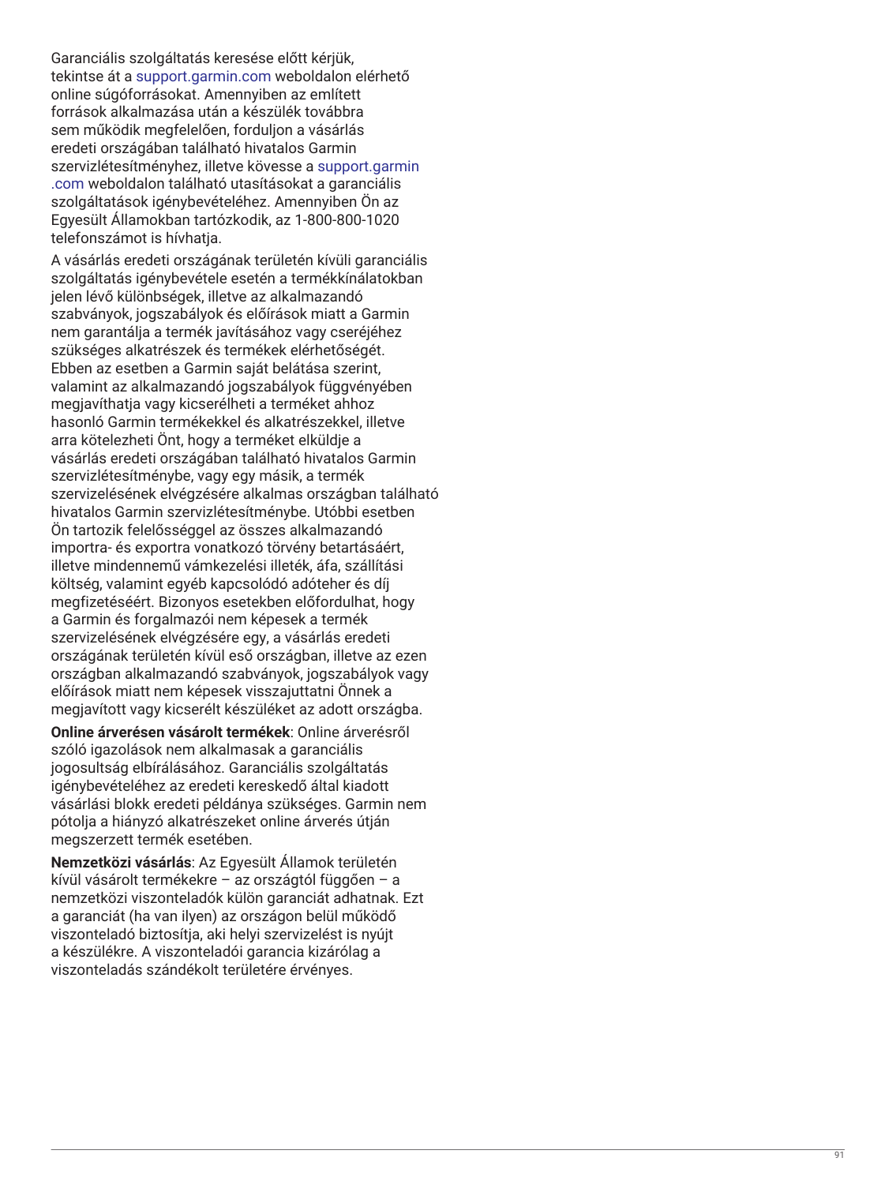Garanciális szolgáltatás keresése előtt kérjük, tekintse át a support.garmin.com weboldalon elérhető online súgóforrásokat. Amennyiben az említett források alkalmazása után a készülék továbbra sem működik megfelelően, forduljon a vásárlás eredeti országában található hivatalos Garmin szervizlétesítményhez, illetve kövesse a support.garmin.com weboldalon található utasításokat a garanciális szolgáltatások igénybevételéhez. Amennyiben Ön az Egyesült Államokban tartózkodik, az 1-800-800-1020 telefonszámot is hívhatja.

A vásárlás eredeti országának területén kívüli garanciális szolgáltatás igénybevétele esetén a termékkínálatokban jelen lévő különbségek, illetve az alkalmazandó szabványok, jogszabályok és előírások miatt a Garmin nem garantálja a termék javításához vagy cseréjéhez szükséges alkatrészek és termékek elérhetőségét. Ebben az esetben a Garmin saját belátása szerint, valamint az alkalmazandó jogszabályok függvényében megjavíthatja vagy kicserélheti a terméket ahhoz hasonló Garmin termékekkel és alkatrészekkel, illetve arra kötelezheti Önt, hogy a terméket elküldje a vásárlás eredeti országában található hivatalos Garmin szervizlétesítménybe, vagy egy másik, a termék szervizelésének elvégzésére alkalmas országban található hivatalos Garmin szervizlétesítménybe. Utóbbi esetben Ön tartozik felelősséggel az összes alkalmazandó importra- és exportra vonatkozó törvény betartásáért, illetve mindennemű vámkezelési illeték, áfa, szállítási költség, valamint egyéb kapcsolódó adóteher és díj megfizetéséért. Bizonyos esetekben előfordulhat, hogy a Garmin és forgalmazói nem képesek a termék szervizelésének elvégzésére egy, a vásárlás eredeti országának területén kívül eső országban, illetve az ezen országban alkalmazandó szabványok, jogszabályok vagy előírások miatt nem képesek visszajuttatni Önnek a megjavított vagy kicserélt készüléket az adott országba.

**Online árverésen vásárolt termékek**: Online árverésről szóló igazolások nem alkalmasak a garanciális jogosultság elbírálásához. Garanciális szolgáltatás igénybevételéhez az eredeti kereskedő által kiadott vásárlási blokk eredeti példánya szükséges. Garmin nem pótolja a hiányzó alkatrészeket online árverés útján megszerzett termék esetében.

**Nemzetközi vásárlás**: Az Egyesült Államok területén kívül vásárolt termékekre – az országtól függően – a nemzetközi viszonteladók külön garanciát adhatnak. Ezt a garanciát (ha van ilyen) az országon belül működő viszonteladó biztosítja, aki helyi szervizelést is nyújt a készülékre. A viszonteladói garancia kizárólag a viszonteladás szándékolt területére érvényes.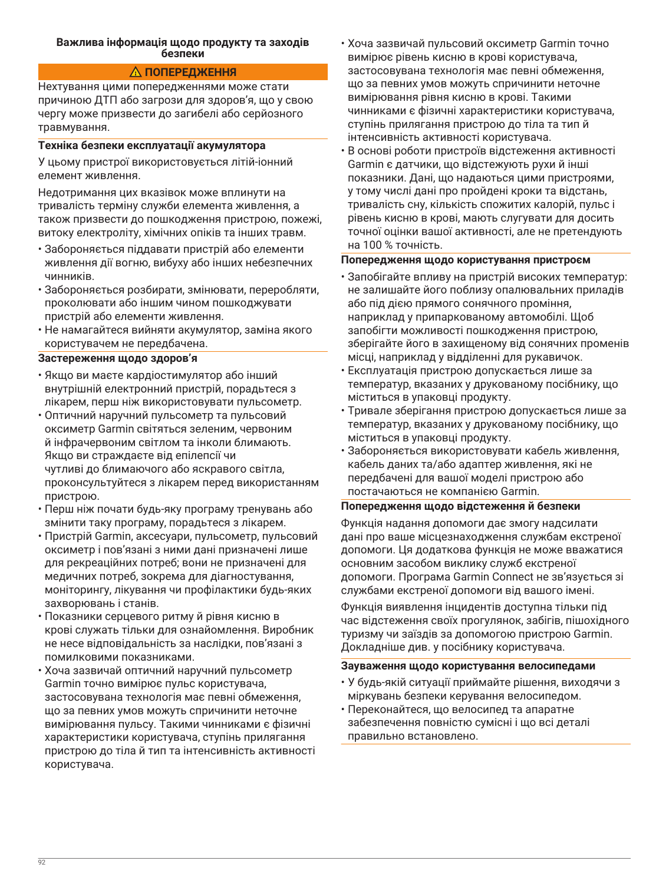## Важлива інформація щодо продукту та заходів безпеки

### ⚠ ПОПЕРЕДЖЕННЯ

Нехтування цими попередженнями може стати причиною ДТП або загрози для здоров'я, що у свою чергу може призвести до загибелі або серйозного травмування.

### Техніка безпеки експлуатації акумулятора

У цьому пристрої використовується літій-іонний елемент живлення.

Недотримання цих вказівок може вплинути на тривалість терміну служби елемента живлення, а також призвести до пошкодження пристрою, пожежі, витоку електроліту, хімічних опіків та інших травм.

- Забороняється піддавати пристрій або елементи живлення дії вогню, вибуху або інших небезпечних чинників.
- Забороняється розбирати, змінювати, переробляти, проколювати або іншим чином пошкоджувати пристрій або елементи живлення.
- Не намагайтеся вийняти акумулятор, заміна якого користувачем не передбачена.

### Застереження щодо здоров'я

- Якщо ви маєте кардіостимулятор або інший внутрішній електронний пристрій, порадьтеся з лікарем, перш ніж використовувати пульсометр.
- Оптичний наручний пульсометр та пульсовий оксиметр Garmin світяться зеленим, червоним й інфрачервоним світлом та інколи блимають. Якщо ви страждаєте від епілепсії чи чутливі до блимаючого або яскравого світла, проконсультуйтеся з лікарем перед використанням пристрою.
- Перш ніж почати будь-яку програму тренувань або змінити таку програму, порадьтеся з лікарем.
- Пристрій Garmin, аксесуари, пульсометр, пульсовий оксиметр і пов'язані з ними дані призначені лише для рекреаційних потреб; вони не призначені для медичних потреб, зокрема для діагностування, моніторингу, лікування чи профілактики будь-яких захворювань і станів.
- Показники серцевого ритму й рівня кисню в крові служать тільки для ознайомлення. Виробник не несе відповідальність за наслідки, пов'язані з помилковими показниками.
- Хоча зазвичай оптичний наручний пульсометр Garmin точно вимірює пульс користувача, застосовувана технологія має певні обмеження, що за певних умов можуть спричинити неточне вимірювання пульсу. Такими чинниками є фізичні характеристики користувача, ступінь прилягання пристрою до тіла й тип та інтенсивність активності користувача.
- Хоча зазвичай пульсовий оксиметр Garmin точно вимірює рівень кисню в крові користувача, застосовувана технологія має певні обмеження, що за певних умов можуть спричинити неточне вимірювання рівня кисню в крові. Такими чинниками є фізичні характеристики користувача, ступінь прилягання пристрою до тіла та тип й інтенсивність активності користувача.
- В основі роботи пристроїв відстеження активності Garmin є датчики, що відстежують рухи й інші показники. Дані, що надаються цими пристроями, у тому числі дані про пройдені кроки та відстань, тривалість сну, кількість спожитих калорій, пульс і рівень кисню в крові, мають слугувати для досить точної оцінки вашої активності, але не претендують на 100 % точність.

### Попередження щодо користування пристроєм

- Запобігайте впливу на пристрій високих температур: не залишайте його поблизу опалювальних приладів або під дією прямого сонячного проміння, наприклад у припаркованому автомобілі. Щоб запобігти можливості пошкодження пристрою, зберігайте його в захищеному від сонячних променів місці, наприклад у відділенні для рукавичок.
- Експлуатація пристрою допускається лише за температур, вказаних у друкованому посібнику, що міститься в упаковці продукту.
- Тривале зберігання пристрою допускається лише за температур, вказаних у друкованому посібнику, що міститься в упаковці продукту.
- Забороняється використовувати кабель живлення, кабель даних та/або адаптер живлення, які не передбачені для вашої моделі пристрою або постачаються не компанією Garmin.

### Попередження щодо відстеження й безпеки

Функція надання допомоги дає змогу надсилати дані про ваше місцезнаходження службам екстреної допомоги. Ця додаткова функція не може вважатися основним засобом виклику служб екстреної допомоги. Програма Garmin Connect не зв'язується зі службами екстреної допомоги від вашого імені.

Функція виявлення інцидентів доступна тільки під час відстеження своїх прогулянок, забігів, пішохідного туризму чи заїздів за допомогою пристрою Garmin. Докладніше див. у посібнику користувача.

### Зауваження щодо користування велосипедами

- У будь-якій ситуації приймайте рішення, виходячи з міркувань безпеки керування велосипедом.
- Переконайтеся, що велосипед та апаратне забезпечення повністю сумісні і що всі деталі правильно встановлено.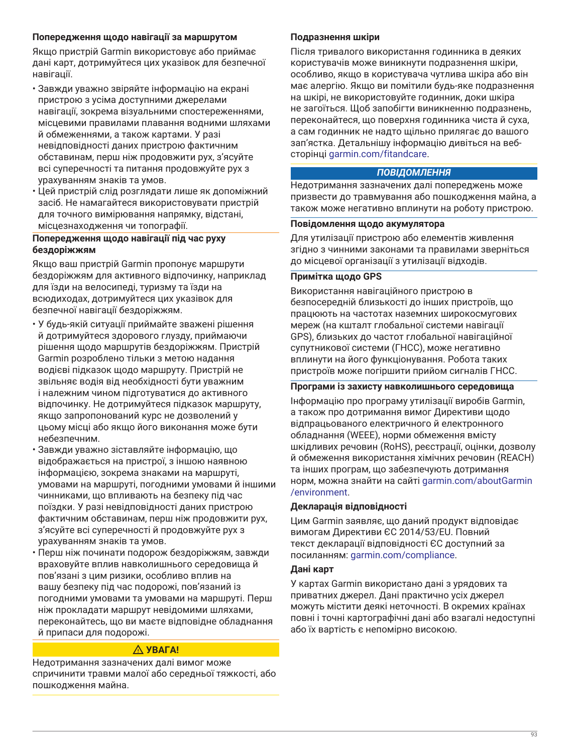#### Попередження щодо навігації за маршрутом

Якщо пристрій Garmin використовує або приймає дані карт, дотримуйтеся цих указівок для безпечної навігації.

- Завжди уважно звіряйте інформацію на екрані пристрою з усіма доступними джерелами навігації, зокрема візуальними спостереженнями, місцевими правилами плавання водними шляхами й обмеженнями, а також картами. У разі невідповідності даних пристрою фактичним обставинам, перш ніж продовжити рух, з'ясуйте всі суперечності та питання продовжуйте рух з урахуванням знаків та умов.
- Цей пристрій слід розглядати лише як допоміжний засіб. Не намагайтеся використовувати пристрій для точного вимірювання напрямку, відстані, місцезнаходження чи топографії.

#### Попередження щодо навігації під час руху бездоріжжям

Якщо ваш пристрій Garmin пропонує маршрути бездоріжжям для активного відпочинку, наприклад для їзди на велосипеді, туризму та їзди на всюдиходах, дотримуйтеся цих указівок для безпечної навігації бездоріжжям.

- У будь-якій ситуації приймайте зважені рішення й дотримуйтеся здорового глузду, приймаючи рішення щодо маршрутів бездоріжжям. Пристрій Garmin розроблено тільки з метою надання водієві підказок щодо маршруту. Пристрій не звільняє водія від необхідності бути уважним і належним чином підготуватися до активного відпочинку. Не дотримуйтеся підказок маршруту, якщо запропонований курс не дозволений у цьому місці або якщо його виконання може бути небезпечним.
- Завжди уважно зіставляйте інформацію, що відображається на пристрої, з іншою наявною інформацією, зокрема знаками на маршруті, умовами на маршруті, погодними умовами й іншими чинниками, що впливають на безпеку під час поїздки. У разі невідповідності даних пристрою фактичним обставинам, перш ніж продовжити рух, з'ясуйте всі суперечності й продовжуйте рух з урахуванням знаків та умов.
- Перш ніж починати подорож бездоріжжям, завжди враховуйте вплив навколишнього середовища й пов'язані з цим ризики, особливо вплив на вашу безпеку під час подорожі, пов'язаний із погодними умовами та умовами на маршруті. Перш ніж прокладати маршрут невідомими шляхами, переконайтесь, що ви маєте відповідне обладнання й припаси для подорожі.

**⚠ УВАГА!**

Недотримання зазначених далі вимог може спричинити травми малої або середньої тяжкості, або пошкодження майна.

#### Подразнення шкіри

Після тривалого використання годинника в деяких користувачів може виникнути подразнення шкіри, особливо, якщо в користувача чутлива шкіра або він має алергію. Якщо ви помітили будь-яке подразнення на шкірі, не використовуйте годинник, доки шкіра не загоїться. Щоб запобігти виникненню подразнень, переконайтеся, що поверхня годинника чиста й суха, а сам годинник не надто щільно прилягає до вашого зап'ястка. Детальнішу інформацію дивіться на веб-сторінці garmin.com/fitandcare.

***ПОВІДОМЛЕННЯ***

Недотримання зазначених далі попереджень може призвести до травмування або пошкодження майна, а також може негативно вплинути на роботу пристрою.

#### Повідомлення щодо акумулятора

Для утилізації пристрою або елементів живлення згідно з чинними законами та правилами зверніться до місцевої організації з утилізації відходів.

#### Примітка щодо GPS

Використання навігаційного пристрою в безпосередній близькості до інших пристроїв, що працюють на частотах наземних широкосмугових мереж (на кшталт глобальної системи навігації GPS), близьких до частот глобальної навігаційної супутникової системи (ГНСС), може негативно вплинути на його функціонування. Робота таких пристроїв може погіршити прийом сигналів ГНСС.

#### Програми із захисту навколишнього середовища

Інформацію про програму утилізації виробів Garmin, а також про дотримання вимог Директиви щодо відпрацьованого електричного й електронного обладнання (WEEE), норми обмеження вмісту шкідливих речовин (RoHS), реєстрації, оцінки, дозволу й обмеження використання хімічних речовин (REACH) та інших програм, що забезпечують дотримання норм, можна знайти на сайті garmin.com/aboutGarmin/environment.

#### Декларація відповідності

Цим Garmin заявляє, що даний продукт відповідає вимогам Директиви ЄС 2014/53/EU. Повний текст декларації відповідності ЄС доступний за посиланням: garmin.com/compliance.

#### Дані карт

У картах Garmin використано дані з урядових та приватних джерел. Дані практично усіх джерел можуть містити деякі неточності. В окремих країнах повні і точні картографічні дані або взагалі недоступні або їх вартість є непомірно високою.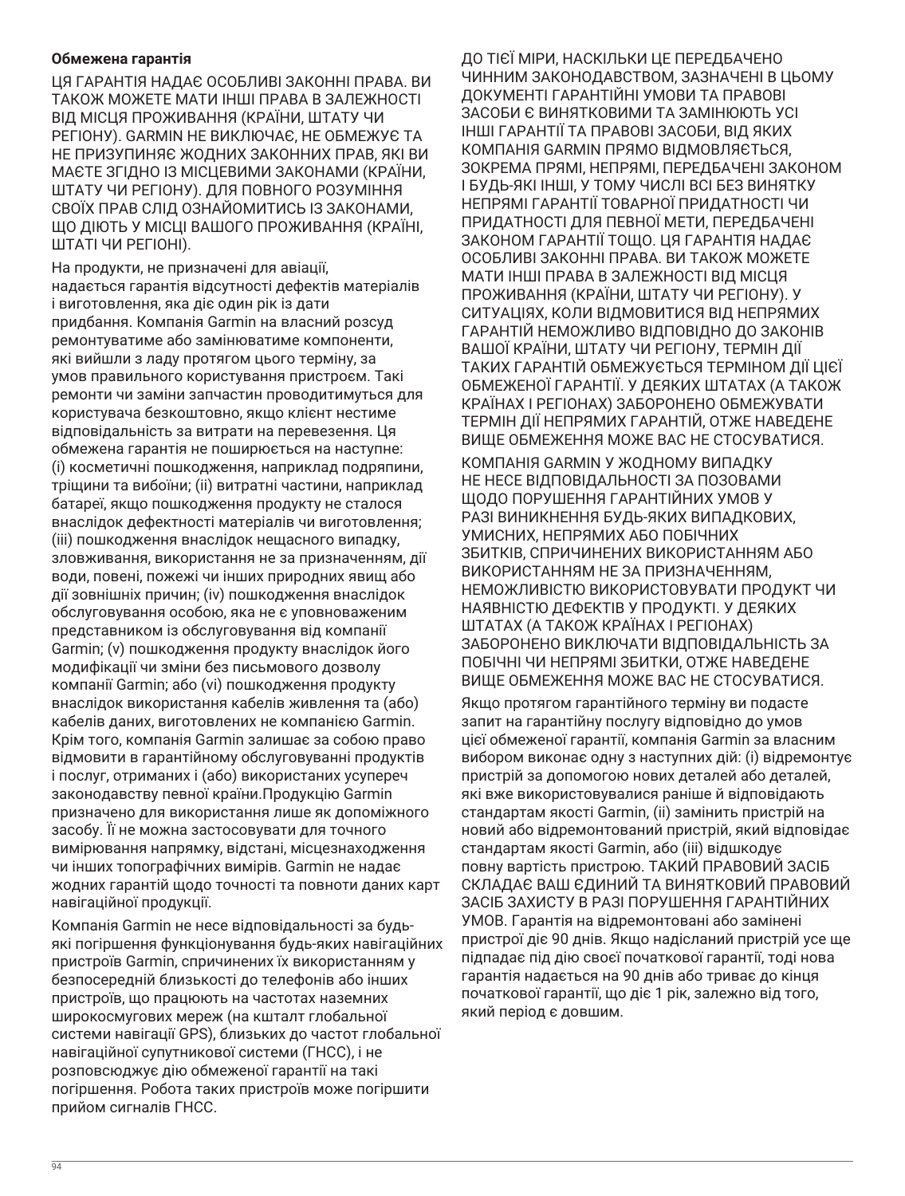**Обмежена гарантія**

ЦЯ ГАРАНТІЯ НАДАЄ ОСОБЛИВІ ЗАКОННІ ПРАВА. ВИ ТАКОЖ МОЖЕТЕ МАТИ ІНШІ ПРАВА В ЗАЛЕЖНОСТІ ВІД МІСЦЯ ПРОЖИВАННЯ (КРАЇНИ, ШТАТУ ЧИ РЕГІОНУ). GARMIN НЕ ВИКЛЮЧАЄ, НЕ ОБМЕЖУЄ ТА НЕ ПРИЗУПИНЯЄ ЖОДНИХ ЗАКОННИХ ПРАВ, ЯКІ ВИ МАЄТЕ ЗГІДНО ІЗ МІСЦЕВИМИ ЗАКОНАМИ (КРАЇНИ, ШТАТУ ЧИ РЕГІОНУ). ДЛЯ ПОВНОГО РОЗУМІННЯ СВОЇХ ПРАВ СЛІД ОЗНАЙОМИТИСЬ ІЗ ЗАКОНАМИ, ЩО ДІЮТЬ У МІСЦІ ВАШОГО ПРОЖИВАННЯ (КРАЇНІ, ШТАТІ ЧИ РЕГІОНІ).

На продукти, не призначені для авіації, надається гарантія відсутності дефектів матеріалів і виготовлення, яка діє один рік із дати придбання. Компанія Garmin на власний розсуд ремонтуватиме або замінюватиме компоненти, які вийшли з ладу протягом цього терміну, за умов правильного користування пристроєм. Такі ремонти чи заміни запчастин проводитимуться для користувача безкоштовно, якщо клієнт нестиме відповідальність за витрати на перевезення. Ця обмежена гарантія не поширюється на наступне: (i) косметичні пошкодження, наприклад подряпини, тріщини та вибоїни; (ii) витратні частини, наприклад батареї, якщо пошкодження продукту не сталося внаслідок дефектності матеріалів чи виготовлення; (iii) пошкодження внаслідок нещасного випадку, зловживання, використання не за призначенням, дії води, повені, пожежі чи інших природних явищ або дії зовнішніх причин; (iv) пошкодження внаслідок обслуговування особою, яка не є уповноваженим представником із обслуговування від компанії Garmin; (v) пошкодження продукту внаслідок його модифікації чи зміни без письмового дозволу компанії Garmin; або (vi) пошкодження продукту внаслідок використання кабелів живлення та (або) кабелів даних, виготовлених не компанією Garmin. Крім того, компанія Garmin залишає за собою право відмовити в гарантійному обслуговуванні продуктів і послуг, отриманих і (або) використаних усупереч законодавству певної країни.Продукцію Garmin призначено для використання лише як допоміжного засобу. Її не можна застосовувати для точного вимірювання напрямку, відстані, місцезнаходження чи інших топографічних вимірів. Garmin не надає жодних гарантій щодо точності та повноти даних карт навігаційної продукції.

Компанія Garmin не несе відповідальності за будь-які погіршення функціонування будь-яких навігаційних пристроїв Garmin, спричинених їх використанням у безпосередній близькості до телефонів або інших пристроїв, що працюють на частотах наземних широкосмугових мереж (на кшталт глобальної системи навігації GPS), близьких до частот глобальної навігаційної супутникової системи (ГНСС), і не розповсюджує дію обмеженої гарантії на такі погіршення. Робота таких пристроїв може погіршити прийом сигналів ГНСС.

ДО ТІЄЇ МІРИ, НАСКІЛЬКИ ЦЕ ПЕРЕДБАЧЕНО ЧИННИМ ЗАКОНОДАВСТВОМ, ЗАЗНАЧЕНІ В ЦЬОМУ ДОКУМЕНТІ ГАРАНТІЙНІ УМОВИ ТА ПРАВОВІ ЗАСОБИ Є ВИНЯТКОВИМИ ТА ЗАМІНЮЮТЬ УСІ ІНШІ ГАРАНТІЇ ТА ПРАВОВІ ЗАСОБИ, ВІД ЯКИХ КОМПАНІЯ GARMIN ПРЯМО ВІДМОВЛЯЄТЬСЯ, ЗОКРЕМА ПРЯМІ, НЕПРЯМІ, ПЕРЕДБАЧЕНІ ЗАКОНОМ І БУДЬ-ЯКІ ІНШІ, У ТОМУ ЧИСЛІ ВСІ БЕЗ ВИНЯТКУ НЕПРЯМІ ГАРАНТІЇ ТОВАРНОЇ ПРИДАТНОСТІ ЧИ ПРИДАТНОСТІ ДЛЯ ПЕВНОЇ МЕТИ, ПЕРЕДБАЧЕНІ ЗАКОНОМ ГАРАНТІЇ ТОЩО. ЦЯ ГАРАНТІЯ НАДАЄ ОСОБЛИВІ ЗАКОННІ ПРАВА. ВИ ТАКОЖ МОЖЕТЕ МАТИ ІНШІ ПРАВА В ЗАЛЕЖНОСТІ ВІД МІСЦЯ ПРОЖИВАННЯ (КРАЇНИ, ШТАТУ ЧИ РЕГІОНУ). У СИТУАЦІЯХ, КОЛИ ВІДМОВИТИСЯ ВІД НЕПРЯМИХ ГАРАНТІЙ НЕМОЖЛИВО ВІДПОВІДНО ДО ЗАКОНІВ ВАШОЇ КРАЇНИ, ШТАТУ ЧИ РЕГІОНУ, ТЕРМІН ДІЇ ТАКИХ ГАРАНТІЙ ОБМЕЖУЄТЬСЯ ТЕРМІНОМ ДІЇ ЦІЄЇ ОБМЕЖЕНОЇ ГАРАНТІЇ. У ДЕЯКИХ ШТАТАХ (А ТАКОЖ КРАЇНАХ І РЕГІОНАХ) ЗАБОРОНЕНО ОБМЕЖУВАТИ ТЕРМІН ДІЇ НЕПРЯМИХ ГАРАНТІЙ, ОТЖЕ НАВЕДЕНЕ ВИЩЕ ОБМЕЖЕННЯ МОЖЕ ВАС НЕ СТОСУВАТИСЯ.

КОМПАНІЯ GARMIN У ЖОДНОМУ ВИПАДКУ НЕ НЕСЕ ВІДПОВІДАЛЬНОСТІ ЗА ПОЗОВАМИ ЩОДО ПОРУШЕННЯ ГАРАНТІЙНИХ УМОВ У РАЗІ ВИНИКНЕННЯ БУДЬ-ЯКИХ ВИПАДКОВИХ, УМИСНИХ, НЕПРЯМИХ АБО ПОБІЧНИХ ЗБИТКІВ, СПРИЧИНЕНИХ ВИКОРИСТАННЯМ АБО ВИКОРИСТАННЯМ НЕ ЗА ПРИЗНАЧЕННЯМ, НЕМОЖЛИВІСТЮ ВИКОРИСТОВУВАТИ ПРОДУКТ ЧИ НАЯВНІСТЮ ДЕФЕКТІВ У ПРОДУКТІ. У ДЕЯКИХ ШТАТАХ (А ТАКОЖ КРАЇНАХ І РЕГІОНАХ) ЗАБОРОНЕНО ВИКЛЮЧАТИ ВІДПОВІДАЛЬНІСТЬ ЗА ПОБІЧНІ ЧИ НЕПРЯМІ ЗБИТКИ, ОТЖЕ НАВЕДЕНЕ ВИЩЕ ОБМЕЖЕННЯ МОЖЕ ВАС НЕ СТОСУВАТИСЯ.

Якщо протягом гарантійного терміну ви подасте запит на гарантійну послугу відповідно до умов цієї обмеженої гарантії, компанія Garmin за власним вибором виконає одну з наступних дій: (i) відремонтує пристрій за допомогою нових деталей або деталей, які вже використовувалися раніше й відповідають стандартам якості Garmin, (ii) замінить пристрій на новий або відремонтований пристрій, який відповідає стандартам якості Garmin, або (iii) відшкодує повну вартість пристрою. ТАКИЙ ПРАВОВИЙ ЗАСІБ СКЛАДАЄ ВАШ ЄДИНИЙ ТА ВИНЯТКОВИЙ ПРАВОВИЙ ЗАСІБ ЗАХИСТУ В РАЗІ ПОРУШЕННЯ ГАРАНТІЙНИХ УМОВ. Гарантія на відремонтовані або замінені пристрої діє 90 днів. Якщо надісланий пристрій усе ще підпадає під дію своєї початкової гарантії, тоді нова гарантія надається на 90 днів або триває до кінця початкової гарантії, що діє 1 рік, залежно від того, який період є довшим.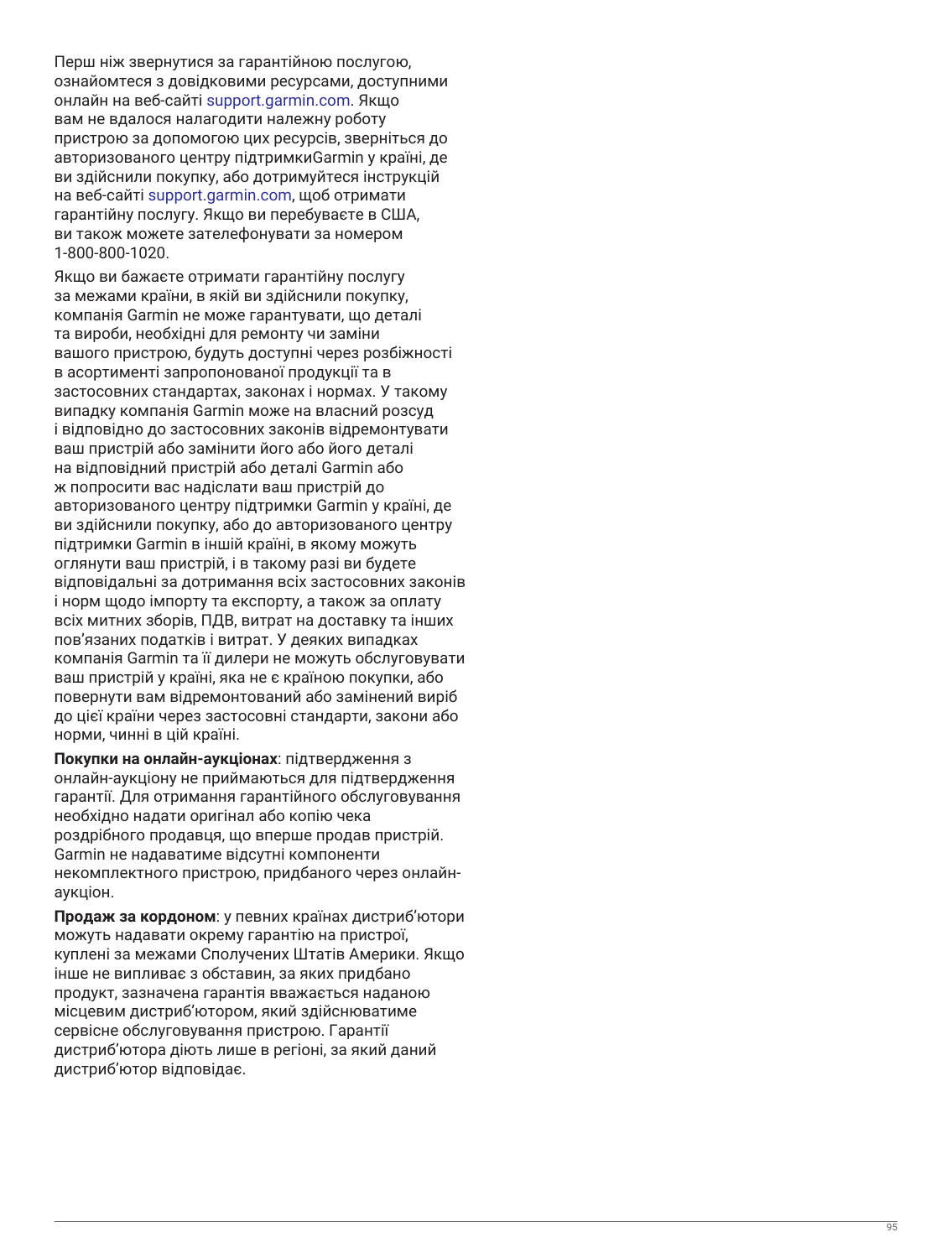Перш ніж звернутися за гарантійною послугою, ознайомтеся з довідковими ресурсами, доступними онлайн на веб-сайті support.garmin.com. Якщо вам не вдалося налагодити належну роботу пристрою за допомогою цих ресурсів, зверніться до авторизованого центру підтримкиGarmin у країні, де ви здійснили покупку, або дотримуйтеся інструкцій на веб-сайті support.garmin.com, щоб отримати гарантійну послугу. Якщо ви перебуваєте в США, ви також можете зателефонувати за номером 1-800-800-1020.

Якщо ви бажаєте отримати гарантійну послугу за межами країни, в якій ви здійснили покупку, компанія Garmin не може гарантувати, що деталі та вироби, необхідні для ремонту чи заміни вашого пристрою, будуть доступні через розбіжності в асортименті запропонованої продукції та в застосовних стандартах, законах і нормах. У такому випадку компанія Garmin може на власний розсуд і відповідно до застосовних законів відремонтувати ваш пристрій або замінити його або його деталі на відповідний пристрій або деталі Garmin або ж попросити вас надіслати ваш пристрій до авторизованого центру підтримки Garmin у країні, де ви здійснили покупку, або до авторизованого центру підтримки Garmin в іншій країні, в якому можуть оглянути ваш пристрій, і в такому разі ви будете відповідальні за дотримання всіх застосовних законів і норм щодо імпорту та експорту, а також за оплату всіх митних зборів, ПДВ, витрат на доставку та інших пов'язаних податків і витрат. У деяких випадках компанія Garmin та її дилери не можуть обслуговувати ваш пристрій у країні, яка не є країною покупки, або повернути вам відремонтований або замінений виріб до цієї країни через застосовні стандарти, закони або норми, чинні в цій країні.

**Покупки на онлайн-аукціонах**: підтвердження з онлайн-аукціону не приймаються для підтвердження гарантії. Для отримання гарантійного обслуговування необхідно надати оригінал або копію чека роздрібного продавця, що вперше продав пристрій. Garmin не надаватиме відсутні компоненти некомплектного пристрою, придбаного через онлайн-аукціон.

**Продаж за кордоном**: у певних країнах дистриб'ютори можуть надавати окрему гарантію на пристрої, куплені за межами Сполучених Штатів Америки. Якщо інше не випливає з обставин, за яких придбано продукт, зазначена гарантія вважається наданою місцевим дистриб'ютором, який здійснюватиме сервісне обслуговування пристрою. Гарантії дистриб'ютора діють лише в регіоні, за який даний дистриб'ютор відповідає.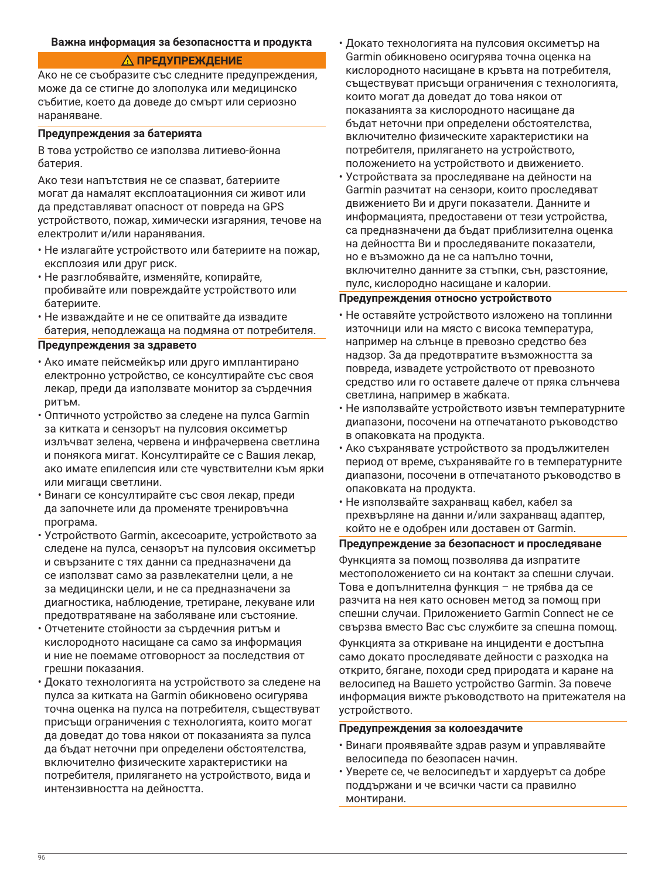## Важна информация за безопасността и продукта

### ⚠ ПРЕДУПРЕЖДЕНИЕ

Ако не се съобразите със следните предупреждения, може да се стигне до злополука или медицинско събитие, което да доведе до смърт или сериозно нараняване.

### Предупреждения за батерията

В това устройство се използва литиево-йонна батерия.

Ако тези напътствия не се спазват, батериите могат да намалят експлоатационния си живот или да представляват опасност от повреда на GPS устройството, пожар, химически изгаряния, течове на електролит и/или наранявания.

- Не излагайте устройството или батериите на пожар, експлозия или друг риск.
- Не разглобявайте, изменяйте, копирайте, пробивайте или повреждайте устройството или батериите.
- Не изваждайте и не се опитвайте да извадите батерия, неподлежаща на подмяна от потребителя.

### Предупреждения за здравето

- Ако имате пейсмейкър или друго имплантирано електронно устройство, се консултирайте със своя лекар, преди да използвате монитор за сърдечния ритъм.
- Оптичното устройство за следене на пулса Garmin за китката и сензорът на пулсовия оксиметър излъчват зелена, червена и инфрачервена светлина и понякога мигат. Консултирайте се с Вашия лекар, ако имате епилепсия или сте чувствителни към ярки или мигащи светлини.
- Винаги се консултирайте със своя лекар, преди да започнете или да променяте тренировъчна програма.
- Устройството Garmin, аксесоарите, устройството за следене на пулса, сензорът на пулсовия оксиметър и свързаните с тях данни са предназначени да се използват само за развлекателни цели, а не за медицински цели, и не са предназначени за диагностика, наблюдение, третиране, лекуване или предотвратяване на заболяване или състояние.
- Отчетените стойности за сърдечния ритъм и кислородното насищане са само за информация и ние не поемаме отговорност за последствия от грешни показания.
- Докато технологията на устройството за следене на пулса за китката на Garmin обикновено осигурява точна оценка на пулса на потребителя, съществуват присъщи ограничения с технологията, които могат да доведат до това някои от показанията за пулса да бъдат неточни при определени обстоятелства, включително физическите характеристики на потребителя, прилягането на устройството, вида и интензивността на дейността.
- Докато технологията на пулсовия оксиметър на Garmin обикновено осигурява точна оценка на кислородното насищане в кръвта на потребителя, съществуват присъщи ограничения с технологията, които могат да доведат до това някои от показанията за кислородното насищане да бъдат неточни при определени обстоятелства, включително физическите характеристики на потребителя, прилягането на устройството, положението на устройството и движението.
- Устройствата за проследяване на дейности на Garmin разчитат на сензори, които проследяват движението Ви и други показатели. Данните и информацията, предоставени от тези устройства, са предназначени да бъдат приблизителна оценка на дейността Ви и проследяваните показатели, но е възможно да не са напълно точни, включително данните за стъпки, сън, разстояние, пулс, кислородно насищане и калории.

### Предупреждения относно устройството

- Не оставяйте устройството изложено на топлинни източници или на място с висока температура, например на слънце в превозно средство без надзор. За да предотвратите възможността за повреда, извадете устройството от превозното средство или го оставете далече от пряка слънчева светлина, например в жабката.
- Не използвайте устройството извън температурните диапазони, посочени на отпечатаното ръководство в опаковката на продукта.
- Ако съхранявате устройството за продължителен период от време, съхранявайте го в температурните диапазони, посочени в отпечатаното ръководство в опаковката на продукта.
- Не използвайте захранващ кабел, кабел за прехвърляне на данни и/или захранващ адаптер, който не е одобрен или доставен от Garmin.

### Предупреждение за безопасност и проследяване

Функцията за помощ позволява да изпратите местоположението си на контакт за спешни случаи. Това е допълнителна функция – не трябва да се разчита на нея като основен метод за помощ при спешни случаи. Приложението Garmin Connect не се свързва вместо Вас със службите за спешна помощ.

Функцията за откриване на инциденти е достъпна само докато проследявате дейности с разходка на открито, бягане, походи сред природата и каране на велосипед на Вашето устройство Garmin. За повече информация вижте ръководството на притежателя на устройството.

### Предупреждения за колоездачите

- Винаги проявявайте здрав разум и управлявайте велосипеда по безопасен начин.
- Уверете се, че велосипедът и хардуерът са добре поддържани и че всички части са правилно монтирани.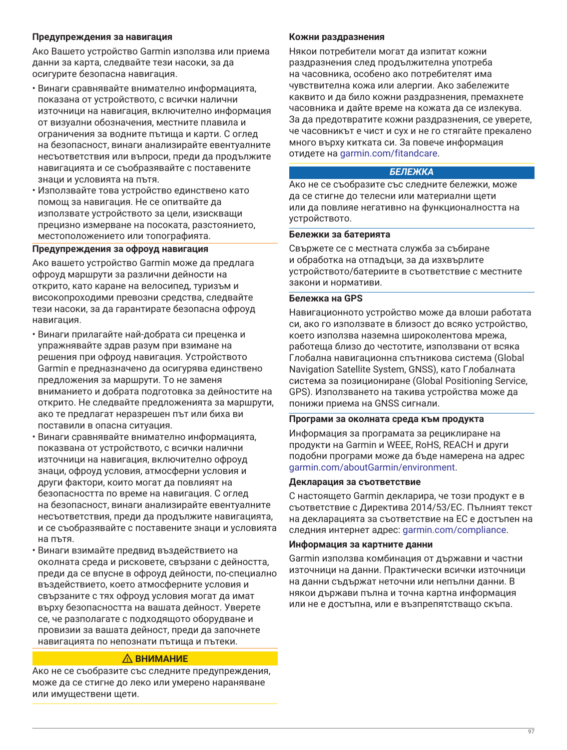### Предупреждения за навигация

Ако Вашето устройство Garmin използва или приема данни за карта, следвайте тези насоки, за да осигурите безопасна навигация.

- Винаги сравнявайте внимателно информацията, показана от устройството, с всички налични източници на навигация, включително информация от визуални обозначения, местните плавила и ограничения за водните пътища и карти. С оглед на безопасност, винаги анализирайте евентуалните несъответствия или въпроси, преди да продължите навигацията и се съобразявайте с поставените знаци и условията на пътя.
- Използвайте това устройство единствено като помощ за навигация. Не се опитвайте да използвате устройството за цели, изискващи прецизно измерване на посоката, разстоянието, местоположението или топографията.

### Предупреждения за офроуд навигация

Ако вашето устройство Garmin може да предлага офроуд маршрути за различни дейности на открито, като каране на велосипед, туризъм и високопроходими превозни средства, следвайте тези насоки, за да гарантирате безопасна офроуд навигация.

- Винаги прилагайте най-добрата си преценка и упражнявайте здрав разум при вземане на решения при офроуд навигация. Устройството Garmin е предназначено да осигурява единствено предложения за маршрути. То не заменя вниманието и добрата подготовка за дейностите на открито. Не следвайте предложенията за маршрути, ако те предлагат неразрешен път или биха ви поставили в опасна ситуация.
- Винаги сравнявайте внимателно информацията, показвана от устройството, с всички налични източници на навигация, включително офроуд знаци, офроуд условия, атмосферни условия и други фактори, които могат да повлияят на безопасността по време на навигация. С оглед на безопасност, винаги анализирайте евентуалните несъответствия, преди да продължите навигацията, и се съобразявайте с поставените знаци и условията на пътя.
- Винаги взимайте предвид въздействието на околната среда и рисковете, свързани с дейността, преди да се впусне в офроуд дейности, по-специално въздействието, което атмосферните условия и свързаните с тях офроуд условия могат да имат върху безопасността на вашата дейност. Уверете се, че разполагате с подходящото оборудване и провизии за вашата дейност, преди да започнете навигацията по непознати пътища и пътеки.

**⚠ ВНИМАНИЕ**

Ако не се съобразите със следните предупреждения, може да се стигне до леко или умерено нараняване или имуществени щети.

### Кожни раздразнения

Някои потребители могат да изпитат кожни раздразнения след продължителна употреба на часовника, особено ако потребителят има чувствителна кожа или алергии. Ако забележите каквито и да било кожни раздразнения, премахнете часовника и дайте време на кожата да се излекува. За да предотвратите кожни раздразнения, се уверете, че часовникът е чист и сух и не го стягайте прекалено много върху китката си. За повече информация отидете на garmin.com/fitandcare.

***БЕЛЕЖКА***

Ако не се съобразите със следните бележки, може да се стигне до телесни или материални щети или да повлияе негативно на функционалността на устройството.

### Бележки за батерията

Свържете се с местната служба за събиране и обработка на отпадъци, за да изхвърлите устройството/батериите в съответствие с местните закони и нормативи.

### Бележка на GPS

Навигационното устройство може да влоши работата си, ако го използвате в близост до всяко устройство, което използва наземна широколентова мрежа, работеща близо до честотите, използвани от всяка Глобална навигационна спътникова система (Global Navigation Satellite System, GNSS), като Глобалната система за позициониране (Global Positioning Service, GPS). Използването на такива устройства може да понижи приема на GNSS сигнали.

### Програми за околната среда към продукта

Информация за програмата за рециклиране на продукти на Garmin и WEEE, RoHS, REACH и други подобни програми може да бъде намерена на адрес garmin.com/aboutGarmin/environment.

### Декларация за съответствие

С настоящето Garmin декларира, че този продукт е в съответствие с Директива 2014/53/ЕС. Пълният текст на декларацията за съответствие на ЕС е достъпен на следния интернет адрес: garmin.com/compliance.

### Информация за картните данни

Garmin използва комбинация от държавни и частни източници на данни. Практически всички източници на данни съдържат неточни или непълни данни. В някои държави пълна и точна картна информация или не е достъпна, или е възпрепятстващо скъпа.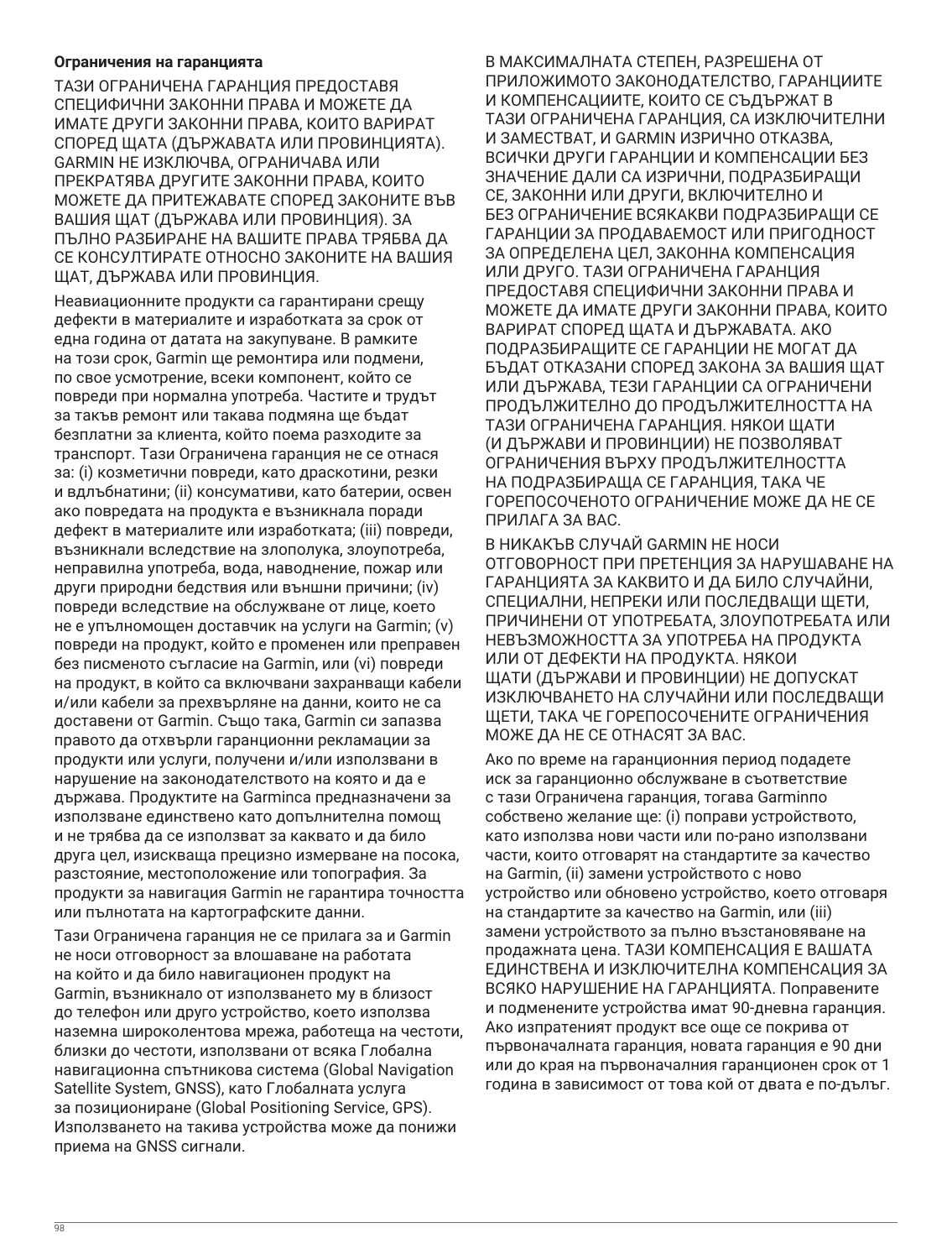**Ограничения на гаранцията**

ТАЗИ ОГРАНИЧЕНА ГАРАНЦИЯ ПРЕДОСТАВЯ СПЕЦИФИЧНИ ЗАКОННИ ПРАВА И МОЖЕТЕ ДА ИМАТЕ ДРУГИ ЗАКОННИ ПРАВА, КОИТО ВАРИРАТ СПОРЕД ЩАТА (ДЪРЖАВАТА ИЛИ ПРОВИНЦИЯТА). GARMIN НЕ ИЗКЛЮЧВА, ОГРАНИЧАВА ИЛИ ПРЕКРАТЯВА ДРУГИТЕ ЗАКОННИ ПРАВА, КОИТО МОЖЕТЕ ДА ПРИТЕЖАВАТЕ СПОРЕД ЗАКОНИТЕ ВЪВ ВАШИЯ ЩАТ (ДЪРЖАВА ИЛИ ПРОВИНЦИЯ). ЗА ПЪЛНО РАЗБИРАНЕ НА ВАШИТЕ ПРАВА ТРЯБВА ДА СЕ КОНСУЛТИРАТЕ ОТНОСНО ЗАКОНИТЕ НА ВАШИЯ ЩАТ, ДЪРЖАВА ИЛИ ПРОВИНЦИЯ.

Неавиационните продукти са гарантирани срещу дефекти в материалите и изработката за срок от една година от датата на закупуване. В рамките на този срок, Garmin ще ремонтира или подмени, по свое усмотрение, всеки компонент, който се повреди при нормална употреба. Частите и трудът за такъв ремонт или такава подмяна ще бъдат безплатни за клиента, който поема разходите за транспорт. Тази Ограничена гаранция не се отнася за: (i) козметични повреди, като драскотини, резки и вдлъбнатини; (ii) консумативи, като батерии, освен ако повредата на продукта е възникнала поради дефект в материалите или изработката; (iii) повреди, възникнали вследствие на злополука, злоупотреба, неправилна употреба, вода, наводнение, пожар или други природни бедствия или външни причини; (iv) повреди вследствие на обслужване от лице, което не е упълномощен доставчик на услуги на Garmin; (v) повреди на продукт, който е променен или преправен без писменото съгласие на Garmin, или (vi) повреди на продукт, в който са включвани захранващи кабели и/или кабели за прехвърляне на данни, които не са доставени от Garmin. Също така, Garmin си запазва правото да отхвърли гаранционни рекламации за продукти или услуги, получени и/или използвани в нарушение на законодателството на която и да е държава. Продуктите на Garminса предназначени за използване единствено като допълнителна помощ и не трябва да се използват за каквато и да било друга цел, изискваща прецизно измерване на посока, разстояние, местоположение или топография. За продукти за навигация Garmin не гарантира точността или пълнотата на картографските данни.

Тази Ограничена гаранция не се прилага за и Garmin не носи отговорност за влошаване на работата на който и да било навигационен продукт на Garmin, възникнало от използването му в близост до телефон или друго устройство, което използва наземна широколентова мрежа, работеща на честоти, близки до честоти, използвани от всяка Глобална навигационна спътникова система (Global Navigation Satellite System, GNSS), като Глобалната услуга за позициониране (Global Positioning Service, GPS). Използването на такива устройства може да понижи приема на GNSS сигнали.

В МАКСИМАЛНАТА СТЕПЕН, РАЗРЕШЕНА ОТ ПРИЛОЖИМОТО ЗАКОНОДАТЕЛСТВО, ГАРАНЦИИТЕ И КОМПЕНСАЦИИТЕ, КОИТО СЕ СЪДЪРЖАТ В ТАЗИ ОГРАНИЧЕНА ГАРАНЦИЯ, СА ИЗКЛЮЧИТЕЛНИ И ЗАМЕСТВАТ, И GARMIN ИЗРИЧНО ОТКАЗВА, ВСИЧКИ ДРУГИ ГАРАНЦИИ И КОМПЕНСАЦИИ БЕЗ ЗНАЧЕНИЕ ДАЛИ СА ИЗРИЧНИ, ПОДРАЗБИРАЩИ СЕ, ЗАКОННИ ИЛИ ДРУГИ, ВКЛЮЧИТЕЛНО И БЕЗ ОГРАНИЧЕНИЕ ВСЯКАКВИ ПОДРАЗБИРАЩИ СЕ ГАРАНЦИИ ЗА ПРОДАВАЕМОСТ ИЛИ ПРИГОДНОСТ ЗА ОПРЕДЕЛЕНА ЦЕЛ, ЗАКОННА КОМПЕНСАЦИЯ ИЛИ ДРУГО. ТАЗИ ОГРАНИЧЕНА ГАРАНЦИЯ ПРЕДОСТАВЯ СПЕЦИФИЧНИ ЗАКОННИ ПРАВА И МОЖЕТЕ ДА ИМАТЕ ДРУГИ ЗАКОННИ ПРАВА, КОИТО ВАРИРАТ СПОРЕД ЩАТА И ДЪРЖАВАТА. АКО ПОДРАЗБИРАЩИТЕ СЕ ГАРАНЦИИ НЕ МОГАТ ДА БЪДАТ ОТКАЗАНИ СПОРЕД ЗАКОНА ЗА ВАШИЯ ЩАТ ИЛИ ДЪРЖАВА, ТЕЗИ ГАРАНЦИИ СА ОГРАНИЧЕНИ ПРОДЪЛЖИТЕЛНО ДО ПРОДЪЛЖИТЕЛНОСТТА НА ТАЗИ ОГРАНИЧЕНА ГАРАНЦИЯ. НЯКОИ ЩАТИ (И ДЪРЖАВИ И ПРОВИНЦИИ) НЕ ПОЗВОЛЯВАТ ОГРАНИЧЕНИЯ ВЪРХУ ПРОДЪЛЖИТЕЛНОСТТА НА ПОДРАЗБИРАЩА СЕ ГАРАНЦИЯ, ТАКА ЧЕ ГОРЕПОСОЧЕНОТО ОГРАНИЧЕНИЕ МОЖЕ ДА НЕ СЕ ПРИЛАГА ЗА ВАС.

В НИКАКЪВ СЛУЧАЙ GARMIN НЕ НОСИ ОТГОВОРНОСТ ПРИ ПРЕТЕНЦИЯ ЗА НАРУШАВАНЕ НА ГАРАНЦИЯТА ЗА КАКВИТО И ДА БИЛО СЛУЧАЙНИ, СПЕЦИАЛНИ, НЕПРЕКИ ИЛИ ПОСЛЕДВАЩИ ЩЕТИ, ПРИЧИНЕНИ ОТ УПОТРЕБАТА, ЗЛОУПОТРЕБАТА ИЛИ НЕВЪЗМОЖНОСТТА ЗА УПОТРЕБА НА ПРОДУКТА ИЛИ ОТ ДЕФЕКТИ НА ПРОДУКТА. НЯКОИ ЩАТИ (ДЪРЖАВИ И ПРОВИНЦИИ) НЕ ДОПУСКАТ ИЗКЛЮЧВАНЕТО НА СЛУЧАЙНИ ИЛИ ПОСЛЕДВАЩИ ЩЕТИ, ТАКА ЧЕ ГОРЕПОСОЧЕНИТЕ ОГРАНИЧЕНИЯ МОЖЕ ДА НЕ СЕ ОТНАСЯТ ЗА ВАС.

Ако по време на гаранционния период подадете иск за гаранционно обслужване в съответствие с тази Ограничена гаранция, тогава Garminпо собствено желание ще: (i) поправи устройството, като използва нови части или по-рано използвани части, които отговарят на стандартите за качество на Garmin, (ii) замени устройството с ново устройство или обновено устройство, което отговаря на стандартите за качество на Garmin, или (iii) замени устройството за пълно възстановяване на продажната цена. ТАЗИ КОМПЕНСАЦИЯ Е ВАШАТА ЕДИНСТВЕНА И ИЗКЛЮЧИТЕЛНА КОМПЕНСАЦИЯ ЗА ВСЯКО НАРУШЕНИЕ НА ГАРАНЦИЯТА. Поправените и подменените устройства имат 90-дневна гаранция. Ако изпратеният продукт все още се покрива от първоначалната гаранция, новата гаранция е 90 дни или до края на първоначалния гаранционен срок от 1 година в зависимост от това кой от двата е по-дълъг.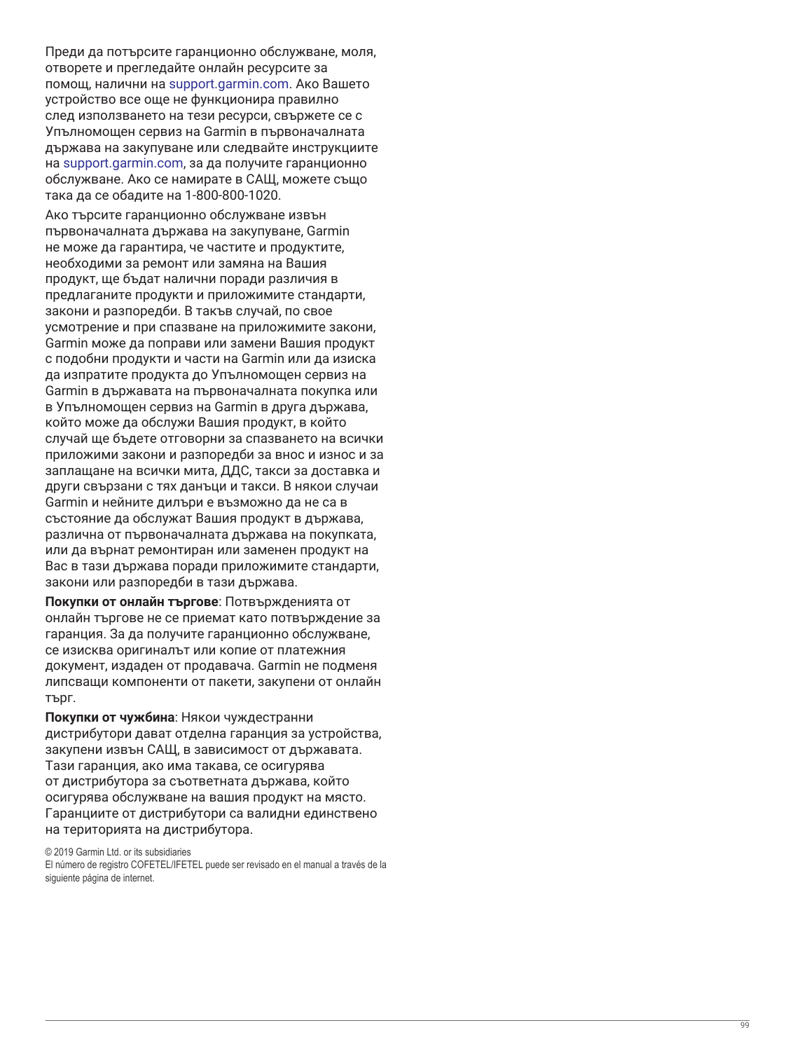Преди да потърсите гаранционно обслужване, моля, отворете и прегледайте онлайн ресурсите за помощ, налични на support.garmin.com. Ако Вашето устройство все още не функционира правилно след използването на тези ресурси, свържете се с Упълномощен сервиз на Garmin в първоначалната държава на закупуване или следвайте инструкциите на support.garmin.com, за да получите гаранционно обслужване. Ако се намирате в САЩ, можете също така да се обадите на 1-800-800-1020.

Ако търсите гаранционно обслужване извън първоначалната държава на закупуване, Garmin не може да гарантира, че частите и продуктите, необходими за ремонт или замяна на Вашия продукт, ще бъдат налични поради различия в предлаганите продукти и приложимите стандарти, закони и разпоредби. В такъв случай, по свое усмотрение и при спазване на приложимите закони, Garmin може да поправи или замени Вашия продукт с подобни продукти и части на Garmin или да изиска да изпратите продукта до Упълномощен сервиз на Garmin в държавата на първоначалната покупка или в Упълномощен сервиз на Garmin в друга държава, който може да обслужи Вашия продукт, в който случай ще бъдете отговорни за спазването на всички приложими закони и разпоредби за внос и износ и за заплащане на всички мита, ДДС, такси за доставка и други свързани с тях данъци и такси. В някои случаи Garmin и нейните дилъри е възможно да не са в състояние да обслужат Вашия продукт в държава, различна от първоначалната държава на покупката, или да върнат ремонтиран или заменен продукт на Вас в тази държава поради приложимите стандарти, закони или разпоредби в тази държава.

**Покупки от онлайн търгове**: Потвържденията от онлайн търгове не се приемат като потвърждение за гаранция. За да получите гаранционно обслужване, се изисква оригиналът или копие от платежния документ, издаден от продавача. Garmin не подменя липсващи компоненти от пакети, закупени от онлайн търг.

**Покупки от чужбина**: Някои чуждестранни дистрибутори дават отделна гаранция за устройства, закупени извън САЩ, в зависимост от държавата. Тази гаранция, ако има такава, се осигурява от дистрибутора за съответната държава, който осигурява обслужване на вашия продукт на място. Гаранциите от дистрибутори са валидни единствено на територията на дистрибутора.

© 2019 Garmin Ltd. or its subsidiaries

El número de registro COFETEL/IFETEL puede ser revisado en el manual a través de la siguiente página de internet.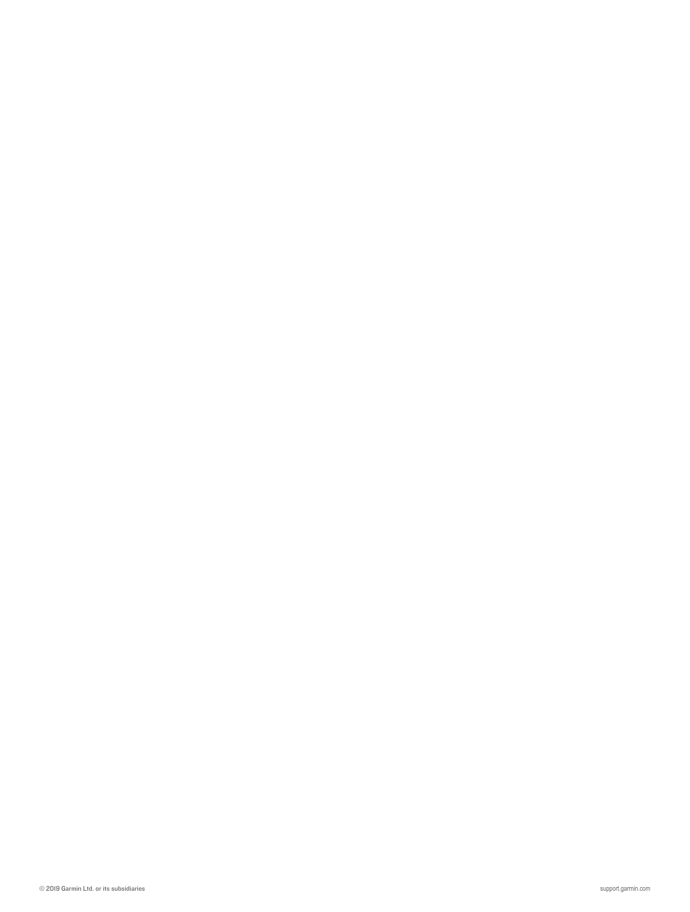© 2019 Garmin Ltd. or its subsidiaries

support.garmin.com